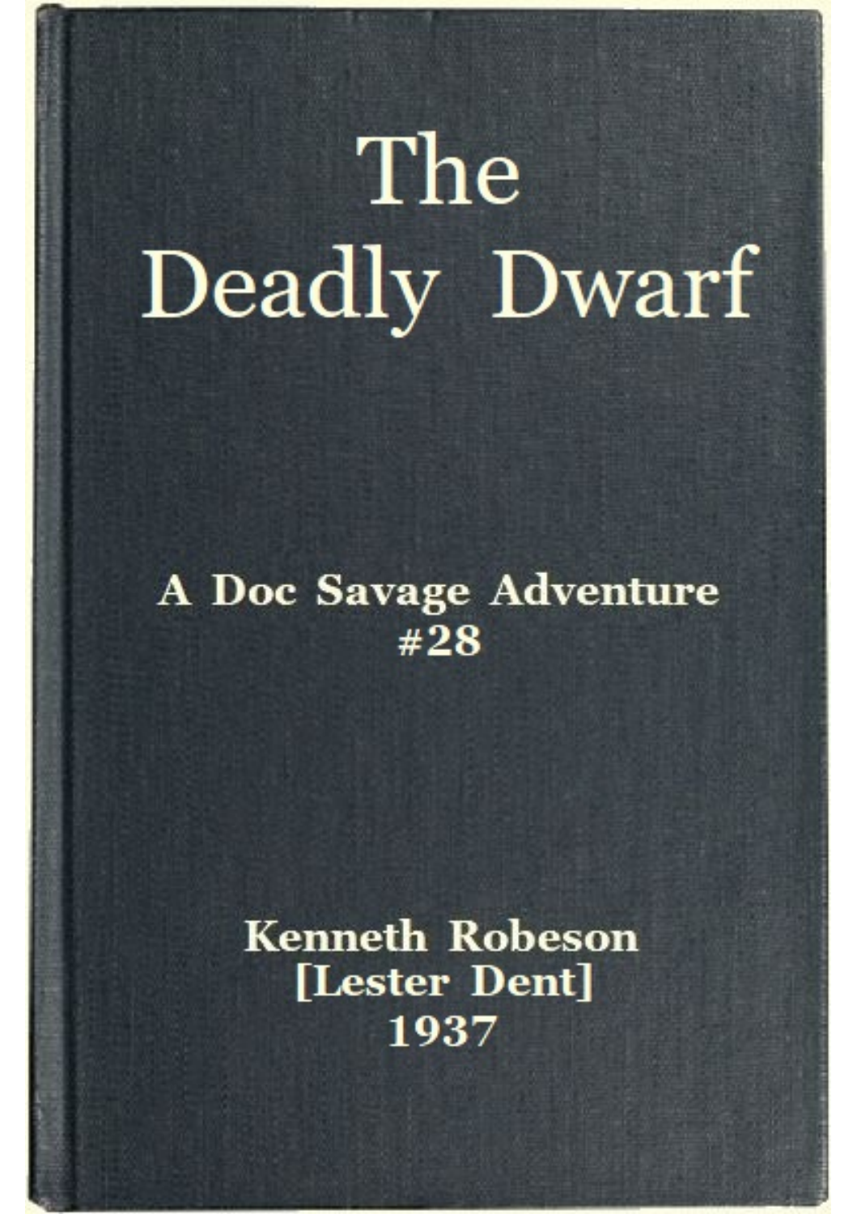# The Deadly Dwarf

**A Doc Savage Adventure #28**

**Kenneth Robeson [Lester Dent] 1937**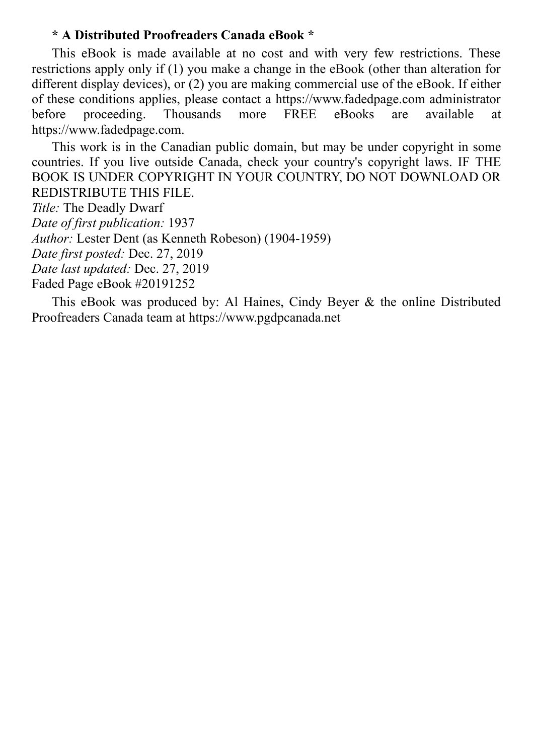**\* A Distributed Proofreaders Canada eBook \***

This eBook is made available at no cost and with very few restrictions. These restrictions apply only if (1) you make a change in the eBook (other than alteration for different display devices), or (2) you are making commercial use of the eBook. If either of these conditions applies, please contact a https://www.fadedpage.com administrator before proceeding. Thousands more FREE eBooks are available at https://www.fadedpage.com.

This work is in the Canadian public domain, but may be under copyright in some countries. If you live outside Canada, check your country's copyright laws. IF THE BOOK IS UNDER COPYRIGHT IN YOUR COUNTRY, DO NOT DOWNLOAD OR REDISTRIBUTE THIS FILE.

*Title:* The Deadly Dwarf  
*Date of first publication:* 1937  
*Author:* Lester Dent (as Kenneth Robeson) (1904-1959)  
*Date first posted:* Dec. 27, 2019  
*Date last updated:* Dec. 27, 2019  
Faded Page eBook #20191252

This eBook was produced by: Al Haines, Cindy Beyer & the online Distributed Proofreaders Canada team at https://www.pgdpcanada.net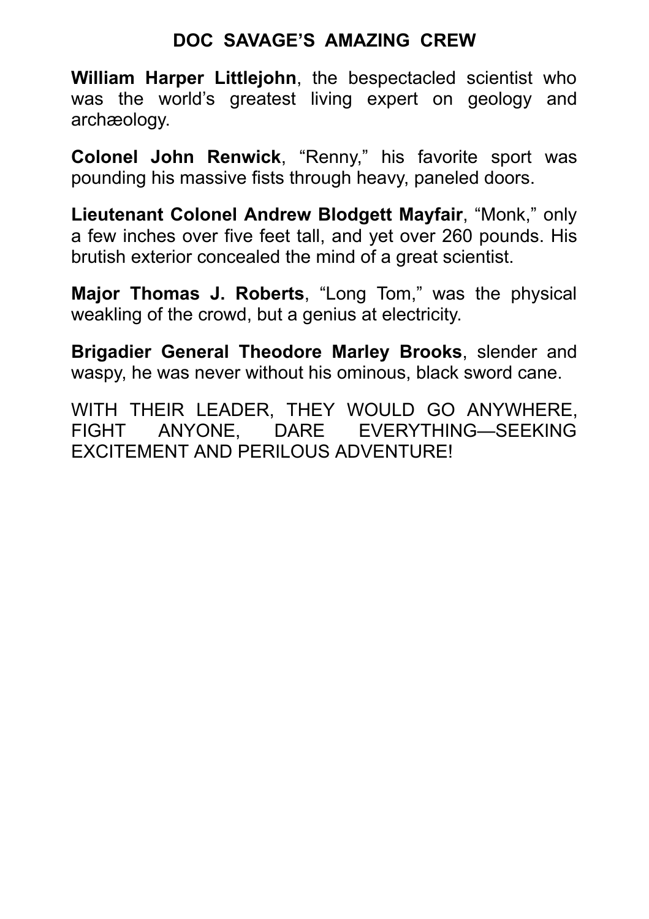## DOC SAVAGE'S AMAZING CREW

**William Harper Littlejohn**, the bespectacled scientist who was the world's greatest living expert on geology and archæology.

**Colonel John Renwick**, "Renny," his favorite sport was pounding his massive fists through heavy, paneled doors.

**Lieutenant Colonel Andrew Blodgett Mayfair**, "Monk," only a few inches over five feet tall, and yet over 260 pounds. His brutish exterior concealed the mind of a great scientist.

**Major Thomas J. Roberts**, "Long Tom," was the physical weakling of the crowd, but a genius at electricity.

**Brigadier General Theodore Marley Brooks**, slender and waspy, he was never without his ominous, black sword cane.

WITH THEIR LEADER, THEY WOULD GO ANYWHERE, FIGHT ANYONE, DARE EVERYTHING—SEEKING EXCITEMENT AND PERILOUS ADVENTURE!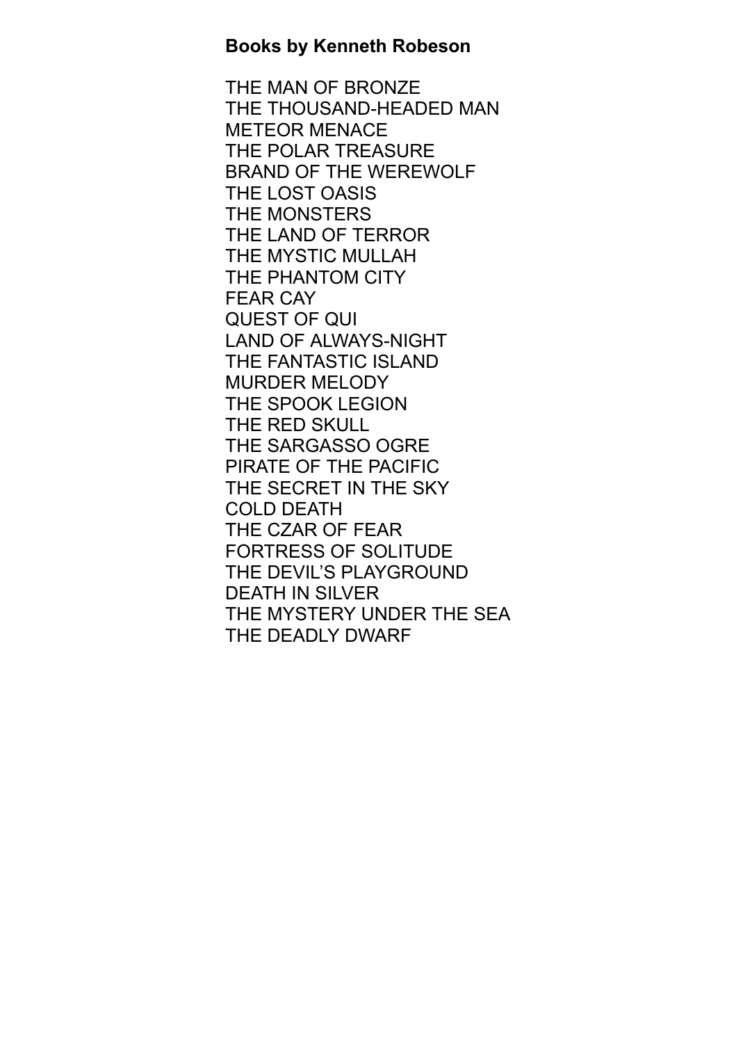**Books by Kenneth Robeson**

THE MAN OF BRONZE
THE THOUSAND-HEADED MAN
METEOR MENACE
THE POLAR TREASURE
BRAND OF THE WEREWOLF
THE LOST OASIS
THE MONSTERS
THE LAND OF TERROR
THE MYSTIC MULLAH
THE PHANTOM CITY
FEAR CAY
QUEST OF QUI
LAND OF ALWAYS-NIGHT
THE FANTASTIC ISLAND
MURDER MELODY
THE SPOOK LEGION
THE RED SKULL
THE SARGASSO OGRE
PIRATE OF THE PACIFIC
THE SECRET IN THE SKY
COLD DEATH
THE CZAR OF FEAR
FORTRESS OF SOLITUDE
THE DEVIL'S PLAYGROUND
DEATH IN SILVER
THE MYSTERY UNDER THE SEA
THE DEADLY DWARF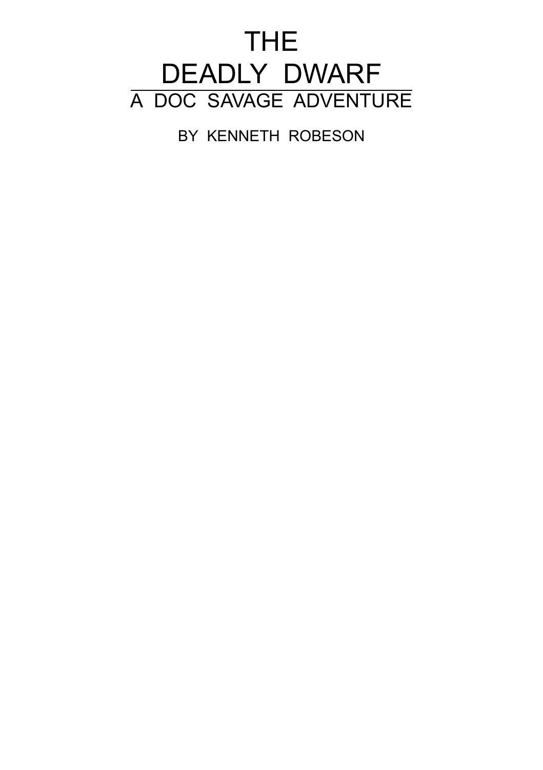# THE DEADLY DWARF

## A DOC SAVAGE ADVENTURE

BY KENNETH ROBESON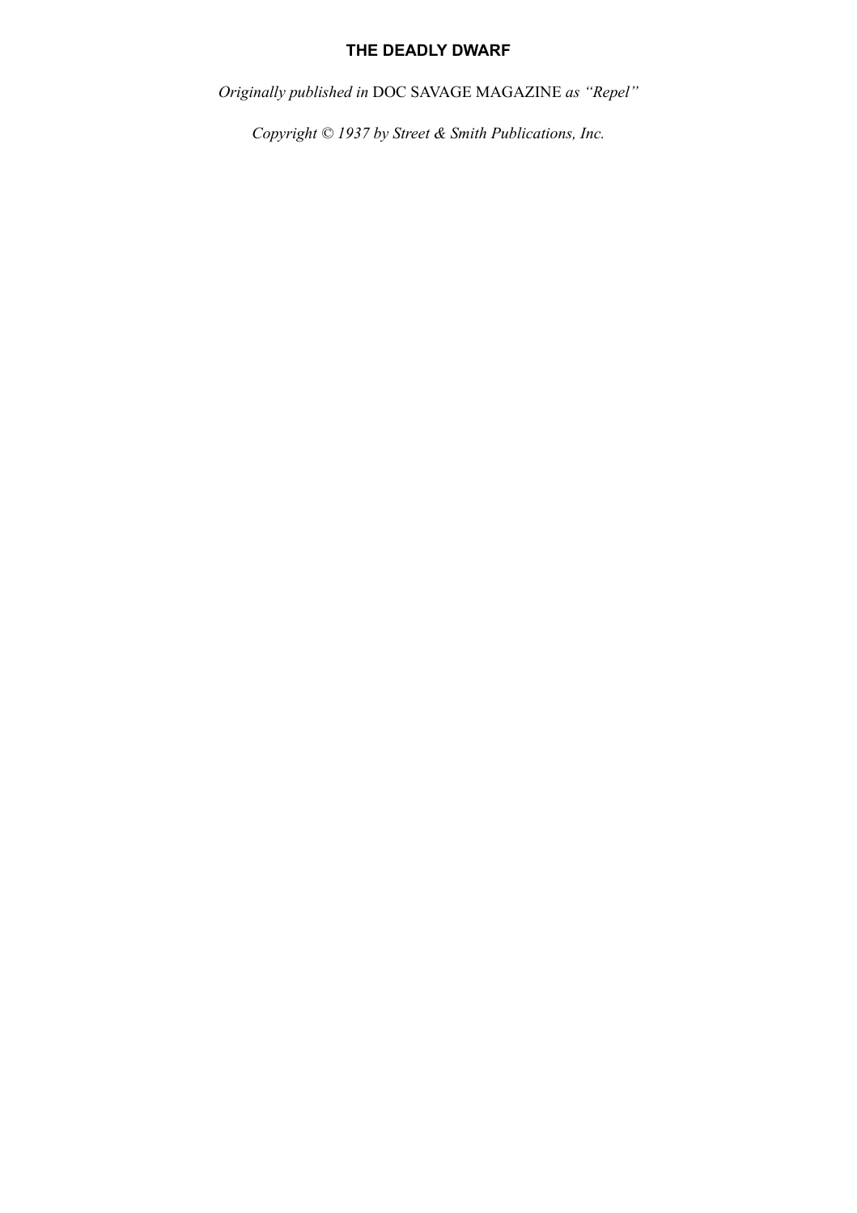**THE DEADLY DWARF**

*Originally published in* DOC SAVAGE MAGAZINE *as "Repel"*

*Copyright © 1937 by Street & Smith Publications, Inc.*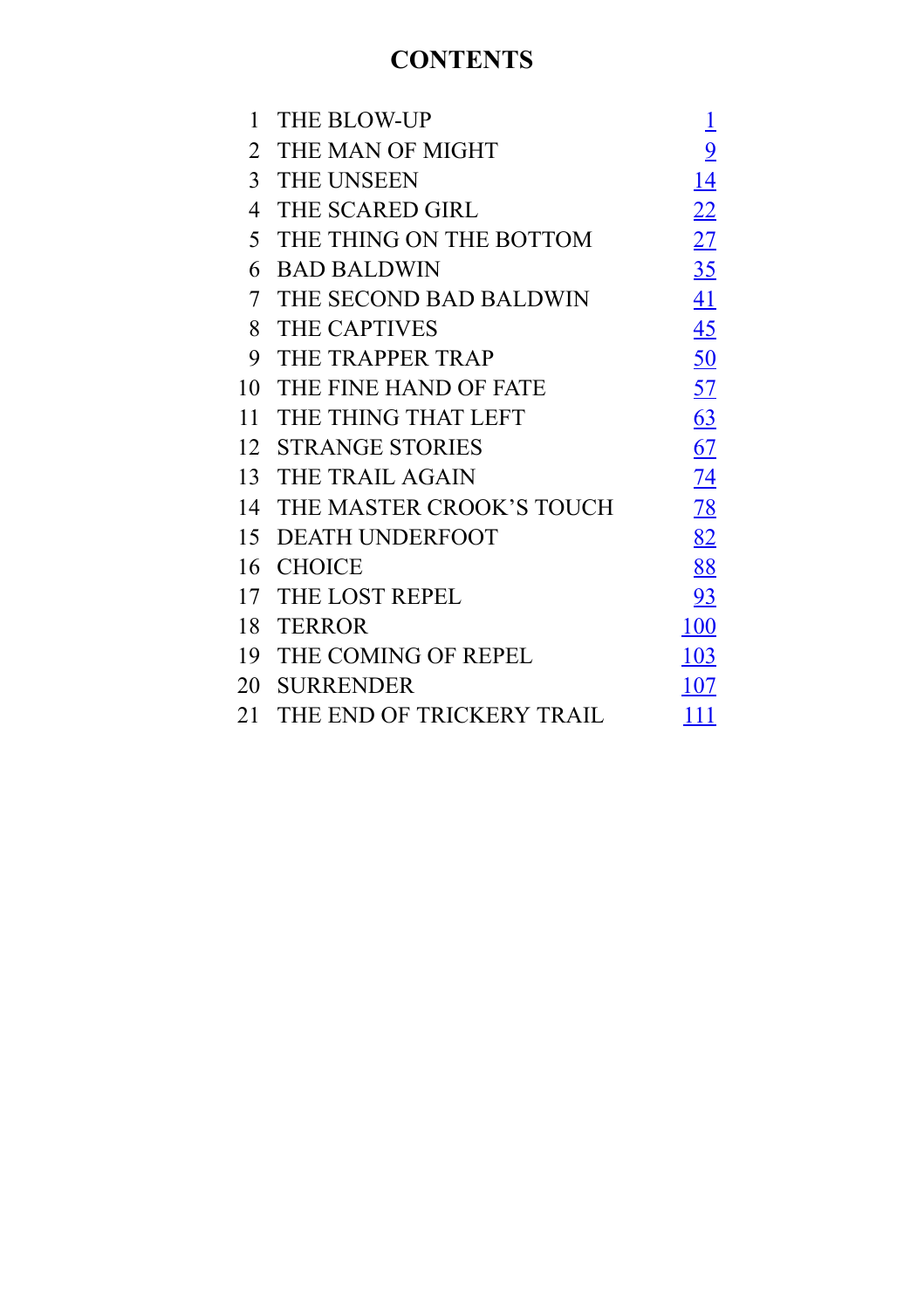# CONTENTS

| | | |
|---|---|---|
| 1 | THE BLOW-UP | 1 |
| 2 | THE MAN OF MIGHT | 9 |
| 3 | THE UNSEEN | 14 |
| 4 | THE SCARED GIRL | 22 |
| 5 | THE THING ON THE BOTTOM | 27 |
| 6 | BAD BALDWIN | 35 |
| 7 | THE SECOND BAD BALDWIN | 41 |
| 8 | THE CAPTIVES | 45 |
| 9 | THE TRAPPER TRAP | 50 |
| 10 | THE FINE HAND OF FATE | 57 |
| 11 | THE THING THAT LEFT | 63 |
| 12 | STRANGE STORIES | 67 |
| 13 | THE TRAIL AGAIN | 74 |
| 14 | THE MASTER CROOK'S TOUCH | 78 |
| 15 | DEATH UNDERFOOT | 82 |
| 16 | CHOICE | 88 |
| 17 | THE LOST REPEL | 93 |
| 18 | TERROR | 100 |
| 19 | THE COMING OF REPEL | 103 |
| 20 | SURRENDER | 107 |
| 21 | THE END OF TRICKERY TRAIL | 111 |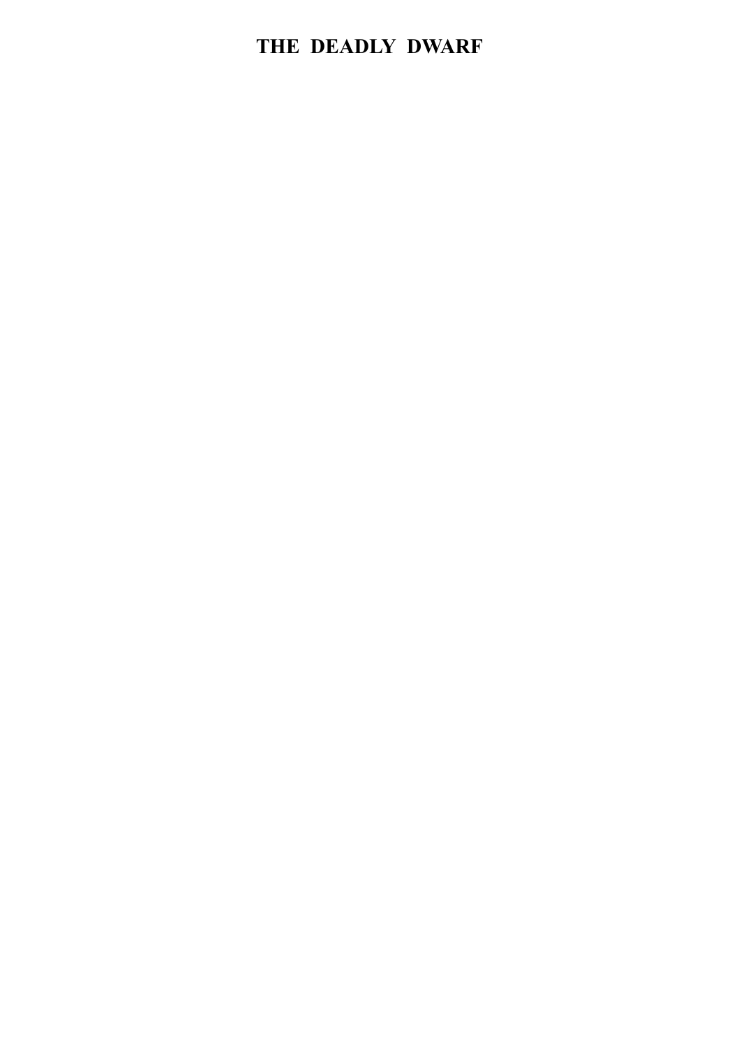# THE DEADLY DWARF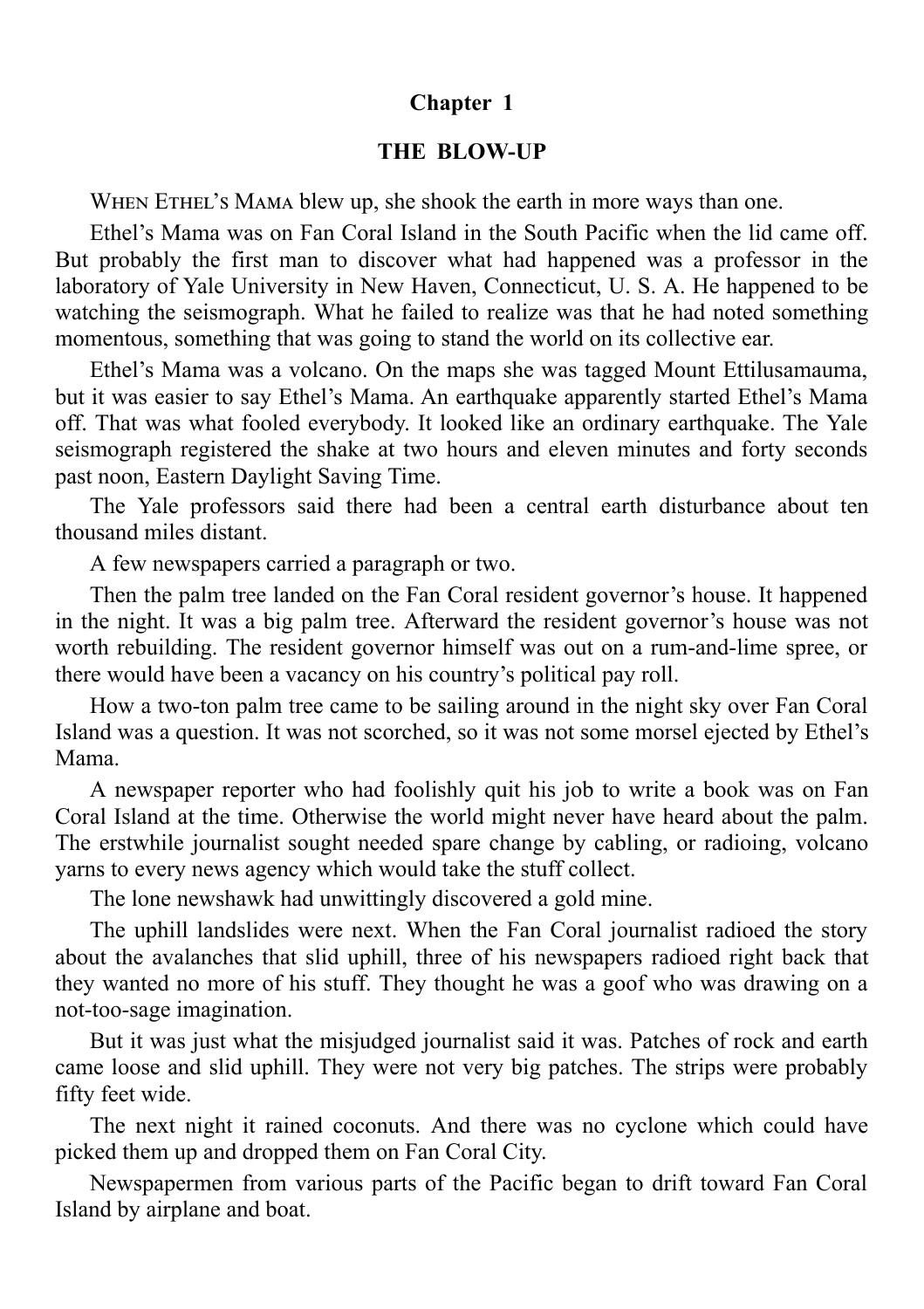# Chapter 1

## THE BLOW-UP

WHEN ETHEL'S MAMA blew up, she shook the earth in more ways than one.

Ethel's Mama was on Fan Coral Island in the South Pacific when the lid came off. But probably the first man to discover what had happened was a professor in the laboratory of Yale University in New Haven, Connecticut, U. S. A. He happened to be watching the seismograph. What he failed to realize was that he had noted something momentous, something that was going to stand the world on its collective ear.

Ethel's Mama was a volcano. On the maps she was tagged Mount Ettilusamauma, but it was easier to say Ethel's Mama. An earthquake apparently started Ethel's Mama off. That was what fooled everybody. It looked like an ordinary earthquake. The Yale seismograph registered the shake at two hours and eleven minutes and forty seconds past noon, Eastern Daylight Saving Time.

The Yale professors said there had been a central earth disturbance about ten thousand miles distant.

A few newspapers carried a paragraph or two.

Then the palm tree landed on the Fan Coral resident governor's house. It happened in the night. It was a big palm tree. Afterward the resident governor's house was not worth rebuilding. The resident governor himself was out on a rum-and-lime spree, or there would have been a vacancy on his country's political pay roll.

How a two-ton palm tree came to be sailing around in the night sky over Fan Coral Island was a question. It was not scorched, so it was not some morsel ejected by Ethel's Mama.

A newspaper reporter who had foolishly quit his job to write a book was on Fan Coral Island at the time. Otherwise the world might never have heard about the palm. The erstwhile journalist sought needed spare change by cabling, or radioing, volcano yarns to every news agency which would take the stuff collect.

The lone newshawk had unwittingly discovered a gold mine.

The uphill landslides were next. When the Fan Coral journalist radioed the story about the avalanches that slid uphill, three of his newspapers radioed right back that they wanted no more of his stuff. They thought he was a goof who was drawing on a not-too-sage imagination.

But it was just what the misjudged journalist said it was. Patches of rock and earth came loose and slid uphill. They were not very big patches. The strips were probably fifty feet wide.

The next night it rained coconuts. And there was no cyclone which could have picked them up and dropped them on Fan Coral City.

Newspapermen from various parts of the Pacific began to drift toward Fan Coral Island by airplane and boat.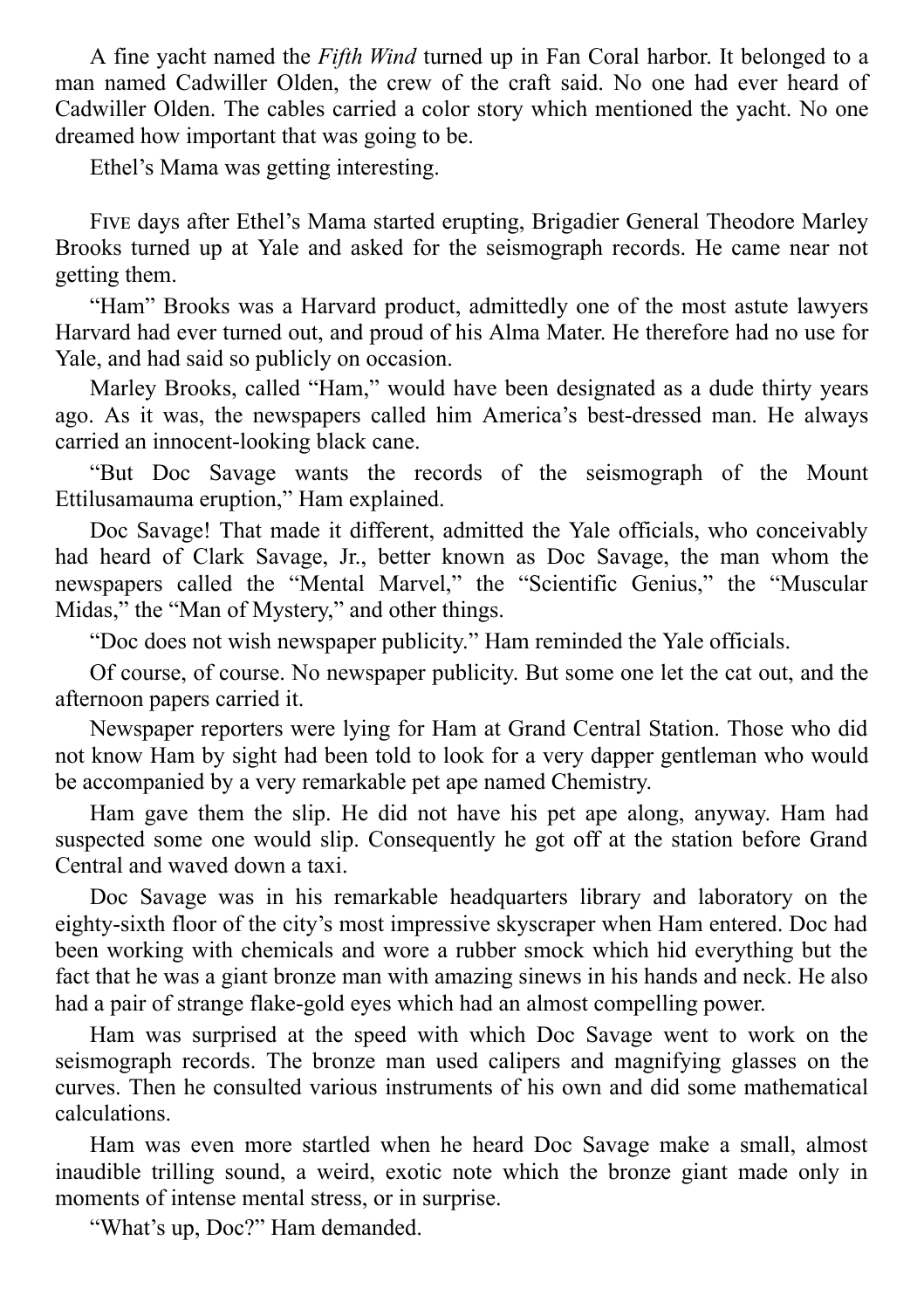A fine yacht named the *Fifth Wind* turned up in Fan Coral harbor. It belonged to a man named Cadwiller Olden, the crew of the craft said. No one had ever heard of Cadwiller Olden. The cables carried a color story which mentioned the yacht. No one dreamed how important that was going to be.

Ethel's Mama was getting interesting.

FIVE days after Ethel's Mama started erupting, Brigadier General Theodore Marley Brooks turned up at Yale and asked for the seismograph records. He came near not getting them.

"Ham" Brooks was a Harvard product, admittedly one of the most astute lawyers Harvard had ever turned out, and proud of his Alma Mater. He therefore had no use for Yale, and had said so publicly on occasion.

Marley Brooks, called "Ham," would have been designated as a dude thirty years ago. As it was, the newspapers called him America's best-dressed man. He always carried an innocent-looking black cane.

"But Doc Savage wants the records of the seismograph of the Mount Ettilusamauma eruption," Ham explained.

Doc Savage! That made it different, admitted the Yale officials, who conceivably had heard of Clark Savage, Jr., better known as Doc Savage, the man whom the newspapers called the "Mental Marvel," the "Scientific Genius," the "Muscular Midas," the "Man of Mystery," and other things.

"Doc does not wish newspaper publicity." Ham reminded the Yale officials.

Of course, of course. No newspaper publicity. But some one let the cat out, and the afternoon papers carried it.

Newspaper reporters were lying for Ham at Grand Central Station. Those who did not know Ham by sight had been told to look for a very dapper gentleman who would be accompanied by a very remarkable pet ape named Chemistry.

Ham gave them the slip. He did not have his pet ape along, anyway. Ham had suspected some one would slip. Consequently he got off at the station before Grand Central and waved down a taxi.

Doc Savage was in his remarkable headquarters library and laboratory on the eighty-sixth floor of the city's most impressive skyscraper when Ham entered. Doc had been working with chemicals and wore a rubber smock which hid everything but the fact that he was a giant bronze man with amazing sinews in his hands and neck. He also had a pair of strange flake-gold eyes which had an almost compelling power.

Ham was surprised at the speed with which Doc Savage went to work on the seismograph records. The bronze man used calipers and magnifying glasses on the curves. Then he consulted various instruments of his own and did some mathematical calculations.

Ham was even more startled when he heard Doc Savage make a small, almost inaudible trilling sound, a weird, exotic note which the bronze giant made only in moments of intense mental stress, or in surprise.

"What's up, Doc?" Ham demanded.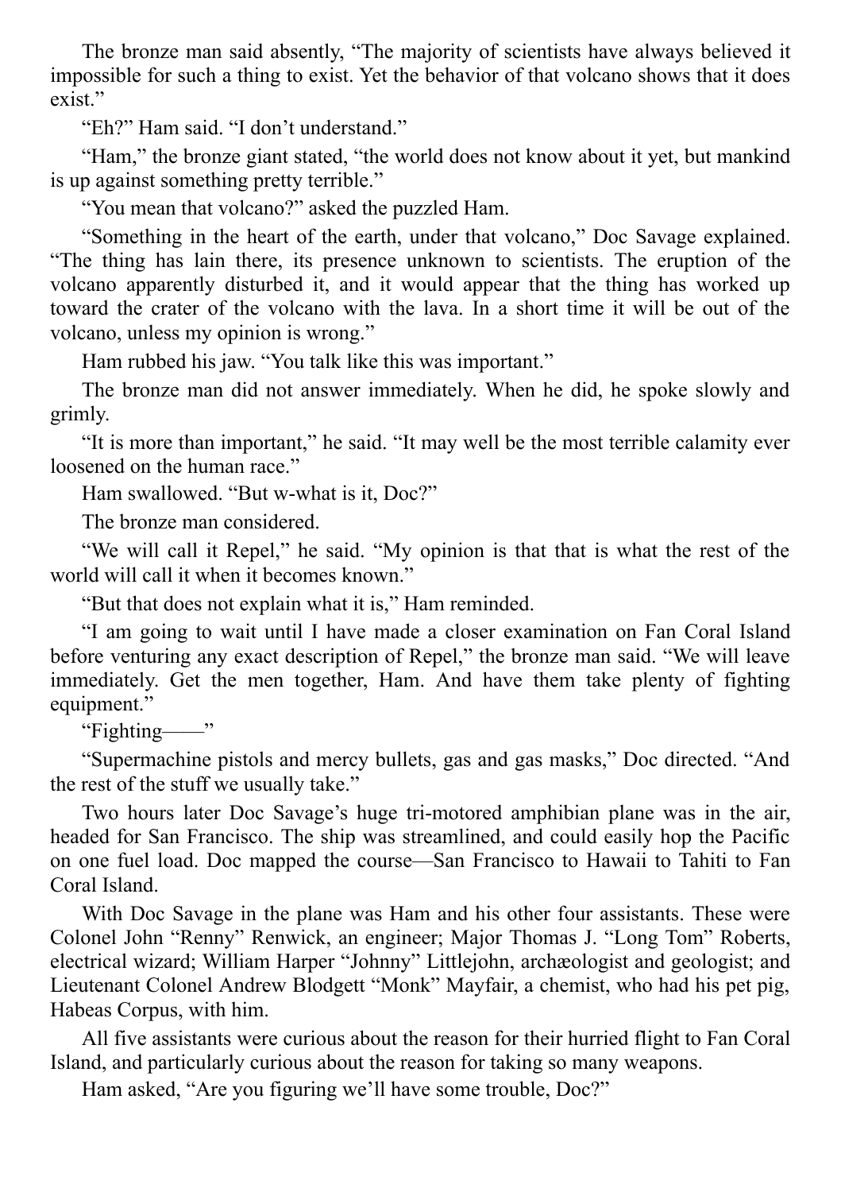The bronze man said absently, "The majority of scientists have always believed it impossible for such a thing to exist. Yet the behavior of that volcano shows that it does exist."

"Eh?" Ham said. "I don't understand."

"Ham," the bronze giant stated, "the world does not know about it yet, but mankind is up against something pretty terrible."

"You mean that volcano?" asked the puzzled Ham.

"Something in the heart of the earth, under that volcano," Doc Savage explained. "The thing has lain there, its presence unknown to scientists. The eruption of the volcano apparently disturbed it, and it would appear that the thing has worked up toward the crater of the volcano with the lava. In a short time it will be out of the volcano, unless my opinion is wrong."

Ham rubbed his jaw. "You talk like this was important."

The bronze man did not answer immediately. When he did, he spoke slowly and grimly.

"It is more than important," he said. "It may well be the most terrible calamity ever loosened on the human race."

Ham swallowed. "But w-what is it, Doc?"

The bronze man considered.

"We will call it Repel," he said. "My opinion is that that is what the rest of the world will call it when it becomes known."

"But that does not explain what it is," Ham reminded.

"I am going to wait until I have made a closer examination on Fan Coral Island before venturing any exact description of Repel," the bronze man said. "We will leave immediately. Get the men together, Ham. And have them take plenty of fighting equipment."

"Fighting——"

"Supermachine pistols and mercy bullets, gas and gas masks," Doc directed. "And the rest of the stuff we usually take."

Two hours later Doc Savage's huge tri-motored amphibian plane was in the air, headed for San Francisco. The ship was streamlined, and could easily hop the Pacific on one fuel load. Doc mapped the course—San Francisco to Hawaii to Tahiti to Fan Coral Island.

With Doc Savage in the plane was Ham and his other four assistants. These were Colonel John "Renny" Renwick, an engineer; Major Thomas J. "Long Tom" Roberts, electrical wizard; William Harper "Johnny" Littlejohn, archæologist and geologist; and Lieutenant Colonel Andrew Blodgett "Monk" Mayfair, a chemist, who had his pet pig, Habeas Corpus, with him.

All five assistants were curious about the reason for their hurried flight to Fan Coral Island, and particularly curious about the reason for taking so many weapons.

Ham asked, "Are you figuring we'll have some trouble, Doc?"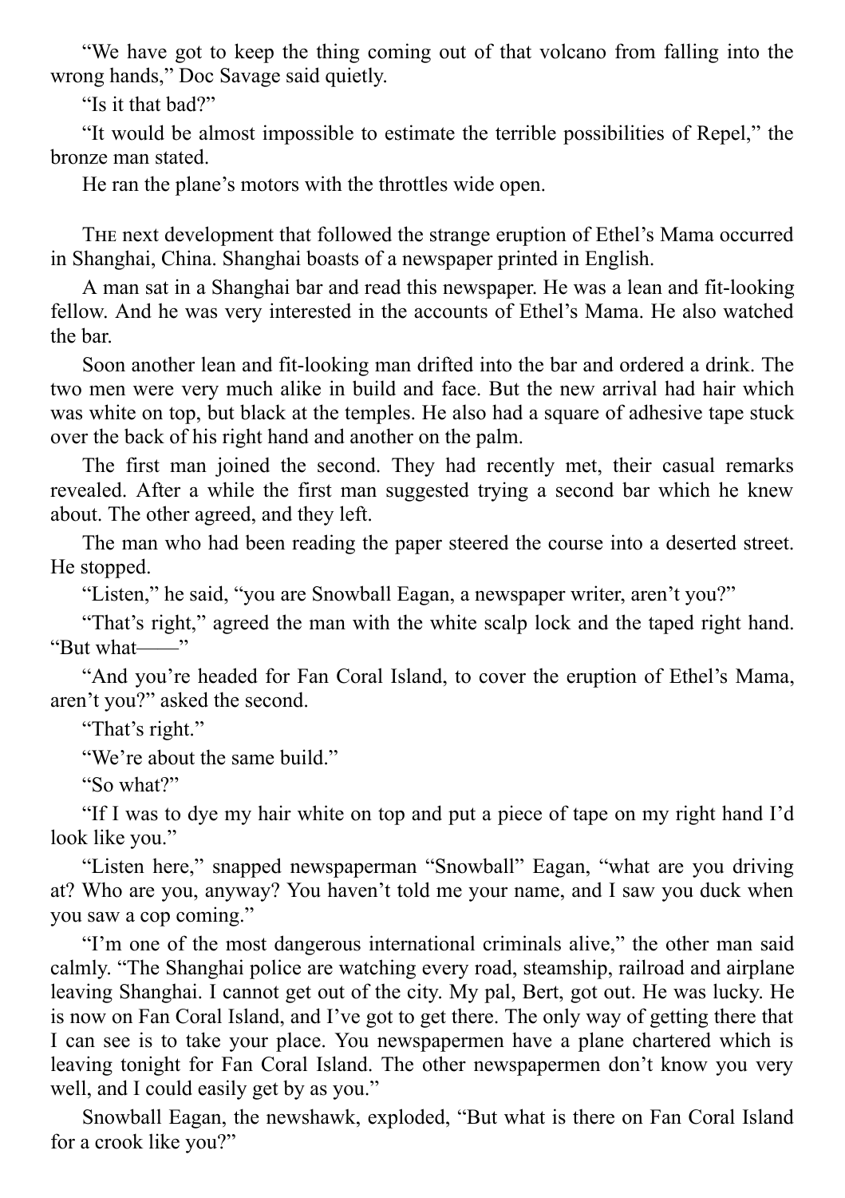"We have got to keep the thing coming out of that volcano from falling into the wrong hands," Doc Savage said quietly.

"Is it that bad?"

"It would be almost impossible to estimate the terrible possibilities of Repel," the bronze man stated.

He ran the plane's motors with the throttles wide open.

THE next development that followed the strange eruption of Ethel's Mama occurred in Shanghai, China. Shanghai boasts of a newspaper printed in English.

A man sat in a Shanghai bar and read this newspaper. He was a lean and fit-looking fellow. And he was very interested in the accounts of Ethel's Mama. He also watched the bar.

Soon another lean and fit-looking man drifted into the bar and ordered a drink. The two men were very much alike in build and face. But the new arrival had hair which was white on top, but black at the temples. He also had a square of adhesive tape stuck over the back of his right hand and another on the palm.

The first man joined the second. They had recently met, their casual remarks revealed. After a while the first man suggested trying a second bar which he knew about. The other agreed, and they left.

The man who had been reading the paper steered the course into a deserted street. He stopped.

"Listen," he said, "you are Snowball Eagan, a newspaper writer, aren't you?"

"That's right," agreed the man with the white scalp lock and the taped right hand. "But what——"

"And you're headed for Fan Coral Island, to cover the eruption of Ethel's Mama, aren't you?" asked the second.

"That's right."

"We're about the same build."

"So what?"

"If I was to dye my hair white on top and put a piece of tape on my right hand I'd look like you."

"Listen here," snapped newspaperman "Snowball" Eagan, "what are you driving at? Who are you, anyway? You haven't told me your name, and I saw you duck when you saw a cop coming."

"I'm one of the most dangerous international criminals alive," the other man said calmly. "The Shanghai police are watching every road, steamship, railroad and airplane leaving Shanghai. I cannot get out of the city. My pal, Bert, got out. He was lucky. He is now on Fan Coral Island, and I've got to get there. The only way of getting there that I can see is to take your place. You newspapermen have a plane chartered which is leaving tonight for Fan Coral Island. The other newspapermen don't know you very well, and I could easily get by as you."

Snowball Eagan, the newshawk, exploded, "But what is there on Fan Coral Island for a crook like you?"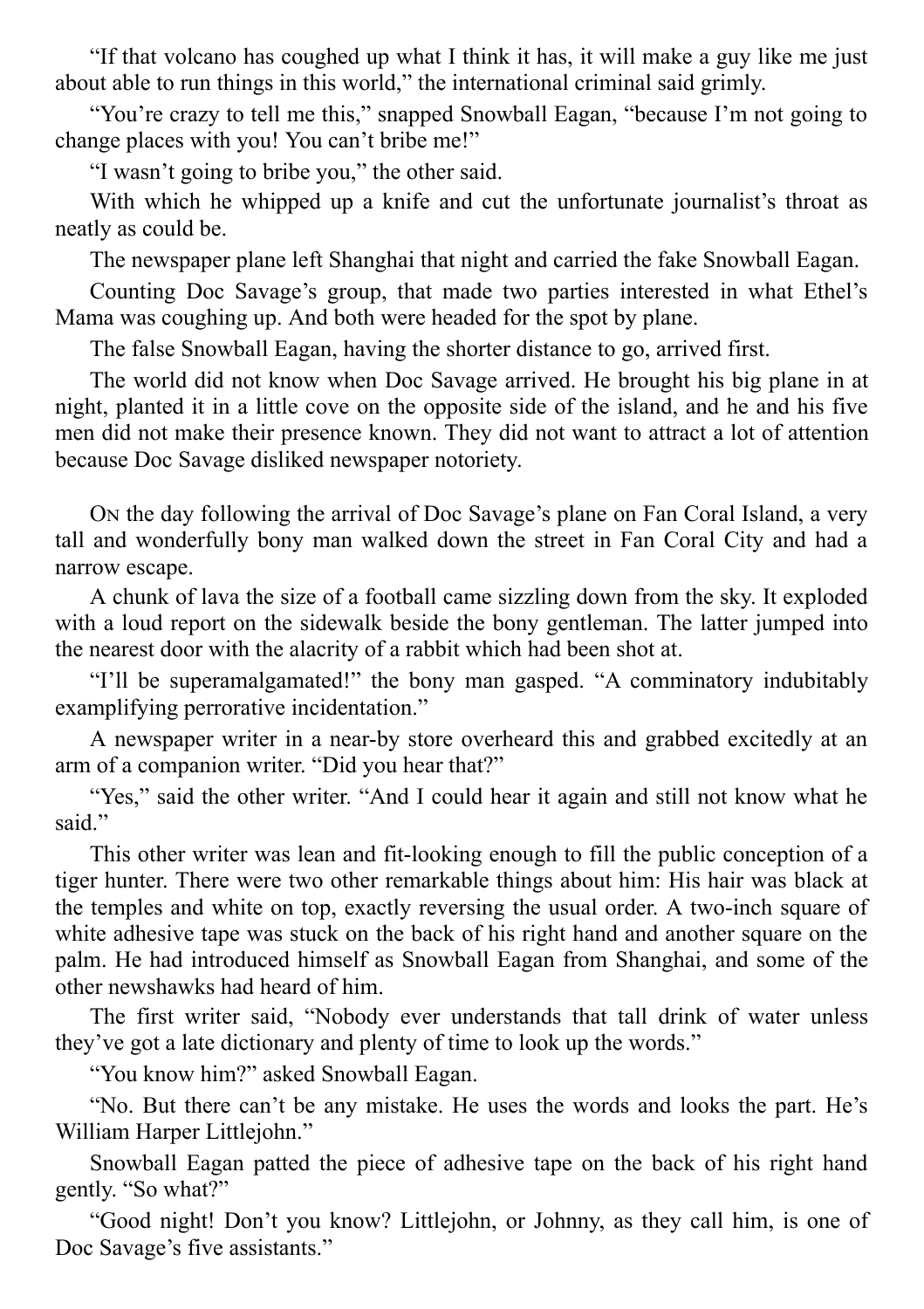"If that volcano has coughed up what I think it has, it will make a guy like me just about able to run things in this world," the international criminal said grimly.

"You're crazy to tell me this," snapped Snowball Eagan, "because I'm not going to change places with you! You can't bribe me!"

"I wasn't going to bribe you," the other said.

With which he whipped up a knife and cut the unfortunate journalist's throat as neatly as could be.

The newspaper plane left Shanghai that night and carried the fake Snowball Eagan.

Counting Doc Savage's group, that made two parties interested in what Ethel's Mama was coughing up. And both were headed for the spot by plane.

The false Snowball Eagan, having the shorter distance to go, arrived first.

The world did not know when Doc Savage arrived. He brought his big plane in at night, planted it in a little cove on the opposite side of the island, and he and his five men did not make their presence known. They did not want to attract a lot of attention because Doc Savage disliked newspaper notoriety.

On the day following the arrival of Doc Savage's plane on Fan Coral Island, a very tall and wonderfully bony man walked down the street in Fan Coral City and had a narrow escape.

A chunk of lava the size of a football came sizzling down from the sky. It exploded with a loud report on the sidewalk beside the bony gentleman. The latter jumped into the nearest door with the alacrity of a rabbit which had been shot at.

"I'll be superamalgamated!" the bony man gasped. "A comminatory indubitably examplifying perrorative incidentation."

A newspaper writer in a near-by store overheard this and grabbed excitedly at an arm of a companion writer. "Did you hear that?"

"Yes," said the other writer. "And I could hear it again and still not know what he said."

This other writer was lean and fit-looking enough to fill the public conception of a tiger hunter. There were two other remarkable things about him: His hair was black at the temples and white on top, exactly reversing the usual order. A two-inch square of white adhesive tape was stuck on the back of his right hand and another square on the palm. He had introduced himself as Snowball Eagan from Shanghai, and some of the other newshawks had heard of him.

The first writer said, "Nobody ever understands that tall drink of water unless they've got a late dictionary and plenty of time to look up the words."

"You know him?" asked Snowball Eagan.

"No. But there can't be any mistake. He uses the words and looks the part. He's William Harper Littlejohn."

Snowball Eagan patted the piece of adhesive tape on the back of his right hand gently. "So what?"

"Good night! Don't you know? Littlejohn, or Johnny, as they call him, is one of Doc Savage's five assistants."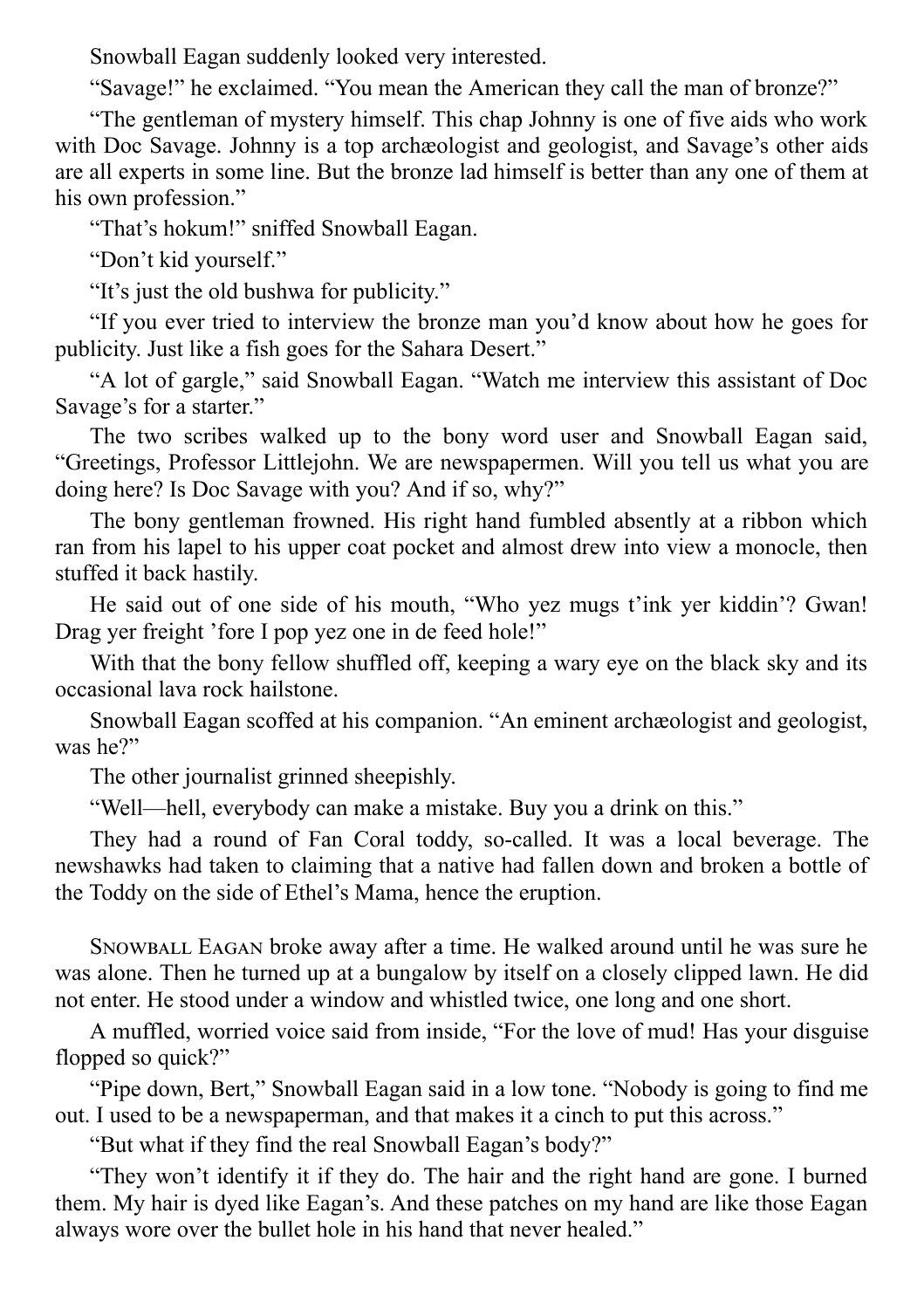Snowball Eagan suddenly looked very interested.

“Savage!” he exclaimed. “You mean the American they call the man of bronze?”

“The gentleman of mystery himself. This chap Johnny is one of five aids who work with Doc Savage. Johnny is a top archæologist and geologist, and Savage’s other aids are all experts in some line. But the bronze lad himself is better than any one of them at his own profession.”

“That’s hokum!” sniffed Snowball Eagan.

“Don’t kid yourself.”

“It’s just the old bushwa for publicity.”

“If you ever tried to interview the bronze man you’d know about how he goes for publicity. Just like a fish goes for the Sahara Desert.”

“A lot of gargle,” said Snowball Eagan. “Watch me interview this assistant of Doc Savage’s for a starter.”

The two scribes walked up to the bony word user and Snowball Eagan said, “Greetings, Professor Littlejohn. We are newspapermen. Will you tell us what you are doing here? Is Doc Savage with you? And if so, why?”

The bony gentleman frowned. His right hand fumbled absently at a ribbon which ran from his lapel to his upper coat pocket and almost drew into view a monocle, then stuffed it back hastily.

He said out of one side of his mouth, “Who yez mugs t’ink yer kiddin’? Gwan! Drag yer freight ’fore I pop yez one in de feed hole!”

With that the bony fellow shuffled off, keeping a wary eye on the black sky and its occasional lava rock hailstone.

Snowball Eagan scoffed at his companion. “An eminent archæologist and geologist, was he?”

The other journalist grinned sheepishly.

“Well—hell, everybody can make a mistake. Buy you a drink on this.”

They had a round of Fan Coral toddy, so-called. It was a local beverage. The newshawks had taken to claiming that a native had fallen down and broken a bottle of the Toddy on the side of Ethel’s Mama, hence the eruption.

Snowball Eagan broke away after a time. He walked around until he was sure he was alone. Then he turned up at a bungalow by itself on a closely clipped lawn. He did not enter. He stood under a window and whistled twice, one long and one short.

A muffled, worried voice said from inside, “For the love of mud! Has your disguise flopped so quick?”

“Pipe down, Bert,” Snowball Eagan said in a low tone. “Nobody is going to find me out. I used to be a newspaperman, and that makes it a cinch to put this across.”

“But what if they find the real Snowball Eagan’s body?”

“They won’t identify it if they do. The hair and the right hand are gone. I burned them. My hair is dyed like Eagan’s. And these patches on my hand are like those Eagan always wore over the bullet hole in his hand that never healed.”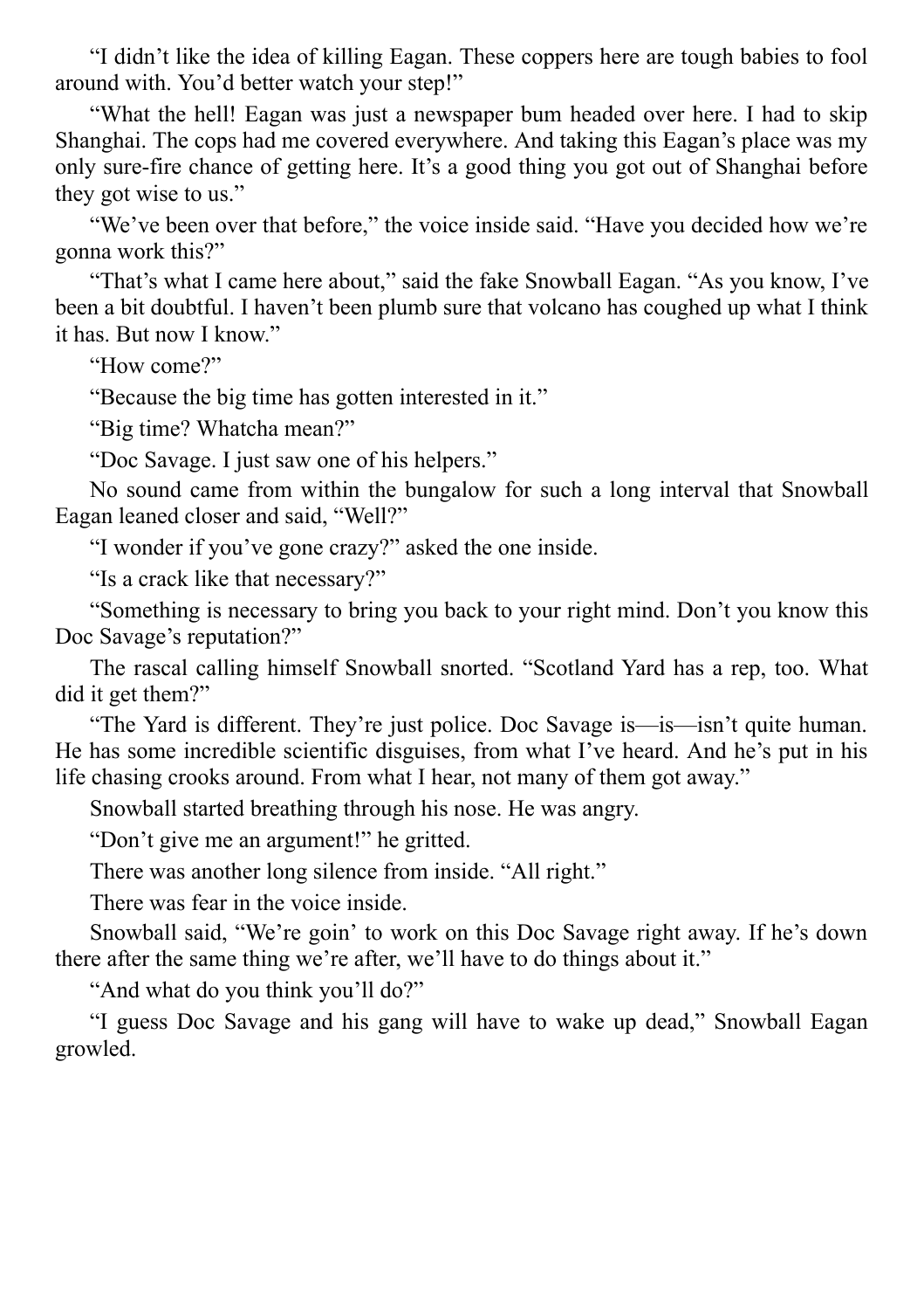"I didn't like the idea of killing Eagan. These coppers here are tough babies to fool around with. You'd better watch your step!"

"What the hell! Eagan was just a newspaper bum headed over here. I had to skip Shanghai. The cops had me covered everywhere. And taking this Eagan's place was my only sure-fire chance of getting here. It's a good thing you got out of Shanghai before they got wise to us."

"We've been over that before," the voice inside said. "Have you decided how we're gonna work this?"

"That's what I came here about," said the fake Snowball Eagan. "As you know, I've been a bit doubtful. I haven't been plumb sure that volcano has coughed up what I think it has. But now I know."

"How come?"

"Because the big time has gotten interested in it."

"Big time? Whatcha mean?"

"Doc Savage. I just saw one of his helpers."

No sound came from within the bungalow for such a long interval that Snowball Eagan leaned closer and said, "Well?"

"I wonder if you've gone crazy?" asked the one inside.

"Is a crack like that necessary?"

"Something is necessary to bring you back to your right mind. Don't you know this Doc Savage's reputation?"

The rascal calling himself Snowball snorted. "Scotland Yard has a rep, too. What did it get them?"

"The Yard is different. They're just police. Doc Savage is—is—isn't quite human. He has some incredible scientific disguises, from what I've heard. And he's put in his life chasing crooks around. From what I hear, not many of them got away."

Snowball started breathing through his nose. He was angry.

"Don't give me an argument!" he gritted.

There was another long silence from inside. "All right."

There was fear in the voice inside.

Snowball said, "We're goin' to work on this Doc Savage right away. If he's down there after the same thing we're after, we'll have to do things about it."

"And what do you think you'll do?"

"I guess Doc Savage and his gang will have to wake up dead," Snowball Eagan growled.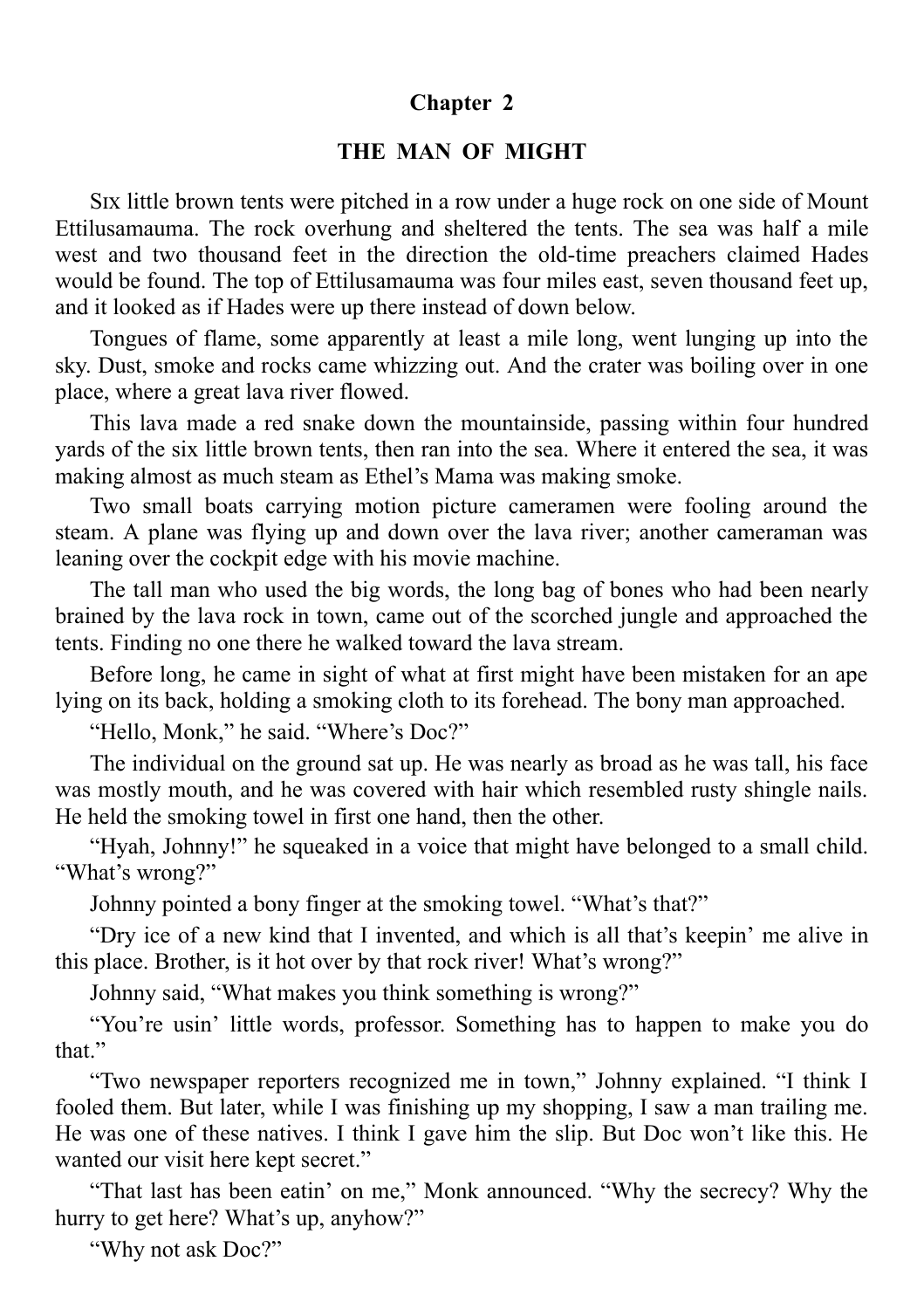## Chapter 2

### THE MAN OF MIGHT

SIX little brown tents were pitched in a row under a huge rock on one side of Mount Ettilusamauma. The rock overhung and sheltered the tents. The sea was half a mile west and two thousand feet in the direction the old-time preachers claimed Hades would be found. The top of Ettilusamauma was four miles east, seven thousand feet up, and it looked as if Hades were up there instead of down below.

Tongues of flame, some apparently at least a mile long, went lunging up into the sky. Dust, smoke and rocks came whizzing out. And the crater was boiling over in one place, where a great lava river flowed.

This lava made a red snake down the mountainside, passing within four hundred yards of the six little brown tents, then ran into the sea. Where it entered the sea, it was making almost as much steam as Ethel's Mama was making smoke.

Two small boats carrying motion picture cameramen were fooling around the steam. A plane was flying up and down over the lava river; another cameraman was leaning over the cockpit edge with his movie machine.

The tall man who used the big words, the long bag of bones who had been nearly brained by the lava rock in town, came out of the scorched jungle and approached the tents. Finding no one there he walked toward the lava stream.

Before long, he came in sight of what at first might have been mistaken for an ape lying on its back, holding a smoking cloth to its forehead. The bony man approached.

"Hello, Monk," he said. "Where's Doc?"

The individual on the ground sat up. He was nearly as broad as he was tall, his face was mostly mouth, and he was covered with hair which resembled rusty shingle nails. He held the smoking towel in first one hand, then the other.

"Hyah, Johnny!" he squeaked in a voice that might have belonged to a small child. "What's wrong?"

Johnny pointed a bony finger at the smoking towel. "What's that?"

"Dry ice of a new kind that I invented, and which is all that's keepin' me alive in this place. Brother, is it hot over by that rock river! What's wrong?"

Johnny said, "What makes you think something is wrong?"

"You're usin' little words, professor. Something has to happen to make you do that."

"Two newspaper reporters recognized me in town," Johnny explained. "I think I fooled them. But later, while I was finishing up my shopping, I saw a man trailing me. He was one of these natives. I think I gave him the slip. But Doc won't like this. He wanted our visit here kept secret."

"That last has been eatin' on me," Monk announced. "Why the secrecy? Why the hurry to get here? What's up, anyhow?"

"Why not ask Doc?"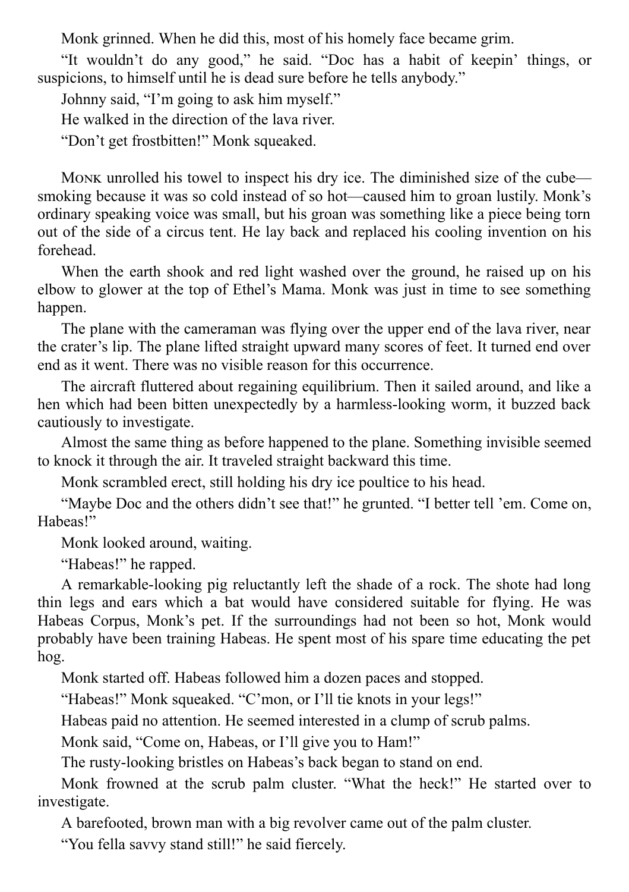Monk grinned. When he did this, most of his homely face became grim.

"It wouldn't do any good," he said. "Doc has a habit of keepin' things, or suspicions, to himself until he is dead sure before he tells anybody."

Johnny said, "I'm going to ask him myself."

He walked in the direction of the lava river.

"Don't get frostbitten!" Monk squeaked.

Monk unrolled his towel to inspect his dry ice. The diminished size of the cube—smoking because it was so cold instead of so hot—caused him to groan lustily. Monk's ordinary speaking voice was small, but his groan was something like a piece being torn out of the side of a circus tent. He lay back and replaced his cooling invention on his forehead.

When the earth shook and red light washed over the ground, he raised up on his elbow to glower at the top of Ethel's Mama. Monk was just in time to see something happen.

The plane with the cameraman was flying over the upper end of the lava river, near the crater's lip. The plane lifted straight upward many scores of feet. It turned end over end as it went. There was no visible reason for this occurrence.

The aircraft fluttered about regaining equilibrium. Then it sailed around, and like a hen which had been bitten unexpectedly by a harmless-looking worm, it buzzed back cautiously to investigate.

Almost the same thing as before happened to the plane. Something invisible seemed to knock it through the air. It traveled straight backward this time.

Monk scrambled erect, still holding his dry ice poultice to his head.

"Maybe Doc and the others didn't see that!" he grunted. "I better tell 'em. Come on, Habeas!"

Monk looked around, waiting.

"Habeas!" he rapped.

A remarkable-looking pig reluctantly left the shade of a rock. The shote had long thin legs and ears which a bat would have considered suitable for flying. He was Habeas Corpus, Monk's pet. If the surroundings had not been so hot, Monk would probably have been training Habeas. He spent most of his spare time educating the pet hog.

Monk started off. Habeas followed him a dozen paces and stopped.

"Habeas!" Monk squeaked. "C'mon, or I'll tie knots in your legs!"

Habeas paid no attention. He seemed interested in a clump of scrub palms.

Monk said, "Come on, Habeas, or I'll give you to Ham!"

The rusty-looking bristles on Habeas's back began to stand on end.

Monk frowned at the scrub palm cluster. "What the heck!" He started over to investigate.

A barefooted, brown man with a big revolver came out of the palm cluster.

"You fella savvy stand still!" he said fiercely.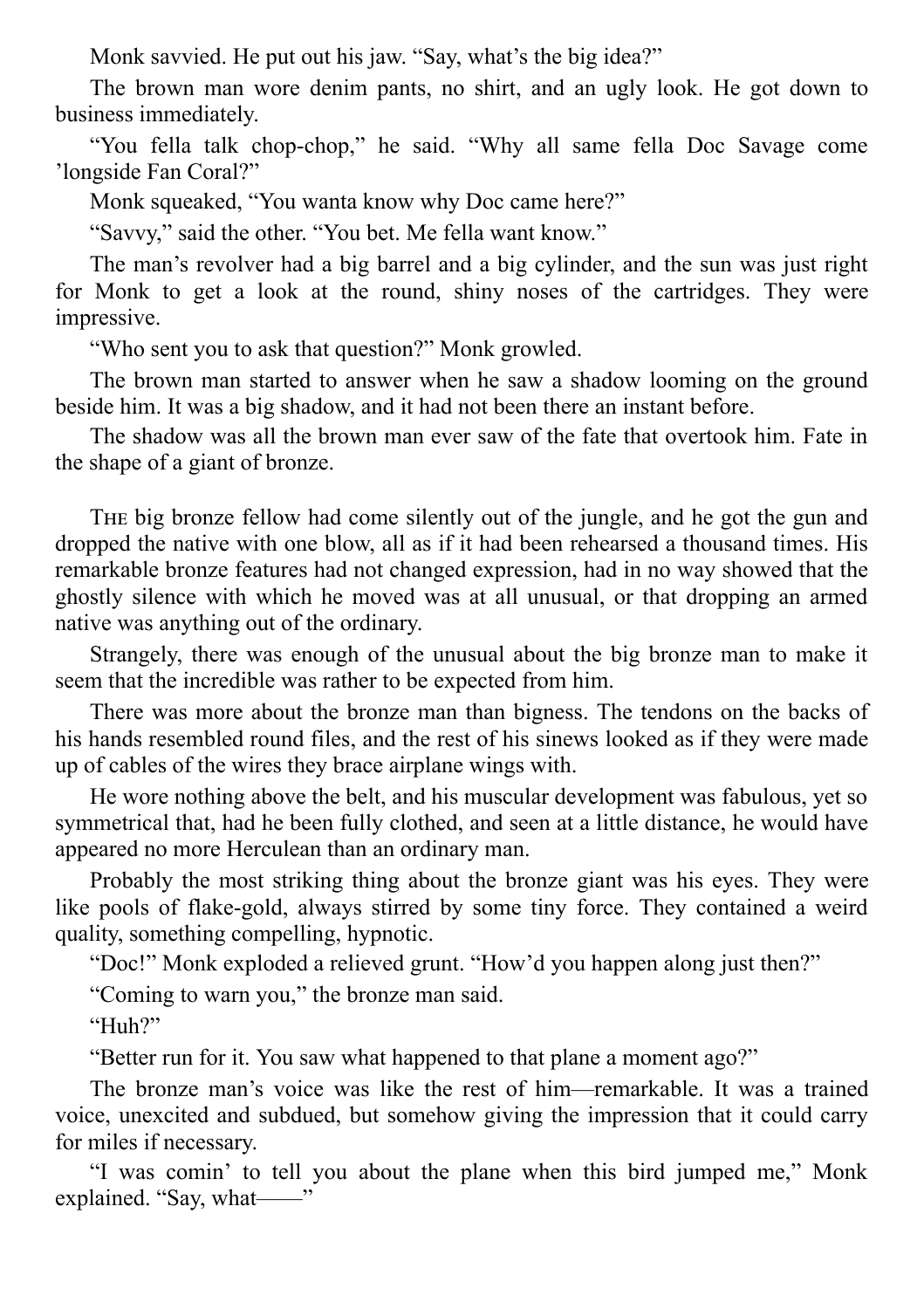Monk savvied. He put out his jaw. “Say, what’s the big idea?”

The brown man wore denim pants, no shirt, and an ugly look. He got down to business immediately.

“You fella talk chop-chop,” he said. “Why all same fella Doc Savage come ’longside Fan Coral?”

Monk squeaked, “You wanta know why Doc came here?”

“Savvy,” said the other. “You bet. Me fella want know.”

The man’s revolver had a big barrel and a big cylinder, and the sun was just right for Monk to get a look at the round, shiny noses of the cartridges. They were impressive.

“Who sent you to ask that question?” Monk growled.

The brown man started to answer when he saw a shadow looming on the ground beside him. It was a big shadow, and it had not been there an instant before.

The shadow was all the brown man ever saw of the fate that overtook him. Fate in the shape of a giant of bronze.

THE big bronze fellow had come silently out of the jungle, and he got the gun and dropped the native with one blow, all as if it had been rehearsed a thousand times. His remarkable bronze features had not changed expression, had in no way showed that the ghostly silence with which he moved was at all unusual, or that dropping an armed native was anything out of the ordinary.

Strangely, there was enough of the unusual about the big bronze man to make it seem that the incredible was rather to be expected from him.

There was more about the bronze man than bigness. The tendons on the backs of his hands resembled round files, and the rest of his sinews looked as if they were made up of cables of the wires they brace airplane wings with.

He wore nothing above the belt, and his muscular development was fabulous, yet so symmetrical that, had he been fully clothed, and seen at a little distance, he would have appeared no more Herculean than an ordinary man.

Probably the most striking thing about the bronze giant was his eyes. They were like pools of flake-gold, always stirred by some tiny force. They contained a weird quality, something compelling, hypnotic.

“Doc!” Monk exploded a relieved grunt. “How’d you happen along just then?”

“Coming to warn you,” the bronze man said.

“Huh?”

“Better run for it. You saw what happened to that plane a moment ago?”

The bronze man’s voice was like the rest of him—remarkable. It was a trained voice, unexcited and subdued, but somehow giving the impression that it could carry for miles if necessary.

“I was comin’ to tell you about the plane when this bird jumped me,” Monk explained. “Say, what——”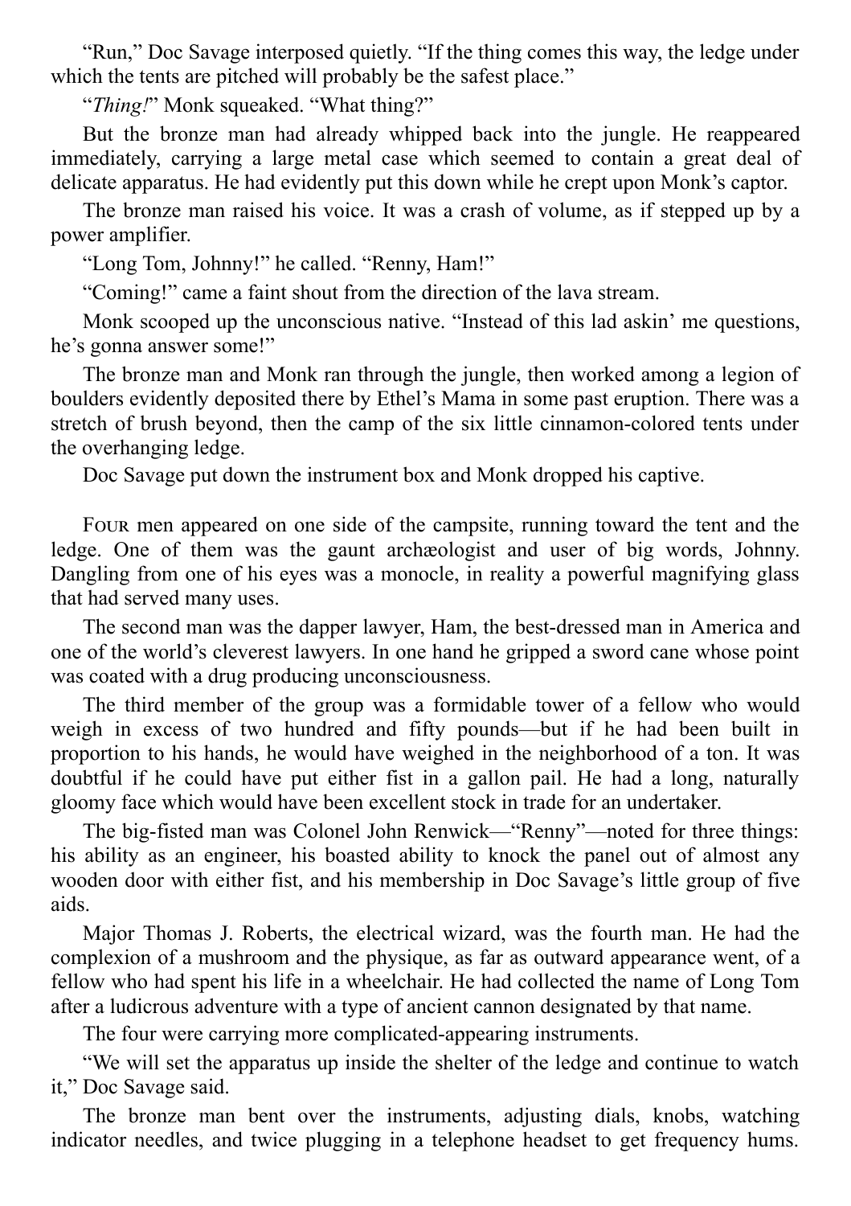"Run," Doc Savage interposed quietly. "If the thing comes this way, the ledge under which the tents are pitched will probably be the safest place."

"*Thing!*" Monk squeaked. "What thing?"

But the bronze man had already whipped back into the jungle. He reappeared immediately, carrying a large metal case which seemed to contain a great deal of delicate apparatus. He had evidently put this down while he crept upon Monk's captor.

The bronze man raised his voice. It was a crash of volume, as if stepped up by a power amplifier.

"Long Tom, Johnny!" he called. "Renny, Ham!"

"Coming!" came a faint shout from the direction of the lava stream.

Monk scooped up the unconscious native. "Instead of this lad askin' me questions, he's gonna answer some!"

The bronze man and Monk ran through the jungle, then worked among a legion of boulders evidently deposited there by Ethel's Mama in some past eruption. There was a stretch of brush beyond, then the camp of the six little cinnamon-colored tents under the overhanging ledge.

Doc Savage put down the instrument box and Monk dropped his captive.

FOUR men appeared on one side of the campsite, running toward the tent and the ledge. One of them was the gaunt archæologist and user of big words, Johnny. Dangling from one of his eyes was a monocle, in reality a powerful magnifying glass that had served many uses.

The second man was the dapper lawyer, Ham, the best-dressed man in America and one of the world's cleverest lawyers. In one hand he gripped a sword cane whose point was coated with a drug producing unconsciousness.

The third member of the group was a formidable tower of a fellow who would weigh in excess of two hundred and fifty pounds—but if he had been built in proportion to his hands, he would have weighed in the neighborhood of a ton. It was doubtful if he could have put either fist in a gallon pail. He had a long, naturally gloomy face which would have been excellent stock in trade for an undertaker.

The big-fisted man was Colonel John Renwick—"Renny"—noted for three things: his ability as an engineer, his boasted ability to knock the panel out of almost any wooden door with either fist, and his membership in Doc Savage's little group of five aids.

Major Thomas J. Roberts, the electrical wizard, was the fourth man. He had the complexion of a mushroom and the physique, as far as outward appearance went, of a fellow who had spent his life in a wheelchair. He had collected the name of Long Tom after a ludicrous adventure with a type of ancient cannon designated by that name.

The four were carrying more complicated-appearing instruments.

"We will set the apparatus up inside the shelter of the ledge and continue to watch it," Doc Savage said.

The bronze man bent over the instruments, adjusting dials, knobs, watching indicator needles, and twice plugging in a telephone headset to get frequency hums.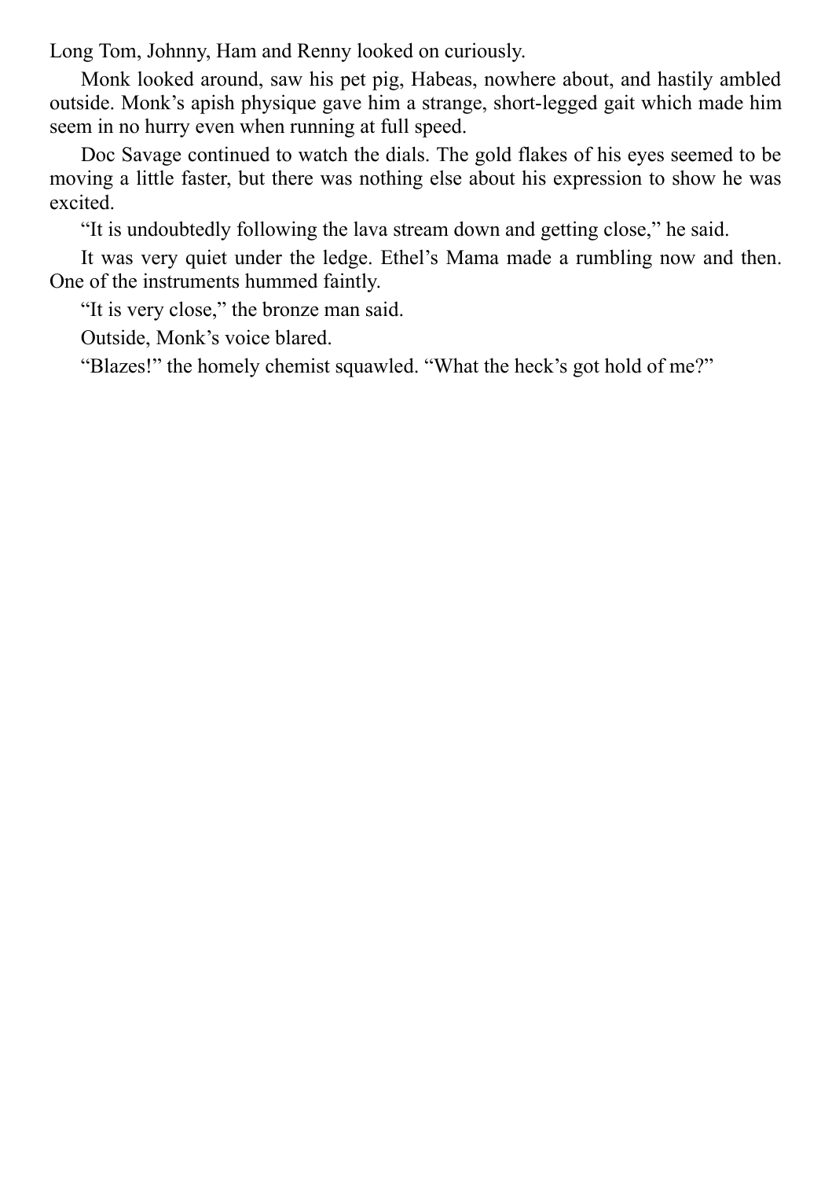Long Tom, Johnny, Ham and Renny looked on curiously.

Monk looked around, saw his pet pig, Habeas, nowhere about, and hastily ambled outside. Monk's apish physique gave him a strange, short-legged gait which made him seem in no hurry even when running at full speed.

Doc Savage continued to watch the dials. The gold flakes of his eyes seemed to be moving a little faster, but there was nothing else about his expression to show he was excited.

"It is undoubtedly following the lava stream down and getting close," he said.

It was very quiet under the ledge. Ethel's Mama made a rumbling now and then. One of the instruments hummed faintly.

"It is very close," the bronze man said.

Outside, Monk's voice blared.

"Blazes!" the homely chemist squawled. "What the heck's got hold of me?"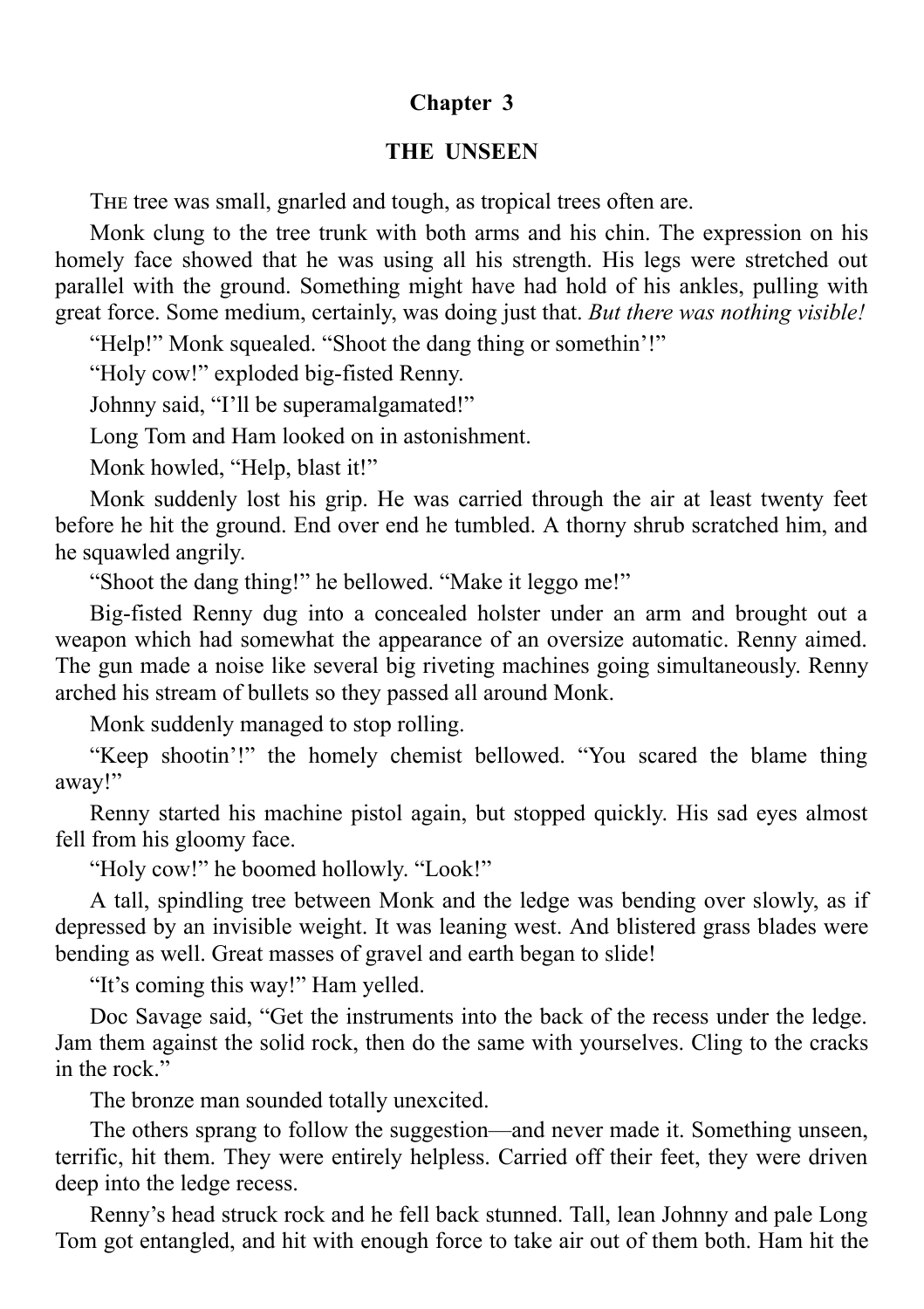## Chapter 3

## THE UNSEEN

THE tree was small, gnarled and tough, as tropical trees often are.

Monk clung to the tree trunk with both arms and his chin. The expression on his homely face showed that he was using all his strength. His legs were stretched out parallel with the ground. Something might have had hold of his ankles, pulling with great force. Some medium, certainly, was doing just that. *But there was nothing visible!*

"Help!" Monk squealed. "Shoot the dang thing or somethin'!"

"Holy cow!" exploded big-fisted Renny.

Johnny said, "I'll be superamalgamated!"

Long Tom and Ham looked on in astonishment.

Monk howled, "Help, blast it!"

Monk suddenly lost his grip. He was carried through the air at least twenty feet before he hit the ground. End over end he tumbled. A thorny shrub scratched him, and he squawled angrily.

"Shoot the dang thing!" he bellowed. "Make it leggo me!"

Big-fisted Renny dug into a concealed holster under an arm and brought out a weapon which had somewhat the appearance of an oversize automatic. Renny aimed. The gun made a noise like several big riveting machines going simultaneously. Renny arched his stream of bullets so they passed all around Monk.

Monk suddenly managed to stop rolling.

"Keep shootin'!" the homely chemist bellowed. "You scared the blame thing away!"

Renny started his machine pistol again, but stopped quickly. His sad eyes almost fell from his gloomy face.

"Holy cow!" he boomed hollowly. "Look!"

A tall, spindling tree between Monk and the ledge was bending over slowly, as if depressed by an invisible weight. It was leaning west. And blistered grass blades were bending as well. Great masses of gravel and earth began to slide!

"It's coming this way!" Ham yelled.

Doc Savage said, "Get the instruments into the back of the recess under the ledge. Jam them against the solid rock, then do the same with yourselves. Cling to the cracks in the rock."

The bronze man sounded totally unexcited.

The others sprang to follow the suggestion—and never made it. Something unseen, terrific, hit them. They were entirely helpless. Carried off their feet, they were driven deep into the ledge recess.

Renny's head struck rock and he fell back stunned. Tall, lean Johnny and pale Long Tom got entangled, and hit with enough force to take air out of them both. Ham hit the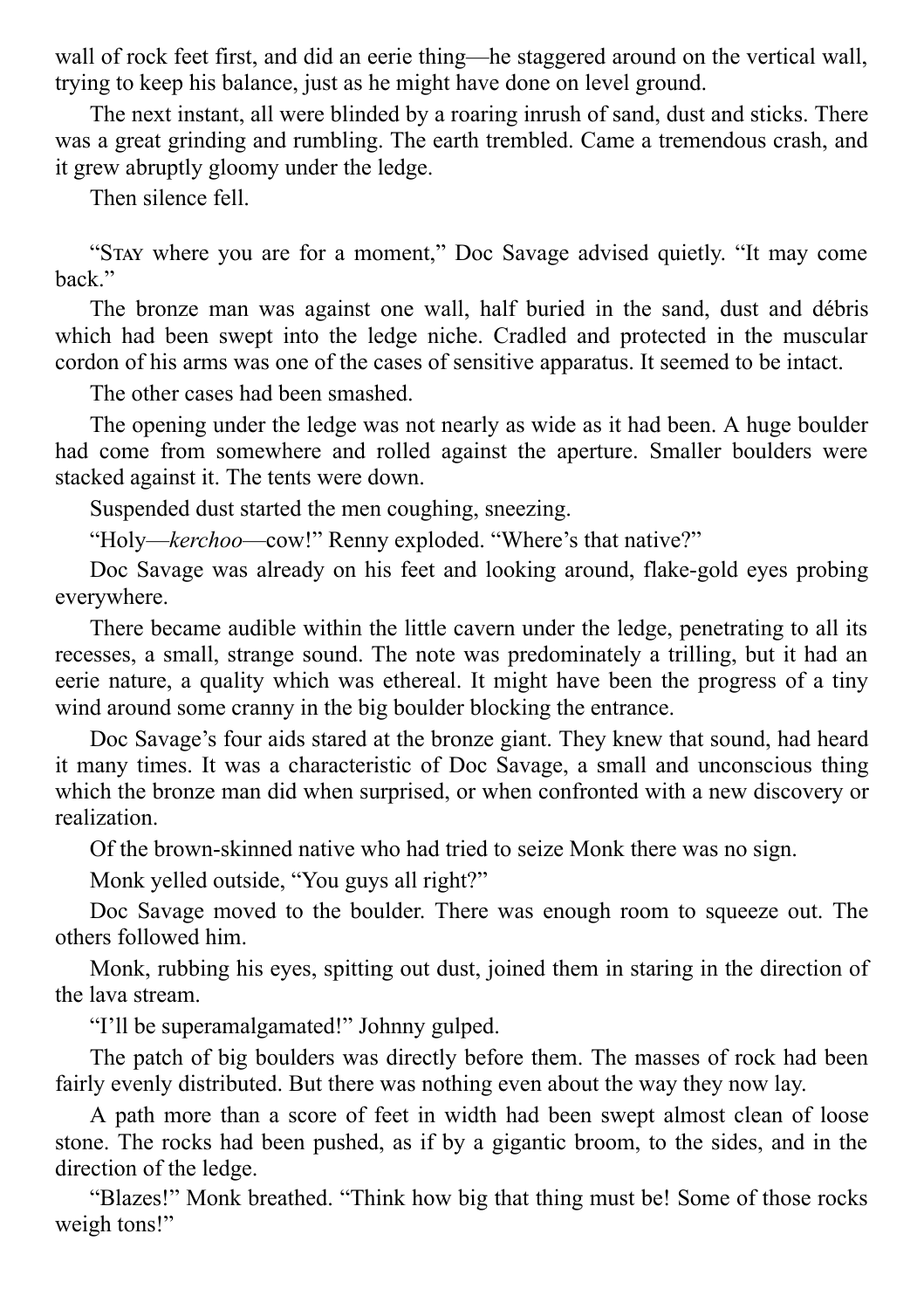wall of rock feet first, and did an eerie thing—he staggered around on the vertical wall, trying to keep his balance, just as he might have done on level ground.

The next instant, all were blinded by a roaring inrush of sand, dust and sticks. There was a great grinding and rumbling. The earth trembled. Came a tremendous crash, and it grew abruptly gloomy under the ledge.

Then silence fell.

"STAY where you are for a moment," Doc Savage advised quietly. "It may come back."

The bronze man was against one wall, half buried in the sand, dust and débris which had been swept into the ledge niche. Cradled and protected in the muscular cordon of his arms was one of the cases of sensitive apparatus. It seemed to be intact.

The other cases had been smashed.

The opening under the ledge was not nearly as wide as it had been. A huge boulder had come from somewhere and rolled against the aperture. Smaller boulders were stacked against it. The tents were down.

Suspended dust started the men coughing, sneezing.

"Holy—*kerchoo*—cow!" Renny exploded. "Where's that native?"

Doc Savage was already on his feet and looking around, flake-gold eyes probing everywhere.

There became audible within the little cavern under the ledge, penetrating to all its recesses, a small, strange sound. The note was predominately a trilling, but it had an eerie nature, a quality which was ethereal. It might have been the progress of a tiny wind around some cranny in the big boulder blocking the entrance.

Doc Savage's four aids stared at the bronze giant. They knew that sound, had heard it many times. It was a characteristic of Doc Savage, a small and unconscious thing which the bronze man did when surprised, or when confronted with a new discovery or realization.

Of the brown-skinned native who had tried to seize Monk there was no sign.

Monk yelled outside, "You guys all right?"

Doc Savage moved to the boulder. There was enough room to squeeze out. The others followed him.

Monk, rubbing his eyes, spitting out dust, joined them in staring in the direction of the lava stream.

"I'll be superamalgamated!" Johnny gulped.

The patch of big boulders was directly before them. The masses of rock had been fairly evenly distributed. But there was nothing even about the way they now lay.

A path more than a score of feet in width had been swept almost clean of loose stone. The rocks had been pushed, as if by a gigantic broom, to the sides, and in the direction of the ledge.

"Blazes!" Monk breathed. "Think how big that thing must be! Some of those rocks weigh tons!"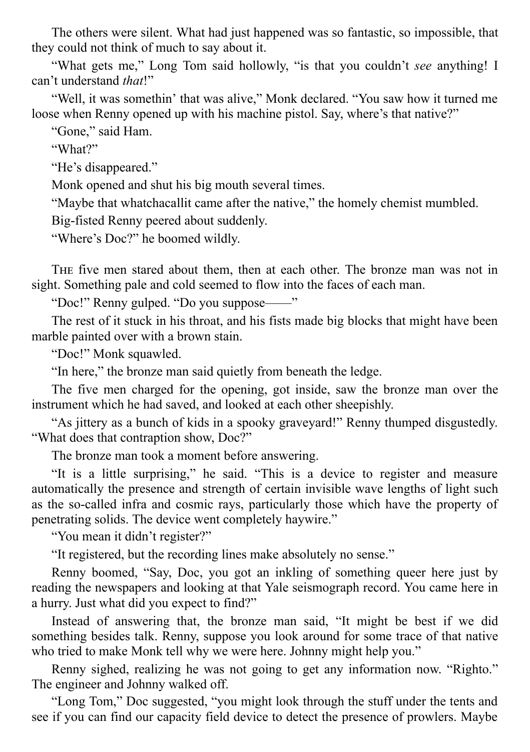The others were silent. What had just happened was so fantastic, so impossible, that they could not think of much to say about it.

"What gets me," Long Tom said hollowly, "is that you couldn't *see* anything! I can't understand *that*!"

"Well, it was somethin' that was alive," Monk declared. "You saw how it turned me loose when Renny opened up with his machine pistol. Say, where's that native?"

"Gone," said Ham.

"What?"

"He's disappeared."

Monk opened and shut his big mouth several times.

"Maybe that whatchacallit came after the native," the homely chemist mumbled.

Big-fisted Renny peered about suddenly.

"Where's Doc?" he boomed wildly.

THE five men stared about them, then at each other. The bronze man was not in sight. Something pale and cold seemed to flow into the faces of each man.

"Doc!" Renny gulped. "Do you suppose——"

The rest of it stuck in his throat, and his fists made big blocks that might have been marble painted over with a brown stain.

"Doc!" Monk squawled.

"In here," the bronze man said quietly from beneath the ledge.

The five men charged for the opening, got inside, saw the bronze man over the instrument which he had saved, and looked at each other sheepishly.

"As jittery as a bunch of kids in a spooky graveyard!" Renny thumped disgustedly. "What does that contraption show, Doc?"

The bronze man took a moment before answering.

"It is a little surprising," he said. "This is a device to register and measure automatically the presence and strength of certain invisible wave lengths of light such as the so-called infra and cosmic rays, particularly those which have the property of penetrating solids. The device went completely haywire."

"You mean it didn't register?"

"It registered, but the recording lines make absolutely no sense."

Renny boomed, "Say, Doc, you got an inkling of something queer here just by reading the newspapers and looking at that Yale seismograph record. You came here in a hurry. Just what did you expect to find?"

Instead of answering that, the bronze man said, "It might be best if we did something besides talk. Renny, suppose you look around for some trace of that native who tried to make Monk tell why we were here. Johnny might help you."

Renny sighed, realizing he was not going to get any information now. "Righto." The engineer and Johnny walked off.

"Long Tom," Doc suggested, "you might look through the stuff under the tents and see if you can find our capacity field device to detect the presence of prowlers. Maybe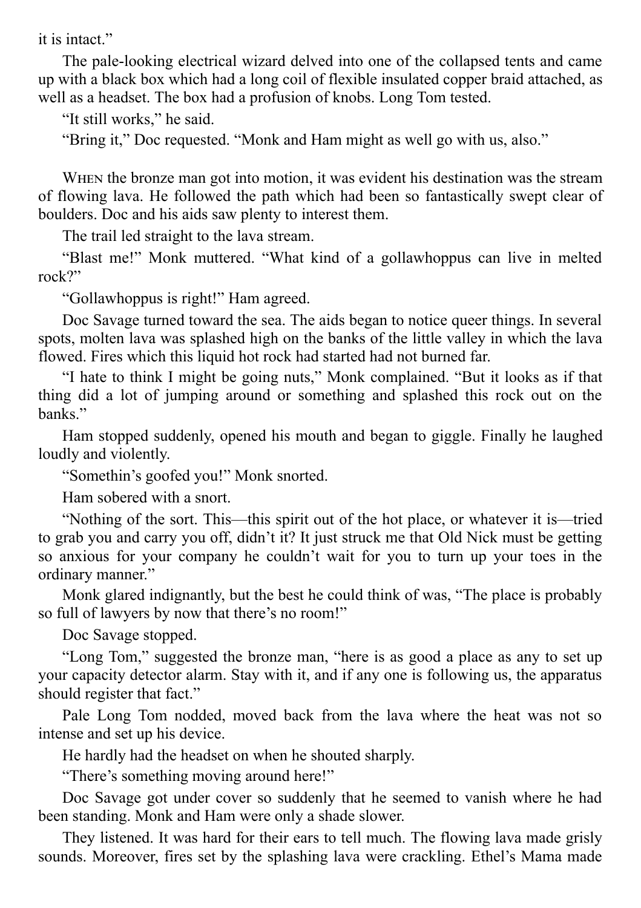it is intact."

The pale-looking electrical wizard delved into one of the collapsed tents and came up with a black box which had a long coil of flexible insulated copper braid attached, as well as a headset. The box had a profusion of knobs. Long Tom tested.

"It still works," he said.

"Bring it," Doc requested. "Monk and Ham might as well go with us, also."

When the bronze man got into motion, it was evident his destination was the stream of flowing lava. He followed the path which had been so fantastically swept clear of boulders. Doc and his aids saw plenty to interest them.

The trail led straight to the lava stream.

"Blast me!" Monk muttered. "What kind of a gollawhoppus can live in melted rock?"

"Gollawhoppus is right!" Ham agreed.

Doc Savage turned toward the sea. The aids began to notice queer things. In several spots, molten lava was splashed high on the banks of the little valley in which the lava flowed. Fires which this liquid hot rock had started had not burned far.

"I hate to think I might be going nuts," Monk complained. "But it looks as if that thing did a lot of jumping around or something and splashed this rock out on the banks."

Ham stopped suddenly, opened his mouth and began to giggle. Finally he laughed loudly and violently.

"Somethin's goofed you!" Monk snorted.

Ham sobered with a snort.

"Nothing of the sort. This—this spirit out of the hot place, or whatever it is—tried to grab you and carry you off, didn't it? It just struck me that Old Nick must be getting so anxious for your company he couldn't wait for you to turn up your toes in the ordinary manner."

Monk glared indignantly, but the best he could think of was, "The place is probably so full of lawyers by now that there's no room!"

Doc Savage stopped.

"Long Tom," suggested the bronze man, "here is as good a place as any to set up your capacity detector alarm. Stay with it, and if any one is following us, the apparatus should register that fact."

Pale Long Tom nodded, moved back from the lava where the heat was not so intense and set up his device.

He hardly had the headset on when he shouted sharply.

"There's something moving around here!"

Doc Savage got under cover so suddenly that he seemed to vanish where he had been standing. Monk and Ham were only a shade slower.

They listened. It was hard for their ears to tell much. The flowing lava made grisly sounds. Moreover, fires set by the splashing lava were crackling. Ethel's Mama made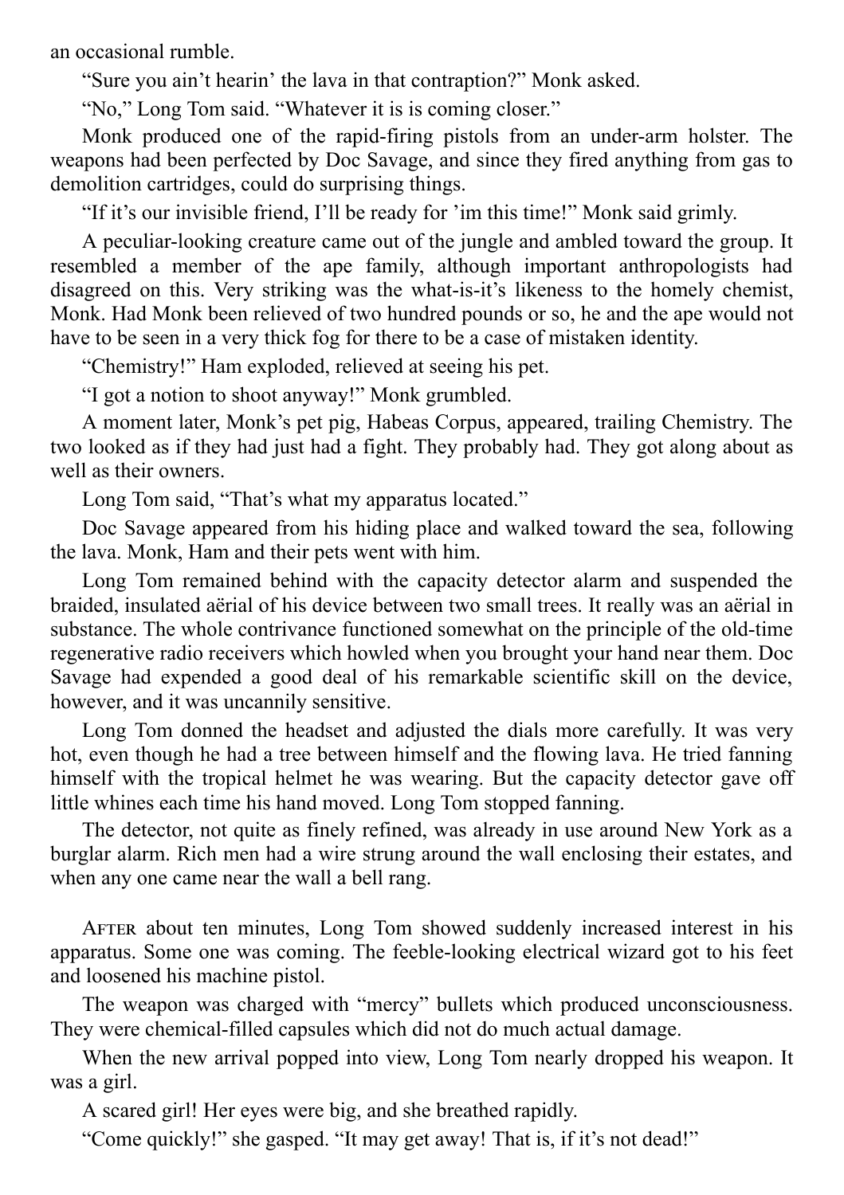an occasional rumble.

"Sure you ain't hearin' the lava in that contraption?" Monk asked.

"No," Long Tom said. "Whatever it is is coming closer."

Monk produced one of the rapid-firing pistols from an under-arm holster. The weapons had been perfected by Doc Savage, and since they fired anything from gas to demolition cartridges, could do surprising things.

"If it's our invisible friend, I'll be ready for 'im this time!" Monk said grimly.

A peculiar-looking creature came out of the jungle and ambled toward the group. It resembled a member of the ape family, although important anthropologists had disagreed on this. Very striking was the what-is-it's likeness to the homely chemist, Monk. Had Monk been relieved of two hundred pounds or so, he and the ape would not have to be seen in a very thick fog for there to be a case of mistaken identity.

"Chemistry!" Ham exploded, relieved at seeing his pet.

"I got a notion to shoot anyway!" Monk grumbled.

A moment later, Monk's pet pig, Habeas Corpus, appeared, trailing Chemistry. The two looked as if they had just had a fight. They probably had. They got along about as well as their owners.

Long Tom said, "That's what my apparatus located."

Doc Savage appeared from his hiding place and walked toward the sea, following the lava. Monk, Ham and their pets went with him.

Long Tom remained behind with the capacity detector alarm and suspended the braided, insulated aërial of his device between two small trees. It really was an aërial in substance. The whole contrivance functioned somewhat on the principle of the old-time regenerative radio receivers which howled when you brought your hand near them. Doc Savage had expended a good deal of his remarkable scientific skill on the device, however, and it was uncannily sensitive.

Long Tom donned the headset and adjusted the dials more carefully. It was very hot, even though he had a tree between himself and the flowing lava. He tried fanning himself with the tropical helmet he was wearing. But the capacity detector gave off little whines each time his hand moved. Long Tom stopped fanning.

The detector, not quite as finely refined, was already in use around New York as a burglar alarm. Rich men had a wire strung around the wall enclosing their estates, and when any one came near the wall a bell rang.

After about ten minutes, Long Tom showed suddenly increased interest in his apparatus. Some one was coming. The feeble-looking electrical wizard got to his feet and loosened his machine pistol.

The weapon was charged with "mercy" bullets which produced unconsciousness. They were chemical-filled capsules which did not do much actual damage.

When the new arrival popped into view, Long Tom nearly dropped his weapon. It was a girl.

A scared girl! Her eyes were big, and she breathed rapidly.

"Come quickly!" she gasped. "It may get away! That is, if it's not dead!"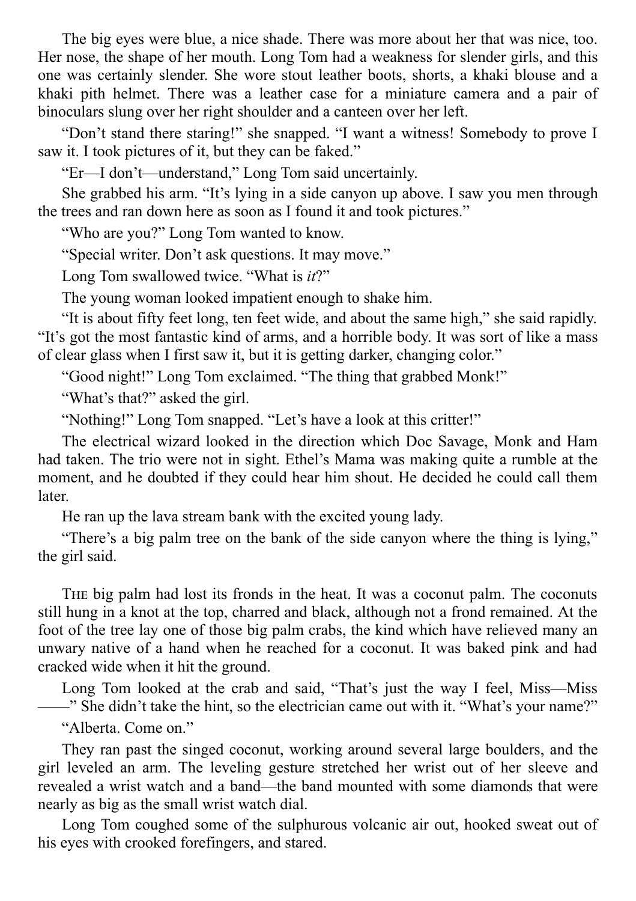The big eyes were blue, a nice shade. There was more about her that was nice, too. Her nose, the shape of her mouth. Long Tom had a weakness for slender girls, and this one was certainly slender. She wore stout leather boots, shorts, a khaki blouse and a khaki pith helmet. There was a leather case for a miniature camera and a pair of binoculars slung over her right shoulder and a canteen over her left.

"Don't stand there staring!" she snapped. "I want a witness! Somebody to prove I saw it. I took pictures of it, but they can be faked."

"Er—I don't—understand," Long Tom said uncertainly.

She grabbed his arm. "It's lying in a side canyon up above. I saw you men through the trees and ran down here as soon as I found it and took pictures."

"Who are you?" Long Tom wanted to know.

"Special writer. Don't ask questions. It may move."

Long Tom swallowed twice. "What is *it*?"

The young woman looked impatient enough to shake him.

"It is about fifty feet long, ten feet wide, and about the same high," she said rapidly. "It's got the most fantastic kind of arms, and a horrible body. It was sort of like a mass of clear glass when I first saw it, but it is getting darker, changing color."

"Good night!" Long Tom exclaimed. "The thing that grabbed Monk!"

"What's that?" asked the girl.

"Nothing!" Long Tom snapped. "Let's have a look at this critter!"

The electrical wizard looked in the direction which Doc Savage, Monk and Ham had taken. The trio were not in sight. Ethel's Mama was making quite a rumble at the moment, and he doubted if they could hear him shout. He decided he could call them later.

He ran up the lava stream bank with the excited young lady.

"There's a big palm tree on the bank of the side canyon where the thing is lying," the girl said.

The big palm had lost its fronds in the heat. It was a coconut palm. The coconuts still hung in a knot at the top, charred and black, although not a frond remained. At the foot of the tree lay one of those big palm crabs, the kind which have relieved many an unwary native of a hand when he reached for a coconut. It was baked pink and had cracked wide when it hit the ground.

Long Tom looked at the crab and said, "That's just the way I feel, Miss—Miss ——" She didn't take the hint, so the electrician came out with it. "What's your name?"

"Alberta. Come on."

They ran past the singed coconut, working around several large boulders, and the girl leveled an arm. The leveling gesture stretched her wrist out of her sleeve and revealed a wrist watch and a band—the band mounted with some diamonds that were nearly as big as the small wrist watch dial.

Long Tom coughed some of the sulphurous volcanic air out, hooked sweat out of his eyes with crooked forefingers, and stared.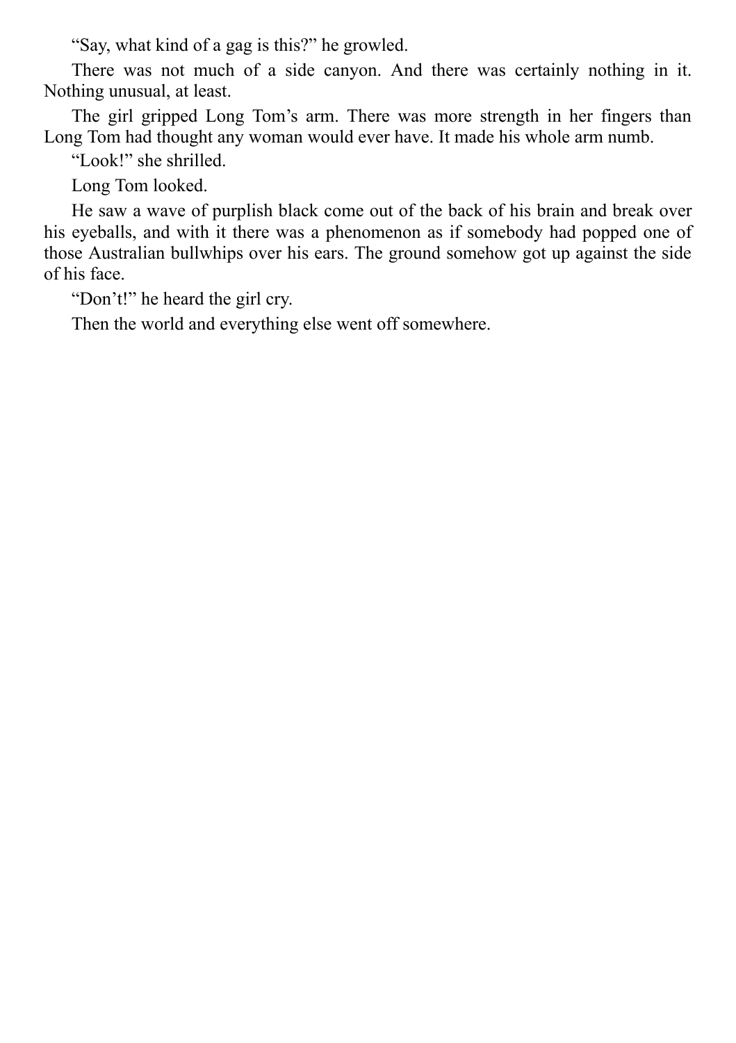"Say, what kind of a gag is this?" he growled.

There was not much of a side canyon. And there was certainly nothing in it. Nothing unusual, at least.

The girl gripped Long Tom's arm. There was more strength in her fingers than Long Tom had thought any woman would ever have. It made his whole arm numb.

"Look!" she shrilled.

Long Tom looked.

He saw a wave of purplish black come out of the back of his brain and break over his eyeballs, and with it there was a phenomenon as if somebody had popped one of those Australian bullwhips over his ears. The ground somehow got up against the side of his face.

"Don't!" he heard the girl cry.

Then the world and everything else went off somewhere.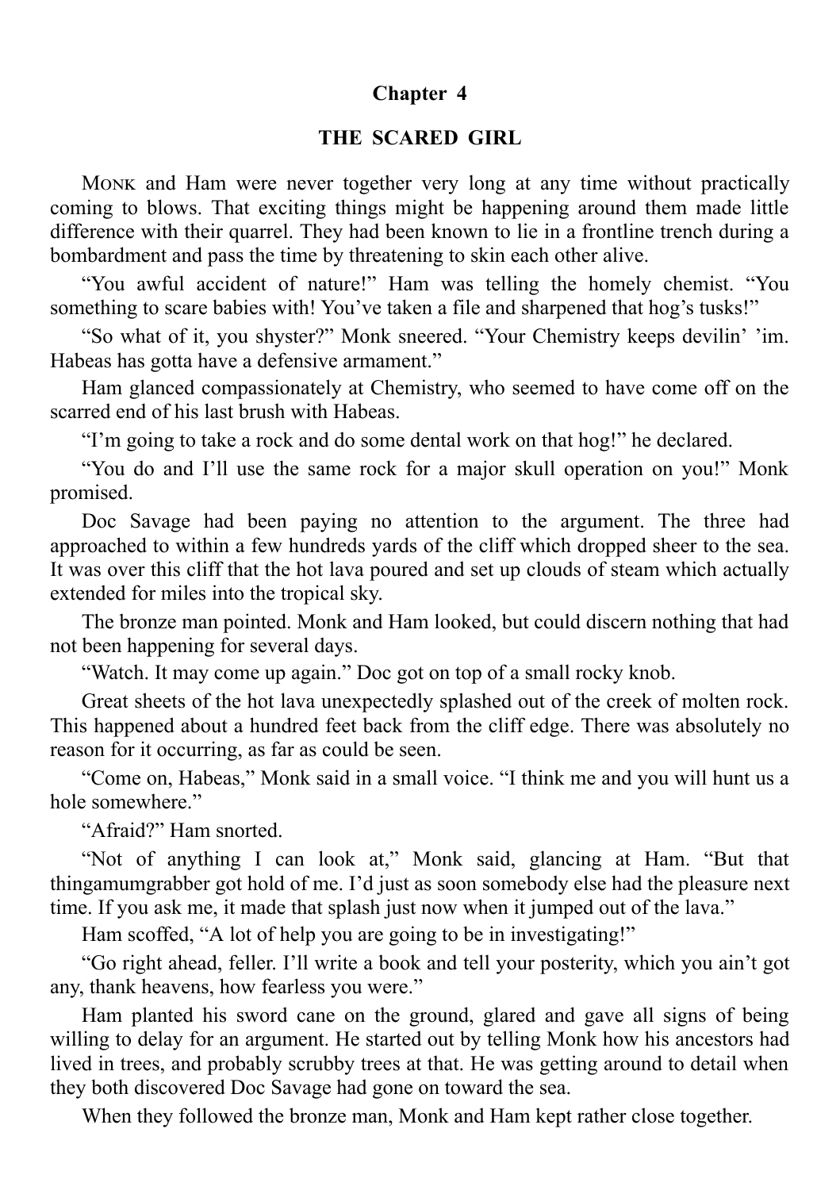## Chapter 4

## THE SCARED GIRL

MONK and Ham were never together very long at any time without practically coming to blows. That exciting things might be happening around them made little difference with their quarrel. They had been known to lie in a frontline trench during a bombardment and pass the time by threatening to skin each other alive.

"You awful accident of nature!" Ham was telling the homely chemist. "You something to scare babies with! You've taken a file and sharpened that hog's tusks!"

"So what of it, you shyster?" Monk sneered. "Your Chemistry keeps devilin' 'im. Habeas has gotta have a defensive armament."

Ham glanced compassionately at Chemistry, who seemed to have come off on the scarred end of his last brush with Habeas.

"I'm going to take a rock and do some dental work on that hog!" he declared.

"You do and I'll use the same rock for a major skull operation on you!" Monk promised.

Doc Savage had been paying no attention to the argument. The three had approached to within a few hundreds yards of the cliff which dropped sheer to the sea. It was over this cliff that the hot lava poured and set up clouds of steam which actually extended for miles into the tropical sky.

The bronze man pointed. Monk and Ham looked, but could discern nothing that had not been happening for several days.

"Watch. It may come up again." Doc got on top of a small rocky knob.

Great sheets of the hot lava unexpectedly splashed out of the creek of molten rock. This happened about a hundred feet back from the cliff edge. There was absolutely no reason for it occurring, as far as could be seen.

"Come on, Habeas," Monk said in a small voice. "I think me and you will hunt us a hole somewhere."

"Afraid?" Ham snorted.

"Not of anything I can look at," Monk said, glancing at Ham. "But that thingamumgrabber got hold of me. I'd just as soon somebody else had the pleasure next time. If you ask me, it made that splash just now when it jumped out of the lava."

Ham scoffed, "A lot of help you are going to be in investigating!"

"Go right ahead, feller. I'll write a book and tell your posterity, which you ain't got any, thank heavens, how fearless you were."

Ham planted his sword cane on the ground, glared and gave all signs of being willing to delay for an argument. He started out by telling Monk how his ancestors had lived in trees, and probably scrubby trees at that. He was getting around to detail when they both discovered Doc Savage had gone on toward the sea.

When they followed the bronze man, Monk and Ham kept rather close together.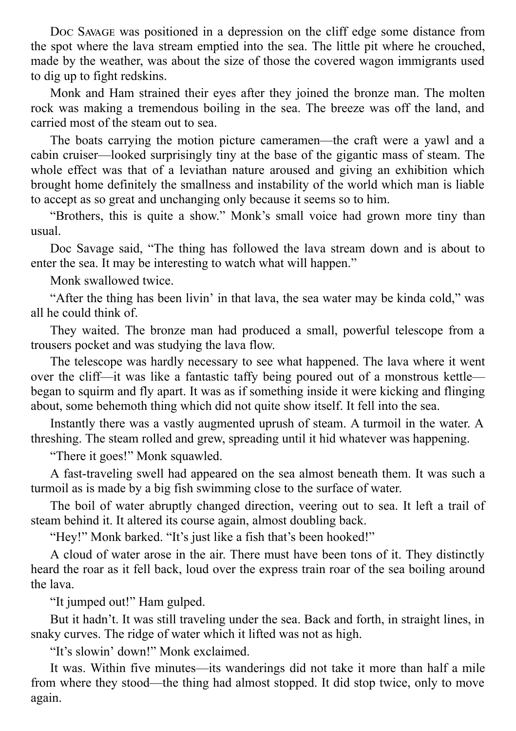Doc Savage was positioned in a depression on the cliff edge some distance from the spot where the lava stream emptied into the sea. The little pit where he crouched, made by the weather, was about the size of those the covered wagon immigrants used to dig up to fight redskins.

Monk and Ham strained their eyes after they joined the bronze man. The molten rock was making a tremendous boiling in the sea. The breeze was off the land, and carried most of the steam out to sea.

The boats carrying the motion picture cameramen—the craft were a yawl and a cabin cruiser—looked surprisingly tiny at the base of the gigantic mass of steam. The whole effect was that of a leviathan nature aroused and giving an exhibition which brought home definitely the smallness and instability of the world which man is liable to accept as so great and unchanging only because it seems so to him.

"Brothers, this is quite a show." Monk's small voice had grown more tiny than usual.

Doc Savage said, "The thing has followed the lava stream down and is about to enter the sea. It may be interesting to watch what will happen."

Monk swallowed twice.

"After the thing has been livin' in that lava, the sea water may be kinda cold," was all he could think of.

They waited. The bronze man had produced a small, powerful telescope from a trousers pocket and was studying the lava flow.

The telescope was hardly necessary to see what happened. The lava where it went over the cliff—it was like a fantastic taffy being poured out of a monstrous kettle—began to squirm and fly apart. It was as if something inside it were kicking and flinging about, some behemoth thing which did not quite show itself. It fell into the sea.

Instantly there was a vastly augmented uprush of steam. A turmoil in the water. A threshing. The steam rolled and grew, spreading until it hid whatever was happening.

"There it goes!" Monk squawled.

A fast-traveling swell had appeared on the sea almost beneath them. It was such a turmoil as is made by a big fish swimming close to the surface of water.

The boil of water abruptly changed direction, veering out to sea. It left a trail of steam behind it. It altered its course again, almost doubling back.

"Hey!" Monk barked. "It's just like a fish that's been hooked!"

A cloud of water arose in the air. There must have been tons of it. They distinctly heard the roar as it fell back, loud over the express train roar of the sea boiling around the lava.

"It jumped out!" Ham gulped.

But it hadn't. It was still traveling under the sea. Back and forth, in straight lines, in snaky curves. The ridge of water which it lifted was not as high.

"It's slowin' down!" Monk exclaimed.

It was. Within five minutes—its wanderings did not take it more than half a mile from where they stood—the thing had almost stopped. It did stop twice, only to move again.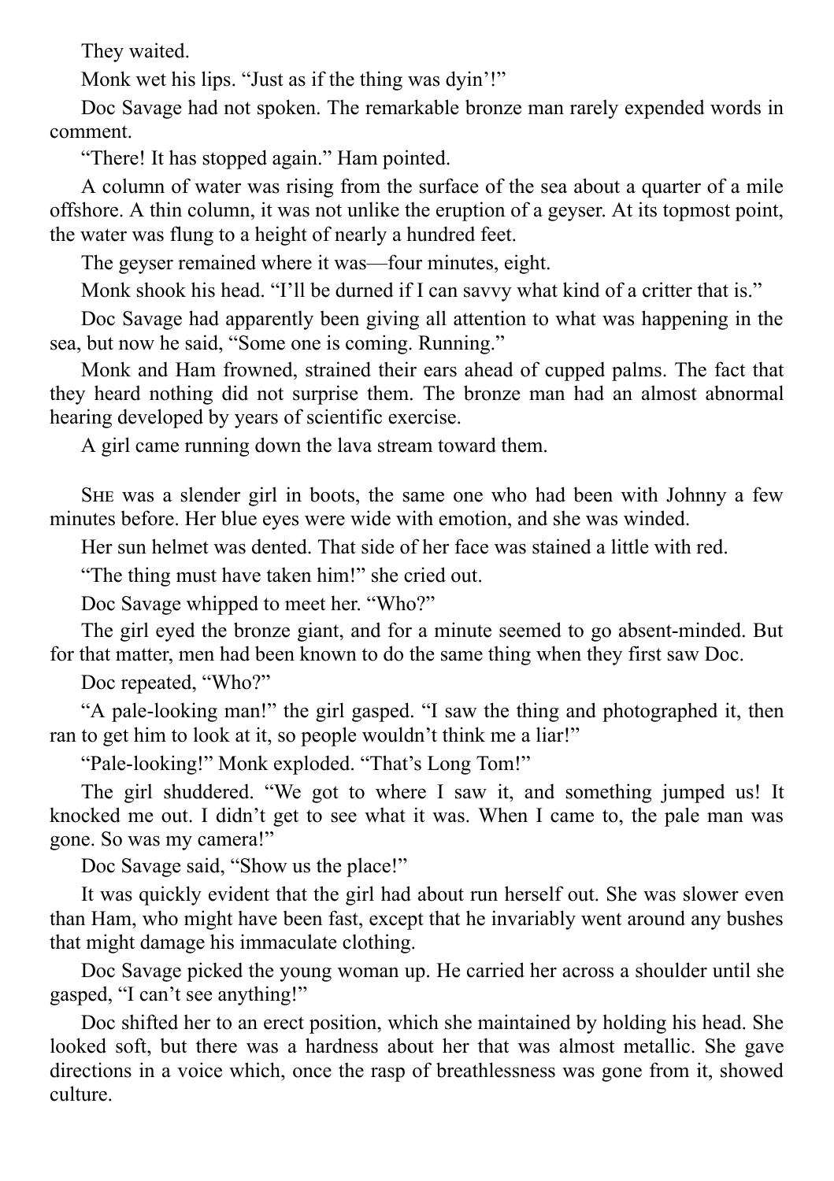They waited.

Monk wet his lips. "Just as if the thing was dyin'!"

Doc Savage had not spoken. The remarkable bronze man rarely expended words in comment.

"There! It has stopped again." Ham pointed.

A column of water was rising from the surface of the sea about a quarter of a mile offshore. A thin column, it was not unlike the eruption of a geyser. At its topmost point, the water was flung to a height of nearly a hundred feet.

The geyser remained where it was—four minutes, eight.

Monk shook his head. "I'll be durned if I can savvy what kind of a critter that is."

Doc Savage had apparently been giving all attention to what was happening in the sea, but now he said, "Some one is coming. Running."

Monk and Ham frowned, strained their ears ahead of cupped palms. The fact that they heard nothing did not surprise them. The bronze man had an almost abnormal hearing developed by years of scientific exercise.

A girl came running down the lava stream toward them.

She was a slender girl in boots, the same one who had been with Johnny a few minutes before. Her blue eyes were wide with emotion, and she was winded.

Her sun helmet was dented. That side of her face was stained a little with red.

"The thing must have taken him!" she cried out.

Doc Savage whipped to meet her. "Who?"

The girl eyed the bronze giant, and for a minute seemed to go absent-minded. But for that matter, men had been known to do the same thing when they first saw Doc.

Doc repeated, "Who?"

"A pale-looking man!" the girl gasped. "I saw the thing and photographed it, then ran to get him to look at it, so people wouldn't think me a liar!"

"Pale-looking!" Monk exploded. "That's Long Tom!"

The girl shuddered. "We got to where I saw it, and something jumped us! It knocked me out. I didn't get to see what it was. When I came to, the pale man was gone. So was my camera!"

Doc Savage said, "Show us the place!"

It was quickly evident that the girl had about run herself out. She was slower even than Ham, who might have been fast, except that he invariably went around any bushes that might damage his immaculate clothing.

Doc Savage picked the young woman up. He carried her across a shoulder until she gasped, "I can't see anything!"

Doc shifted her to an erect position, which she maintained by holding his head. She looked soft, but there was a hardness about her that was almost metallic. She gave directions in a voice which, once the rasp of breathlessness was gone from it, showed culture.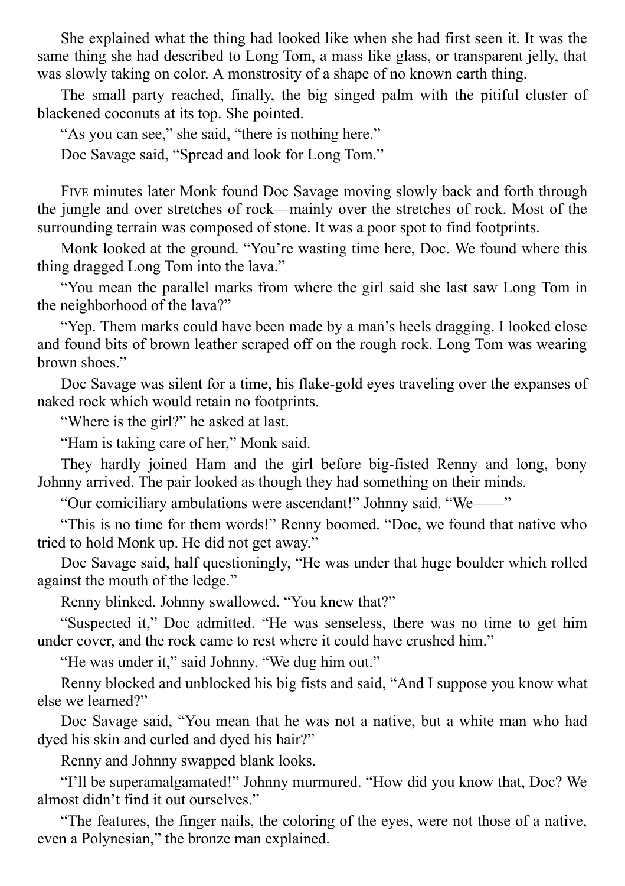She explained what the thing had looked like when she had first seen it. It was the same thing she had described to Long Tom, a mass like glass, or transparent jelly, that was slowly taking on color. A monstrosity of a shape of no known earth thing.

The small party reached, finally, the big singed palm with the pitiful cluster of blackened coconuts at its top. She pointed.

"As you can see," she said, "there is nothing here."

Doc Savage said, "Spread and look for Long Tom."

Five minutes later Monk found Doc Savage moving slowly back and forth through the jungle and over stretches of rock—mainly over the stretches of rock. Most of the surrounding terrain was composed of stone. It was a poor spot to find footprints.

Monk looked at the ground. "You're wasting time here, Doc. We found where this thing dragged Long Tom into the lava."

"You mean the parallel marks from where the girl said she last saw Long Tom in the neighborhood of the lava?"

"Yep. Them marks could have been made by a man's heels dragging. I looked close and found bits of brown leather scraped off on the rough rock. Long Tom was wearing brown shoes."

Doc Savage was silent for a time, his flake-gold eyes traveling over the expanses of naked rock which would retain no footprints.

"Where is the girl?" he asked at last.

"Ham is taking care of her," Monk said.

They hardly joined Ham and the girl before big-fisted Renny and long, bony Johnny arrived. The pair looked as though they had something on their minds.

"Our comiciliary ambulations were ascendant!" Johnny said. "We——"

"This is no time for them words!" Renny boomed. "Doc, we found that native who tried to hold Monk up. He did not get away."

Doc Savage said, half questioningly, "He was under that huge boulder which rolled against the mouth of the ledge."

Renny blinked. Johnny swallowed. "You knew that?"

"Suspected it," Doc admitted. "He was senseless, there was no time to get him under cover, and the rock came to rest where it could have crushed him."

"He was under it," said Johnny. "We dug him out."

Renny blocked and unblocked his big fists and said, "And I suppose you know what else we learned?"

Doc Savage said, "You mean that he was not a native, but a white man who had dyed his skin and curled and dyed his hair?"

Renny and Johnny swapped blank looks.

"I'll be superamalgamated!" Johnny murmured. "How did you know that, Doc? We almost didn't find it out ourselves."

"The features, the finger nails, the coloring of the eyes, were not those of a native, even a Polynesian," the bronze man explained.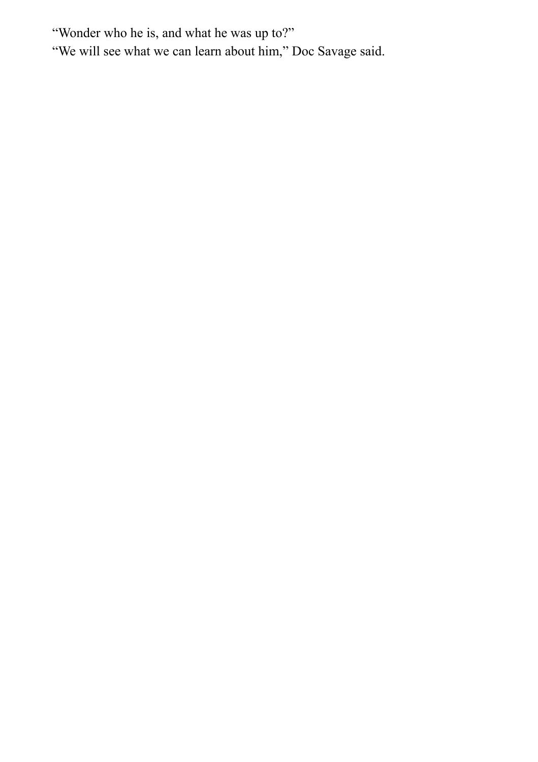“Wonder who he is, and what he was up to?”

“We will see what we can learn about him,” Doc Savage said.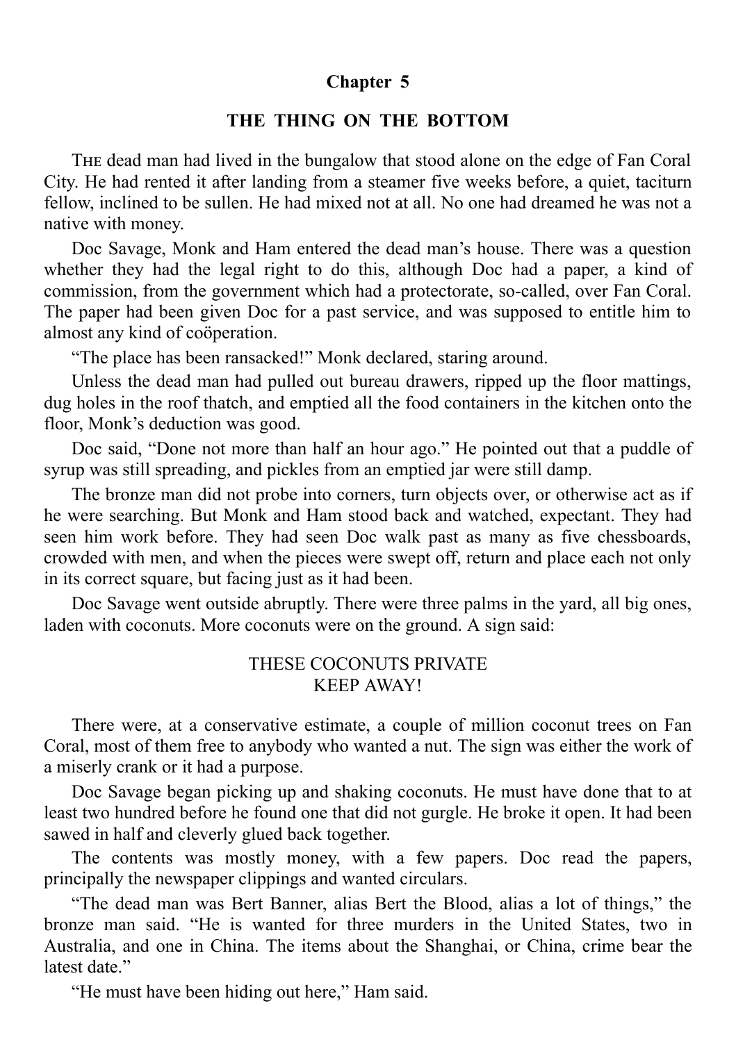## Chapter 5

## THE THING ON THE BOTTOM

THE dead man had lived in the bungalow that stood alone on the edge of Fan Coral City. He had rented it after landing from a steamer five weeks before, a quiet, taciturn fellow, inclined to be sullen. He had mixed not at all. No one had dreamed he was not a native with money.

Doc Savage, Monk and Ham entered the dead man's house. There was a question whether they had the legal right to do this, although Doc had a paper, a kind of commission, from the government which had a protectorate, so-called, over Fan Coral. The paper had been given Doc for a past service, and was supposed to entitle him to almost any kind of coöperation.

"The place has been ransacked!" Monk declared, staring around.

Unless the dead man had pulled out bureau drawers, ripped up the floor mattings, dug holes in the roof thatch, and emptied all the food containers in the kitchen onto the floor, Monk's deduction was good.

Doc said, "Done not more than half an hour ago." He pointed out that a puddle of syrup was still spreading, and pickles from an emptied jar were still damp.

The bronze man did not probe into corners, turn objects over, or otherwise act as if he were searching. But Monk and Ham stood back and watched, expectant. They had seen him work before. They had seen Doc walk past as many as five chessboards, crowded with men, and when the pieces were swept off, return and place each not only in its correct square, but facing just as it had been.

Doc Savage went outside abruptly. There were three palms in the yard, all big ones, laden with coconuts. More coconuts were on the ground. A sign said:

THESE COCONUTS PRIVATE
KEEP AWAY!

There were, at a conservative estimate, a couple of million coconut trees on Fan Coral, most of them free to anybody who wanted a nut. The sign was either the work of a miserly crank or it had a purpose.

Doc Savage began picking up and shaking coconuts. He must have done that to at least two hundred before he found one that did not gurgle. He broke it open. It had been sawed in half and cleverly glued back together.

The contents was mostly money, with a few papers. Doc read the papers, principally the newspaper clippings and wanted circulars.

"The dead man was Bert Banner, alias Bert the Blood, alias a lot of things," the bronze man said. "He is wanted for three murders in the United States, two in Australia, and one in China. The items about the Shanghai, or China, crime bear the latest date."

"He must have been hiding out here," Ham said.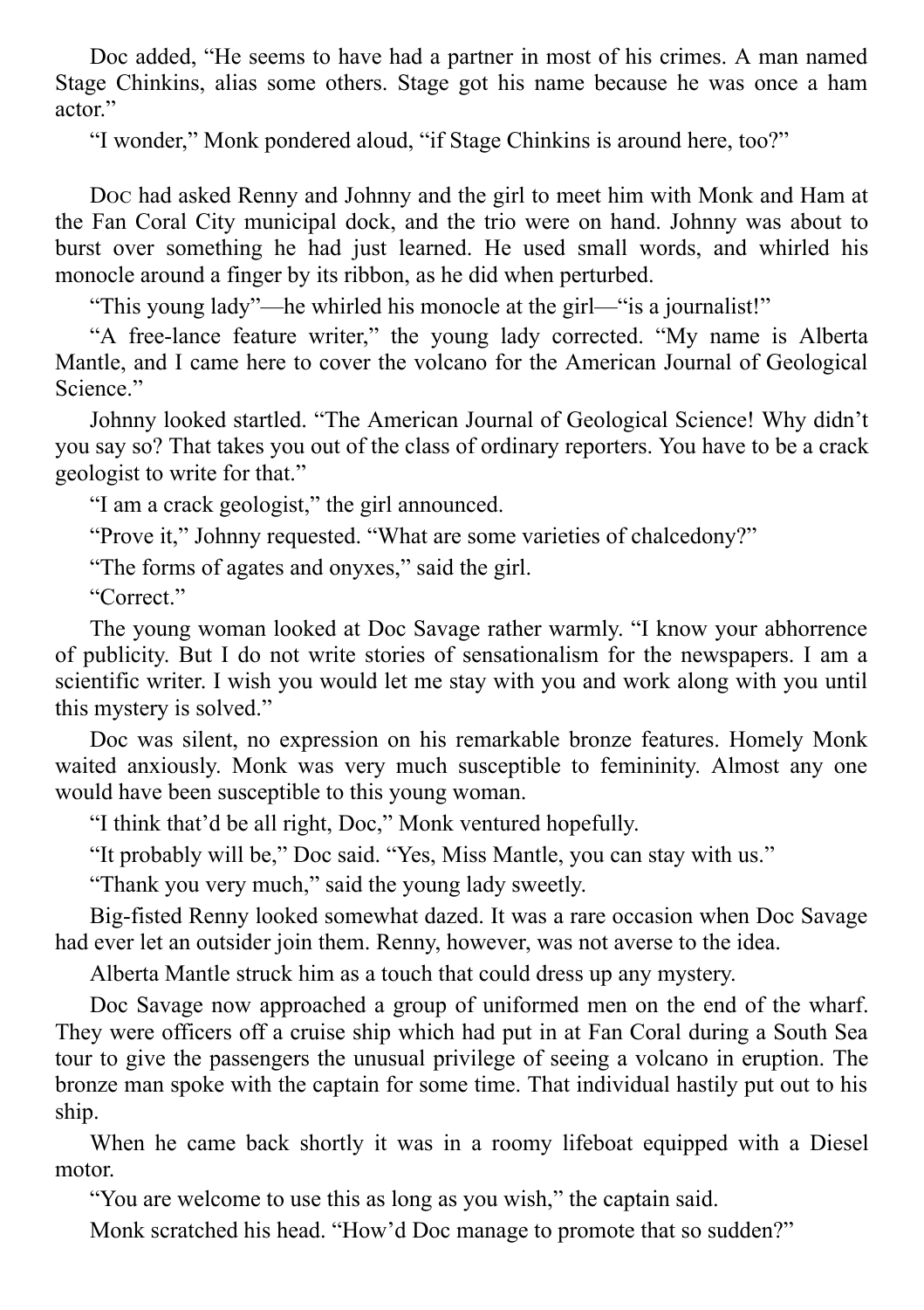Doc added, "He seems to have had a partner in most of his crimes. A man named Stage Chinkins, alias some others. Stage got his name because he was once a ham actor."

"I wonder," Monk pondered aloud, "if Stage Chinkins is around here, too?"

Doc had asked Renny and Johnny and the girl to meet him with Monk and Ham at the Fan Coral City municipal dock, and the trio were on hand. Johnny was about to burst over something he had just learned. He used small words, and whirled his monocle around a finger by its ribbon, as he did when perturbed.

"This young lady"—he whirled his monocle at the girl—"is a journalist!"

"A free-lance feature writer," the young lady corrected. "My name is Alberta Mantle, and I came here to cover the volcano for the American Journal of Geological Science."

Johnny looked startled. "The American Journal of Geological Science! Why didn't you say so? That takes you out of the class of ordinary reporters. You have to be a crack geologist to write for that."

"I am a crack geologist," the girl announced.

"Prove it," Johnny requested. "What are some varieties of chalcedony?"

"The forms of agates and onyxes," said the girl.

"Correct."

The young woman looked at Doc Savage rather warmly. "I know your abhorrence of publicity. But I do not write stories of sensationalism for the newspapers. I am a scientific writer. I wish you would let me stay with you and work along with you until this mystery is solved."

Doc was silent, no expression on his remarkable bronze features. Homely Monk waited anxiously. Monk was very much susceptible to femininity. Almost any one would have been susceptible to this young woman.

"I think that'd be all right, Doc," Monk ventured hopefully.

"It probably will be," Doc said. "Yes, Miss Mantle, you can stay with us."

"Thank you very much," said the young lady sweetly.

Big-fisted Renny looked somewhat dazed. It was a rare occasion when Doc Savage had ever let an outsider join them. Renny, however, was not averse to the idea.

Alberta Mantle struck him as a touch that could dress up any mystery.

Doc Savage now approached a group of uniformed men on the end of the wharf. They were officers off a cruise ship which had put in at Fan Coral during a South Sea tour to give the passengers the unusual privilege of seeing a volcano in eruption. The bronze man spoke with the captain for some time. That individual hastily put out to his ship.

When he came back shortly it was in a roomy lifeboat equipped with a Diesel motor.

"You are welcome to use this as long as you wish," the captain said.

Monk scratched his head. "How'd Doc manage to promote that so sudden?"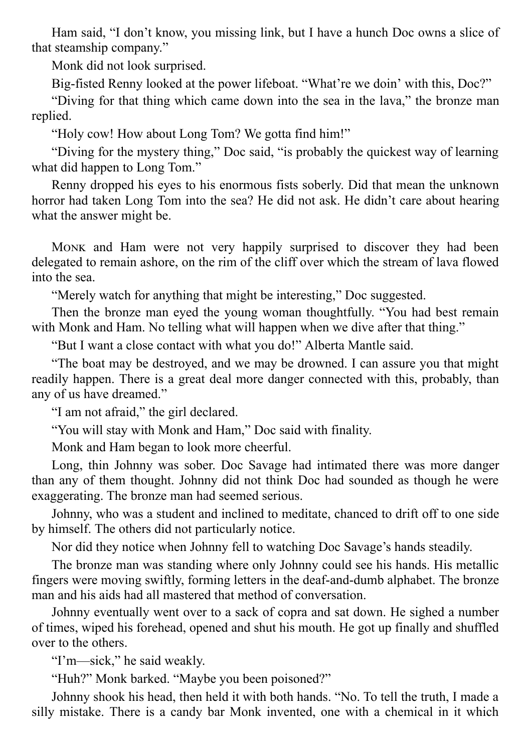Ham said, “I don’t know, you missing link, but I have a hunch Doc owns a slice of that steamship company.”

Monk did not look surprised.

Big-fisted Renny looked at the power lifeboat. “What’re we doin’ with this, Doc?”

“Diving for that thing which came down into the sea in the lava,” the bronze man replied.

“Holy cow! How about Long Tom? We gotta find him!”

“Diving for the mystery thing,” Doc said, “is probably the quickest way of learning what did happen to Long Tom.”

Renny dropped his eyes to his enormous fists soberly. Did that mean the unknown horror had taken Long Tom into the sea? He did not ask. He didn’t care about hearing what the answer might be.

MONK and Ham were not very happily surprised to discover they had been delegated to remain ashore, on the rim of the cliff over which the stream of lava flowed into the sea.

“Merely watch for anything that might be interesting,” Doc suggested.

Then the bronze man eyed the young woman thoughtfully. “You had best remain with Monk and Ham. No telling what will happen when we dive after that thing.”

“But I want a close contact with what you do!” Alberta Mantle said.

“The boat may be destroyed, and we may be drowned. I can assure you that might readily happen. There is a great deal more danger connected with this, probably, than any of us have dreamed.”

“I am not afraid,” the girl declared.

“You will stay with Monk and Ham,” Doc said with finality.

Monk and Ham began to look more cheerful.

Long, thin Johnny was sober. Doc Savage had intimated there was more danger than any of them thought. Johnny did not think Doc had sounded as though he were exaggerating. The bronze man had seemed serious.

Johnny, who was a student and inclined to meditate, chanced to drift off to one side by himself. The others did not particularly notice.

Nor did they notice when Johnny fell to watching Doc Savage’s hands steadily.

The bronze man was standing where only Johnny could see his hands. His metallic fingers were moving swiftly, forming letters in the deaf-and-dumb alphabet. The bronze man and his aids had all mastered that method of conversation.

Johnny eventually went over to a sack of copra and sat down. He sighed a number of times, wiped his forehead, opened and shut his mouth. He got up finally and shuffled over to the others.

“I’m—sick,” he said weakly.

“Huh?” Monk barked. “Maybe you been poisoned?”

Johnny shook his head, then held it with both hands. “No. To tell the truth, I made a silly mistake. There is a candy bar Monk invented, one with a chemical in it which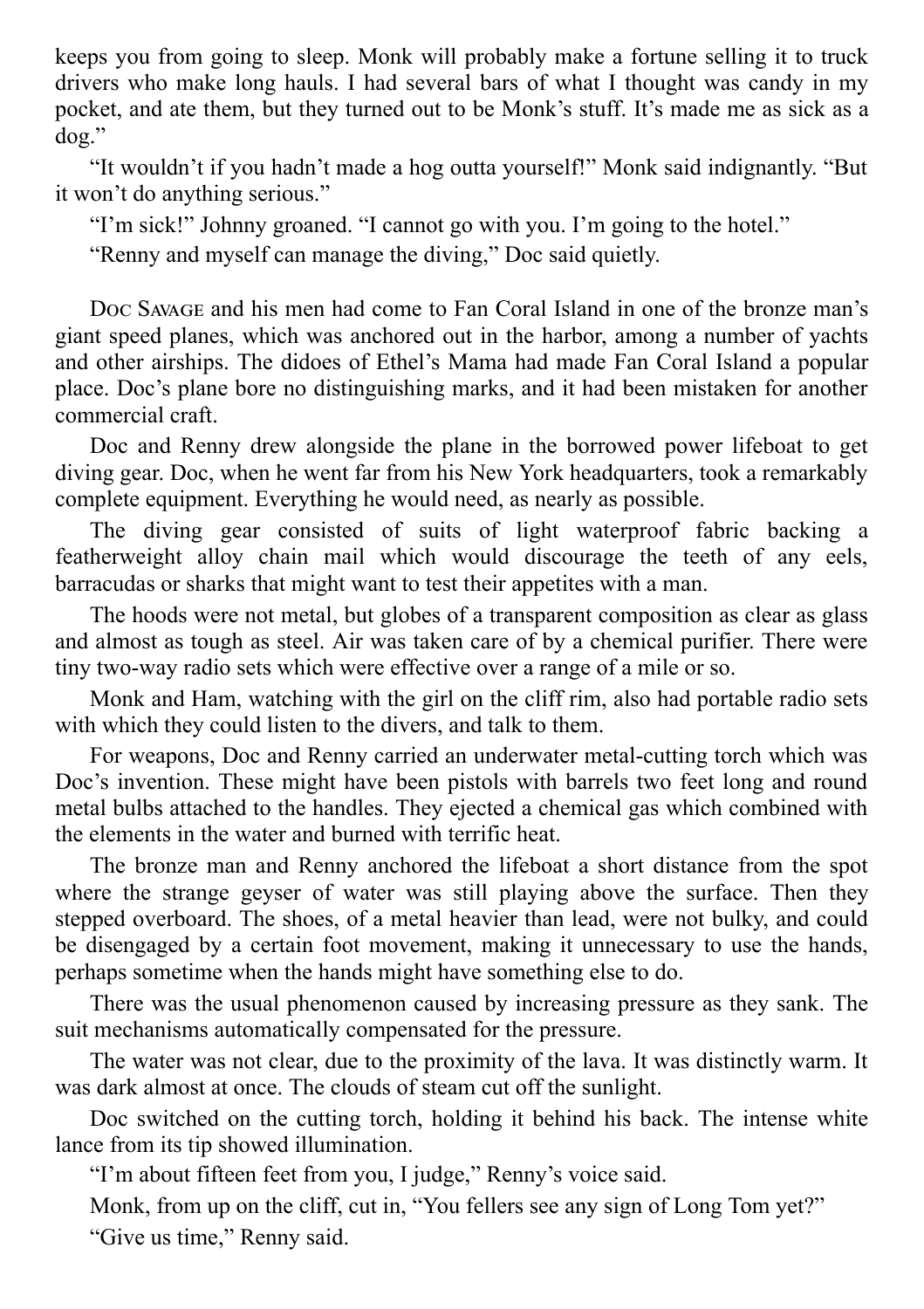keeps you from going to sleep. Monk will probably make a fortune selling it to truck drivers who make long hauls. I had several bars of what I thought was candy in my pocket, and ate them, but they turned out to be Monk's stuff. It's made me as sick as a dog."

"It wouldn't if you hadn't made a hog outta yourself!" Monk said indignantly. "But it won't do anything serious."

"I'm sick!" Johnny groaned. "I cannot go with you. I'm going to the hotel."

"Renny and myself can manage the diving," Doc said quietly.

Doc Savage and his men had come to Fan Coral Island in one of the bronze man's giant speed planes, which was anchored out in the harbor, among a number of yachts and other airships. The didoes of Ethel's Mama had made Fan Coral Island a popular place. Doc's plane bore no distinguishing marks, and it had been mistaken for another commercial craft.

Doc and Renny drew alongside the plane in the borrowed power lifeboat to get diving gear. Doc, when he went far from his New York headquarters, took a remarkably complete equipment. Everything he would need, as nearly as possible.

The diving gear consisted of suits of light waterproof fabric backing a featherweight alloy chain mail which would discourage the teeth of any eels, barracudas or sharks that might want to test their appetites with a man.

The hoods were not metal, but globes of a transparent composition as clear as glass and almost as tough as steel. Air was taken care of by a chemical purifier. There were tiny two-way radio sets which were effective over a range of a mile or so.

Monk and Ham, watching with the girl on the cliff rim, also had portable radio sets with which they could listen to the divers, and talk to them.

For weapons, Doc and Renny carried an underwater metal-cutting torch which was Doc's invention. These might have been pistols with barrels two feet long and round metal bulbs attached to the handles. They ejected a chemical gas which combined with the elements in the water and burned with terrific heat.

The bronze man and Renny anchored the lifeboat a short distance from the spot where the strange geyser of water was still playing above the surface. Then they stepped overboard. The shoes, of a metal heavier than lead, were not bulky, and could be disengaged by a certain foot movement, making it unnecessary to use the hands, perhaps sometime when the hands might have something else to do.

There was the usual phenomenon caused by increasing pressure as they sank. The suit mechanisms automatically compensated for the pressure.

The water was not clear, due to the proximity of the lava. It was distinctly warm. It was dark almost at once. The clouds of steam cut off the sunlight.

Doc switched on the cutting torch, holding it behind his back. The intense white lance from its tip showed illumination.

"I'm about fifteen feet from you, I judge," Renny's voice said.

Monk, from up on the cliff, cut in, "You fellers see any sign of Long Tom yet?"

"Give us time," Renny said.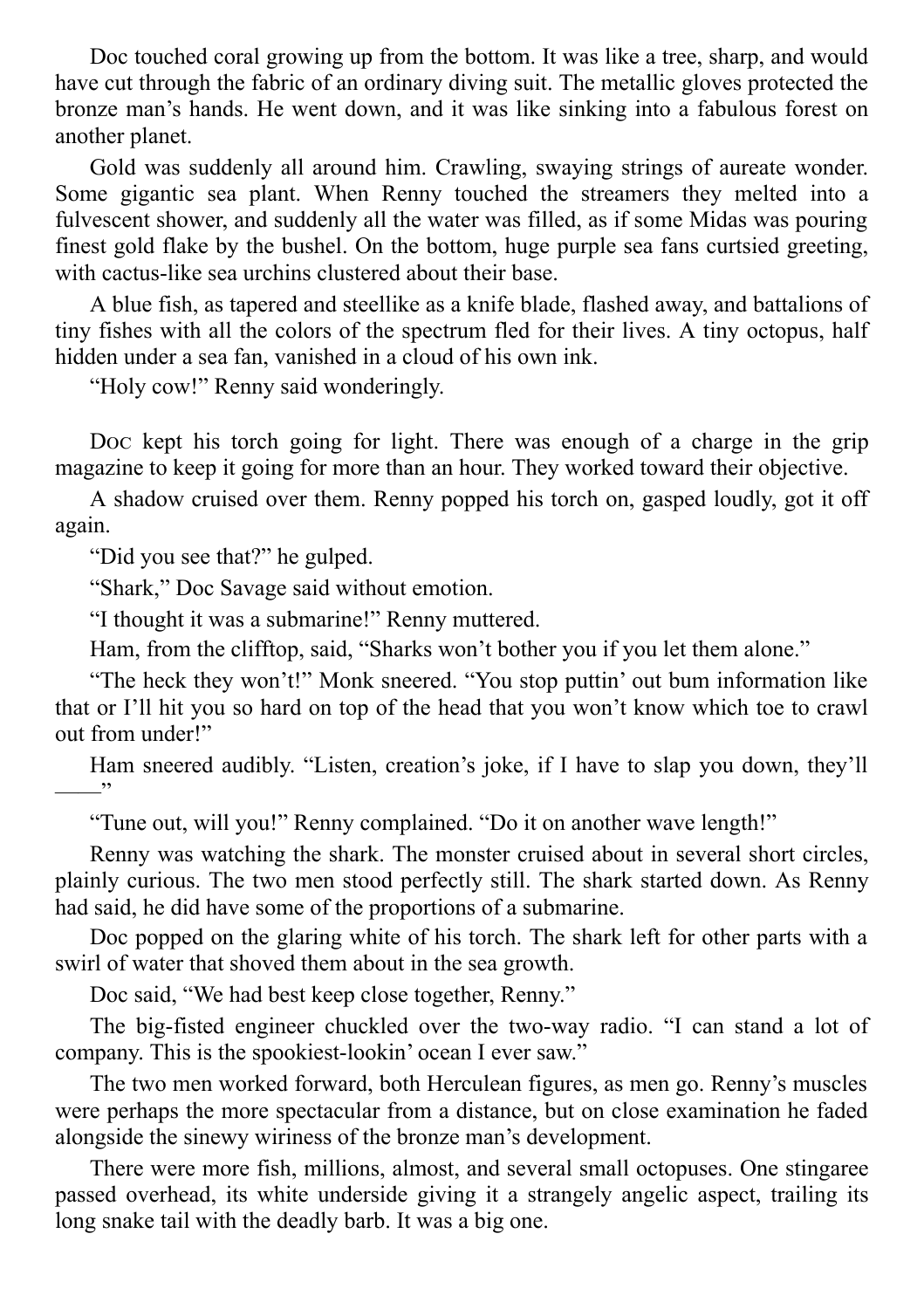Doc touched coral growing up from the bottom. It was like a tree, sharp, and would have cut through the fabric of an ordinary diving suit. The metallic gloves protected the bronze man's hands. He went down, and it was like sinking into a fabulous forest on another planet.

Gold was suddenly all around him. Crawling, swaying strings of aureate wonder. Some gigantic sea plant. When Renny touched the streamers they melted into a fulvescent shower, and suddenly all the water was filled, as if some Midas was pouring finest gold flake by the bushel. On the bottom, huge purple sea fans curtsied greeting, with cactus-like sea urchins clustered about their base.

A blue fish, as tapered and steellike as a knife blade, flashed away, and battalions of tiny fishes with all the colors of the spectrum fled for their lives. A tiny octopus, half hidden under a sea fan, vanished in a cloud of his own ink.

"Holy cow!" Renny said wonderingly.

DOC kept his torch going for light. There was enough of a charge in the grip magazine to keep it going for more than an hour. They worked toward their objective.

A shadow cruised over them. Renny popped his torch on, gasped loudly, got it off again.

"Did you see that?" he gulped.

"Shark," Doc Savage said without emotion.

"I thought it was a submarine!" Renny muttered.

Ham, from the clifftop, said, "Sharks won't bother you if you let them alone."

"The heck they won't!" Monk sneered. "You stop puttin' out bum information like that or I'll hit you so hard on top of the head that you won't know which toe to crawl out from under!"

Ham sneered audibly. "Listen, creation's joke, if I have to slap you down, they'll ____"

"Tune out, will you!" Renny complained. "Do it on another wave length!"

Renny was watching the shark. The monster cruised about in several short circles, plainly curious. The two men stood perfectly still. The shark started down. As Renny had said, he did have some of the proportions of a submarine.

Doc popped on the glaring white of his torch. The shark left for other parts with a swirl of water that shoved them about in the sea growth.

Doc said, "We had best keep close together, Renny."

The big-fisted engineer chuckled over the two-way radio. "I can stand a lot of company. This is the spookiest-lookin' ocean I ever saw."

The two men worked forward, both Herculean figures, as men go. Renny's muscles were perhaps the more spectacular from a distance, but on close examination he faded alongside the sinewy wiriness of the bronze man's development.

There were more fish, millions, almost, and several small octopuses. One stingaree passed overhead, its white underside giving it a strangely angelic aspect, trailing its long snake tail with the deadly barb. It was a big one.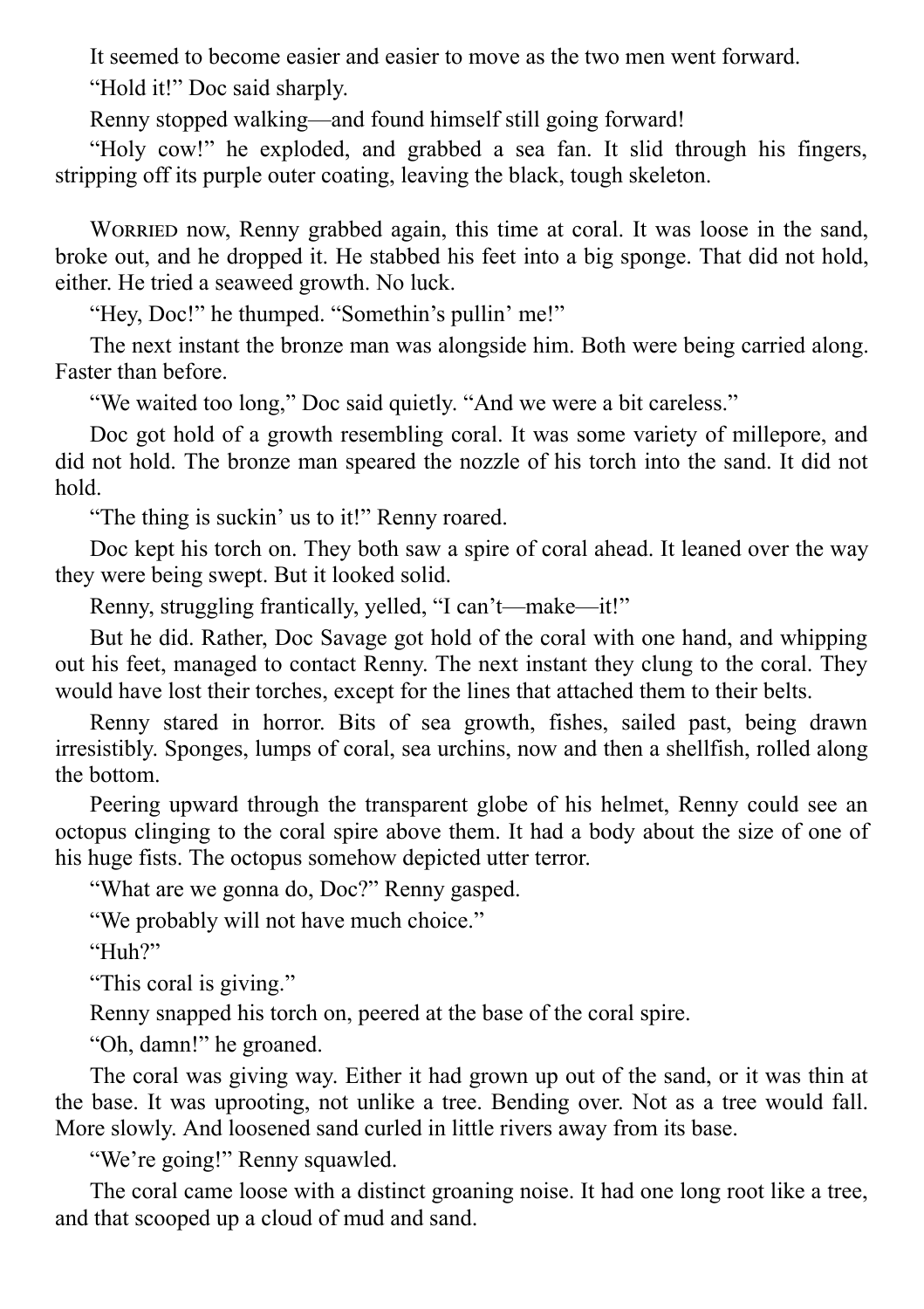It seemed to become easier and easier to move as the two men went forward.

"Hold it!" Doc said sharply.

Renny stopped walking—and found himself still going forward!

"Holy cow!" he exploded, and grabbed a sea fan. It slid through his fingers, stripping off its purple outer coating, leaving the black, tough skeleton.

WORRIED now, Renny grabbed again, this time at coral. It was loose in the sand, broke out, and he dropped it. He stabbed his feet into a big sponge. That did not hold, either. He tried a seaweed growth. No luck.

"Hey, Doc!" he thumped. "Somethin's pullin' me!"

The next instant the bronze man was alongside him. Both were being carried along. Faster than before.

"We waited too long," Doc said quietly. "And we were a bit careless."

Doc got hold of a growth resembling coral. It was some variety of millepore, and did not hold. The bronze man speared the nozzle of his torch into the sand. It did not hold.

"The thing is suckin' us to it!" Renny roared.

Doc kept his torch on. They both saw a spire of coral ahead. It leaned over the way they were being swept. But it looked solid.

Renny, struggling frantically, yelled, "I can't—make—it!"

But he did. Rather, Doc Savage got hold of the coral with one hand, and whipping out his feet, managed to contact Renny. The next instant they clung to the coral. They would have lost their torches, except for the lines that attached them to their belts.

Renny stared in horror. Bits of sea growth, fishes, sailed past, being drawn irresistibly. Sponges, lumps of coral, sea urchins, now and then a shellfish, rolled along the bottom.

Peering upward through the transparent globe of his helmet, Renny could see an octopus clinging to the coral spire above them. It had a body about the size of one of his huge fists. The octopus somehow depicted utter terror.

"What are we gonna do, Doc?" Renny gasped.

"We probably will not have much choice."

"Huh?"

"This coral is giving."

Renny snapped his torch on, peered at the base of the coral spire.

"Oh, damn!" he groaned.

The coral was giving way. Either it had grown up out of the sand, or it was thin at the base. It was uprooting, not unlike a tree. Bending over. Not as a tree would fall. More slowly. And loosened sand curled in little rivers away from its base.

"We're going!" Renny squawled.

The coral came loose with a distinct groaning noise. It had one long root like a tree, and that scooped up a cloud of mud and sand.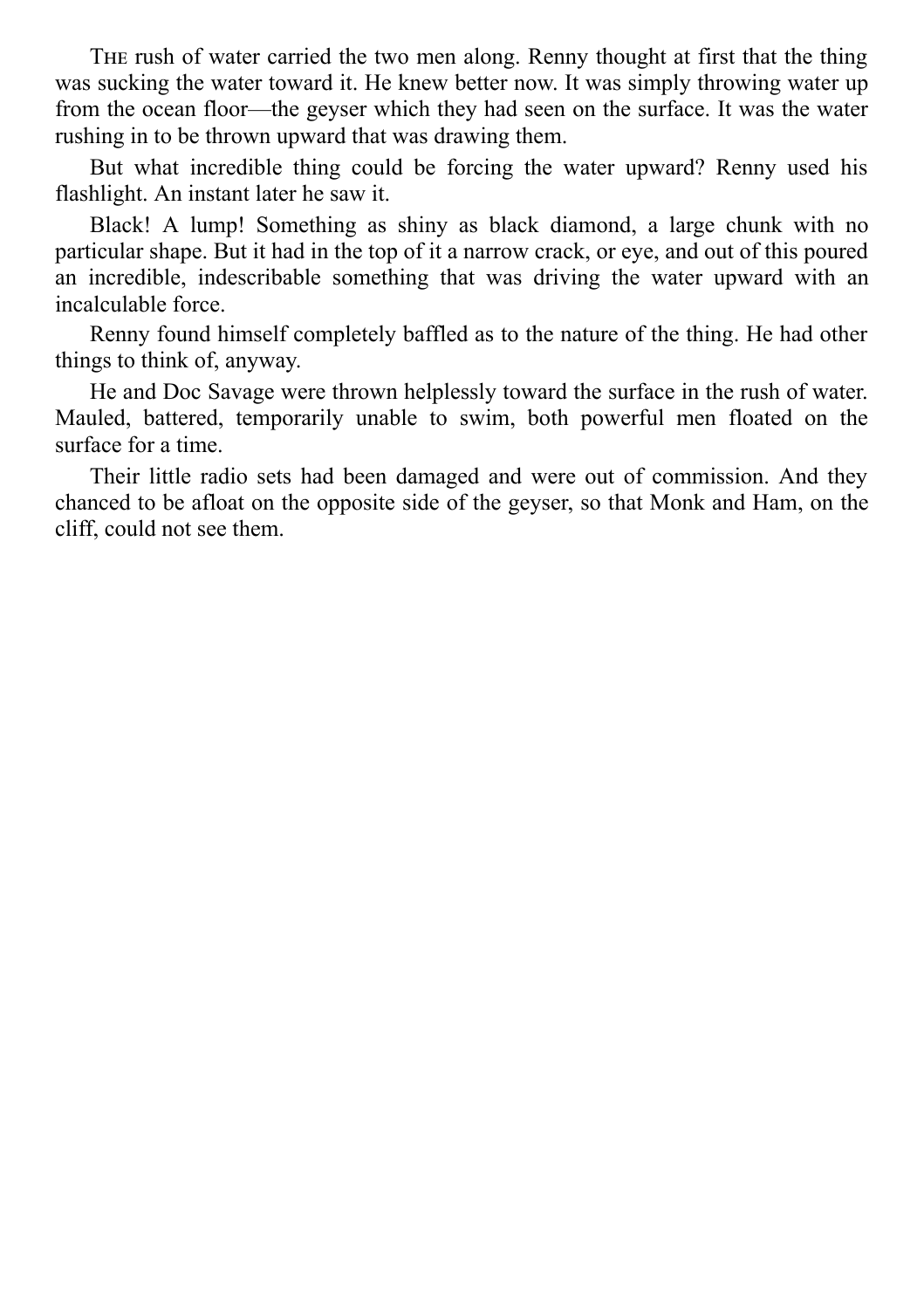THE rush of water carried the two men along. Renny thought at first that the thing was sucking the water toward it. He knew better now. It was simply throwing water up from the ocean floor—the geyser which they had seen on the surface. It was the water rushing in to be thrown upward that was drawing them.

But what incredible thing could be forcing the water upward? Renny used his flashlight. An instant later he saw it.

Black! A lump! Something as shiny as black diamond, a large chunk with no particular shape. But it had in the top of it a narrow crack, or eye, and out of this poured an incredible, indescribable something that was driving the water upward with an incalculable force.

Renny found himself completely baffled as to the nature of the thing. He had other things to think of, anyway.

He and Doc Savage were thrown helplessly toward the surface in the rush of water. Mauled, battered, temporarily unable to swim, both powerful men floated on the surface for a time.

Their little radio sets had been damaged and were out of commission. And they chanced to be afloat on the opposite side of the geyser, so that Monk and Ham, on the cliff, could not see them.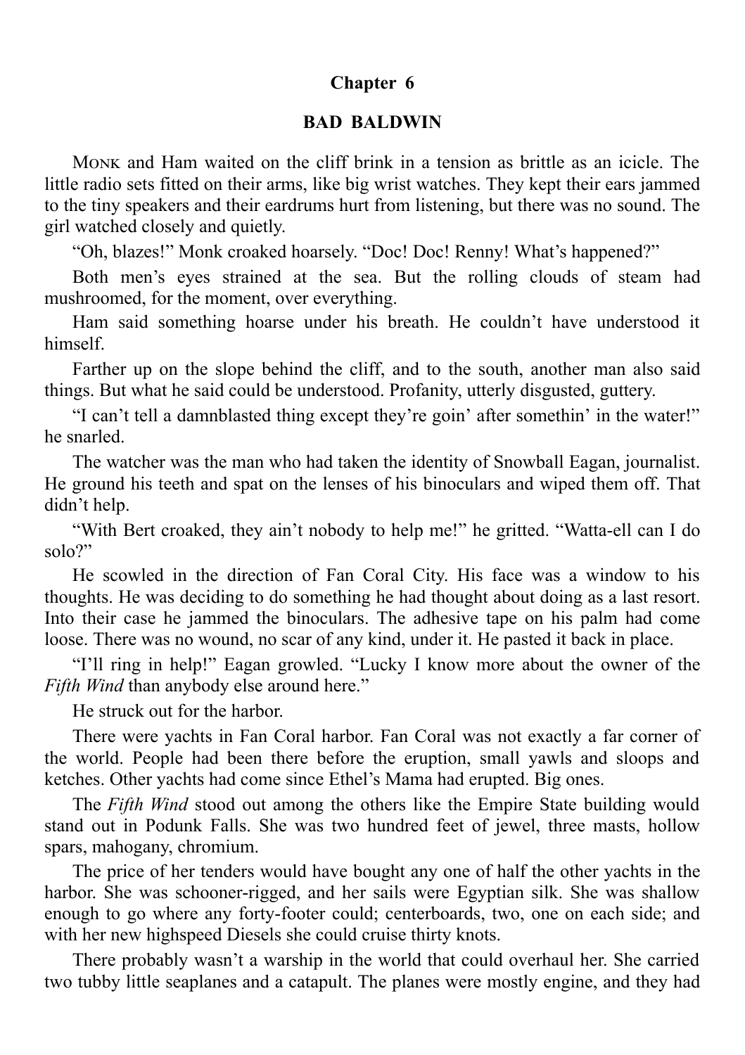## Chapter 6

### BAD BALDWIN

MONK and Ham waited on the cliff brink in a tension as brittle as an icicle. The little radio sets fitted on their arms, like big wrist watches. They kept their ears jammed to the tiny speakers and their eardrums hurt from listening, but there was no sound. The girl watched closely and quietly.

"Oh, blazes!" Monk croaked hoarsely. "Doc! Doc! Renny! What's happened?"

Both men's eyes strained at the sea. But the rolling clouds of steam had mushroomed, for the moment, over everything.

Ham said something hoarse under his breath. He couldn't have understood it himself.

Farther up on the slope behind the cliff, and to the south, another man also said things. But what he said could be understood. Profanity, utterly disgusted, guttery.

"I can't tell a damnblasted thing except they're goin' after somethin' in the water!" he snarled.

The watcher was the man who had taken the identity of Snowball Eagan, journalist. He ground his teeth and spat on the lenses of his binoculars and wiped them off. That didn't help.

"With Bert croaked, they ain't nobody to help me!" he gritted. "Watta-ell can I do solo?"

He scowled in the direction of Fan Coral City. His face was a window to his thoughts. He was deciding to do something he had thought about doing as a last resort. Into their case he jammed the binoculars. The adhesive tape on his palm had come loose. There was no wound, no scar of any kind, under it. He pasted it back in place.

"I'll ring in help!" Eagan growled. "Lucky I know more about the owner of the *Fifth Wind* than anybody else around here."

He struck out for the harbor.

There were yachts in Fan Coral harbor. Fan Coral was not exactly a far corner of the world. People had been there before the eruption, small yawls and sloops and ketches. Other yachts had come since Ethel's Mama had erupted. Big ones.

The *Fifth Wind* stood out among the others like the Empire State building would stand out in Podunk Falls. She was two hundred feet of jewel, three masts, hollow spars, mahogany, chromium.

The price of her tenders would have bought any one of half the other yachts in the harbor. She was schooner-rigged, and her sails were Egyptian silk. She was shallow enough to go where any forty-footer could; centerboards, two, one on each side; and with her new highspeed Diesels she could cruise thirty knots.

There probably wasn't a warship in the world that could overhaul her. She carried two tubby little seaplanes and a catapult. The planes were mostly engine, and they had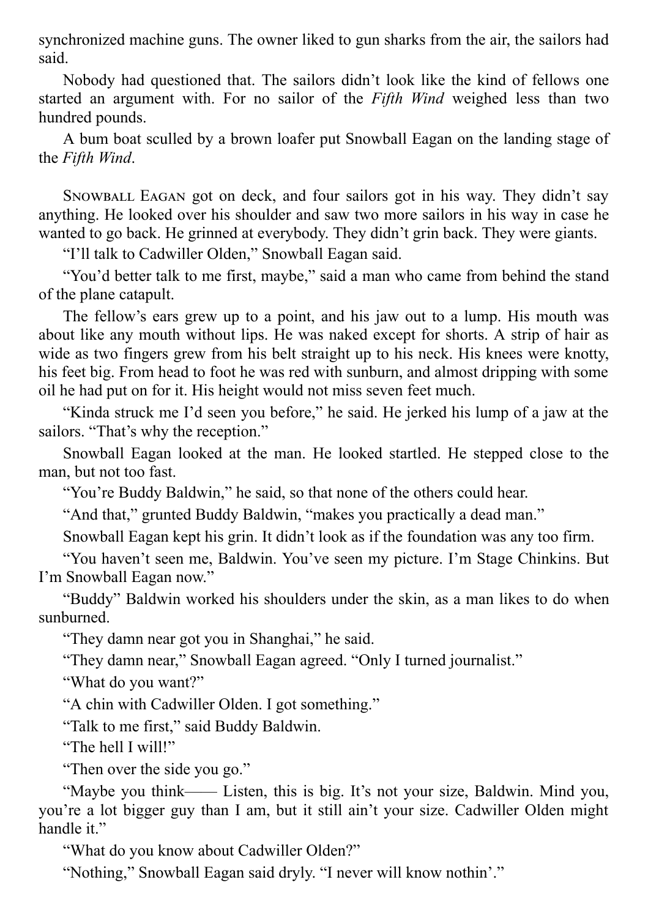synchronized machine guns. The owner liked to gun sharks from the air, the sailors had said.

Nobody had questioned that. The sailors didn't look like the kind of fellows one started an argument with. For no sailor of the *Fifth Wind* weighed less than two hundred pounds.

A bum boat sculled by a brown loafer put Snowball Eagan on the landing stage of the *Fifth Wind*.

Snowball Eagan got on deck, and four sailors got in his way. They didn't say anything. He looked over his shoulder and saw two more sailors in his way in case he wanted to go back. He grinned at everybody. They didn't grin back. They were giants.

"I'll talk to Cadwiller Olden," Snowball Eagan said.

"You'd better talk to me first, maybe," said a man who came from behind the stand of the plane catapult.

The fellow's ears grew up to a point, and his jaw out to a lump. His mouth was about like any mouth without lips. He was naked except for shorts. A strip of hair as wide as two fingers grew from his belt straight up to his neck. His knees were knotty, his feet big. From head to foot he was red with sunburn, and almost dripping with some oil he had put on for it. His height would not miss seven feet much.

"Kinda struck me I'd seen you before," he said. He jerked his lump of a jaw at the sailors. "That's why the reception."

Snowball Eagan looked at the man. He looked startled. He stepped close to the man, but not too fast.

"You're Buddy Baldwin," he said, so that none of the others could hear.

"And that," grunted Buddy Baldwin, "makes you practically a dead man."

Snowball Eagan kept his grin. It didn't look as if the foundation was any too firm.

"You haven't seen me, Baldwin. You've seen my picture. I'm Stage Chinkins. But I'm Snowball Eagan now."

"Buddy" Baldwin worked his shoulders under the skin, as a man likes to do when sunburned.

"They damn near got you in Shanghai," he said.

"They damn near," Snowball Eagan agreed. "Only I turned journalist."

"What do you want?"

"A chin with Cadwiller Olden. I got something."

"Talk to me first," said Buddy Baldwin.

"The hell I will!"

"Then over the side you go."

"Maybe you think—— Listen, this is big. It's not your size, Baldwin. Mind you, you're a lot bigger guy than I am, but it still ain't your size. Cadwiller Olden might handle it."

"What do you know about Cadwiller Olden?"

"Nothing," Snowball Eagan said dryly. "I never will know nothin'."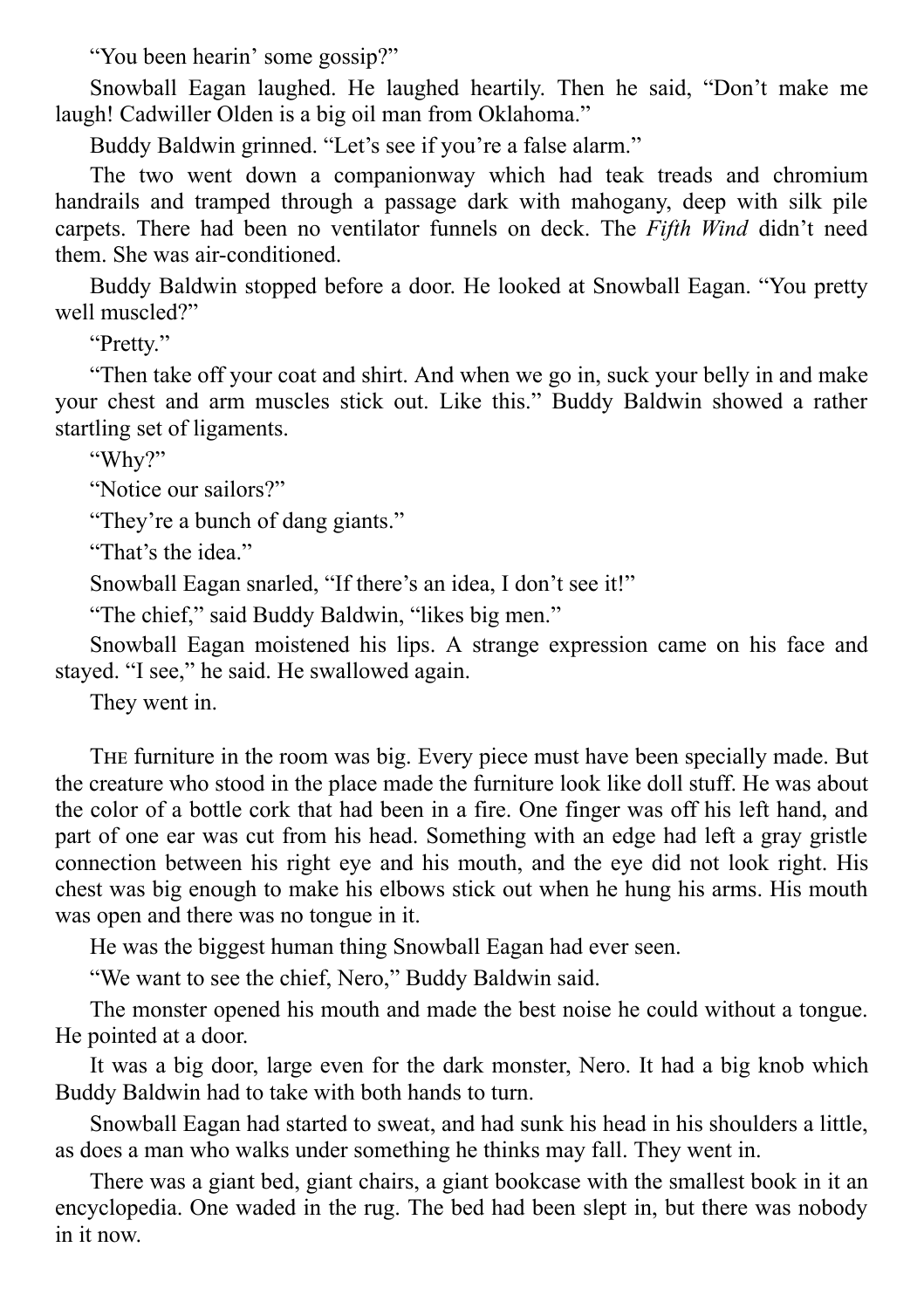"You been hearin' some gossip?"

Snowball Eagan laughed. He laughed heartily. Then he said, "Don't make me laugh! Cadwiller Olden is a big oil man from Oklahoma."

Buddy Baldwin grinned. "Let's see if you're a false alarm."

The two went down a companionway which had teak treads and chromium handrails and tramped through a passage dark with mahogany, deep with silk pile carpets. There had been no ventilator funnels on deck. The *Fifth Wind* didn't need them. She was air-conditioned.

Buddy Baldwin stopped before a door. He looked at Snowball Eagan. "You pretty well muscled?"

"Pretty."

"Then take off your coat and shirt. And when we go in, suck your belly in and make your chest and arm muscles stick out. Like this." Buddy Baldwin showed a rather startling set of ligaments.

"Why?"

"Notice our sailors?"

"They're a bunch of dang giants."

"That's the idea."

Snowball Eagan snarled, "If there's an idea, I don't see it!"

"The chief," said Buddy Baldwin, "likes big men."

Snowball Eagan moistened his lips. A strange expression came on his face and stayed. "I see," he said. He swallowed again.

They went in.

The furniture in the room was big. Every piece must have been specially made. But the creature who stood in the place made the furniture look like doll stuff. He was about the color of a bottle cork that had been in a fire. One finger was off his left hand, and part of one ear was cut from his head. Something with an edge had left a gray gristle connection between his right eye and his mouth, and the eye did not look right. His chest was big enough to make his elbows stick out when he hung his arms. His mouth was open and there was no tongue in it.

He was the biggest human thing Snowball Eagan had ever seen.

"We want to see the chief, Nero," Buddy Baldwin said.

The monster opened his mouth and made the best noise he could without a tongue. He pointed at a door.

It was a big door, large even for the dark monster, Nero. It had a big knob which Buddy Baldwin had to take with both hands to turn.

Snowball Eagan had started to sweat, and had sunk his head in his shoulders a little, as does a man who walks under something he thinks may fall. They went in.

There was a giant bed, giant chairs, a giant bookcase with the smallest book in it an encyclopedia. One waded in the rug. The bed had been slept in, but there was nobody in it now.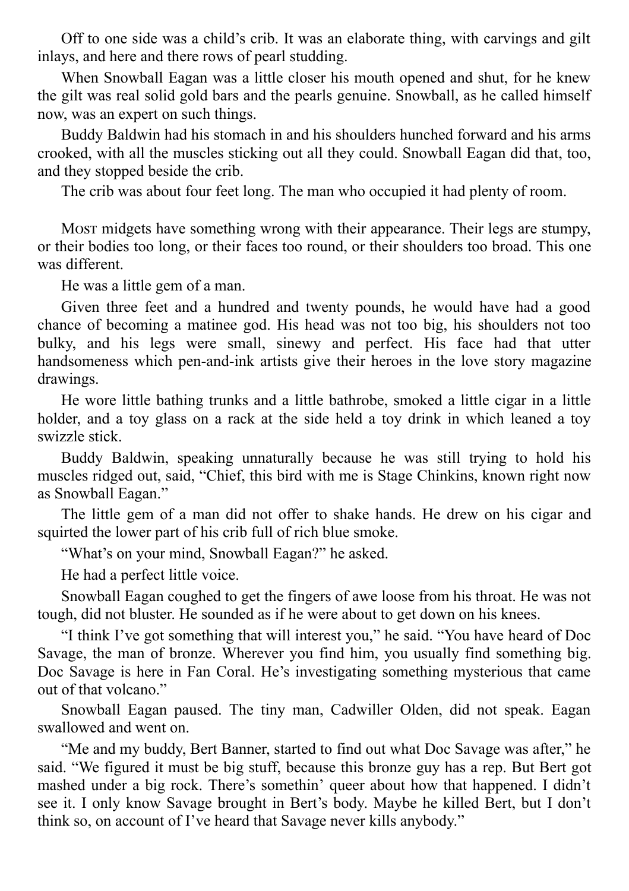Off to one side was a child's crib. It was an elaborate thing, with carvings and gilt inlays, and here and there rows of pearl studding.

When Snowball Eagan was a little closer his mouth opened and shut, for he knew the gilt was real solid gold bars and the pearls genuine. Snowball, as he called himself now, was an expert on such things.

Buddy Baldwin had his stomach in and his shoulders hunched forward and his arms crooked, with all the muscles sticking out all they could. Snowball Eagan did that, too, and they stopped beside the crib.

The crib was about four feet long. The man who occupied it had plenty of room.

Most midgets have something wrong with their appearance. Their legs are stumpy, or their bodies too long, or their faces too round, or their shoulders too broad. This one was different.

He was a little gem of a man.

Given three feet and a hundred and twenty pounds, he would have had a good chance of becoming a matinee god. His head was not too big, his shoulders not too bulky, and his legs were small, sinewy and perfect. His face had that utter handsomeness which pen-and-ink artists give their heroes in the love story magazine drawings.

He wore little bathing trunks and a little bathrobe, smoked a little cigar in a little holder, and a toy glass on a rack at the side held a toy drink in which leaned a toy swizzle stick.

Buddy Baldwin, speaking unnaturally because he was still trying to hold his muscles ridged out, said, "Chief, this bird with me is Stage Chinkins, known right now as Snowball Eagan."

The little gem of a man did not offer to shake hands. He drew on his cigar and squirted the lower part of his crib full of rich blue smoke.

"What's on your mind, Snowball Eagan?" he asked.

He had a perfect little voice.

Snowball Eagan coughed to get the fingers of awe loose from his throat. He was not tough, did not bluster. He sounded as if he were about to get down on his knees.

"I think I've got something that will interest you," he said. "You have heard of Doc Savage, the man of bronze. Wherever you find him, you usually find something big. Doc Savage is here in Fan Coral. He's investigating something mysterious that came out of that volcano."

Snowball Eagan paused. The tiny man, Cadwiller Olden, did not speak. Eagan swallowed and went on.

"Me and my buddy, Bert Banner, started to find out what Doc Savage was after," he said. "We figured it must be big stuff, because this bronze guy has a rep. But Bert got mashed under a big rock. There's somethin' queer about how that happened. I didn't see it. I only know Savage brought in Bert's body. Maybe he killed Bert, but I don't think so, on account of I've heard that Savage never kills anybody."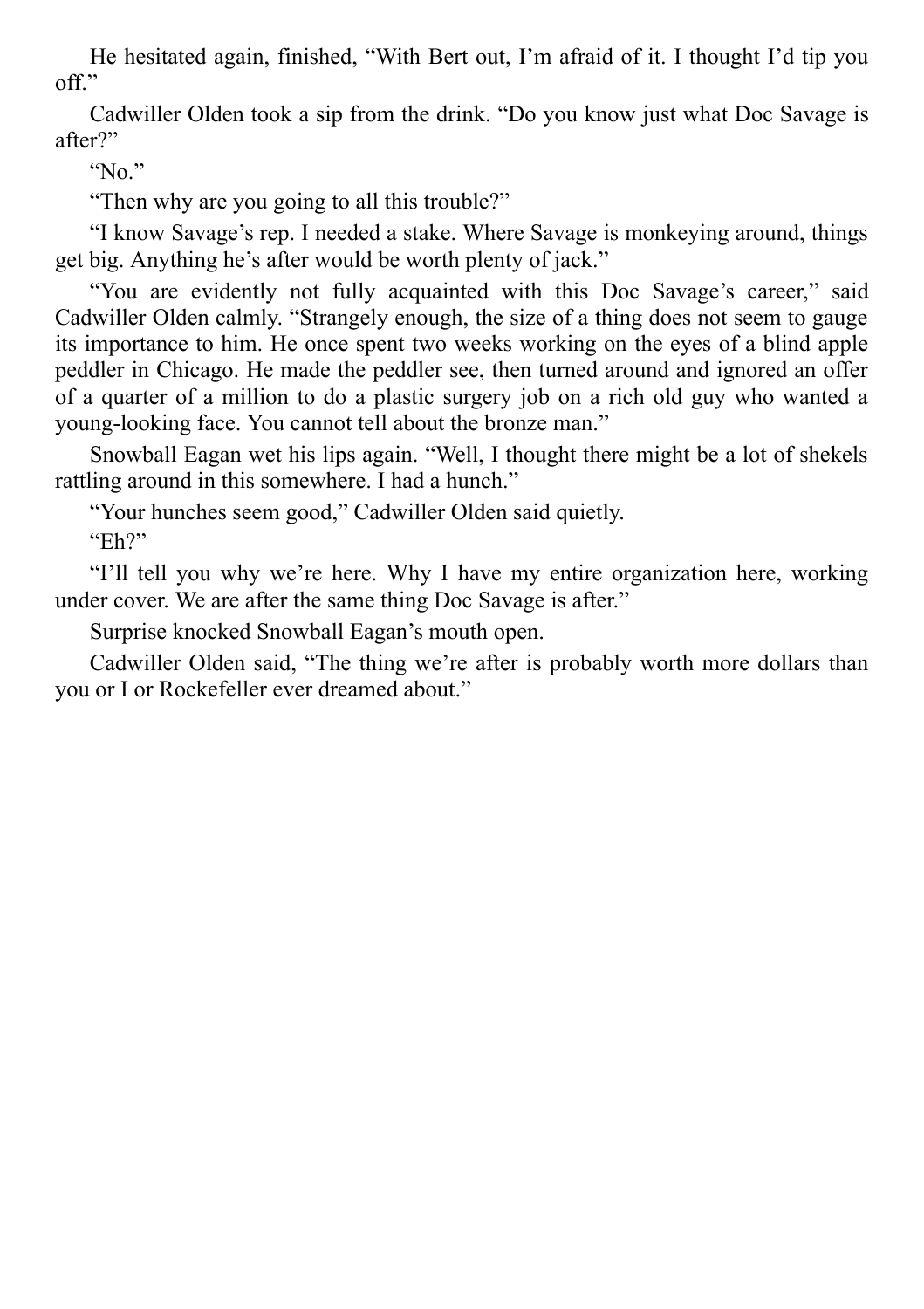He hesitated again, finished, "With Bert out, I'm afraid of it. I thought I'd tip you off."

Cadwiller Olden took a sip from the drink. "Do you know just what Doc Savage is after?"

"No."

"Then why are you going to all this trouble?"

"I know Savage's rep. I needed a stake. Where Savage is monkeying around, things get big. Anything he's after would be worth plenty of jack."

"You are evidently not fully acquainted with this Doc Savage's career," said Cadwiller Olden calmly. "Strangely enough, the size of a thing does not seem to gauge its importance to him. He once spent two weeks working on the eyes of a blind apple peddler in Chicago. He made the peddler see, then turned around and ignored an offer of a quarter of a million to do a plastic surgery job on a rich old guy who wanted a young-looking face. You cannot tell about the bronze man."

Snowball Eagan wet his lips again. "Well, I thought there might be a lot of shekels rattling around in this somewhere. I had a hunch."

"Your hunches seem good," Cadwiller Olden said quietly.

"Eh?"

"I'll tell you why we're here. Why I have my entire organization here, working under cover. We are after the same thing Doc Savage is after."

Surprise knocked Snowball Eagan's mouth open.

Cadwiller Olden said, "The thing we're after is probably worth more dollars than you or I or Rockefeller ever dreamed about."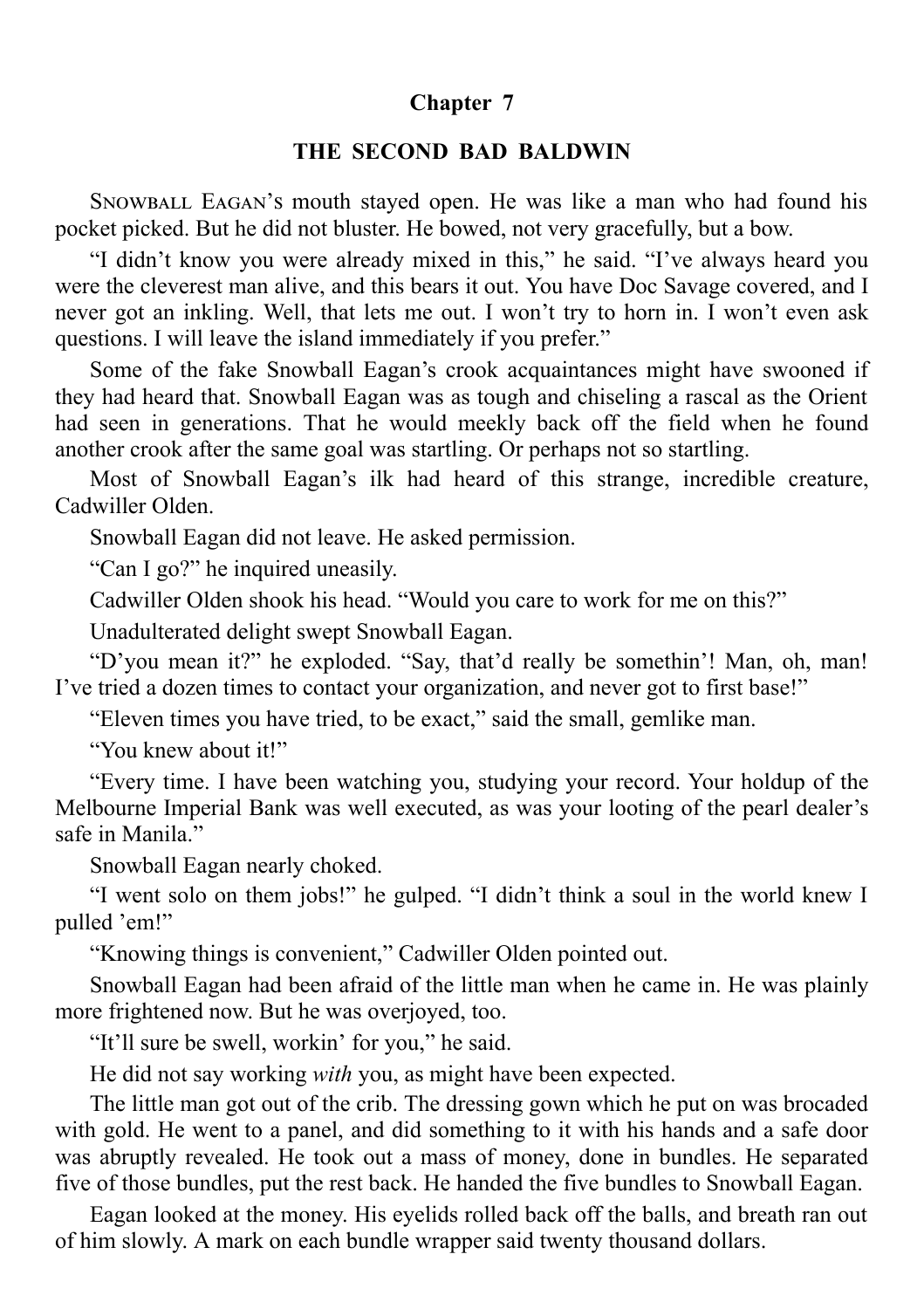## Chapter 7

### THE SECOND BAD BALDWIN

SNOWBALL EAGAN's mouth stayed open. He was like a man who had found his pocket picked. But he did not bluster. He bowed, not very gracefully, but a bow.

"I didn't know you were already mixed in this," he said. "I've always heard you were the cleverest man alive, and this bears it out. You have Doc Savage covered, and I never got an inkling. Well, that lets me out. I won't try to horn in. I won't even ask questions. I will leave the island immediately if you prefer."

Some of the fake Snowball Eagan's crook acquaintances might have swooned if they had heard that. Snowball Eagan was as tough and chiseling a rascal as the Orient had seen in generations. That he would meekly back off the field when he found another crook after the same goal was startling. Or perhaps not so startling.

Most of Snowball Eagan's ilk had heard of this strange, incredible creature, Cadwiller Olden.

Snowball Eagan did not leave. He asked permission.

"Can I go?" he inquired uneasily.

Cadwiller Olden shook his head. "Would you care to work for me on this?"

Unadulterated delight swept Snowball Eagan.

"D'you mean it?" he exploded. "Say, that'd really be somethin'! Man, oh, man! I've tried a dozen times to contact your organization, and never got to first base!"

"Eleven times you have tried, to be exact," said the small, gemlike man.

"You knew about it!"

"Every time. I have been watching you, studying your record. Your holdup of the Melbourne Imperial Bank was well executed, as was your looting of the pearl dealer's safe in Manila."

Snowball Eagan nearly choked.

"I went solo on them jobs!" he gulped. "I didn't think a soul in the world knew I pulled 'em!"

"Knowing things is convenient," Cadwiller Olden pointed out.

Snowball Eagan had been afraid of the little man when he came in. He was plainly more frightened now. But he was overjoyed, too.

"It'll sure be swell, workin' for you," he said.

He did not say working *with* you, as might have been expected.

The little man got out of the crib. The dressing gown which he put on was brocaded with gold. He went to a panel, and did something to it with his hands and a safe door was abruptly revealed. He took out a mass of money, done in bundles. He separated five of those bundles, put the rest back. He handed the five bundles to Snowball Eagan.

Eagan looked at the money. His eyelids rolled back off the balls, and breath ran out of him slowly. A mark on each bundle wrapper said twenty thousand dollars.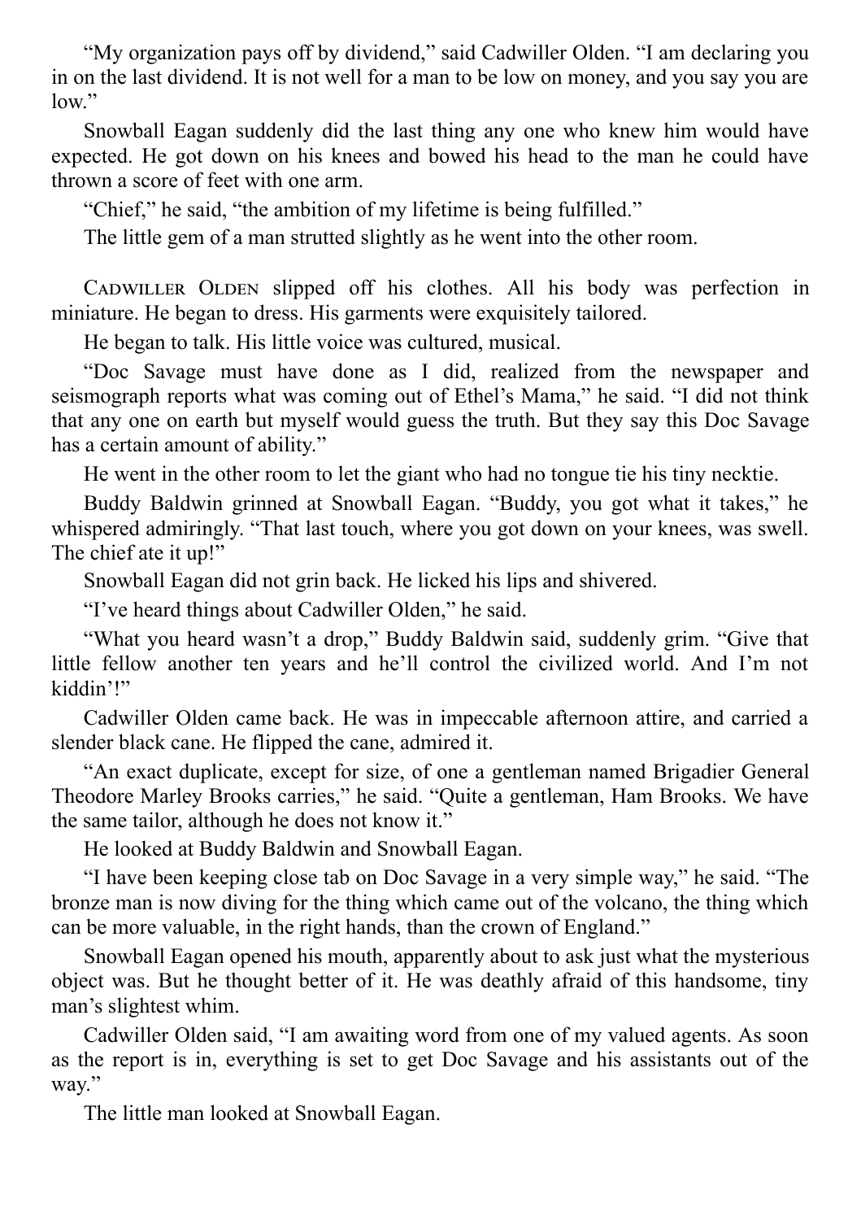"My organization pays off by dividend," said Cadwiller Olden. "I am declaring you in on the last dividend. It is not well for a man to be low on money, and you say you are low."

Snowball Eagan suddenly did the last thing any one who knew him would have expected. He got down on his knees and bowed his head to the man he could have thrown a score of feet with one arm.

"Chief," he said, "the ambition of my lifetime is being fulfilled."

The little gem of a man strutted slightly as he went into the other room.

Cadwiller Olden slipped off his clothes. All his body was perfection in miniature. He began to dress. His garments were exquisitely tailored.

He began to talk. His little voice was cultured, musical.

"Doc Savage must have done as I did, realized from the newspaper and seismograph reports what was coming out of Ethel's Mama," he said. "I did not think that any one on earth but myself would guess the truth. But they say this Doc Savage has a certain amount of ability."

He went in the other room to let the giant who had no tongue tie his tiny necktie.

Buddy Baldwin grinned at Snowball Eagan. "Buddy, you got what it takes," he whispered admiringly. "That last touch, where you got down on your knees, was swell. The chief ate it up!"

Snowball Eagan did not grin back. He licked his lips and shivered.

"I've heard things about Cadwiller Olden," he said.

"What you heard wasn't a drop," Buddy Baldwin said, suddenly grim. "Give that little fellow another ten years and he'll control the civilized world. And I'm not kiddin'!"

Cadwiller Olden came back. He was in impeccable afternoon attire, and carried a slender black cane. He flipped the cane, admired it.

"An exact duplicate, except for size, of one a gentleman named Brigadier General Theodore Marley Brooks carries," he said. "Quite a gentleman, Ham Brooks. We have the same tailor, although he does not know it."

He looked at Buddy Baldwin and Snowball Eagan.

"I have been keeping close tab on Doc Savage in a very simple way," he said. "The bronze man is now diving for the thing which came out of the volcano, the thing which can be more valuable, in the right hands, than the crown of England."

Snowball Eagan opened his mouth, apparently about to ask just what the mysterious object was. But he thought better of it. He was deathly afraid of this handsome, tiny man's slightest whim.

Cadwiller Olden said, "I am awaiting word from one of my valued agents. As soon as the report is in, everything is set to get Doc Savage and his assistants out of the way."

The little man looked at Snowball Eagan.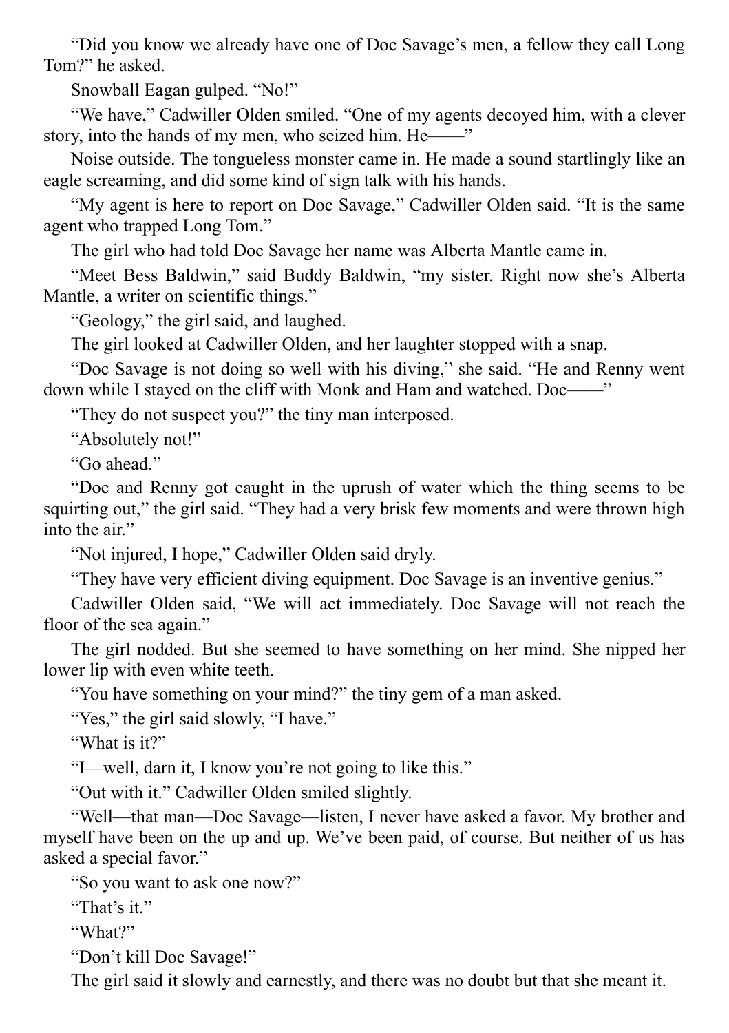"Did you know we already have one of Doc Savage's men, a fellow they call Long Tom?" he asked.

Snowball Eagan gulped. "No!"

"We have," Cadwiller Olden smiled. "One of my agents decoyed him, with a clever story, into the hands of my men, who seized him. He——"

Noise outside. The tongueless monster came in. He made a sound startlingly like an eagle screaming, and did some kind of sign talk with his hands.

"My agent is here to report on Doc Savage," Cadwiller Olden said. "It is the same agent who trapped Long Tom."

The girl who had told Doc Savage her name was Alberta Mantle came in.

"Meet Bess Baldwin," said Buddy Baldwin, "my sister. Right now she's Alberta Mantle, a writer on scientific things."

"Geology," the girl said, and laughed.

The girl looked at Cadwiller Olden, and her laughter stopped with a snap.

"Doc Savage is not doing so well with his diving," she said. "He and Renny went down while I stayed on the cliff with Monk and Ham and watched. Doc——"

"They do not suspect you?" the tiny man interposed.

"Absolutely not!"

"Go ahead."

"Doc and Renny got caught in the uprush of water which the thing seems to be squirting out," the girl said. "They had a very brisk few moments and were thrown high into the air."

"Not injured, I hope," Cadwiller Olden said dryly.

"They have very efficient diving equipment. Doc Savage is an inventive genius."

Cadwiller Olden said, "We will act immediately. Doc Savage will not reach the floor of the sea again."

The girl nodded. But she seemed to have something on her mind. She nipped her lower lip with even white teeth.

"You have something on your mind?" the tiny gem of a man asked.

"Yes," the girl said slowly, "I have."

"What is it?"

"I—well, darn it, I know you're not going to like this."

"Out with it." Cadwiller Olden smiled slightly.

"Well—that man—Doc Savage—listen, I never have asked a favor. My brother and myself have been on the up and up. We've been paid, of course. But neither of us has asked a special favor."

"So you want to ask one now?"

"That's it."

"What?"

"Don't kill Doc Savage!"

The girl said it slowly and earnestly, and there was no doubt but that she meant it.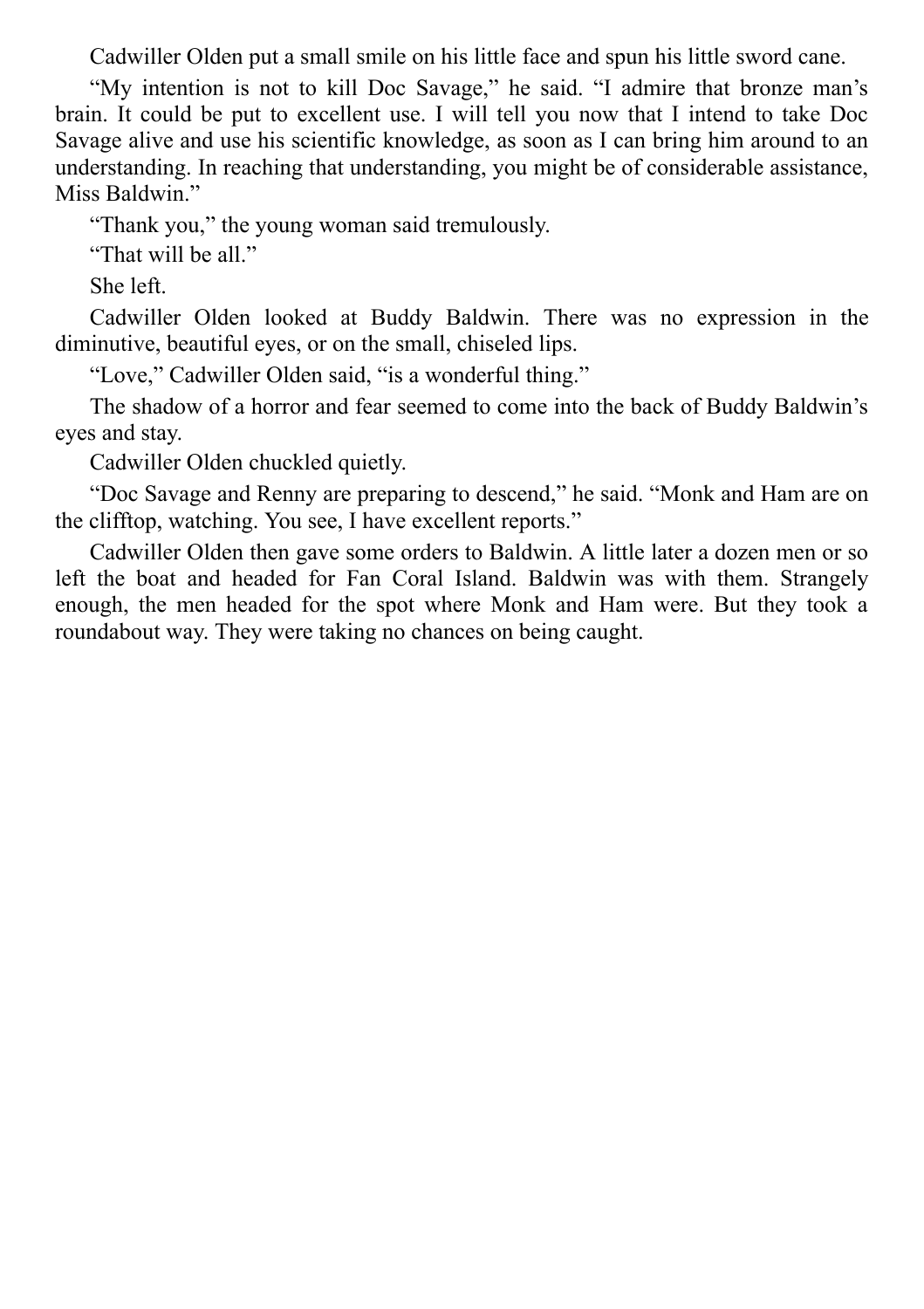Cadwiller Olden put a small smile on his little face and spun his little sword cane.

“My intention is not to kill Doc Savage,” he said. “I admire that bronze man’s brain. It could be put to excellent use. I will tell you now that I intend to take Doc Savage alive and use his scientific knowledge, as soon as I can bring him around to an understanding. In reaching that understanding, you might be of considerable assistance, Miss Baldwin.”

“Thank you,” the young woman said tremulously.

“That will be all.”

She left.

Cadwiller Olden looked at Buddy Baldwin. There was no expression in the diminutive, beautiful eyes, or on the small, chiseled lips.

“Love,” Cadwiller Olden said, “is a wonderful thing.”

The shadow of a horror and fear seemed to come into the back of Buddy Baldwin’s eyes and stay.

Cadwiller Olden chuckled quietly.

“Doc Savage and Renny are preparing to descend,” he said. “Monk and Ham are on the clifftop, watching. You see, I have excellent reports.”

Cadwiller Olden then gave some orders to Baldwin. A little later a dozen men or so left the boat and headed for Fan Coral Island. Baldwin was with them. Strangely enough, the men headed for the spot where Monk and Ham were. But they took a roundabout way. They were taking no chances on being caught.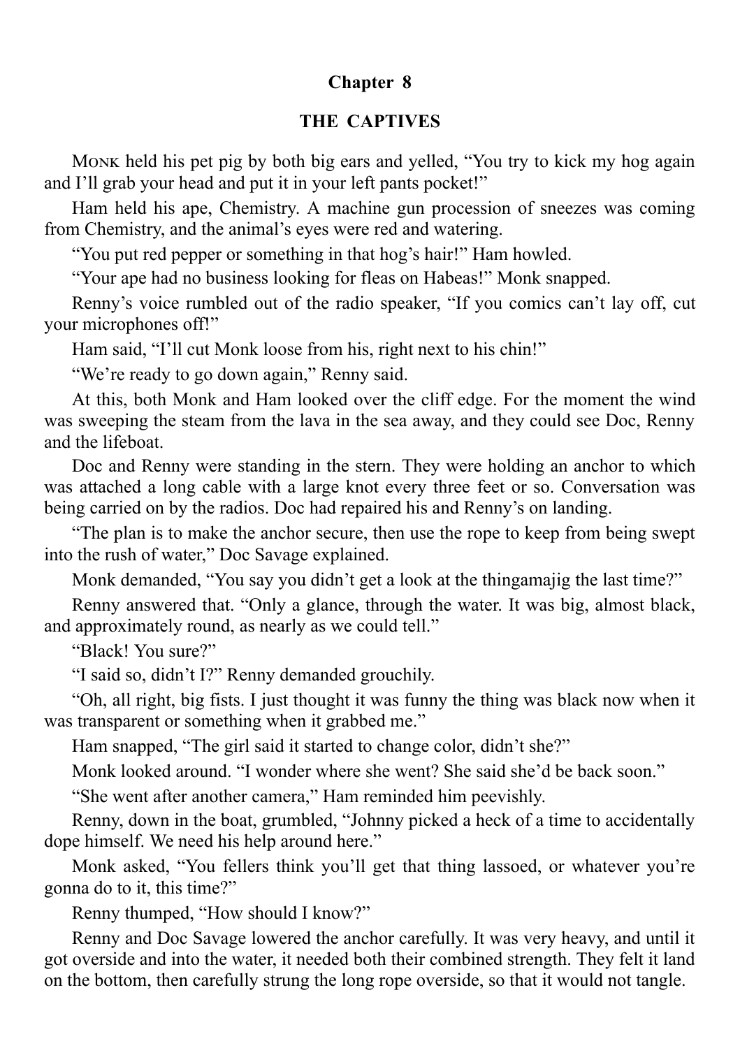## Chapter 8

## THE CAPTIVES

MONK held his pet pig by both big ears and yelled, "You try to kick my hog again and I'll grab your head and put it in your left pants pocket!"

Ham held his ape, Chemistry. A machine gun procession of sneezes was coming from Chemistry, and the animal's eyes were red and watering.

"You put red pepper or something in that hog's hair!" Ham howled.

"Your ape had no business looking for fleas on Habeas!" Monk snapped.

Renny's voice rumbled out of the radio speaker, "If you comics can't lay off, cut your microphones off!"

Ham said, "I'll cut Monk loose from his, right next to his chin!"

"We're ready to go down again," Renny said.

At this, both Monk and Ham looked over the cliff edge. For the moment the wind was sweeping the steam from the lava in the sea away, and they could see Doc, Renny and the lifeboat.

Doc and Renny were standing in the stern. They were holding an anchor to which was attached a long cable with a large knot every three feet or so. Conversation was being carried on by the radios. Doc had repaired his and Renny's on landing.

"The plan is to make the anchor secure, then use the rope to keep from being swept into the rush of water," Doc Savage explained.

Monk demanded, "You say you didn't get a look at the thingamajig the last time?"

Renny answered that. "Only a glance, through the water. It was big, almost black, and approximately round, as nearly as we could tell."

"Black! You sure?"

"I said so, didn't I?" Renny demanded grouchily.

"Oh, all right, big fists. I just thought it was funny the thing was black now when it was transparent or something when it grabbed me."

Ham snapped, "The girl said it started to change color, didn't she?"

Monk looked around. "I wonder where she went? She said she'd be back soon."

"She went after another camera," Ham reminded him peevishly.

Renny, down in the boat, grumbled, "Johnny picked a heck of a time to accidentally dope himself. We need his help around here."

Monk asked, "You fellers think you'll get that thing lassoed, or whatever you're gonna do to it, this time?"

Renny thumped, "How should I know?"

Renny and Doc Savage lowered the anchor carefully. It was very heavy, and until it got overside and into the water, it needed both their combined strength. They felt it land on the bottom, then carefully strung the long rope overside, so that it would not tangle.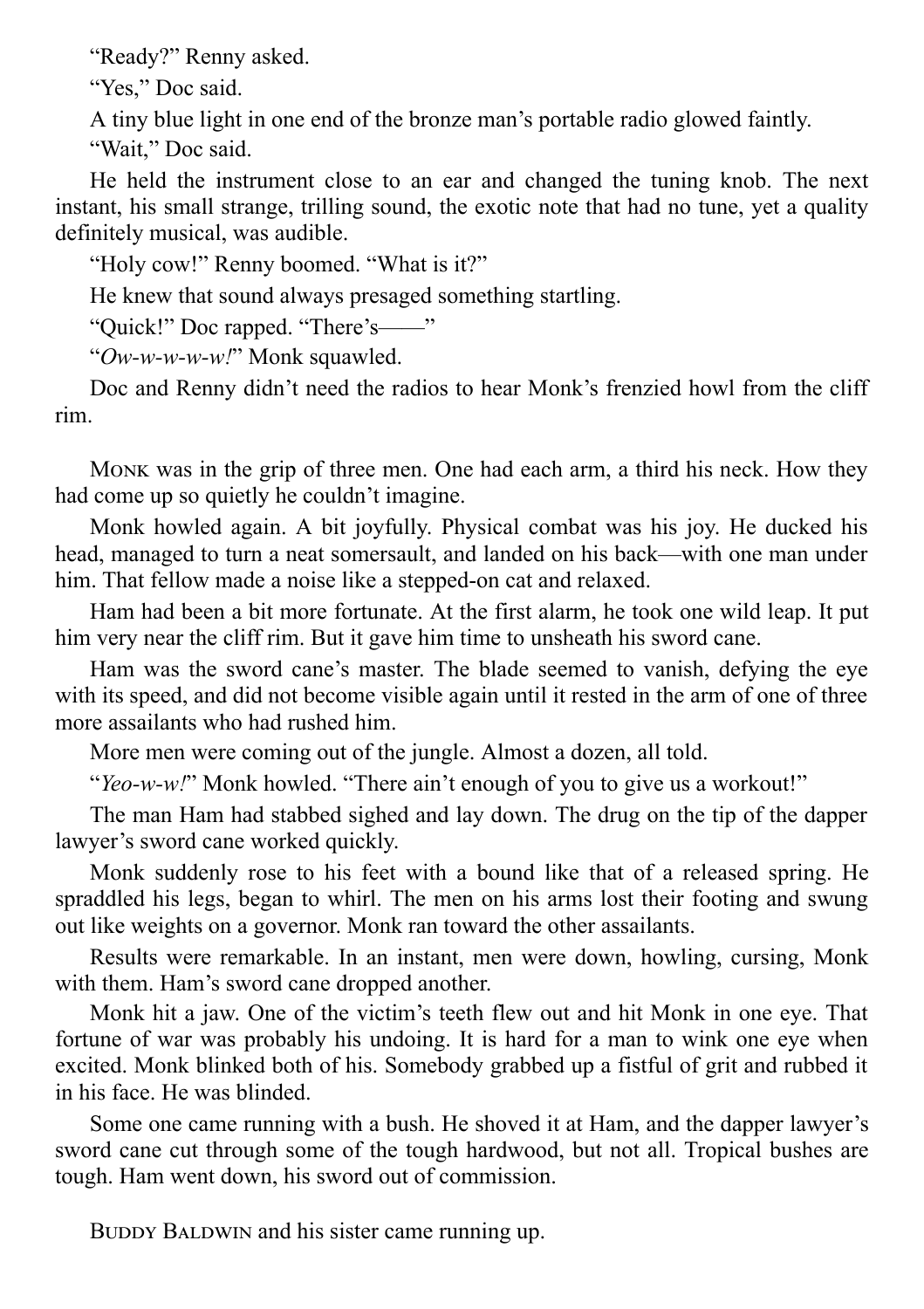"Ready?" Renny asked.

"Yes," Doc said.

A tiny blue light in one end of the bronze man's portable radio glowed faintly.

"Wait," Doc said.

He held the instrument close to an ear and changed the tuning knob. The next instant, his small strange, trilling sound, the exotic note that had no tune, yet a quality definitely musical, was audible.

"Holy cow!" Renny boomed. "What is it?"

He knew that sound always presaged something startling.

"Quick!" Doc rapped. "There's——"

"*Ow-w-w-w-w!*" Monk squawled.

Doc and Renny didn't need the radios to hear Monk's frenzied howl from the cliff rim.

MONK was in the grip of three men. One had each arm, a third his neck. How they had come up so quietly he couldn't imagine.

Monk howled again. A bit joyfully. Physical combat was his joy. He ducked his head, managed to turn a neat somersault, and landed on his back—with one man under him. That fellow made a noise like a stepped-on cat and relaxed.

Ham had been a bit more fortunate. At the first alarm, he took one wild leap. It put him very near the cliff rim. But it gave him time to unsheath his sword cane.

Ham was the sword cane's master. The blade seemed to vanish, defying the eye with its speed, and did not become visible again until it rested in the arm of one of three more assailants who had rushed him.

More men were coming out of the jungle. Almost a dozen, all told.

"*Yeo-w-w!*" Monk howled. "There ain't enough of you to give us a workout!"

The man Ham had stabbed sighed and lay down. The drug on the tip of the dapper lawyer's sword cane worked quickly.

Monk suddenly rose to his feet with a bound like that of a released spring. He spraddled his legs, began to whirl. The men on his arms lost their footing and swung out like weights on a governor. Monk ran toward the other assailants.

Results were remarkable. In an instant, men were down, howling, cursing, Monk with them. Ham's sword cane dropped another.

Monk hit a jaw. One of the victim's teeth flew out and hit Monk in one eye. That fortune of war was probably his undoing. It is hard for a man to wink one eye when excited. Monk blinked both of his. Somebody grabbed up a fistful of grit and rubbed it in his face. He was blinded.

Some one came running with a bush. He shoved it at Ham, and the dapper lawyer's sword cane cut through some of the tough hardwood, but not all. Tropical bushes are tough. Ham went down, his sword out of commission.

BUDDY BALDWIN and his sister came running up.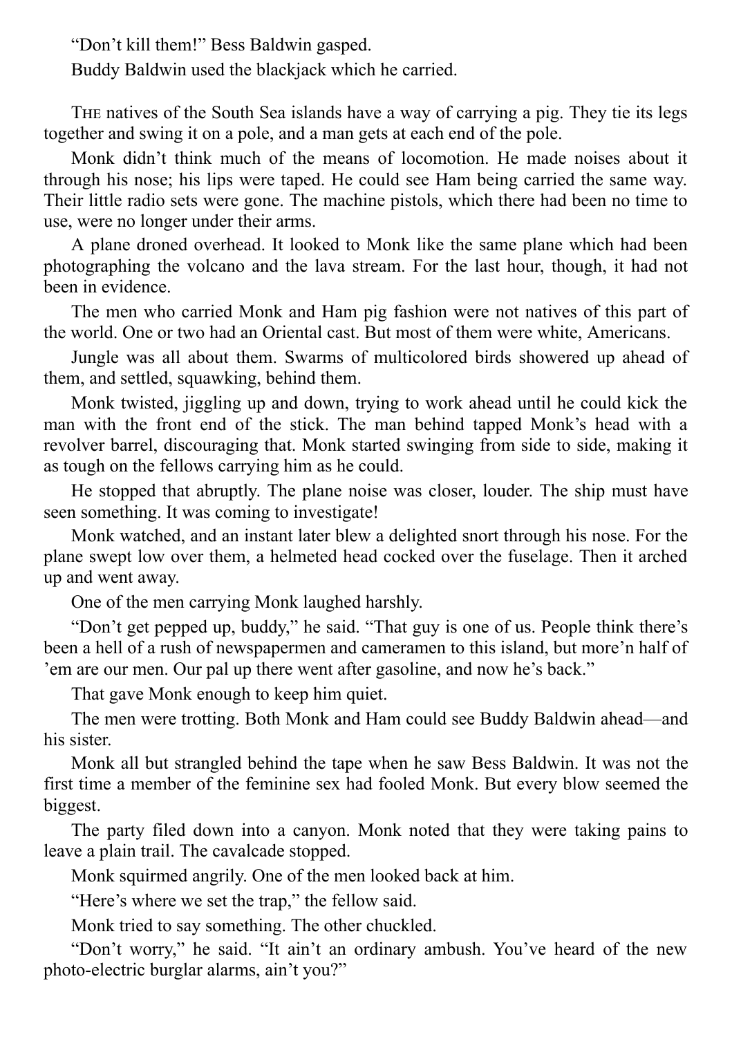"Don't kill them!" Bess Baldwin gasped.

Buddy Baldwin used the blackjack which he carried.

THE natives of the South Sea islands have a way of carrying a pig. They tie its legs together and swing it on a pole, and a man gets at each end of the pole.

Monk didn't think much of the means of locomotion. He made noises about it through his nose; his lips were taped. He could see Ham being carried the same way. Their little radio sets were gone. The machine pistols, which there had been no time to use, were no longer under their arms.

A plane droned overhead. It looked to Monk like the same plane which had been photographing the volcano and the lava stream. For the last hour, though, it had not been in evidence.

The men who carried Monk and Ham pig fashion were not natives of this part of the world. One or two had an Oriental cast. But most of them were white, Americans.

Jungle was all about them. Swarms of multicolored birds showered up ahead of them, and settled, squawking, behind them.

Monk twisted, jiggling up and down, trying to work ahead until he could kick the man with the front end of the stick. The man behind tapped Monk's head with a revolver barrel, discouraging that. Monk started swinging from side to side, making it as tough on the fellows carrying him as he could.

He stopped that abruptly. The plane noise was closer, louder. The ship must have seen something. It was coming to investigate!

Monk watched, and an instant later blew a delighted snort through his nose. For the plane swept low over them, a helmeted head cocked over the fuselage. Then it arched up and went away.

One of the men carrying Monk laughed harshly.

"Don't get pepped up, buddy," he said. "That guy is one of us. People think there's been a hell of a rush of newspapermen and cameramen to this island, but more'n half of 'em are our men. Our pal up there went after gasoline, and now he's back."

That gave Monk enough to keep him quiet.

The men were trotting. Both Monk and Ham could see Buddy Baldwin ahead—and his sister.

Monk all but strangled behind the tape when he saw Bess Baldwin. It was not the first time a member of the feminine sex had fooled Monk. But every blow seemed the biggest.

The party filed down into a canyon. Monk noted that they were taking pains to leave a plain trail. The cavalcade stopped.

Monk squirmed angrily. One of the men looked back at him.

"Here's where we set the trap," the fellow said.

Monk tried to say something. The other chuckled.

"Don't worry," he said. "It ain't an ordinary ambush. You've heard of the new photo-electric burglar alarms, ain't you?"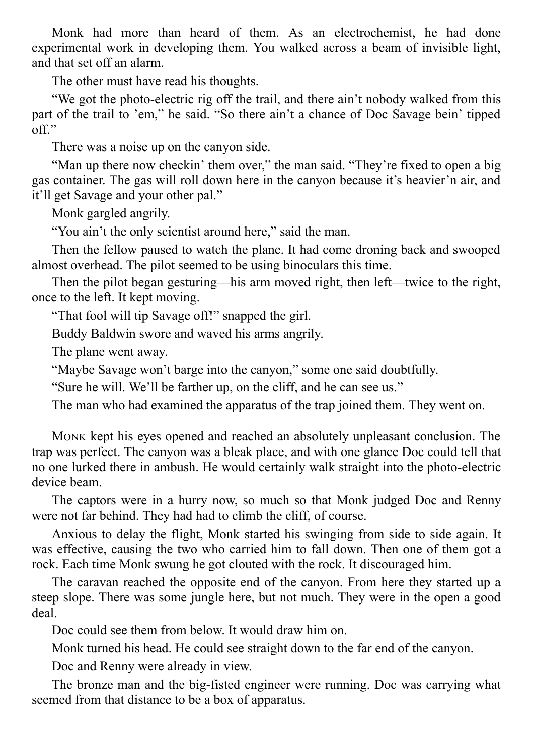Monk had more than heard of them. As an electrochemist, he had done experimental work in developing them. You walked across a beam of invisible light, and that set off an alarm.

The other must have read his thoughts.

"We got the photo-electric rig off the trail, and there ain't nobody walked from this part of the trail to 'em," he said. "So there ain't a chance of Doc Savage bein' tipped off."

There was a noise up on the canyon side.

"Man up there now checkin' them over," the man said. "They're fixed to open a big gas container. The gas will roll down here in the canyon because it's heavier'n air, and it'll get Savage and your other pal."

Monk gargled angrily.

"You ain't the only scientist around here," said the man.

Then the fellow paused to watch the plane. It had come droning back and swooped almost overhead. The pilot seemed to be using binoculars this time.

Then the pilot began gesturing—his arm moved right, then left—twice to the right, once to the left. It kept moving.

"That fool will tip Savage off!" snapped the girl.

Buddy Baldwin swore and waved his arms angrily.

The plane went away.

"Maybe Savage won't barge into the canyon," some one said doubtfully.

"Sure he will. We'll be farther up, on the cliff, and he can see us."

The man who had examined the apparatus of the trap joined them. They went on.

MONK kept his eyes opened and reached an absolutely unpleasant conclusion. The trap was perfect. The canyon was a bleak place, and with one glance Doc could tell that no one lurked there in ambush. He would certainly walk straight into the photo-electric device beam.

The captors were in a hurry now, so much so that Monk judged Doc and Renny were not far behind. They had had to climb the cliff, of course.

Anxious to delay the flight, Monk started his swinging from side to side again. It was effective, causing the two who carried him to fall down. Then one of them got a rock. Each time Monk swung he got clouted with the rock. It discouraged him.

The caravan reached the opposite end of the canyon. From here they started up a steep slope. There was some jungle here, but not much. They were in the open a good deal.

Doc could see them from below. It would draw him on.

Monk turned his head. He could see straight down to the far end of the canyon.

Doc and Renny were already in view.

The bronze man and the big-fisted engineer were running. Doc was carrying what seemed from that distance to be a box of apparatus.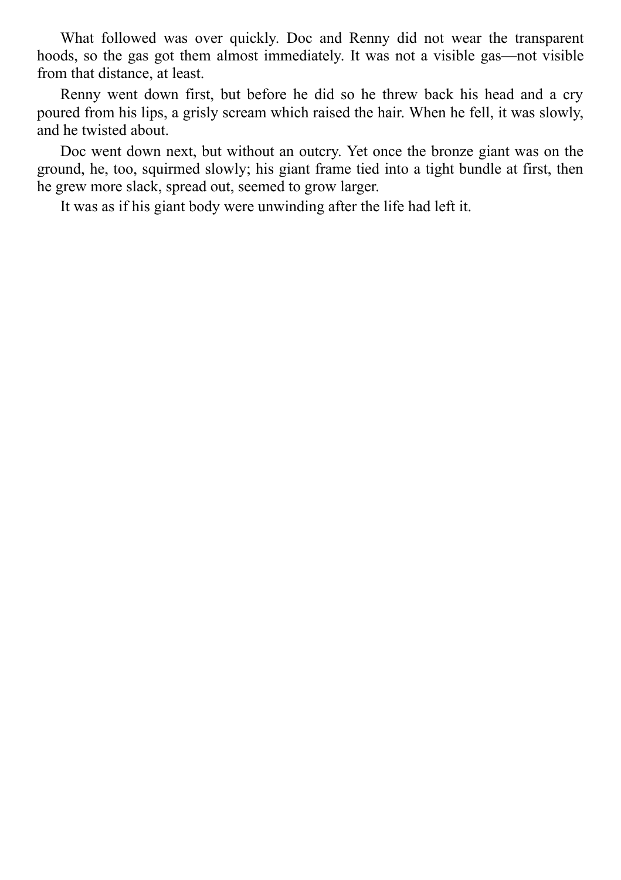What followed was over quickly. Doc and Renny did not wear the transparent hoods, so the gas got them almost immediately. It was not a visible gas—not visible from that distance, at least.

Renny went down first, but before he did so he threw back his head and a cry poured from his lips, a grisly scream which raised the hair. When he fell, it was slowly, and he twisted about.

Doc went down next, but without an outcry. Yet once the bronze giant was on the ground, he, too, squirmed slowly; his giant frame tied into a tight bundle at first, then he grew more slack, spread out, seemed to grow larger.

It was as if his giant body were unwinding after the life had left it.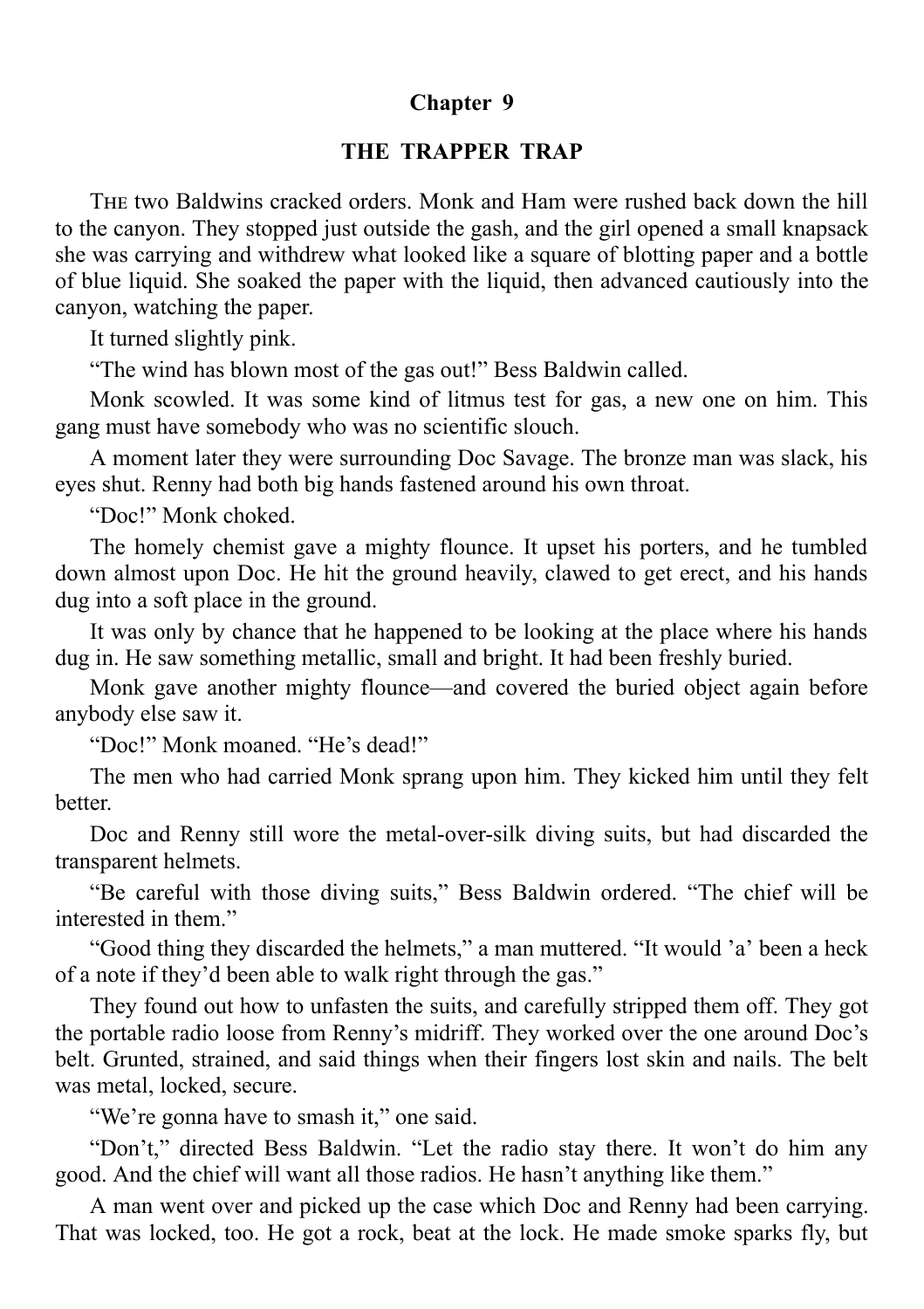## Chapter 9

### THE TRAPPER TRAP

THE two Baldwins cracked orders. Monk and Ham were rushed back down the hill to the canyon. They stopped just outside the gash, and the girl opened a small knapsack she was carrying and withdrew what looked like a square of blotting paper and a bottle of blue liquid. She soaked the paper with the liquid, then advanced cautiously into the canyon, watching the paper.

It turned slightly pink.

"The wind has blown most of the gas out!" Bess Baldwin called.

Monk scowled. It was some kind of litmus test for gas, a new one on him. This gang must have somebody who was no scientific slouch.

A moment later they were surrounding Doc Savage. The bronze man was slack, his eyes shut. Renny had both big hands fastened around his own throat.

"Doc!" Monk choked.

The homely chemist gave a mighty flounce. It upset his porters, and he tumbled down almost upon Doc. He hit the ground heavily, clawed to get erect, and his hands dug into a soft place in the ground.

It was only by chance that he happened to be looking at the place where his hands dug in. He saw something metallic, small and bright. It had been freshly buried.

Monk gave another mighty flounce—and covered the buried object again before anybody else saw it.

"Doc!" Monk moaned. "He's dead!"

The men who had carried Monk sprang upon him. They kicked him until they felt better.

Doc and Renny still wore the metal-over-silk diving suits, but had discarded the transparent helmets.

"Be careful with those diving suits," Bess Baldwin ordered. "The chief will be interested in them."

"Good thing they discarded the helmets," a man muttered. "It would 'a' been a heck of a note if they'd been able to walk right through the gas."

They found out how to unfasten the suits, and carefully stripped them off. They got the portable radio loose from Renny's midriff. They worked over the one around Doc's belt. Grunted, strained, and said things when their fingers lost skin and nails. The belt was metal, locked, secure.

"We're gonna have to smash it," one said.

"Don't," directed Bess Baldwin. "Let the radio stay there. It won't do him any good. And the chief will want all those radios. He hasn't anything like them."

A man went over and picked up the case which Doc and Renny had been carrying. That was locked, too. He got a rock, beat at the lock. He made smoke sparks fly, but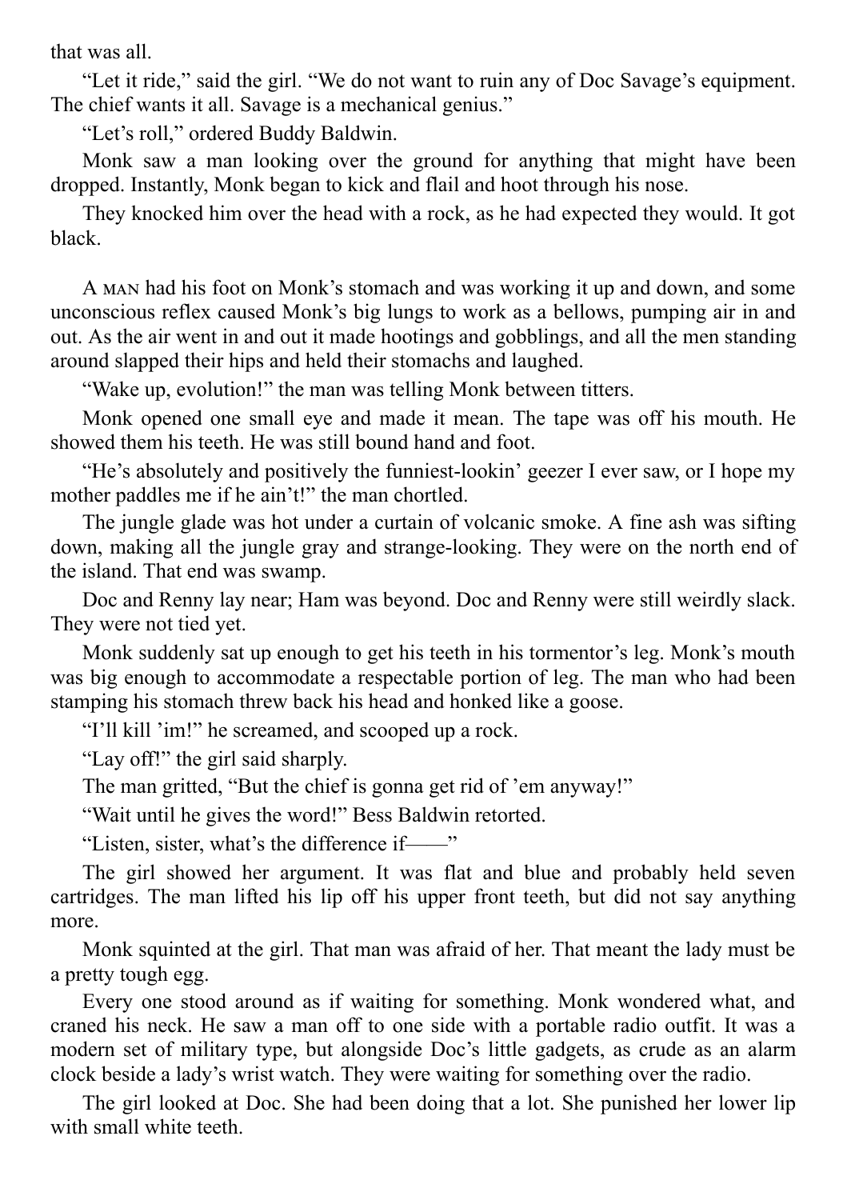that was all.

“Let it ride,” said the girl. “We do not want to ruin any of Doc Savage’s equipment. The chief wants it all. Savage is a mechanical genius.”

“Let’s roll,” ordered Buddy Baldwin.

Monk saw a man looking over the ground for anything that might have been dropped. Instantly, Monk began to kick and flail and hoot through his nose.

They knocked him over the head with a rock, as he had expected they would. It got black.

A MAN had his foot on Monk’s stomach and was working it up and down, and some unconscious reflex caused Monk’s big lungs to work as a bellows, pumping air in and out. As the air went in and out it made hootings and gobblings, and all the men standing around slapped their hips and held their stomachs and laughed.

“Wake up, evolution!” the man was telling Monk between titters.

Monk opened one small eye and made it mean. The tape was off his mouth. He showed them his teeth. He was still bound hand and foot.

“He’s absolutely and positively the funniest-lookin’ geezer I ever saw, or I hope my mother paddles me if he ain’t!” the man chortled.

The jungle glade was hot under a curtain of volcanic smoke. A fine ash was sifting down, making all the jungle gray and strange-looking. They were on the north end of the island. That end was swamp.

Doc and Renny lay near; Ham was beyond. Doc and Renny were still weirdly slack. They were not tied yet.

Monk suddenly sat up enough to get his teeth in his tormentor’s leg. Monk’s mouth was big enough to accommodate a respectable portion of leg. The man who had been stamping his stomach threw back his head and honked like a goose.

“I’ll kill ’im!” he screamed, and scooped up a rock.

“Lay off!” the girl said sharply.

The man gritted, “But the chief is gonna get rid of ’em anyway!”

“Wait until he gives the word!” Bess Baldwin retorted.

“Listen, sister, what’s the difference if——”

The girl showed her argument. It was flat and blue and probably held seven cartridges. The man lifted his lip off his upper front teeth, but did not say anything more.

Monk squinted at the girl. That man was afraid of her. That meant the lady must be a pretty tough egg.

Every one stood around as if waiting for something. Monk wondered what, and craned his neck. He saw a man off to one side with a portable radio outfit. It was a modern set of military type, but alongside Doc’s little gadgets, as crude as an alarm clock beside a lady’s wrist watch. They were waiting for something over the radio.

The girl looked at Doc. She had been doing that a lot. She punished her lower lip with small white teeth.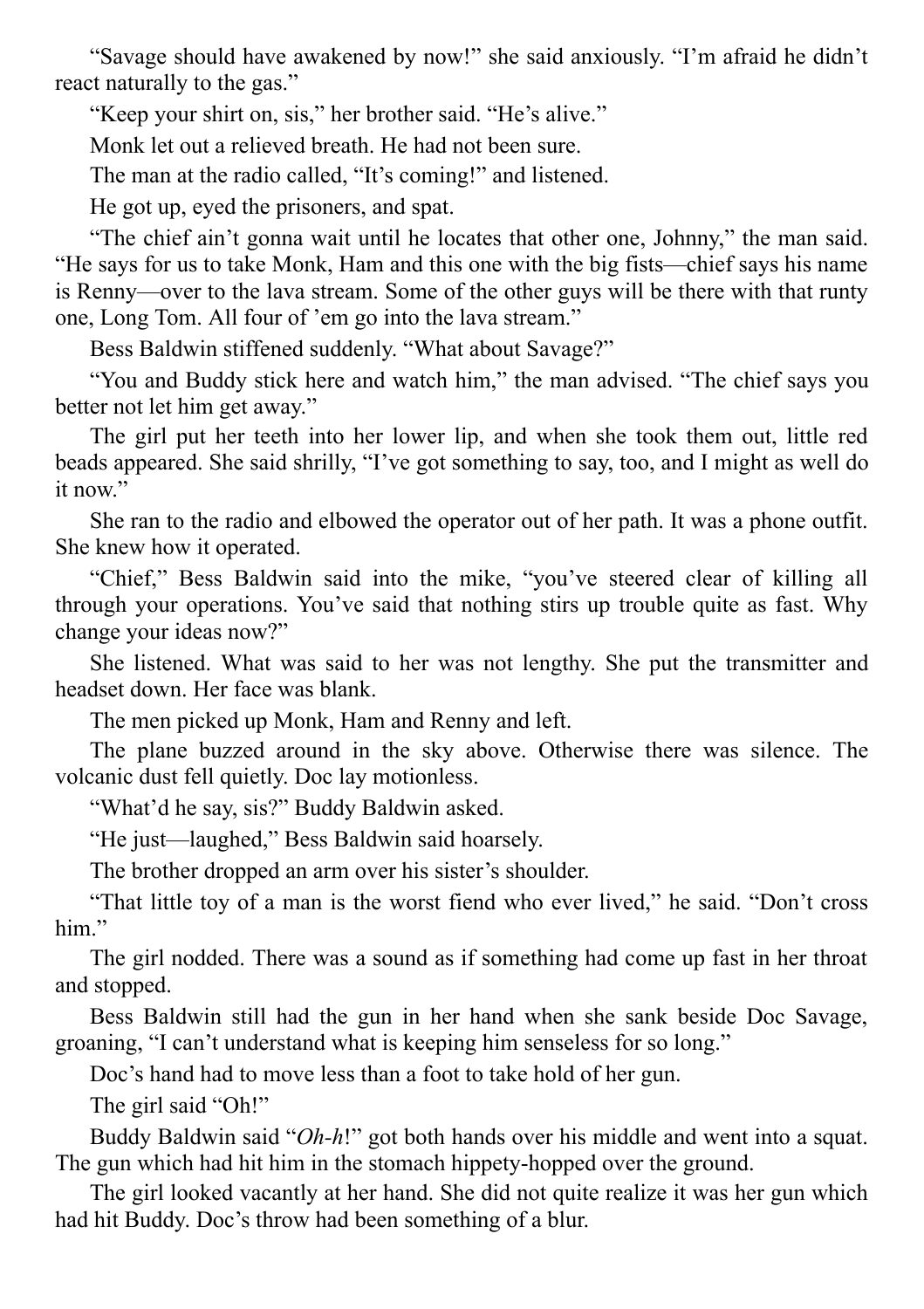"Savage should have awakened by now!" she said anxiously. "I'm afraid he didn't react naturally to the gas."

"Keep your shirt on, sis," her brother said. "He's alive."

Monk let out a relieved breath. He had not been sure.

The man at the radio called, "It's coming!" and listened.

He got up, eyed the prisoners, and spat.

"The chief ain't gonna wait until he locates that other one, Johnny," the man said. "He says for us to take Monk, Ham and this one with the big fists—chief says his name is Renny—over to the lava stream. Some of the other guys will be there with that runty one, Long Tom. All four of 'em go into the lava stream."

Bess Baldwin stiffened suddenly. "What about Savage?"

"You and Buddy stick here and watch him," the man advised. "The chief says you better not let him get away."

The girl put her teeth into her lower lip, and when she took them out, little red beads appeared. She said shrilly, "I've got something to say, too, and I might as well do it now."

She ran to the radio and elbowed the operator out of her path. It was a phone outfit. She knew how it operated.

"Chief," Bess Baldwin said into the mike, "you've steered clear of killing all through your operations. You've said that nothing stirs up trouble quite as fast. Why change your ideas now?"

She listened. What was said to her was not lengthy. She put the transmitter and headset down. Her face was blank.

The men picked up Monk, Ham and Renny and left.

The plane buzzed around in the sky above. Otherwise there was silence. The volcanic dust fell quietly. Doc lay motionless.

"What'd he say, sis?" Buddy Baldwin asked.

"He just—laughed," Bess Baldwin said hoarsely.

The brother dropped an arm over his sister's shoulder.

"That little toy of a man is the worst fiend who ever lived," he said. "Don't cross him."

The girl nodded. There was a sound as if something had come up fast in her throat and stopped.

Bess Baldwin still had the gun in her hand when she sank beside Doc Savage, groaning, "I can't understand what is keeping him senseless for so long."

Doc's hand had to move less than a foot to take hold of her gun.

The girl said "Oh!"

Buddy Baldwin said "*Oh-h*!" got both hands over his middle and went into a squat. The gun which had hit him in the stomach hippety-hopped over the ground.

The girl looked vacantly at her hand. She did not quite realize it was her gun which had hit Buddy. Doc's throw had been something of a blur.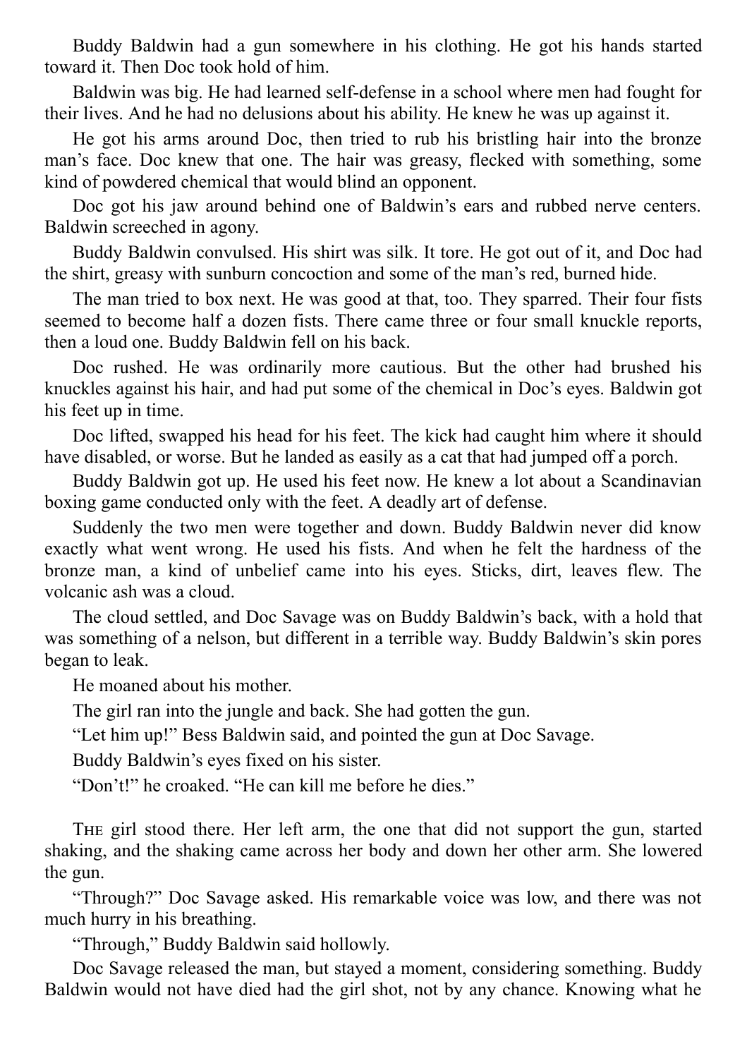Buddy Baldwin had a gun somewhere in his clothing. He got his hands started toward it. Then Doc took hold of him.

Baldwin was big. He had learned self-defense in a school where men had fought for their lives. And he had no delusions about his ability. He knew he was up against it.

He got his arms around Doc, then tried to rub his bristling hair into the bronze man's face. Doc knew that one. The hair was greasy, flecked with something, some kind of powdered chemical that would blind an opponent.

Doc got his jaw around behind one of Baldwin's ears and rubbed nerve centers. Baldwin screeched in agony.

Buddy Baldwin convulsed. His shirt was silk. It tore. He got out of it, and Doc had the shirt, greasy with sunburn concoction and some of the man's red, burned hide.

The man tried to box next. He was good at that, too. They sparred. Their four fists seemed to become half a dozen fists. There came three or four small knuckle reports, then a loud one. Buddy Baldwin fell on his back.

Doc rushed. He was ordinarily more cautious. But the other had brushed his knuckles against his hair, and had put some of the chemical in Doc's eyes. Baldwin got his feet up in time.

Doc lifted, swapped his head for his feet. The kick had caught him where it should have disabled, or worse. But he landed as easily as a cat that had jumped off a porch.

Buddy Baldwin got up. He used his feet now. He knew a lot about a Scandinavian boxing game conducted only with the feet. A deadly art of defense.

Suddenly the two men were together and down. Buddy Baldwin never did know exactly what went wrong. He used his fists. And when he felt the hardness of the bronze man, a kind of unbelief came into his eyes. Sticks, dirt, leaves flew. The volcanic ash was a cloud.

The cloud settled, and Doc Savage was on Buddy Baldwin's back, with a hold that was something of a nelson, but different in a terrible way. Buddy Baldwin's skin pores began to leak.

He moaned about his mother.

The girl ran into the jungle and back. She had gotten the gun.

"Let him up!" Bess Baldwin said, and pointed the gun at Doc Savage.

Buddy Baldwin's eyes fixed on his sister.

"Don't!" he croaked. "He can kill me before he dies."

THE girl stood there. Her left arm, the one that did not support the gun, started shaking, and the shaking came across her body and down her other arm. She lowered the gun.

"Through?" Doc Savage asked. His remarkable voice was low, and there was not much hurry in his breathing.

"Through," Buddy Baldwin said hollowly.

Doc Savage released the man, but stayed a moment, considering something. Buddy Baldwin would not have died had the girl shot, not by any chance. Knowing what he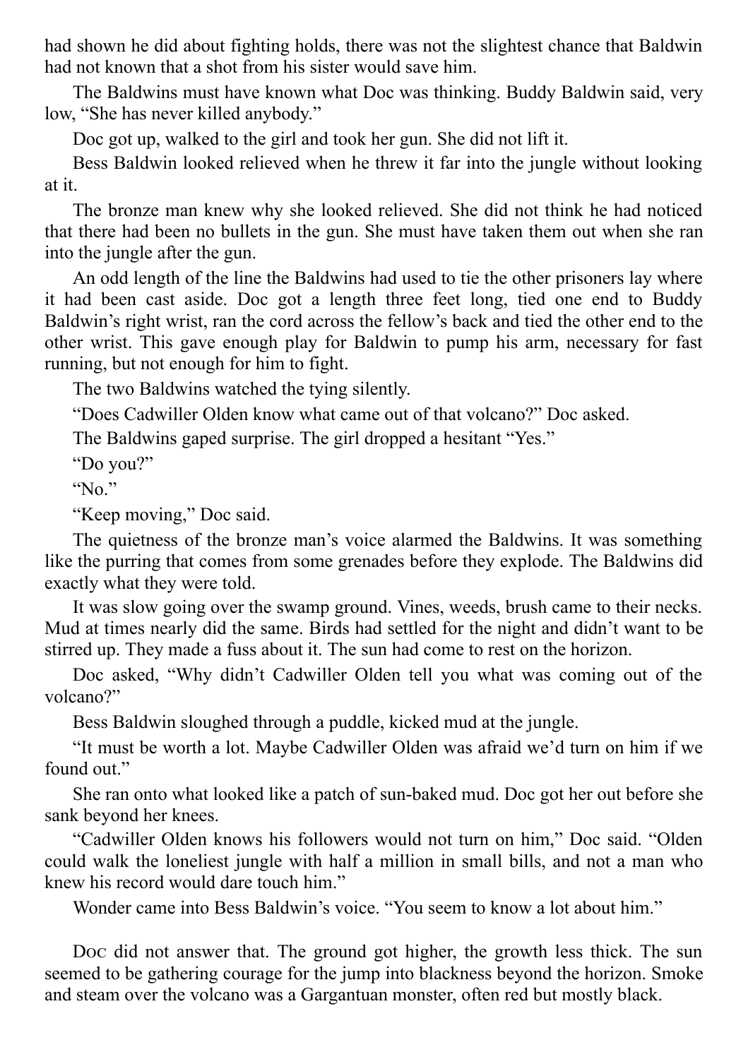had shown he did about fighting holds, there was not the slightest chance that Baldwin had not known that a shot from his sister would save him.

The Baldwins must have known what Doc was thinking. Buddy Baldwin said, very low, "She has never killed anybody."

Doc got up, walked to the girl and took her gun. She did not lift it.

Bess Baldwin looked relieved when he threw it far into the jungle without looking at it.

The bronze man knew why she looked relieved. She did not think he had noticed that there had been no bullets in the gun. She must have taken them out when she ran into the jungle after the gun.

An odd length of the line the Baldwins had used to tie the other prisoners lay where it had been cast aside. Doc got a length three feet long, tied one end to Buddy Baldwin's right wrist, ran the cord across the fellow's back and tied the other end to the other wrist. This gave enough play for Baldwin to pump his arm, necessary for fast running, but not enough for him to fight.

The two Baldwins watched the tying silently.

"Does Cadwiller Olden know what came out of that volcano?" Doc asked.

The Baldwins gaped surprise. The girl dropped a hesitant "Yes."

"Do you?"

"No."

"Keep moving," Doc said.

The quietness of the bronze man's voice alarmed the Baldwins. It was something like the purring that comes from some grenades before they explode. The Baldwins did exactly what they were told.

It was slow going over the swamp ground. Vines, weeds, brush came to their necks. Mud at times nearly did the same. Birds had settled for the night and didn't want to be stirred up. They made a fuss about it. The sun had come to rest on the horizon.

Doc asked, "Why didn't Cadwiller Olden tell you what was coming out of the volcano?"

Bess Baldwin sloughed through a puddle, kicked mud at the jungle.

"It must be worth a lot. Maybe Cadwiller Olden was afraid we'd turn on him if we found out."

She ran onto what looked like a patch of sun-baked mud. Doc got her out before she sank beyond her knees.

"Cadwiller Olden knows his followers would not turn on him," Doc said. "Olden could walk the loneliest jungle with half a million in small bills, and not a man who knew his record would dare touch him."

Wonder came into Bess Baldwin's voice. "You seem to know a lot about him."

Doc did not answer that. The ground got higher, the growth less thick. The sun seemed to be gathering courage for the jump into blackness beyond the horizon. Smoke and steam over the volcano was a Gargantuan monster, often red but mostly black.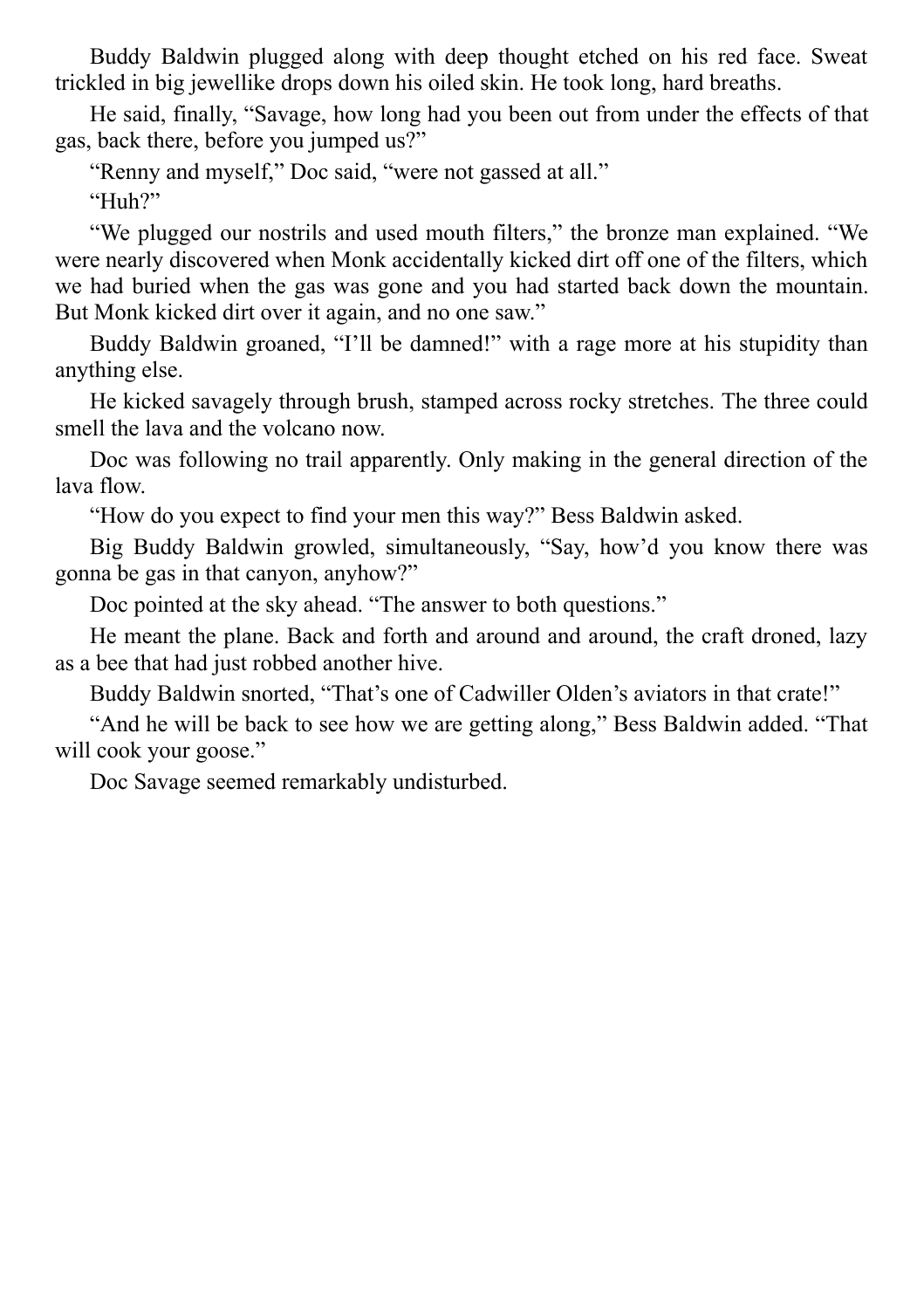Buddy Baldwin plugged along with deep thought etched on his red face. Sweat trickled in big jewellike drops down his oiled skin. He took long, hard breaths.

He said, finally, "Savage, how long had you been out from under the effects of that gas, back there, before you jumped us?"

"Renny and myself," Doc said, "were not gassed at all."

"Huh?"

"We plugged our nostrils and used mouth filters," the bronze man explained. "We were nearly discovered when Monk accidentally kicked dirt off one of the filters, which we had buried when the gas was gone and you had started back down the mountain. But Monk kicked dirt over it again, and no one saw."

Buddy Baldwin groaned, "I'll be damned!" with a rage more at his stupidity than anything else.

He kicked savagely through brush, stamped across rocky stretches. The three could smell the lava and the volcano now.

Doc was following no trail apparently. Only making in the general direction of the lava flow.

"How do you expect to find your men this way?" Bess Baldwin asked.

Big Buddy Baldwin growled, simultaneously, "Say, how'd you know there was gonna be gas in that canyon, anyhow?"

Doc pointed at the sky ahead. "The answer to both questions."

He meant the plane. Back and forth and around and around, the craft droned, lazy as a bee that had just robbed another hive.

Buddy Baldwin snorted, "That's one of Cadwiller Olden's aviators in that crate!"

"And he will be back to see how we are getting along," Bess Baldwin added. "That will cook your goose."

Doc Savage seemed remarkably undisturbed.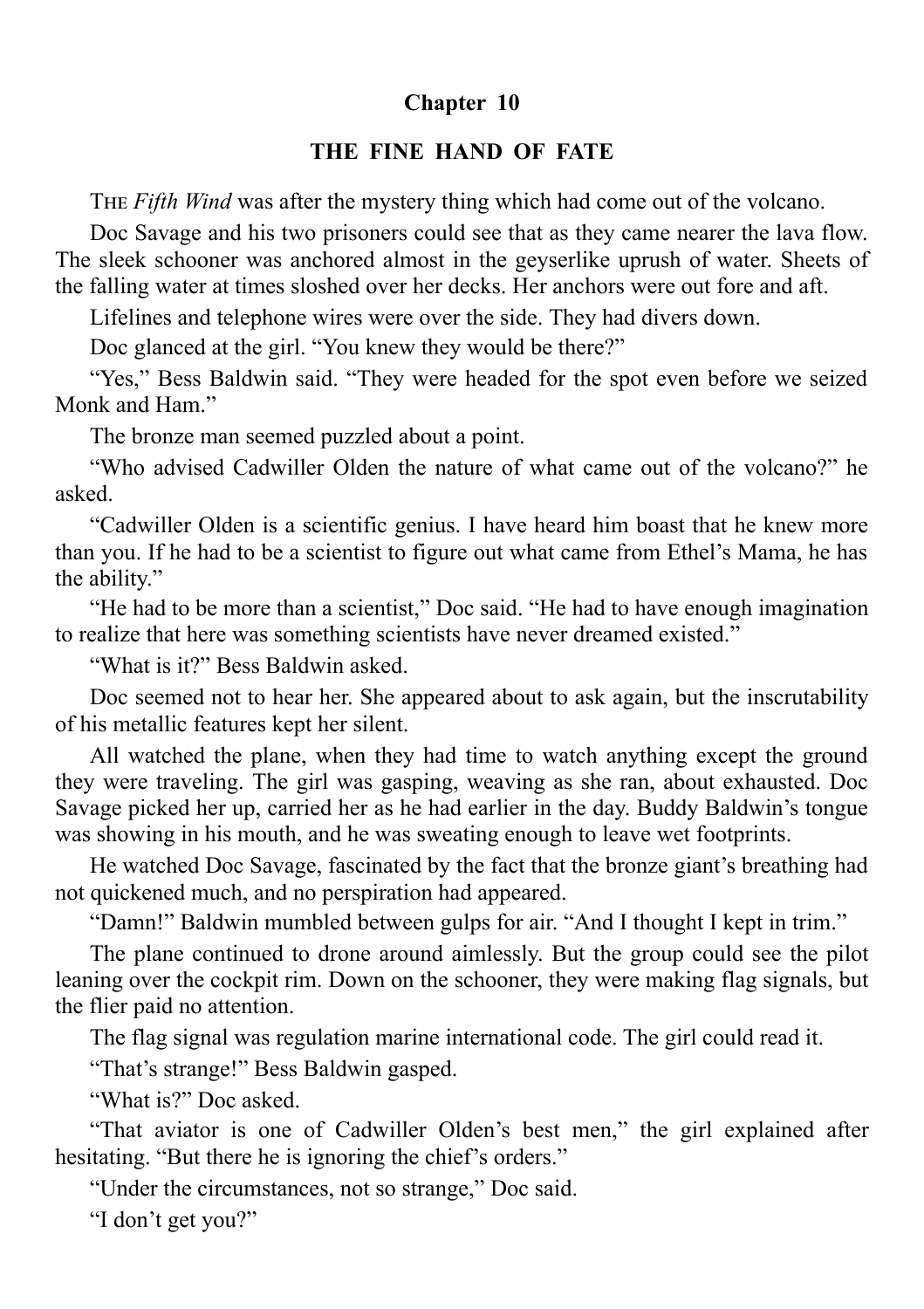## Chapter 10

### THE FINE HAND OF FATE

The *Fifth Wind* was after the mystery thing which had come out of the volcano.

Doc Savage and his two prisoners could see that as they came nearer the lava flow. The sleek schooner was anchored almost in the geyserlike uprush of water. Sheets of the falling water at times sloshed over her decks. Her anchors were out fore and aft.

Lifelines and telephone wires were over the side. They had divers down.

Doc glanced at the girl. “You knew they would be there?”

“Yes,” Bess Baldwin said. “They were headed for the spot even before we seized Monk and Ham.”

The bronze man seemed puzzled about a point.

“Who advised Cadwiller Olden the nature of what came out of the volcano?” he asked.

“Cadwiller Olden is a scientific genius. I have heard him boast that he knew more than you. If he had to be a scientist to figure out what came from Ethel’s Mama, he has the ability.”

“He had to be more than a scientist,” Doc said. “He had to have enough imagination to realize that here was something scientists have never dreamed existed.”

“What is it?” Bess Baldwin asked.

Doc seemed not to hear her. She appeared about to ask again, but the inscrutability of his metallic features kept her silent.

All watched the plane, when they had time to watch anything except the ground they were traveling. The girl was gasping, weaving as she ran, about exhausted. Doc Savage picked her up, carried her as he had earlier in the day. Buddy Baldwin’s tongue was showing in his mouth, and he was sweating enough to leave wet footprints.

He watched Doc Savage, fascinated by the fact that the bronze giant’s breathing had not quickened much, and no perspiration had appeared.

“Damn!” Baldwin mumbled between gulps for air. “And I thought I kept in trim.”

The plane continued to drone around aimlessly. But the group could see the pilot leaning over the cockpit rim. Down on the schooner, they were making flag signals, but the flier paid no attention.

The flag signal was regulation marine international code. The girl could read it.

“That’s strange!” Bess Baldwin gasped.

“What is?” Doc asked.

“That aviator is one of Cadwiller Olden’s best men,” the girl explained after hesitating. “But there he is ignoring the chief’s orders.”

“Under the circumstances, not so strange,” Doc said.

“I don’t get you?”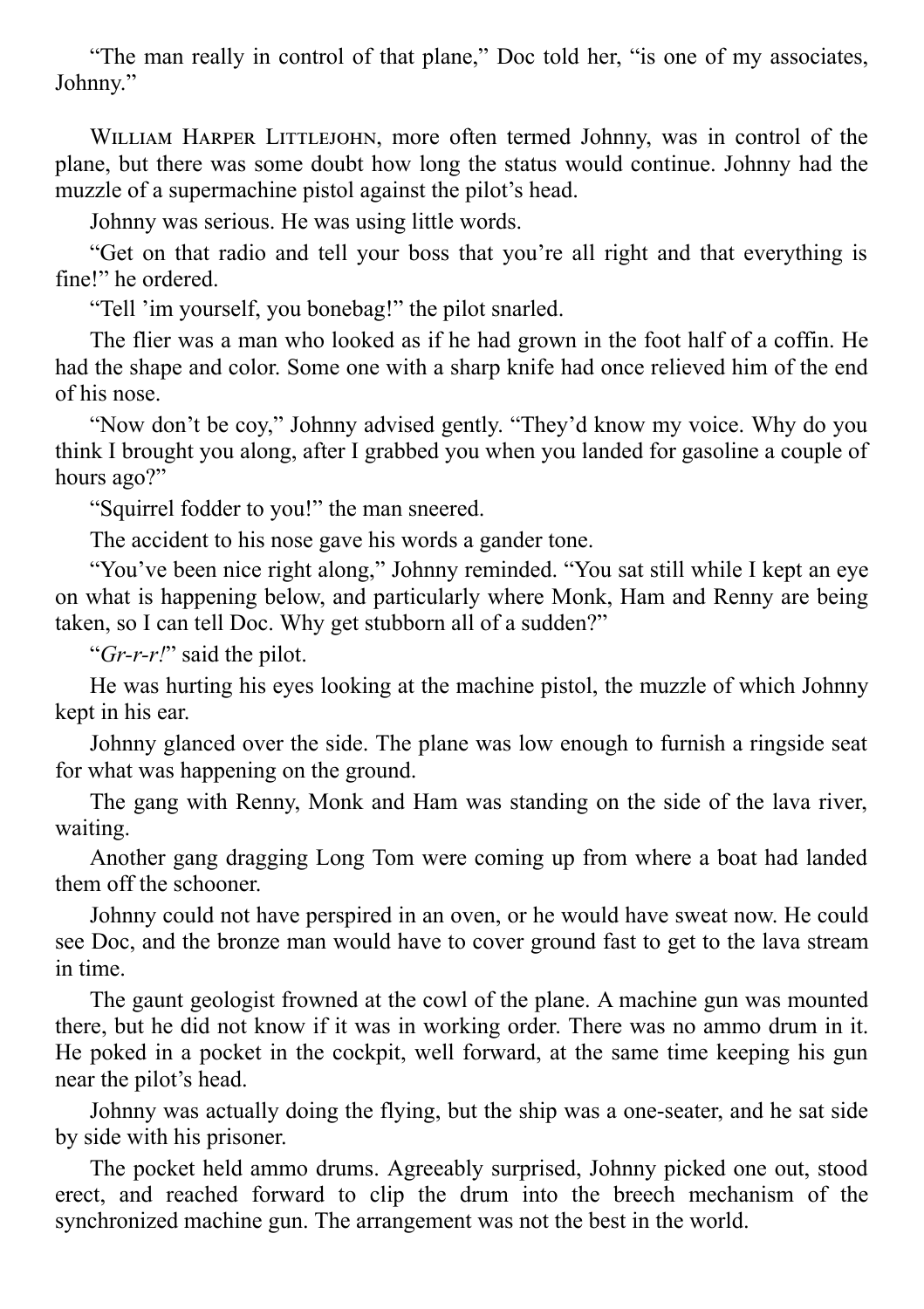"The man really in control of that plane," Doc told her, "is one of my associates, Johnny."

William Harper Littlejohn, more often termed Johnny, was in control of the plane, but there was some doubt how long the status would continue. Johnny had the muzzle of a supermachine pistol against the pilot's head.

Johnny was serious. He was using little words.

"Get on that radio and tell your boss that you're all right and that everything is fine!" he ordered.

"Tell 'im yourself, you bonebag!" the pilot snarled.

The flier was a man who looked as if he had grown in the foot half of a coffin. He had the shape and color. Some one with a sharp knife had once relieved him of the end of his nose.

"Now don't be coy," Johnny advised gently. "They'd know my voice. Why do you think I brought you along, after I grabbed you when you landed for gasoline a couple of hours ago?"

"Squirrel fodder to you!" the man sneered.

The accident to his nose gave his words a gander tone.

"You've been nice right along," Johnny reminded. "You sat still while I kept an eye on what is happening below, and particularly where Monk, Ham and Renny are being taken, so I can tell Doc. Why get stubborn all of a sudden?"

"*Gr-r-r!*" said the pilot.

He was hurting his eyes looking at the machine pistol, the muzzle of which Johnny kept in his ear.

Johnny glanced over the side. The plane was low enough to furnish a ringside seat for what was happening on the ground.

The gang with Renny, Monk and Ham was standing on the side of the lava river, waiting.

Another gang dragging Long Tom were coming up from where a boat had landed them off the schooner.

Johnny could not have perspired in an oven, or he would have sweat now. He could see Doc, and the bronze man would have to cover ground fast to get to the lava stream in time.

The gaunt geologist frowned at the cowl of the plane. A machine gun was mounted there, but he did not know if it was in working order. There was no ammo drum in it. He poked in a pocket in the cockpit, well forward, at the same time keeping his gun near the pilot's head.

Johnny was actually doing the flying, but the ship was a one-seater, and he sat side by side with his prisoner.

The pocket held ammo drums. Agreeably surprised, Johnny picked one out, stood erect, and reached forward to clip the drum into the breech mechanism of the synchronized machine gun. The arrangement was not the best in the world.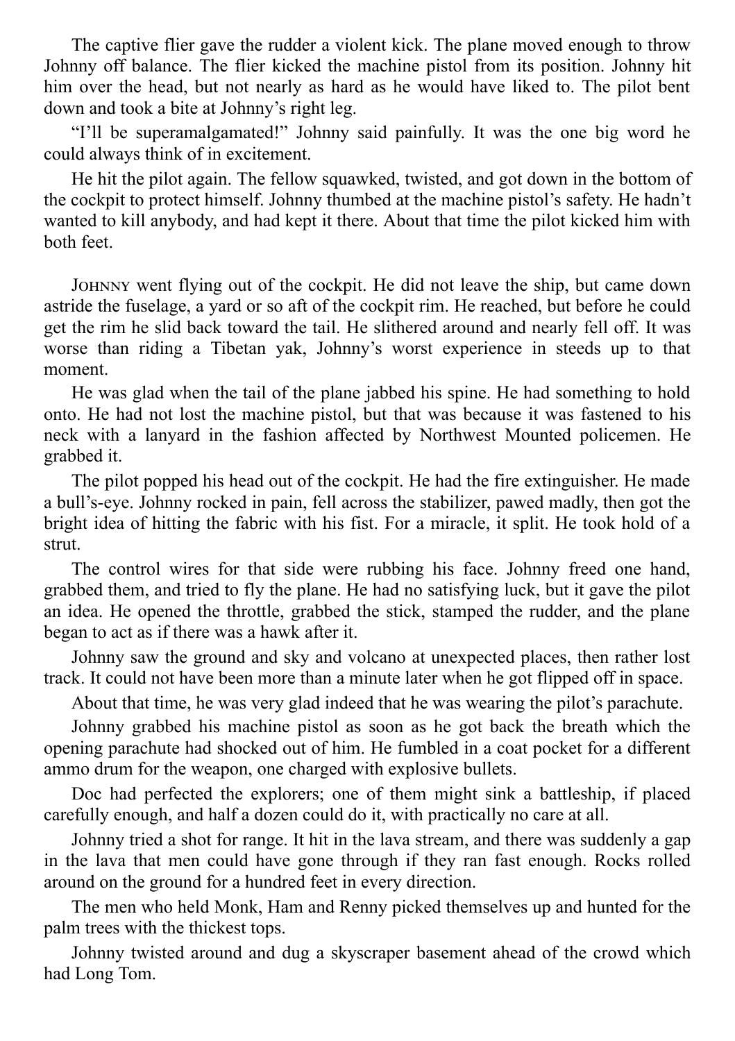The captive flier gave the rudder a violent kick. The plane moved enough to throw Johnny off balance. The flier kicked the machine pistol from its position. Johnny hit him over the head, but not nearly as hard as he would have liked to. The pilot bent down and took a bite at Johnny's right leg.

"I'll be superamalgamated!" Johnny said painfully. It was the one big word he could always think of in excitement.

He hit the pilot again. The fellow squawked, twisted, and got down in the bottom of the cockpit to protect himself. Johnny thumbed at the machine pistol's safety. He hadn't wanted to kill anybody, and had kept it there. About that time the pilot kicked him with both feet.

JOHNNY went flying out of the cockpit. He did not leave the ship, but came down astride the fuselage, a yard or so aft of the cockpit rim. He reached, but before he could get the rim he slid back toward the tail. He slithered around and nearly fell off. It was worse than riding a Tibetan yak, Johnny's worst experience in steeds up to that moment.

He was glad when the tail of the plane jabbed his spine. He had something to hold onto. He had not lost the machine pistol, but that was because it was fastened to his neck with a lanyard in the fashion affected by Northwest Mounted policemen. He grabbed it.

The pilot popped his head out of the cockpit. He had the fire extinguisher. He made a bull's-eye. Johnny rocked in pain, fell across the stabilizer, pawed madly, then got the bright idea of hitting the fabric with his fist. For a miracle, it split. He took hold of a strut.

The control wires for that side were rubbing his face. Johnny freed one hand, grabbed them, and tried to fly the plane. He had no satisfying luck, but it gave the pilot an idea. He opened the throttle, grabbed the stick, stamped the rudder, and the plane began to act as if there was a hawk after it.

Johnny saw the ground and sky and volcano at unexpected places, then rather lost track. It could not have been more than a minute later when he got flipped off in space.

About that time, he was very glad indeed that he was wearing the pilot's parachute.

Johnny grabbed his machine pistol as soon as he got back the breath which the opening parachute had shocked out of him. He fumbled in a coat pocket for a different ammo drum for the weapon, one charged with explosive bullets.

Doc had perfected the explorers; one of them might sink a battleship, if placed carefully enough, and half a dozen could do it, with practically no care at all.

Johnny tried a shot for range. It hit in the lava stream, and there was suddenly a gap in the lava that men could have gone through if they ran fast enough. Rocks rolled around on the ground for a hundred feet in every direction.

The men who held Monk, Ham and Renny picked themselves up and hunted for the palm trees with the thickest tops.

Johnny twisted around and dug a skyscraper basement ahead of the crowd which had Long Tom.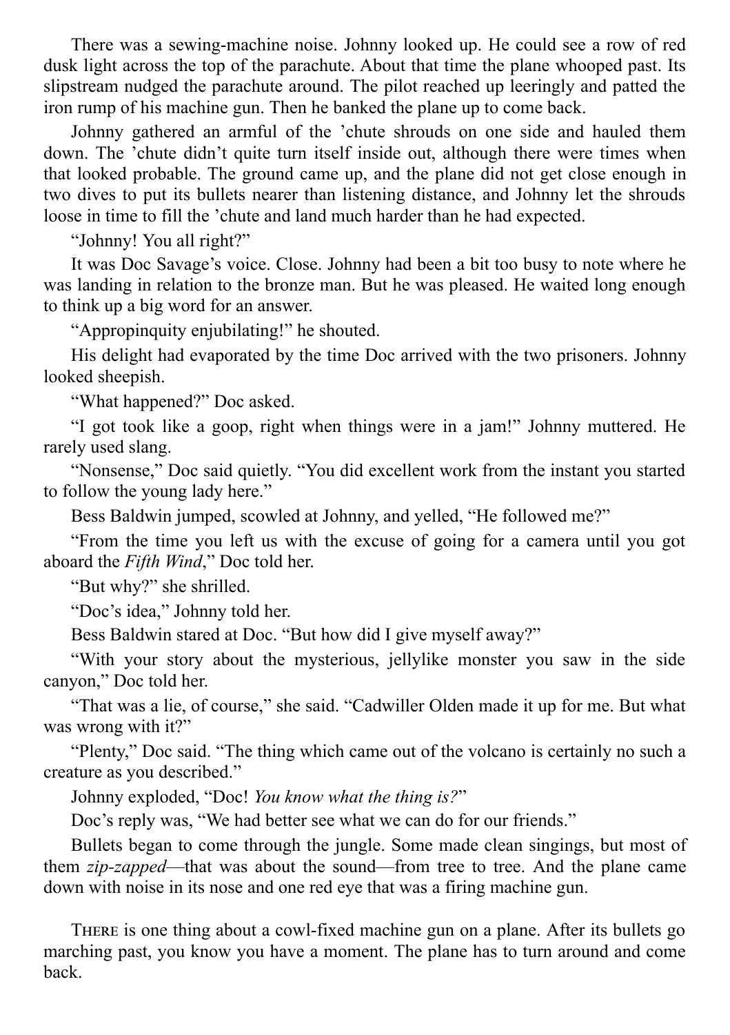There was a sewing-machine noise. Johnny looked up. He could see a row of red dusk light across the top of the parachute. About that time the plane whooped past. Its slipstream nudged the parachute around. The pilot reached up leeringly and patted the iron rump of his machine gun. Then he banked the plane up to come back.

Johnny gathered an armful of the ’chute shrouds on one side and hauled them down. The ’chute didn’t quite turn itself inside out, although there were times when that looked probable. The ground came up, and the plane did not get close enough in two dives to put its bullets nearer than listening distance, and Johnny let the shrouds loose in time to fill the ’chute and land much harder than he had expected.

“Johnny! You all right?”

It was Doc Savage’s voice. Close. Johnny had been a bit too busy to note where he was landing in relation to the bronze man. But he was pleased. He waited long enough to think up a big word for an answer.

“Appropinquity enjubilating!” he shouted.

His delight had evaporated by the time Doc arrived with the two prisoners. Johnny looked sheepish.

“What happened?” Doc asked.

“I got took like a goop, right when things were in a jam!” Johnny muttered. He rarely used slang.

“Nonsense,” Doc said quietly. “You did excellent work from the instant you started to follow the young lady here.”

Bess Baldwin jumped, scowled at Johnny, and yelled, “He followed me?”

“From the time you left us with the excuse of going for a camera until you got aboard the *Fifth Wind*,” Doc told her.

“But why?” she shrilled.

“Doc’s idea,” Johnny told her.

Bess Baldwin stared at Doc. “But how did I give myself away?”

“With your story about the mysterious, jellylike monster you saw in the side canyon,” Doc told her.

“That was a lie, of course,” she said. “Cadwiller Olden made it up for me. But what was wrong with it?”

“Plenty,” Doc said. “The thing which came out of the volcano is certainly no such a creature as you described.”

Johnny exploded, “Doc! *You know what the thing is?*”

Doc’s reply was, “We had better see what we can do for our friends.”

Bullets began to come through the jungle. Some made clean singings, but most of them *zip-zapped*—that was about the sound—from tree to tree. And the plane came down with noise in its nose and one red eye that was a firing machine gun.

THERE is one thing about a cowl-fixed machine gun on a plane. After its bullets go marching past, you know you have a moment. The plane has to turn around and come back.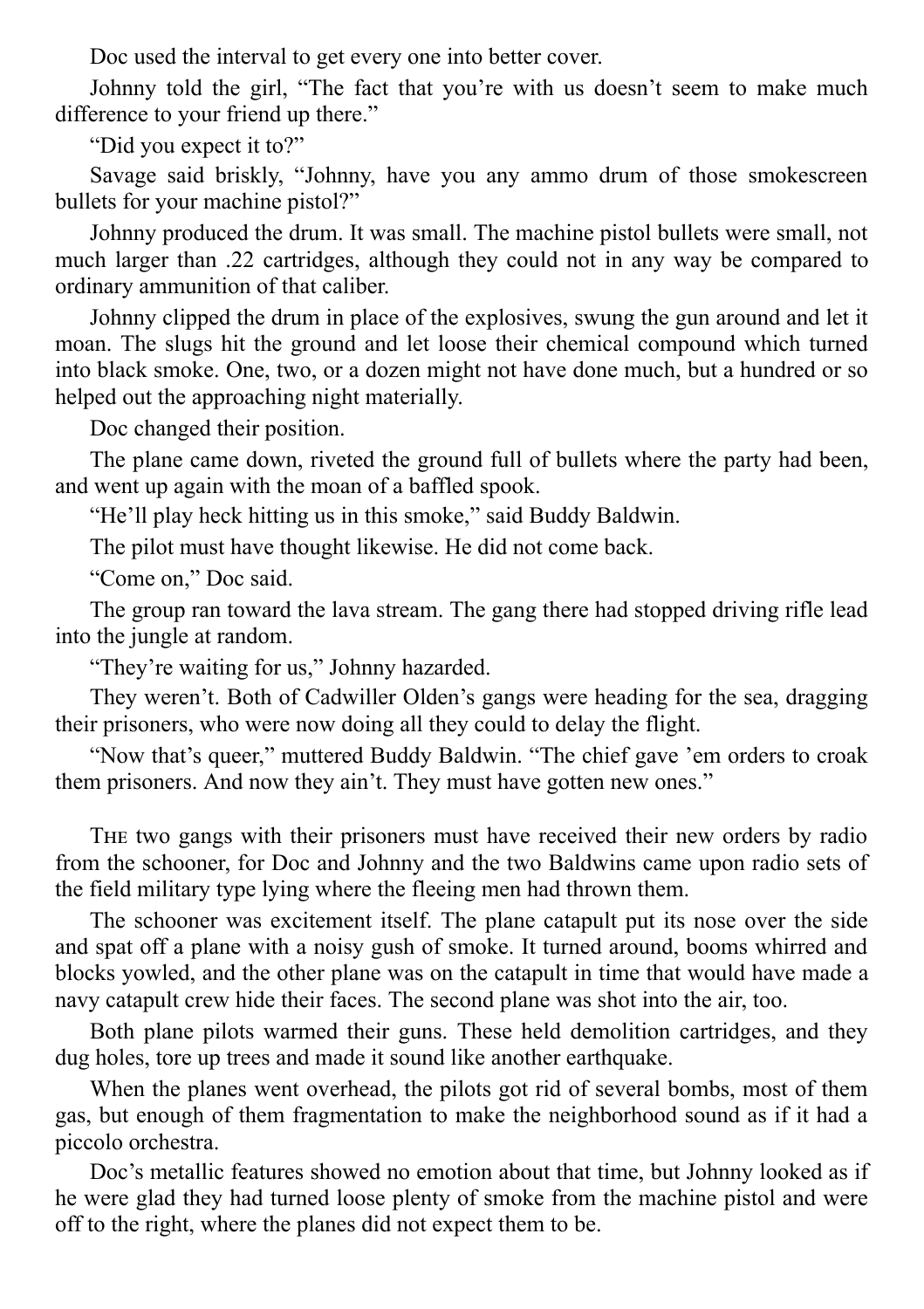Doc used the interval to get every one into better cover.

Johnny told the girl, “The fact that you’re with us doesn’t seem to make much difference to your friend up there.”

“Did you expect it to?”

Savage said briskly, “Johnny, have you any ammo drum of those smokescreen bullets for your machine pistol?”

Johnny produced the drum. It was small. The machine pistol bullets were small, not much larger than .22 cartridges, although they could not in any way be compared to ordinary ammunition of that caliber.

Johnny clipped the drum in place of the explosives, swung the gun around and let it moan. The slugs hit the ground and let loose their chemical compound which turned into black smoke. One, two, or a dozen might not have done much, but a hundred or so helped out the approaching night materially.

Doc changed their position.

The plane came down, riveted the ground full of bullets where the party had been, and went up again with the moan of a baffled spook.

“He’ll play heck hitting us in this smoke,” said Buddy Baldwin.

The pilot must have thought likewise. He did not come back.

“Come on,” Doc said.

The group ran toward the lava stream. The gang there had stopped driving rifle lead into the jungle at random.

“They’re waiting for us,” Johnny hazarded.

They weren’t. Both of Cadwiller Olden’s gangs were heading for the sea, dragging their prisoners, who were now doing all they could to delay the flight.

“Now that’s queer,” muttered Buddy Baldwin. “The chief gave ’em orders to croak them prisoners. And now they ain’t. They must have gotten new ones.”

The two gangs with their prisoners must have received their new orders by radio from the schooner, for Doc and Johnny and the two Baldwins came upon radio sets of the field military type lying where the fleeing men had thrown them.

The schooner was excitement itself. The plane catapult put its nose over the side and spat off a plane with a noisy gush of smoke. It turned around, booms whirred and blocks yowled, and the other plane was on the catapult in time that would have made a navy catapult crew hide their faces. The second plane was shot into the air, too.

Both plane pilots warmed their guns. These held demolition cartridges, and they dug holes, tore up trees and made it sound like another earthquake.

When the planes went overhead, the pilots got rid of several bombs, most of them gas, but enough of them fragmentation to make the neighborhood sound as if it had a piccolo orchestra.

Doc’s metallic features showed no emotion about that time, but Johnny looked as if he were glad they had turned loose plenty of smoke from the machine pistol and were off to the right, where the planes did not expect them to be.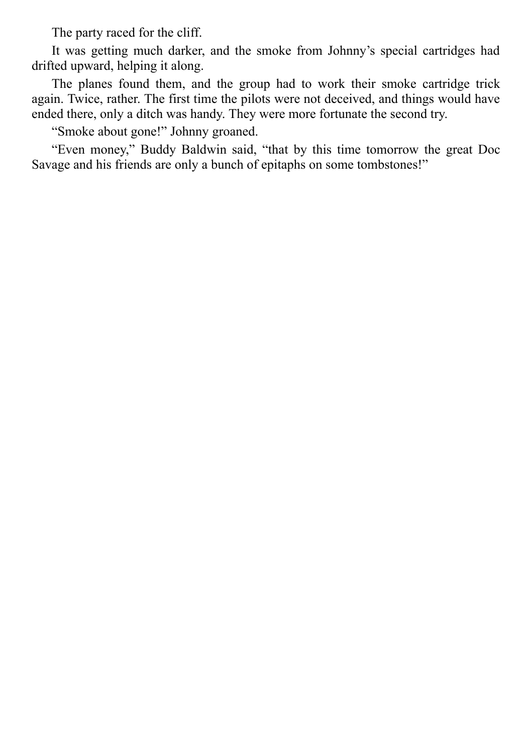The party raced for the cliff.

It was getting much darker, and the smoke from Johnny's special cartridges had drifted upward, helping it along.

The planes found them, and the group had to work their smoke cartridge trick again. Twice, rather. The first time the pilots were not deceived, and things would have ended there, only a ditch was handy. They were more fortunate the second try.

"Smoke about gone!" Johnny groaned.

"Even money," Buddy Baldwin said, "that by this time tomorrow the great Doc Savage and his friends are only a bunch of epitaphs on some tombstones!"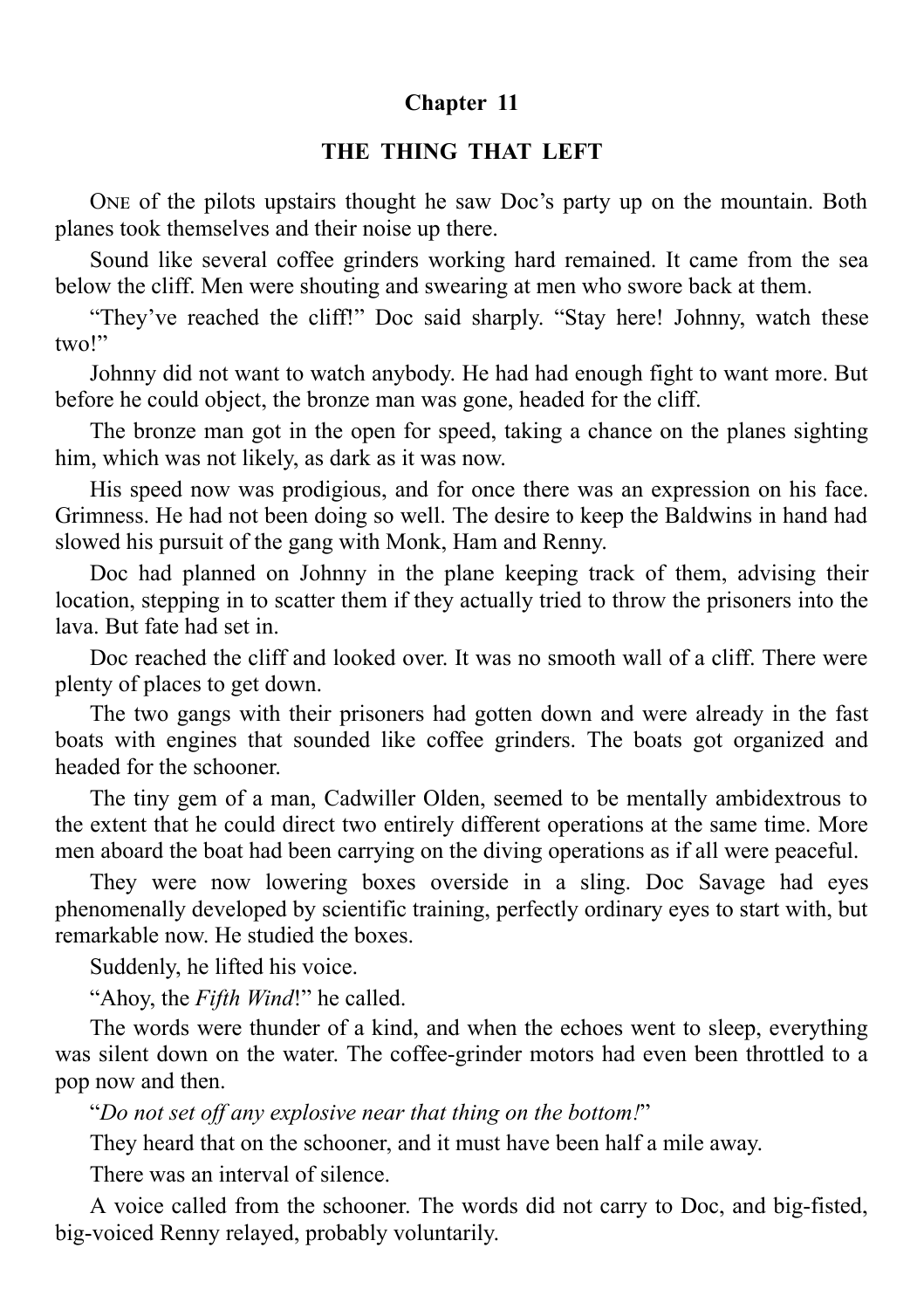## Chapter 11

### THE THING THAT LEFT

ONE of the pilots upstairs thought he saw Doc's party up on the mountain. Both planes took themselves and their noise up there.

Sound like several coffee grinders working hard remained. It came from the sea below the cliff. Men were shouting and swearing at men who swore back at them.

"They've reached the cliff!" Doc said sharply. "Stay here! Johnny, watch these two!"

Johnny did not want to watch anybody. He had had enough fight to want more. But before he could object, the bronze man was gone, headed for the cliff.

The bronze man got in the open for speed, taking a chance on the planes sighting him, which was not likely, as dark as it was now.

His speed now was prodigious, and for once there was an expression on his face. Grimness. He had not been doing so well. The desire to keep the Baldwins in hand had slowed his pursuit of the gang with Monk, Ham and Renny.

Doc had planned on Johnny in the plane keeping track of them, advising their location, stepping in to scatter them if they actually tried to throw the prisoners into the lava. But fate had set in.

Doc reached the cliff and looked over. It was no smooth wall of a cliff. There were plenty of places to get down.

The two gangs with their prisoners had gotten down and were already in the fast boats with engines that sounded like coffee grinders. The boats got organized and headed for the schooner.

The tiny gem of a man, Cadwiller Olden, seemed to be mentally ambidextrous to the extent that he could direct two entirely different operations at the same time. More men aboard the boat had been carrying on the diving operations as if all were peaceful.

They were now lowering boxes overside in a sling. Doc Savage had eyes phenomenally developed by scientific training, perfectly ordinary eyes to start with, but remarkable now. He studied the boxes.

Suddenly, he lifted his voice.

"Ahoy, the *Fifth Wind*!" he called.

The words were thunder of a kind, and when the echoes went to sleep, everything was silent down on the water. The coffee-grinder motors had even been throttled to a pop now and then.

"*Do not set off any explosive near that thing on the bottom!*"

They heard that on the schooner, and it must have been half a mile away.

There was an interval of silence.

A voice called from the schooner. The words did not carry to Doc, and big-fisted, big-voiced Renny relayed, probably voluntarily.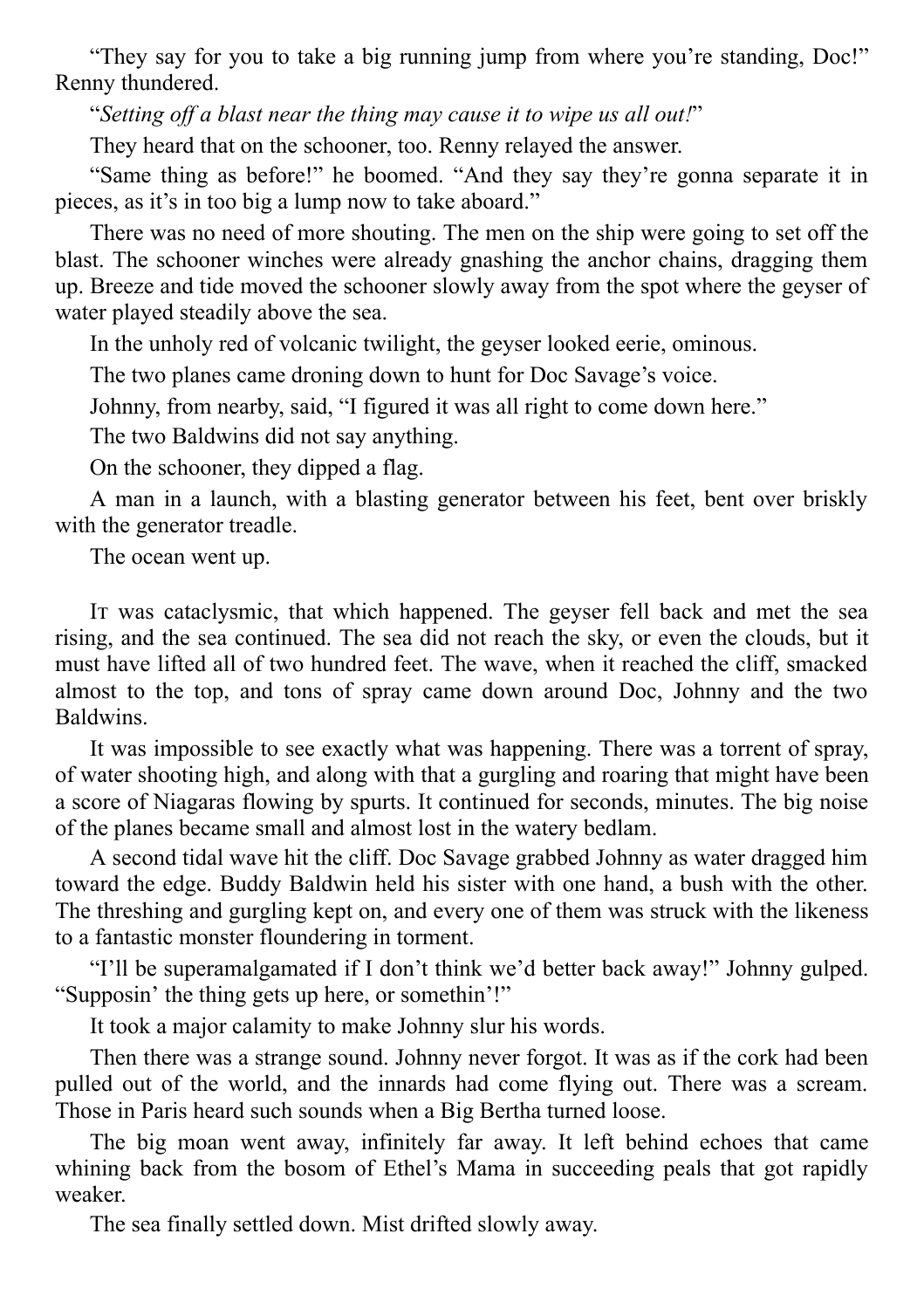"They say for you to take a big running jump from where you're standing, Doc!" Renny thundered.

"*Setting off a blast near the thing may cause it to wipe us all out!*"

They heard that on the schooner, too. Renny relayed the answer.

"Same thing as before!" he boomed. "And they say they're gonna separate it in pieces, as it's in too big a lump now to take aboard."

There was no need of more shouting. The men on the ship were going to set off the blast. The schooner winches were already gnashing the anchor chains, dragging them up. Breeze and tide moved the schooner slowly away from the spot where the geyser of water played steadily above the sea.

In the unholy red of volcanic twilight, the geyser looked eerie, ominous.

The two planes came droning down to hunt for Doc Savage's voice.

Johnny, from nearby, said, "I figured it was all right to come down here."

The two Baldwins did not say anything.

On the schooner, they dipped a flag.

A man in a launch, with a blasting generator between his feet, bent over briskly with the generator treadle.

The ocean went up.

It was cataclysmic, that which happened. The geyser fell back and met the sea rising, and the sea continued. The sea did not reach the sky, or even the clouds, but it must have lifted all of two hundred feet. The wave, when it reached the cliff, smacked almost to the top, and tons of spray came down around Doc, Johnny and the two Baldwins.

It was impossible to see exactly what was happening. There was a torrent of spray, of water shooting high, and along with that a gurgling and roaring that might have been a score of Niagaras flowing by spurts. It continued for seconds, minutes. The big noise of the planes became small and almost lost in the watery bedlam.

A second tidal wave hit the cliff. Doc Savage grabbed Johnny as water dragged him toward the edge. Buddy Baldwin held his sister with one hand, a bush with the other. The threshing and gurgling kept on, and every one of them was struck with the likeness to a fantastic monster floundering in torment.

"I'll be superamalgamated if I don't think we'd better back away!" Johnny gulped. "Supposin' the thing gets up here, or somethin'!"

It took a major calamity to make Johnny slur his words.

Then there was a strange sound. Johnny never forgot. It was as if the cork had been pulled out of the world, and the innards had come flying out. There was a scream. Those in Paris heard such sounds when a Big Bertha turned loose.

The big moan went away, infinitely far away. It left behind echoes that came whining back from the bosom of Ethel's Mama in succeeding peals that got rapidly weaker.

The sea finally settled down. Mist drifted slowly away.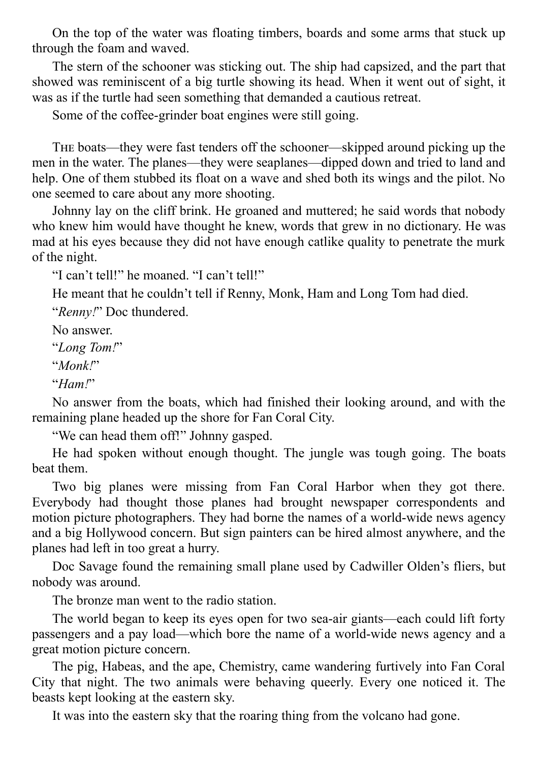On the top of the water was floating timbers, boards and some arms that stuck up through the foam and waved.

The stern of the schooner was sticking out. The ship had capsized, and the part that showed was reminiscent of a big turtle showing its head. When it went out of sight, it was as if the turtle had seen something that demanded a cautious retreat.

Some of the coffee-grinder boat engines were still going.

THE boats—they were fast tenders off the schooner—skipped around picking up the men in the water. The planes—they were seaplanes—dipped down and tried to land and help. One of them stubbed its float on a wave and shed both its wings and the pilot. No one seemed to care about any more shooting.

Johnny lay on the cliff brink. He groaned and muttered; he said words that nobody who knew him would have thought he knew, words that grew in no dictionary. He was mad at his eyes because they did not have enough catlike quality to penetrate the murk of the night.

"I can't tell!" he moaned. "I can't tell!"

He meant that he couldn't tell if Renny, Monk, Ham and Long Tom had died.

"*Renny!*" Doc thundered.

No answer.

"*Long Tom!*"

"*Monk!*"

"*Ham!*"

No answer from the boats, which had finished their looking around, and with the remaining plane headed up the shore for Fan Coral City.

"We can head them off!" Johnny gasped.

He had spoken without enough thought. The jungle was tough going. The boats beat them.

Two big planes were missing from Fan Coral Harbor when they got there. Everybody had thought those planes had brought newspaper correspondents and motion picture photographers. They had borne the names of a world-wide news agency and a big Hollywood concern. But sign painters can be hired almost anywhere, and the planes had left in too great a hurry.

Doc Savage found the remaining small plane used by Cadwiller Olden's fliers, but nobody was around.

The bronze man went to the radio station.

The world began to keep its eyes open for two sea-air giants—each could lift forty passengers and a pay load—which bore the name of a world-wide news agency and a great motion picture concern.

The pig, Habeas, and the ape, Chemistry, came wandering furtively into Fan Coral City that night. The two animals were behaving queerly. Every one noticed it. The beasts kept looking at the eastern sky.

It was into the eastern sky that the roaring thing from the volcano had gone.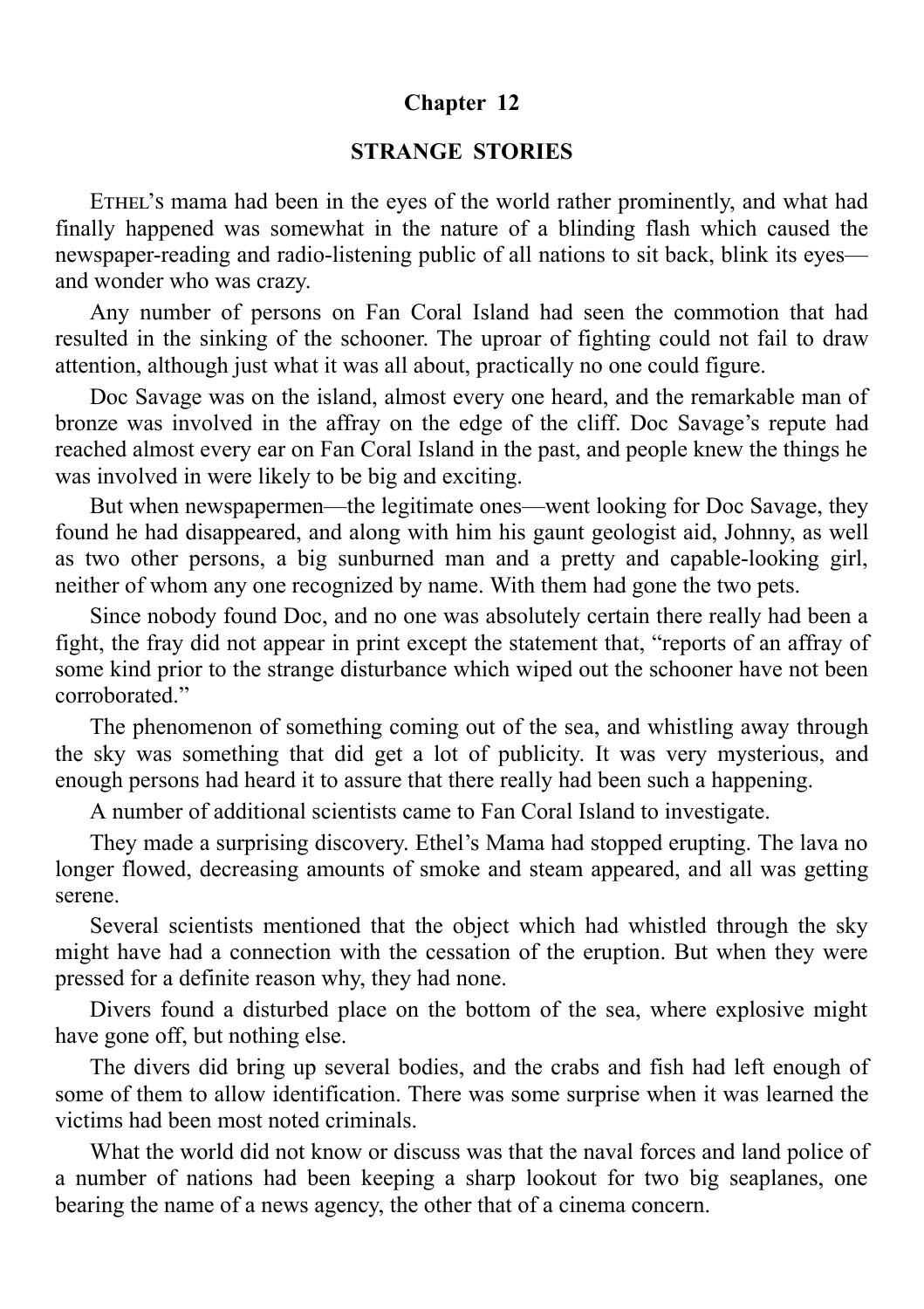# Chapter 12

## STRANGE STORIES

ETHEL's mama had been in the eyes of the world rather prominently, and what had finally happened was somewhat in the nature of a blinding flash which caused the newspaper-reading and radio-listening public of all nations to sit back, blink its eyes—and wonder who was crazy.

Any number of persons on Fan Coral Island had seen the commotion that had resulted in the sinking of the schooner. The uproar of fighting could not fail to draw attention, although just what it was all about, practically no one could figure.

Doc Savage was on the island, almost every one heard, and the remarkable man of bronze was involved in the affray on the edge of the cliff. Doc Savage's repute had reached almost every ear on Fan Coral Island in the past, and people knew the things he was involved in were likely to be big and exciting.

But when newspapermen—the legitimate ones—went looking for Doc Savage, they found he had disappeared, and along with him his gaunt geologist aid, Johnny, as well as two other persons, a big sunburned man and a pretty and capable-looking girl, neither of whom any one recognized by name. With them had gone the two pets.

Since nobody found Doc, and no one was absolutely certain there really had been a fight, the fray did not appear in print except the statement that, "reports of an affray of some kind prior to the strange disturbance which wiped out the schooner have not been corroborated."

The phenomenon of something coming out of the sea, and whistling away through the sky was something that did get a lot of publicity. It was very mysterious, and enough persons had heard it to assure that there really had been such a happening.

A number of additional scientists came to Fan Coral Island to investigate.

They made a surprising discovery. Ethel's Mama had stopped erupting. The lava no longer flowed, decreasing amounts of smoke and steam appeared, and all was getting serene.

Several scientists mentioned that the object which had whistled through the sky might have had a connection with the cessation of the eruption. But when they were pressed for a definite reason why, they had none.

Divers found a disturbed place on the bottom of the sea, where explosive might have gone off, but nothing else.

The divers did bring up several bodies, and the crabs and fish had left enough of some of them to allow identification. There was some surprise when it was learned the victims had been most noted criminals.

What the world did not know or discuss was that the naval forces and land police of a number of nations had been keeping a sharp lookout for two big seaplanes, one bearing the name of a news agency, the other that of a cinema concern.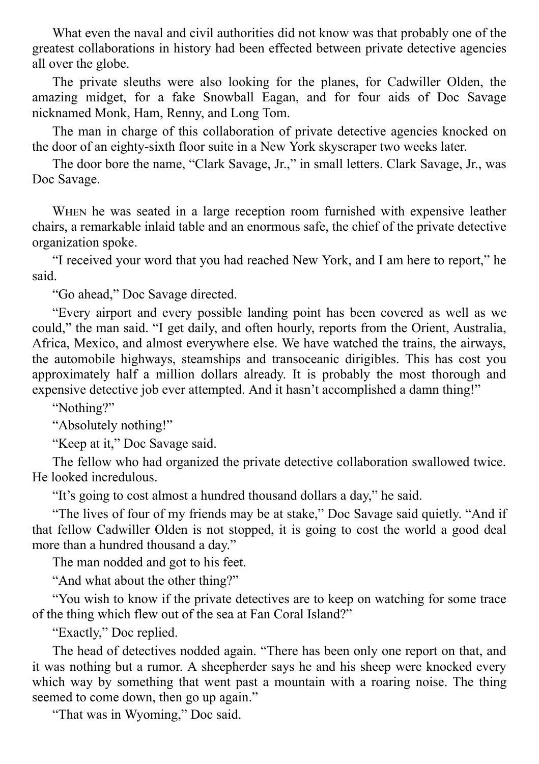What even the naval and civil authorities did not know was that probably one of the greatest collaborations in history had been effected between private detective agencies all over the globe.

The private sleuths were also looking for the planes, for Cadwiller Olden, the amazing midget, for a fake Snowball Eagan, and for four aids of Doc Savage nicknamed Monk, Ham, Renny, and Long Tom.

The man in charge of this collaboration of private detective agencies knocked on the door of an eighty-sixth floor suite in a New York skyscraper two weeks later.

The door bore the name, "Clark Savage, Jr.," in small letters. Clark Savage, Jr., was Doc Savage.

When he was seated in a large reception room furnished with expensive leather chairs, a remarkable inlaid table and an enormous safe, the chief of the private detective organization spoke.

"I received your word that you had reached New York, and I am here to report," he said.

"Go ahead," Doc Savage directed.

"Every airport and every possible landing point has been covered as well as we could," the man said. "I get daily, and often hourly, reports from the Orient, Australia, Africa, Mexico, and almost everywhere else. We have watched the trains, the airways, the automobile highways, steamships and transoceanic dirigibles. This has cost you approximately half a million dollars already. It is probably the most thorough and expensive detective job ever attempted. And it hasn't accomplished a damn thing!"

"Nothing?"

"Absolutely nothing!"

"Keep at it," Doc Savage said.

The fellow who had organized the private detective collaboration swallowed twice. He looked incredulous.

"It's going to cost almost a hundred thousand dollars a day," he said.

"The lives of four of my friends may be at stake," Doc Savage said quietly. "And if that fellow Cadwiller Olden is not stopped, it is going to cost the world a good deal more than a hundred thousand a day."

The man nodded and got to his feet.

"And what about the other thing?"

"You wish to know if the private detectives are to keep on watching for some trace of the thing which flew out of the sea at Fan Coral Island?"

"Exactly," Doc replied.

The head of detectives nodded again. "There has been only one report on that, and it was nothing but a rumor. A sheepherder says he and his sheep were knocked every which way by something that went past a mountain with a roaring noise. The thing seemed to come down, then go up again."

"That was in Wyoming," Doc said.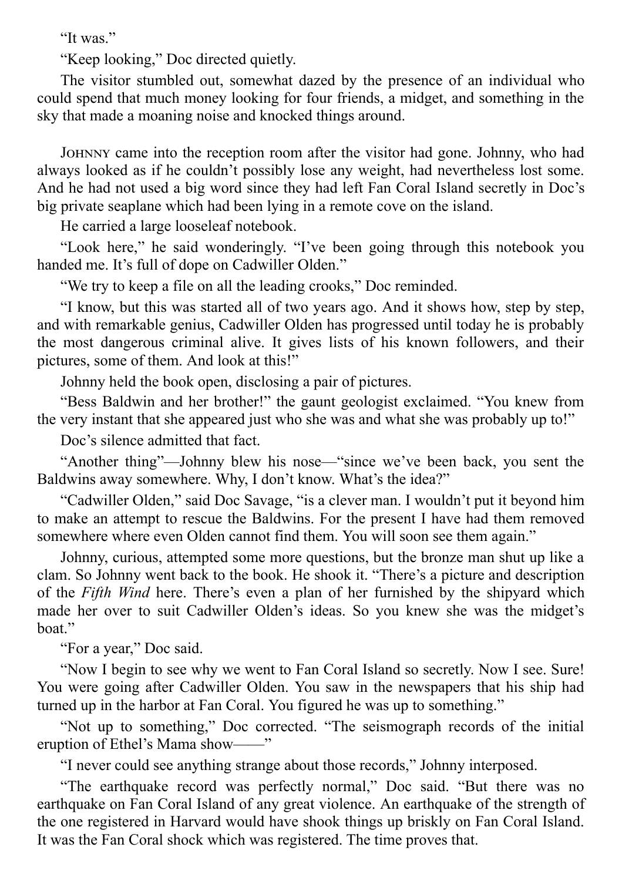"It was."

"Keep looking," Doc directed quietly.

The visitor stumbled out, somewhat dazed by the presence of an individual who could spend that much money looking for four friends, a midget, and something in the sky that made a moaning noise and knocked things around.

JOHNNY came into the reception room after the visitor had gone. Johnny, who had always looked as if he couldn't possibly lose any weight, had nevertheless lost some. And he had not used a big word since they had left Fan Coral Island secretly in Doc's big private seaplane which had been lying in a remote cove on the island.

He carried a large looseleaf notebook.

"Look here," he said wonderingly. "I've been going through this notebook you handed me. It's full of dope on Cadwiller Olden."

"We try to keep a file on all the leading crooks," Doc reminded.

"I know, but this was started all of two years ago. And it shows how, step by step, and with remarkable genius, Cadwiller Olden has progressed until today he is probably the most dangerous criminal alive. It gives lists of his known followers, and their pictures, some of them. And look at this!"

Johnny held the book open, disclosing a pair of pictures.

"Bess Baldwin and her brother!" the gaunt geologist exclaimed. "You knew from the very instant that she appeared just who she was and what she was probably up to!"

Doc's silence admitted that fact.

"Another thing"—Johnny blew his nose—"since we've been back, you sent the Baldwins away somewhere. Why, I don't know. What's the idea?"

"Cadwiller Olden," said Doc Savage, "is a clever man. I wouldn't put it beyond him to make an attempt to rescue the Baldwins. For the present I have had them removed somewhere where even Olden cannot find them. You will soon see them again."

Johnny, curious, attempted some more questions, but the bronze man shut up like a clam. So Johnny went back to the book. He shook it. "There's a picture and description of the *Fifth Wind* here. There's even a plan of her furnished by the shipyard which made her over to suit Cadwiller Olden's ideas. So you knew she was the midget's boat."

"For a year," Doc said.

"Now I begin to see why we went to Fan Coral Island so secretly. Now I see. Sure! You were going after Cadwiller Olden. You saw in the newspapers that his ship had turned up in the harbor at Fan Coral. You figured he was up to something."

"Not up to something," Doc corrected. "The seismograph records of the initial eruption of Ethel's Mama show——"

"I never could see anything strange about those records," Johnny interposed.

"The earthquake record was perfectly normal," Doc said. "But there was no earthquake on Fan Coral Island of any great violence. An earthquake of the strength of the one registered in Harvard would have shook things up briskly on Fan Coral Island. It was the Fan Coral shock which was registered. The time proves that.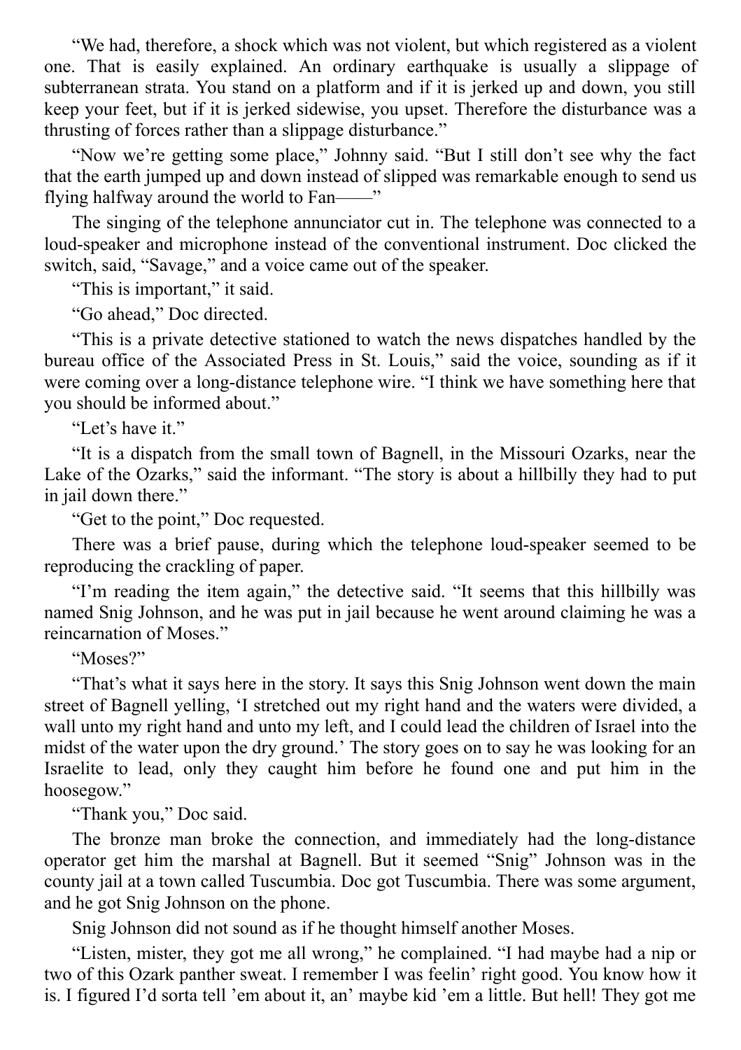"We had, therefore, a shock which was not violent, but which registered as a violent one. That is easily explained. An ordinary earthquake is usually a slippage of subterranean strata. You stand on a platform and if it is jerked up and down, you still keep your feet, but if it is jerked sidewise, you upset. Therefore the disturbance was a thrusting of forces rather than a slippage disturbance."

"Now we're getting some place," Johnny said. "But I still don't see why the fact that the earth jumped up and down instead of slipped was remarkable enough to send us flying halfway around the world to Fan——"

The singing of the telephone annunciator cut in. The telephone was connected to a loud-speaker and microphone instead of the conventional instrument. Doc clicked the switch, said, "Savage," and a voice came out of the speaker.

"This is important," it said.

"Go ahead," Doc directed.

"This is a private detective stationed to watch the news dispatches handled by the bureau office of the Associated Press in St. Louis," said the voice, sounding as if it were coming over a long-distance telephone wire. "I think we have something here that you should be informed about."

"Let's have it."

"It is a dispatch from the small town of Bagnell, in the Missouri Ozarks, near the Lake of the Ozarks," said the informant. "The story is about a hillbilly they had to put in jail down there."

"Get to the point," Doc requested.

There was a brief pause, during which the telephone loud-speaker seemed to be reproducing the crackling of paper.

"I'm reading the item again," the detective said. "It seems that this hillbilly was named Snig Johnson, and he was put in jail because he went around claiming he was a reincarnation of Moses."

"Moses?"

"That's what it says here in the story. It says this Snig Johnson went down the main street of Bagnell yelling, 'I stretched out my right hand and the waters were divided, a wall unto my right hand and unto my left, and I could lead the children of Israel into the midst of the water upon the dry ground.' The story goes on to say he was looking for an Israelite to lead, only they caught him before he found one and put him in the hoosegow."

"Thank you," Doc said.

The bronze man broke the connection, and immediately had the long-distance operator get him the marshal at Bagnell. But it seemed "Snig" Johnson was in the county jail at a town called Tuscumbia. Doc got Tuscumbia. There was some argument, and he got Snig Johnson on the phone.

Snig Johnson did not sound as if he thought himself another Moses.

"Listen, mister, they got me all wrong," he complained. "I had maybe had a nip or two of this Ozark panther sweat. I remember I was feelin' right good. You know how it is. I figured I'd sorta tell 'em about it, an' maybe kid 'em a little. But hell! They got me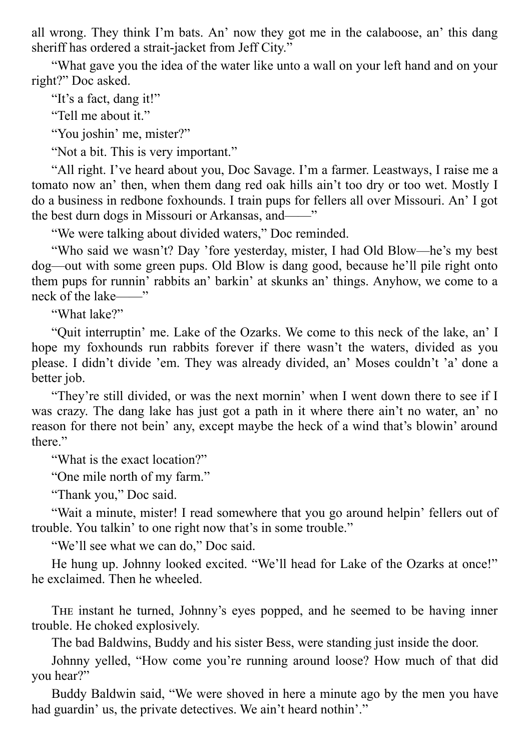all wrong. They think I'm bats. An' now they got me in the calaboose, an' this dang sheriff has ordered a strait-jacket from Jeff City."

"What gave you the idea of the water like unto a wall on your left hand and on your right?" Doc asked.

"It's a fact, dang it!"

"Tell me about it."

"You joshin' me, mister?"

"Not a bit. This is very important."

"All right. I've heard about you, Doc Savage. I'm a farmer. Leastways, I raise me a tomato now an' then, when them dang red oak hills ain't too dry or too wet. Mostly I do a business in redbone foxhounds. I train pups for fellers all over Missouri. An' I got the best durn dogs in Missouri or Arkansas, and——"

"We were talking about divided waters," Doc reminded.

"Who said we wasn't? Day 'fore yesterday, mister, I had Old Blow—he's my best dog—out with some green pups. Old Blow is dang good, because he'll pile right onto them pups for runnin' rabbits an' barkin' at skunks an' things. Anyhow, we come to a neck of the lake——"

"What lake?"

"Quit interruptin' me. Lake of the Ozarks. We come to this neck of the lake, an' I hope my foxhounds run rabbits forever if there wasn't the waters, divided as you please. I didn't divide 'em. They was already divided, an' Moses couldn't 'a' done a better job.

"They're still divided, or was the next mornin' when I went down there to see if I was crazy. The dang lake has just got a path in it where there ain't no water, an' no reason for there not bein' any, except maybe the heck of a wind that's blowin' around there."

"What is the exact location?"

"One mile north of my farm."

"Thank you," Doc said.

"Wait a minute, mister! I read somewhere that you go around helpin' fellers out of trouble. You talkin' to one right now that's in some trouble."

"We'll see what we can do," Doc said.

He hung up. Johnny looked excited. "We'll head for Lake of the Ozarks at once!" he exclaimed. Then he wheeled.

THE instant he turned, Johnny's eyes popped, and he seemed to be having inner trouble. He choked explosively.

The bad Baldwins, Buddy and his sister Bess, were standing just inside the door.

Johnny yelled, "How come you're running around loose? How much of that did you hear?"

Buddy Baldwin said, "We were shoved in here a minute ago by the men you have had guardin' us, the private detectives. We ain't heard nothin'."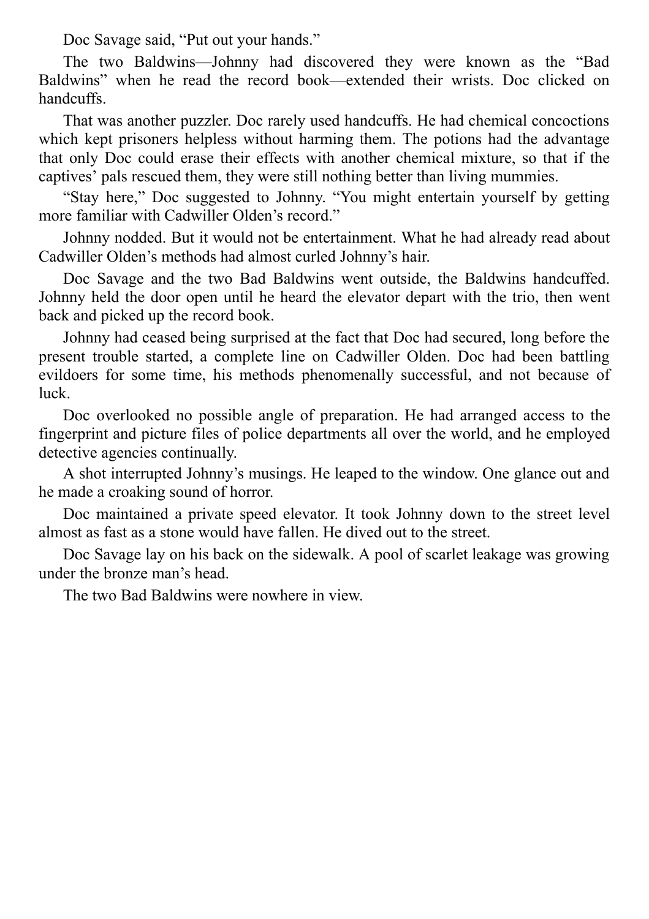Doc Savage said, “Put out your hands.”

The two Baldwins—Johnny had discovered they were known as the “Bad Baldwins” when he read the record book—extended their wrists. Doc clicked on handcuffs.

That was another puzzler. Doc rarely used handcuffs. He had chemical concoctions which kept prisoners helpless without harming them. The potions had the advantage that only Doc could erase their effects with another chemical mixture, so that if the captives’ pals rescued them, they were still nothing better than living mummies.

“Stay here,” Doc suggested to Johnny. “You might entertain yourself by getting more familiar with Cadwiller Olden’s record.”

Johnny nodded. But it would not be entertainment. What he had already read about Cadwiller Olden’s methods had almost curled Johnny’s hair.

Doc Savage and the two Bad Baldwins went outside, the Baldwins handcuffed. Johnny held the door open until he heard the elevator depart with the trio, then went back and picked up the record book.

Johnny had ceased being surprised at the fact that Doc had secured, long before the present trouble started, a complete line on Cadwiller Olden. Doc had been battling evildoers for some time, his methods phenomenally successful, and not because of luck.

Doc overlooked no possible angle of preparation. He had arranged access to the fingerprint and picture files of police departments all over the world, and he employed detective agencies continually.

A shot interrupted Johnny’s musings. He leaped to the window. One glance out and he made a croaking sound of horror.

Doc maintained a private speed elevator. It took Johnny down to the street level almost as fast as a stone would have fallen. He dived out to the street.

Doc Savage lay on his back on the sidewalk. A pool of scarlet leakage was growing under the bronze man’s head.

The two Bad Baldwins were nowhere in view.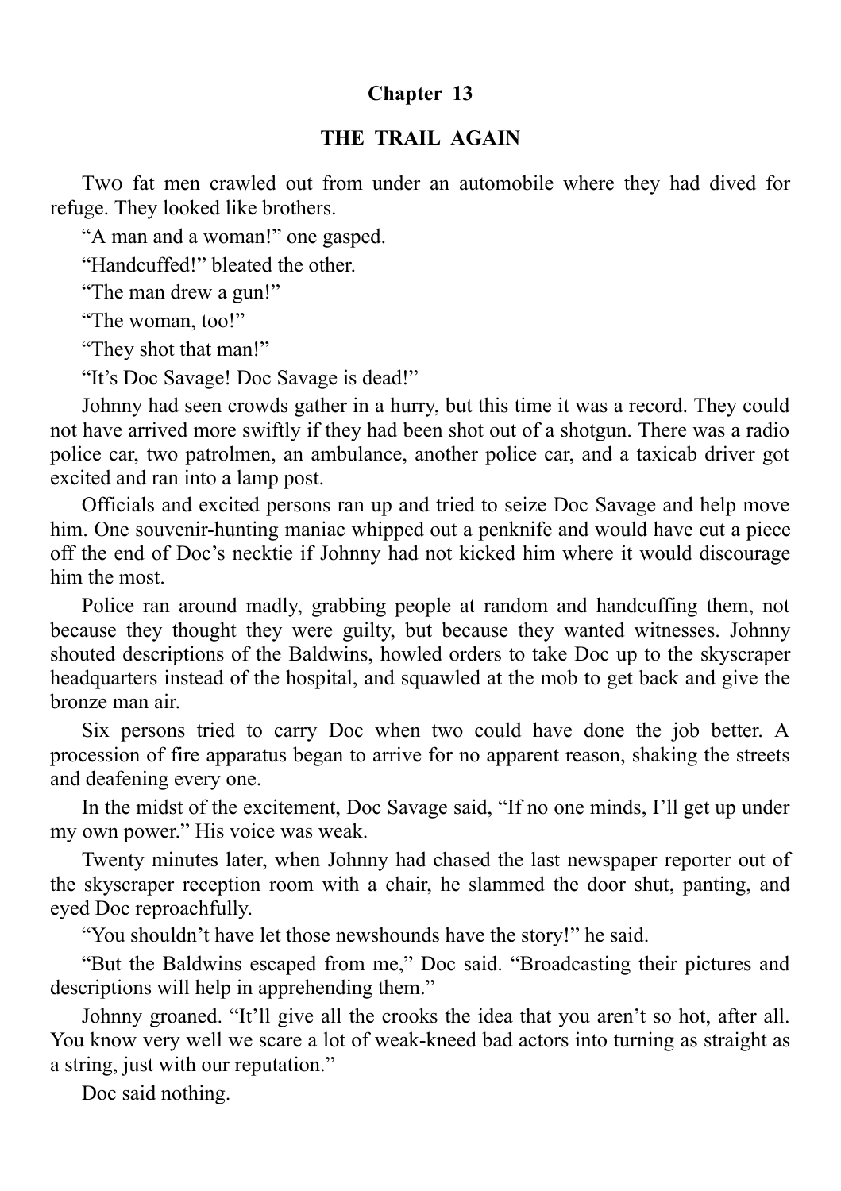## Chapter 13

### THE TRAIL AGAIN

Two fat men crawled out from under an automobile where they had dived for refuge. They looked like brothers.

"A man and a woman!" one gasped.

"Handcuffed!" bleated the other.

"The man drew a gun!"

"The woman, too!"

"They shot that man!"

"It's Doc Savage! Doc Savage is dead!"

Johnny had seen crowds gather in a hurry, but this time it was a record. They could not have arrived more swiftly if they had been shot out of a shotgun. There was a radio police car, two patrolmen, an ambulance, another police car, and a taxicab driver got excited and ran into a lamp post.

Officials and excited persons ran up and tried to seize Doc Savage and help move him. One souvenir-hunting maniac whipped out a penknife and would have cut a piece off the end of Doc's necktie if Johnny had not kicked him where it would discourage him the most.

Police ran around madly, grabbing people at random and handcuffing them, not because they thought they were guilty, but because they wanted witnesses. Johnny shouted descriptions of the Baldwins, howled orders to take Doc up to the skyscraper headquarters instead of the hospital, and squawled at the mob to get back and give the bronze man air.

Six persons tried to carry Doc when two could have done the job better. A procession of fire apparatus began to arrive for no apparent reason, shaking the streets and deafening every one.

In the midst of the excitement, Doc Savage said, "If no one minds, I'll get up under my own power." His voice was weak.

Twenty minutes later, when Johnny had chased the last newspaper reporter out of the skyscraper reception room with a chair, he slammed the door shut, panting, and eyed Doc reproachfully.

"You shouldn't have let those newshounds have the story!" he said.

"But the Baldwins escaped from me," Doc said. "Broadcasting their pictures and descriptions will help in apprehending them."

Johnny groaned. "It'll give all the crooks the idea that you aren't so hot, after all. You know very well we scare a lot of weak-kneed bad actors into turning as straight as a string, just with our reputation."

Doc said nothing.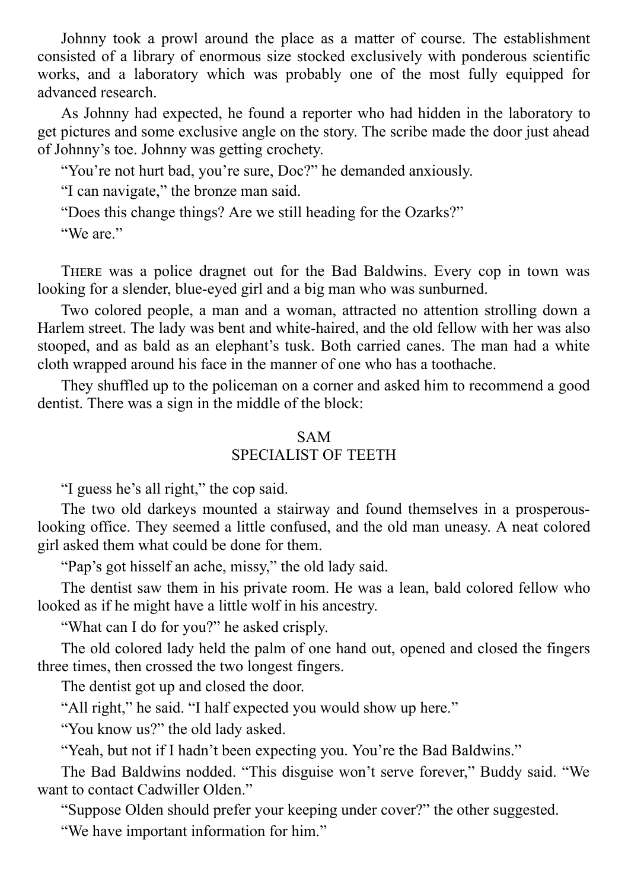Johnny took a prowl around the place as a matter of course. The establishment consisted of a library of enormous size stocked exclusively with ponderous scientific works, and a laboratory which was probably one of the most fully equipped for advanced research.

As Johnny had expected, he found a reporter who had hidden in the laboratory to get pictures and some exclusive angle on the story. The scribe made the door just ahead of Johnny's toe. Johnny was getting crochety.

"You're not hurt bad, you're sure, Doc?" he demanded anxiously.

"I can navigate," the bronze man said.

"Does this change things? Are we still heading for the Ozarks?"

"We are."

THERE was a police dragnet out for the Bad Baldwins. Every cop in town was looking for a slender, blue-eyed girl and a big man who was sunburned.

Two colored people, a man and a woman, attracted no attention strolling down a Harlem street. The lady was bent and white-haired, and the old fellow with her was also stooped, and as bald as an elephant's tusk. Both carried canes. The man had a white cloth wrapped around his face in the manner of one who has a toothache.

They shuffled up to the policeman on a corner and asked him to recommend a good dentist. There was a sign in the middle of the block:

SAM
SPECIALIST OF TEETH

"I guess he's all right," the cop said.

The two old darkeys mounted a stairway and found themselves in a prosperous-looking office. They seemed a little confused, and the old man uneasy. A neat colored girl asked them what could be done for them.

"Pap's got hisself an ache, missy," the old lady said.

The dentist saw them in his private room. He was a lean, bald colored fellow who looked as if he might have a little wolf in his ancestry.

"What can I do for you?" he asked crisply.

The old colored lady held the palm of one hand out, opened and closed the fingers three times, then crossed the two longest fingers.

The dentist got up and closed the door.

"All right," he said. "I half expected you would show up here."

"You know us?" the old lady asked.

"Yeah, but not if I hadn't been expecting you. You're the Bad Baldwins."

The Bad Baldwins nodded. "This disguise won't serve forever," Buddy said. "We want to contact Cadwiller Olden."

"Suppose Olden should prefer your keeping under cover?" the other suggested.

"We have important information for him."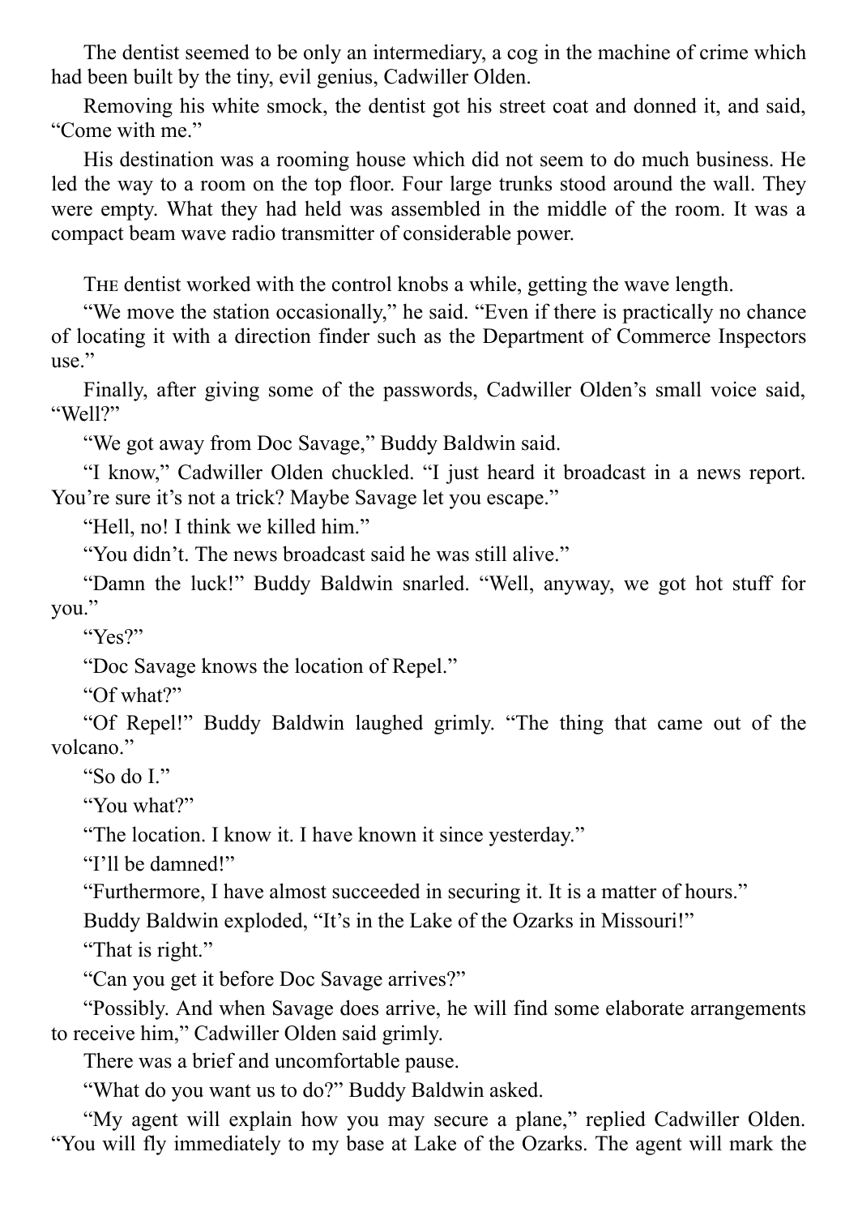The dentist seemed to be only an intermediary, a cog in the machine of crime which had been built by the tiny, evil genius, Cadwiller Olden.

Removing his white smock, the dentist got his street coat and donned it, and said, "Come with me."

His destination was a rooming house which did not seem to do much business. He led the way to a room on the top floor. Four large trunks stood around the wall. They were empty. What they had held was assembled in the middle of the room. It was a compact beam wave radio transmitter of considerable power.

THE dentist worked with the control knobs a while, getting the wave length.

"We move the station occasionally," he said. "Even if there is practically no chance of locating it with a direction finder such as the Department of Commerce Inspectors use."

Finally, after giving some of the passwords, Cadwiller Olden's small voice said, "Well?"

"We got away from Doc Savage," Buddy Baldwin said.

"I know," Cadwiller Olden chuckled. "I just heard it broadcast in a news report. You're sure it's not a trick? Maybe Savage let you escape."

"Hell, no! I think we killed him."

"You didn't. The news broadcast said he was still alive."

"Damn the luck!" Buddy Baldwin snarled. "Well, anyway, we got hot stuff for you."

"Yes?"

"Doc Savage knows the location of Repel."

"Of what?"

"Of Repel!" Buddy Baldwin laughed grimly. "The thing that came out of the volcano."

"So do I."

"You what?"

"The location. I know it. I have known it since yesterday."

"I'll be damned!"

"Furthermore, I have almost succeeded in securing it. It is a matter of hours."

Buddy Baldwin exploded, "It's in the Lake of the Ozarks in Missouri!"

"That is right."

"Can you get it before Doc Savage arrives?"

"Possibly. And when Savage does arrive, he will find some elaborate arrangements to receive him," Cadwiller Olden said grimly.

There was a brief and uncomfortable pause.

"What do you want us to do?" Buddy Baldwin asked.

"My agent will explain how you may secure a plane," replied Cadwiller Olden. "You will fly immediately to my base at Lake of the Ozarks. The agent will mark the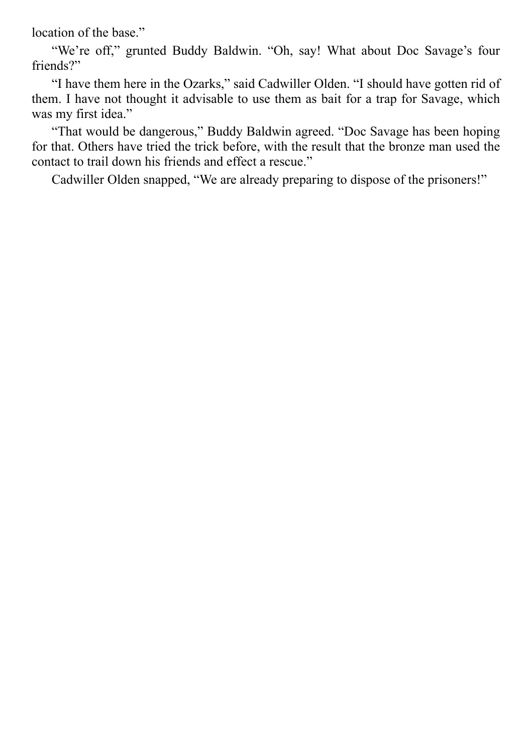location of the base."

"We're off," grunted Buddy Baldwin. "Oh, say! What about Doc Savage's four friends?"

"I have them here in the Ozarks," said Cadwiller Olden. "I should have gotten rid of them. I have not thought it advisable to use them as bait for a trap for Savage, which was my first idea."

"That would be dangerous," Buddy Baldwin agreed. "Doc Savage has been hoping for that. Others have tried the trick before, with the result that the bronze man used the contact to trail down his friends and effect a rescue."

Cadwiller Olden snapped, "We are already preparing to dispose of the prisoners!"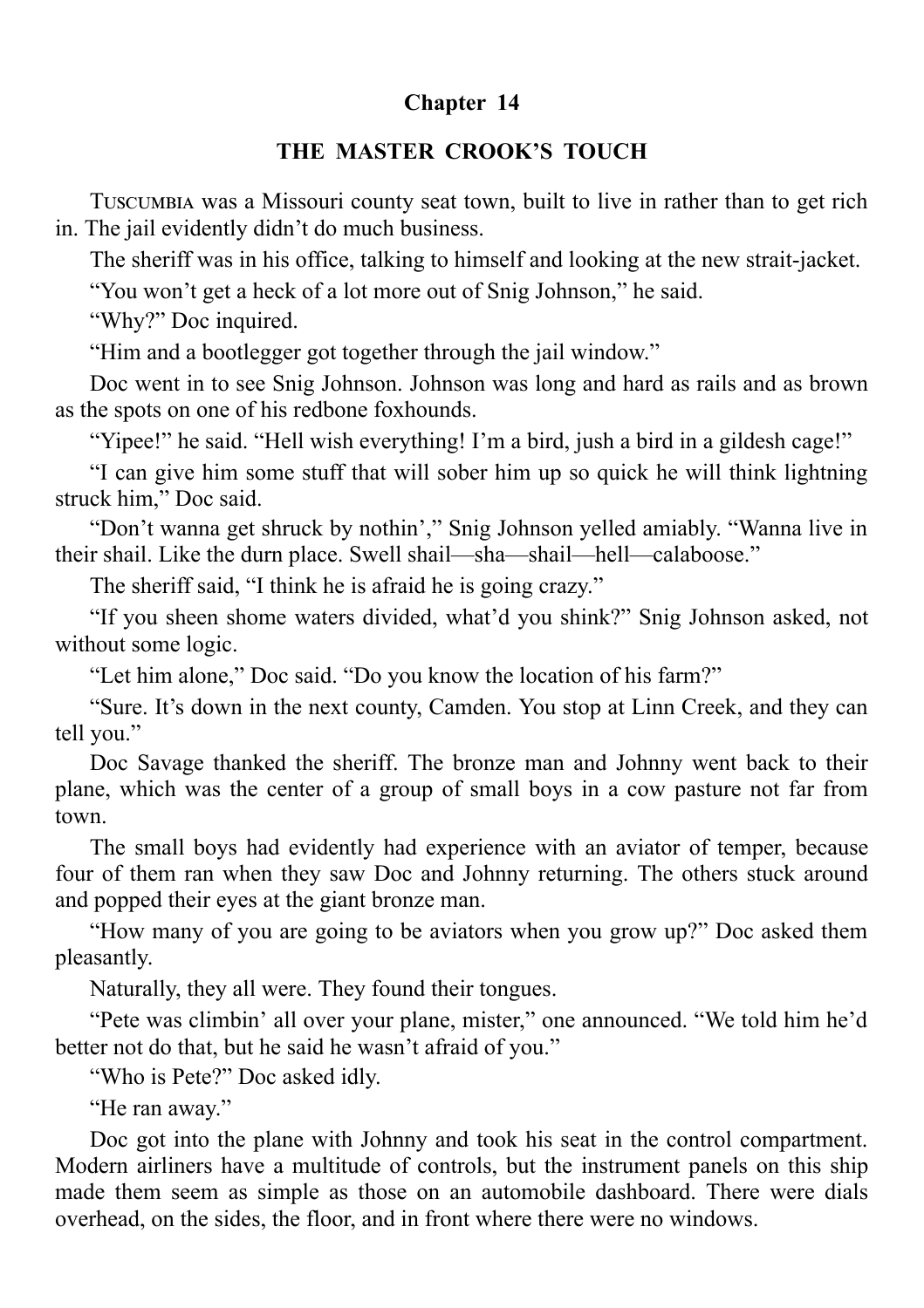## Chapter 14

### THE MASTER CROOK'S TOUCH

TUSCUMBIA was a Missouri county seat town, built to live in rather than to get rich in. The jail evidently didn't do much business.

The sheriff was in his office, talking to himself and looking at the new strait-jacket.

"You won't get a heck of a lot more out of Snig Johnson," he said.

"Why?" Doc inquired.

"Him and a bootlegger got together through the jail window."

Doc went in to see Snig Johnson. Johnson was long and hard as rails and as brown as the spots on one of his redbone foxhounds.

"Yipee!" he said. "Hell wish everything! I'm a bird, jush a bird in a gildesh cage!"

"I can give him some stuff that will sober him up so quick he will think lightning struck him," Doc said.

"Don't wanna get shruck by nothin'," Snig Johnson yelled amiably. "Wanna live in their shail. Like the durn place. Swell shail—sha—shail—hell—calaboose."

The sheriff said, "I think he is afraid he is going crazy."

"If you sheen shome waters divided, what'd you shink?" Snig Johnson asked, not without some logic.

"Let him alone," Doc said. "Do you know the location of his farm?"

"Sure. It's down in the next county, Camden. You stop at Linn Creek, and they can tell you."

Doc Savage thanked the sheriff. The bronze man and Johnny went back to their plane, which was the center of a group of small boys in a cow pasture not far from town.

The small boys had evidently had experience with an aviator of temper, because four of them ran when they saw Doc and Johnny returning. The others stuck around and popped their eyes at the giant bronze man.

"How many of you are going to be aviators when you grow up?" Doc asked them pleasantly.

Naturally, they all were. They found their tongues.

"Pete was climbin' all over your plane, mister," one announced. "We told him he'd better not do that, but he said he wasn't afraid of you."

"Who is Pete?" Doc asked idly.

"He ran away."

Doc got into the plane with Johnny and took his seat in the control compartment. Modern airliners have a multitude of controls, but the instrument panels on this ship made them seem as simple as those on an automobile dashboard. There were dials overhead, on the sides, the floor, and in front where there were no windows.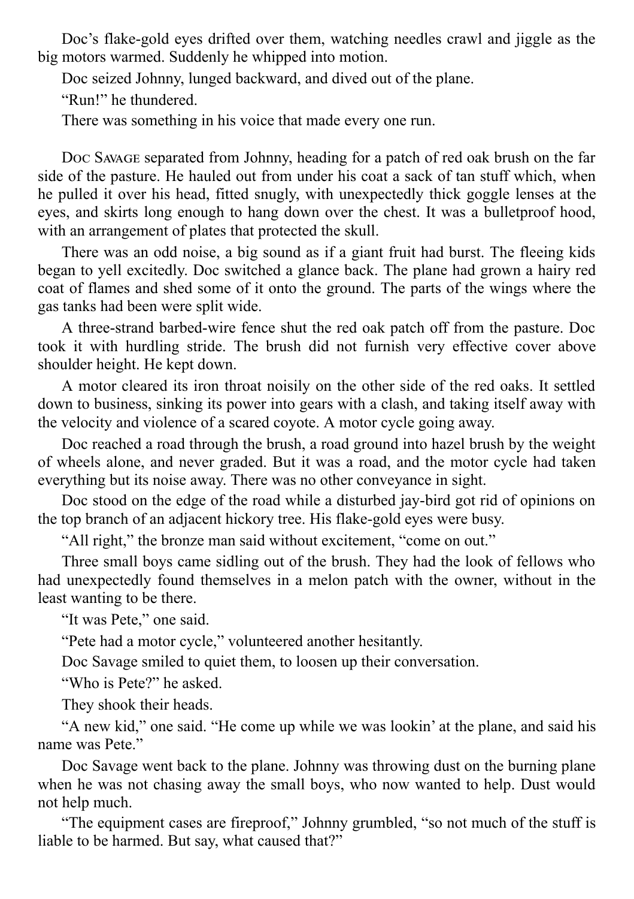Doc's flake-gold eyes drifted over them, watching needles crawl and jiggle as the big motors warmed. Suddenly he whipped into motion.

Doc seized Johnny, lunged backward, and dived out of the plane.

"Run!" he thundered.

There was something in his voice that made every one run.

Doc Savage separated from Johnny, heading for a patch of red oak brush on the far side of the pasture. He hauled out from under his coat a sack of tan stuff which, when he pulled it over his head, fitted snugly, with unexpectedly thick goggle lenses at the eyes, and skirts long enough to hang down over the chest. It was a bulletproof hood, with an arrangement of plates that protected the skull.

There was an odd noise, a big sound as if a giant fruit had burst. The fleeing kids began to yell excitedly. Doc switched a glance back. The plane had grown a hairy red coat of flames and shed some of it onto the ground. The parts of the wings where the gas tanks had been were split wide.

A three-strand barbed-wire fence shut the red oak patch off from the pasture. Doc took it with hurdling stride. The brush did not furnish very effective cover above shoulder height. He kept down.

A motor cleared its iron throat noisily on the other side of the red oaks. It settled down to business, sinking its power into gears with a clash, and taking itself away with the velocity and violence of a scared coyote. A motor cycle going away.

Doc reached a road through the brush, a road ground into hazel brush by the weight of wheels alone, and never graded. But it was a road, and the motor cycle had taken everything but its noise away. There was no other conveyance in sight.

Doc stood on the edge of the road while a disturbed jay-bird got rid of opinions on the top branch of an adjacent hickory tree. His flake-gold eyes were busy.

"All right," the bronze man said without excitement, "come on out."

Three small boys came sidling out of the brush. They had the look of fellows who had unexpectedly found themselves in a melon patch with the owner, without in the least wanting to be there.

"It was Pete," one said.

"Pete had a motor cycle," volunteered another hesitantly.

Doc Savage smiled to quiet them, to loosen up their conversation.

"Who is Pete?" he asked.

They shook their heads.

"A new kid," one said. "He come up while we was lookin' at the plane, and said his name was Pete."

Doc Savage went back to the plane. Johnny was throwing dust on the burning plane when he was not chasing away the small boys, who now wanted to help. Dust would not help much.

"The equipment cases are fireproof," Johnny grumbled, "so not much of the stuff is liable to be harmed. But say, what caused that?"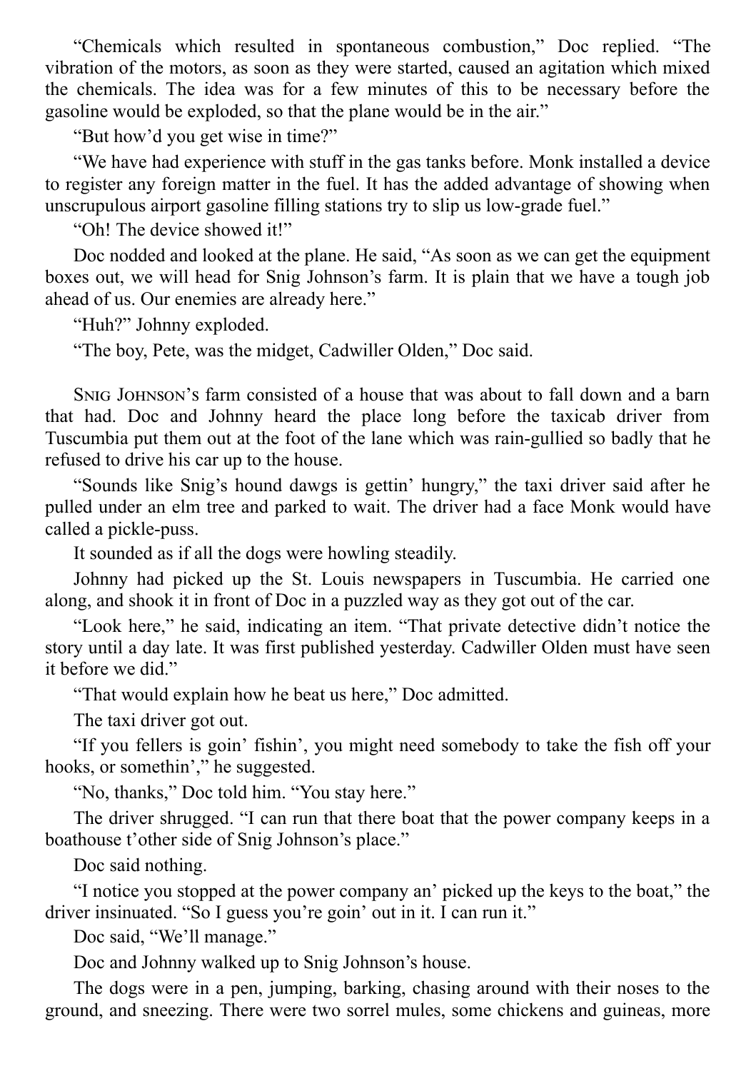"Chemicals which resulted in spontaneous combustion," Doc replied. "The vibration of the motors, as soon as they were started, caused an agitation which mixed the chemicals. The idea was for a few minutes of this to be necessary before the gasoline would be exploded, so that the plane would be in the air."

"But how'd you get wise in time?"

"We have had experience with stuff in the gas tanks before. Monk installed a device to register any foreign matter in the fuel. It has the added advantage of showing when unscrupulous airport gasoline filling stations try to slip us low-grade fuel."

"Oh! The device showed it!"

Doc nodded and looked at the plane. He said, "As soon as we can get the equipment boxes out, we will head for Snig Johnson's farm. It is plain that we have a tough job ahead of us. Our enemies are already here."

"Huh?" Johnny exploded.

"The boy, Pete, was the midget, Cadwiller Olden," Doc said.

Snig Johnson's farm consisted of a house that was about to fall down and a barn that had. Doc and Johnny heard the place long before the taxicab driver from Tuscumbia put them out at the foot of the lane which was rain-gullied so badly that he refused to drive his car up to the house.

"Sounds like Snig's hound dawgs is gettin' hungry," the taxi driver said after he pulled under an elm tree and parked to wait. The driver had a face Monk would have called a pickle-puss.

It sounded as if all the dogs were howling steadily.

Johnny had picked up the St. Louis newspapers in Tuscumbia. He carried one along, and shook it in front of Doc in a puzzled way as they got out of the car.

"Look here," he said, indicating an item. "That private detective didn't notice the story until a day late. It was first published yesterday. Cadwiller Olden must have seen it before we did."

"That would explain how he beat us here," Doc admitted.

The taxi driver got out.

"If you fellers is goin' fishin', you might need somebody to take the fish off your hooks, or somethin'," he suggested.

"No, thanks," Doc told him. "You stay here."

The driver shrugged. "I can run that there boat that the power company keeps in a boathouse t'other side of Snig Johnson's place."

Doc said nothing.

"I notice you stopped at the power company an' picked up the keys to the boat," the driver insinuated. "So I guess you're goin' out in it. I can run it."

Doc said, "We'll manage."

Doc and Johnny walked up to Snig Johnson's house.

The dogs were in a pen, jumping, barking, chasing around with their noses to the ground, and sneezing. There were two sorrel mules, some chickens and guineas, more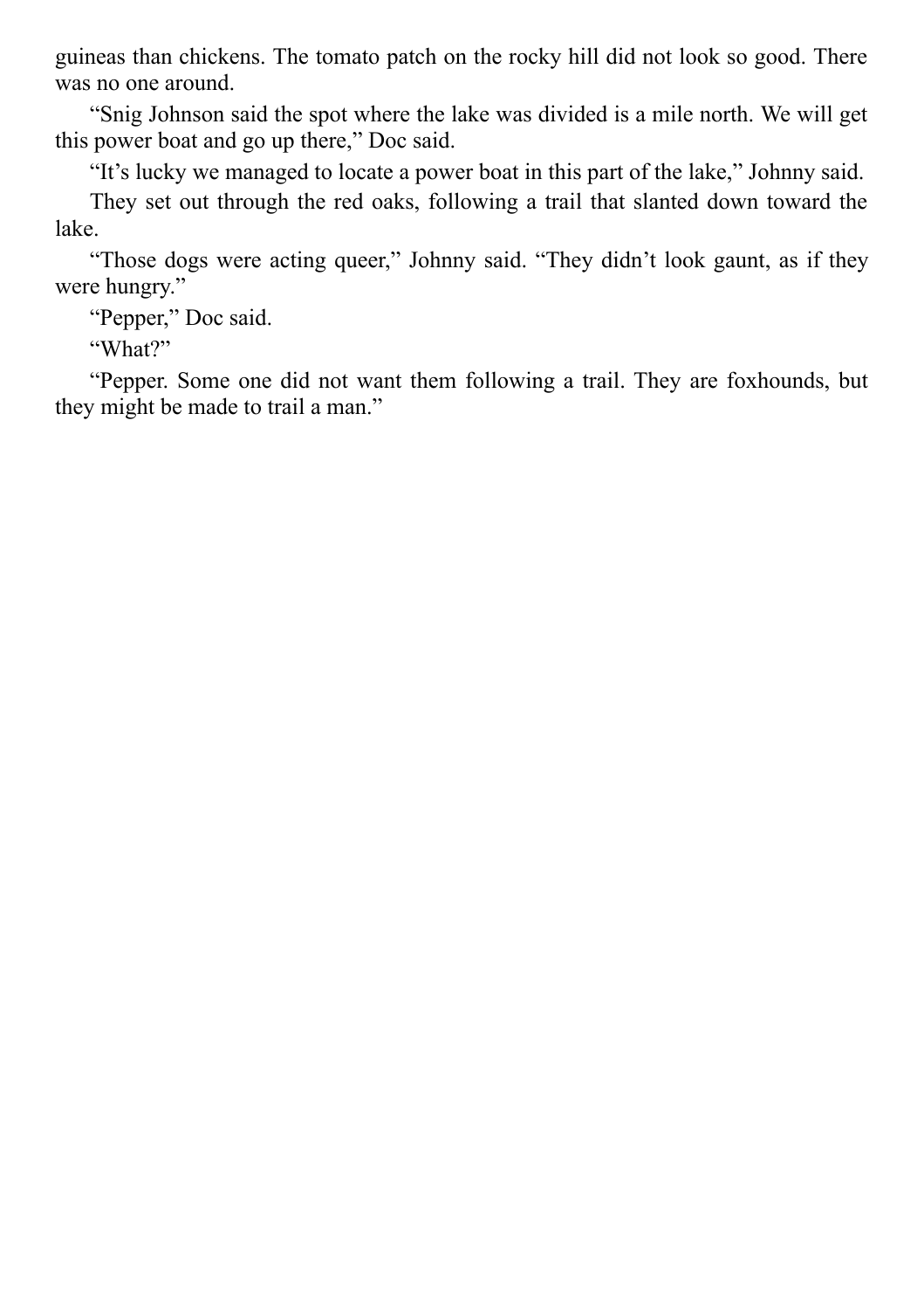guineas than chickens. The tomato patch on the rocky hill did not look so good. There was no one around.

"Snig Johnson said the spot where the lake was divided is a mile north. We will get this power boat and go up there," Doc said.

"It's lucky we managed to locate a power boat in this part of the lake," Johnny said.

They set out through the red oaks, following a trail that slanted down toward the lake.

"Those dogs were acting queer," Johnny said. "They didn't look gaunt, as if they were hungry."

"Pepper," Doc said.

"What?"

"Pepper. Some one did not want them following a trail. They are foxhounds, but they might be made to trail a man."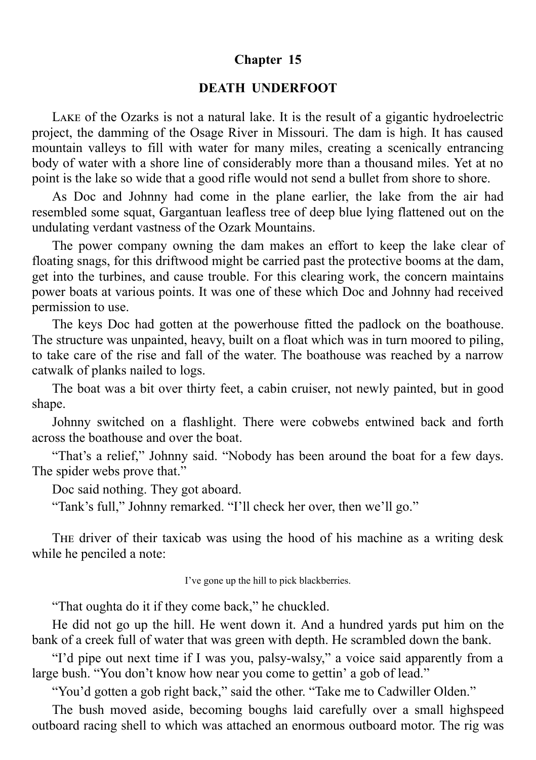## Chapter 15

### DEATH UNDERFOOT

LAKE of the Ozarks is not a natural lake. It is the result of a gigantic hydroelectric project, the damming of the Osage River in Missouri. The dam is high. It has caused mountain valleys to fill with water for many miles, creating a scenically entrancing body of water with a shore line of considerably more than a thousand miles. Yet at no point is the lake so wide that a good rifle would not send a bullet from shore to shore.

As Doc and Johnny had come in the plane earlier, the lake from the air had resembled some squat, Gargantuan leafless tree of deep blue lying flattened out on the undulating verdant vastness of the Ozark Mountains.

The power company owning the dam makes an effort to keep the lake clear of floating snags, for this driftwood might be carried past the protective booms at the dam, get into the turbines, and cause trouble. For this clearing work, the concern maintains power boats at various points. It was one of these which Doc and Johnny had received permission to use.

The keys Doc had gotten at the powerhouse fitted the padlock on the boathouse. The structure was unpainted, heavy, built on a float which was in turn moored to piling, to take care of the rise and fall of the water. The boathouse was reached by a narrow catwalk of planks nailed to logs.

The boat was a bit over thirty feet, a cabin cruiser, not newly painted, but in good shape.

Johnny switched on a flashlight. There were cobwebs entwined back and forth across the boathouse and over the boat.

"That's a relief," Johnny said. "Nobody has been around the boat for a few days. The spider webs prove that."

Doc said nothing. They got aboard.

"Tank's full," Johnny remarked. "I'll check her over, then we'll go."

THE driver of their taxicab was using the hood of his machine as a writing desk while he penciled a note:

I've gone up the hill to pick blackberries.

"That oughta do it if they come back," he chuckled.

He did not go up the hill. He went down it. And a hundred yards put him on the bank of a creek full of water that was green with depth. He scrambled down the bank.

"I'd pipe out next time if I was you, palsy-walsy," a voice said apparently from a large bush. "You don't know how near you come to gettin' a gob of lead."

"You'd gotten a gob right back," said the other. "Take me to Cadwiller Olden."

The bush moved aside, becoming boughs laid carefully over a small highspeed outboard racing shell to which was attached an enormous outboard motor. The rig was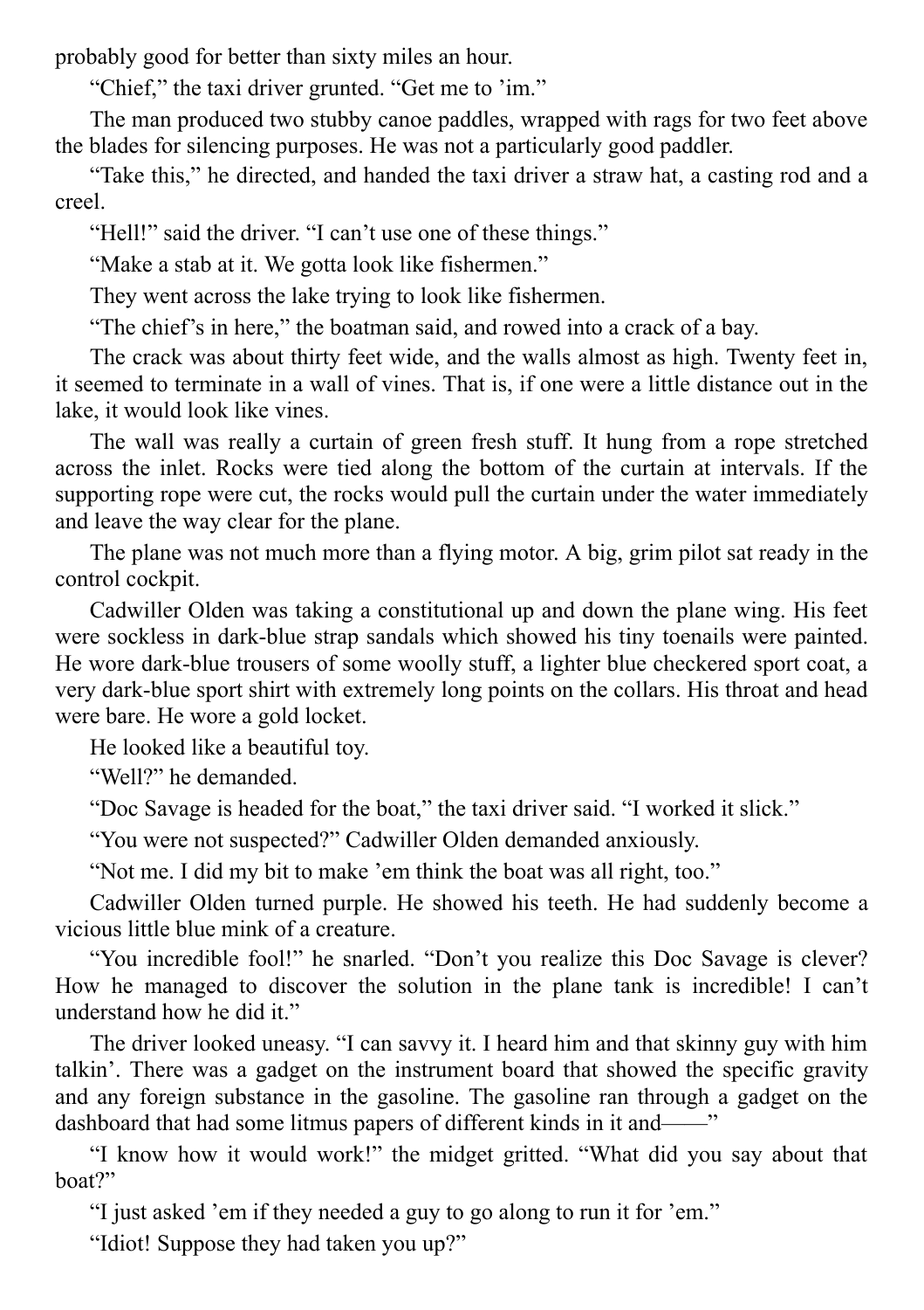probably good for better than sixty miles an hour.

“Chief,” the taxi driver grunted. “Get me to ’im.”

The man produced two stubby canoe paddles, wrapped with rags for two feet above the blades for silencing purposes. He was not a particularly good paddler.

“Take this,” he directed, and handed the taxi driver a straw hat, a casting rod and a creel.

“Hell!” said the driver. “I can’t use one of these things.”

“Make a stab at it. We gotta look like fishermen.”

They went across the lake trying to look like fishermen.

“The chief’s in here,” the boatman said, and rowed into a crack of a bay.

The crack was about thirty feet wide, and the walls almost as high. Twenty feet in, it seemed to terminate in a wall of vines. That is, if one were a little distance out in the lake, it would look like vines.

The wall was really a curtain of green fresh stuff. It hung from a rope stretched across the inlet. Rocks were tied along the bottom of the curtain at intervals. If the supporting rope were cut, the rocks would pull the curtain under the water immediately and leave the way clear for the plane.

The plane was not much more than a flying motor. A big, grim pilot sat ready in the control cockpit.

Cadwiller Olden was taking a constitutional up and down the plane wing. His feet were sockless in dark-blue strap sandals which showed his tiny toenails were painted. He wore dark-blue trousers of some woolly stuff, a lighter blue checkered sport coat, a very dark-blue sport shirt with extremely long points on the collars. His throat and head were bare. He wore a gold locket.

He looked like a beautiful toy.

“Well?” he demanded.

“Doc Savage is headed for the boat,” the taxi driver said. “I worked it slick.”

“You were not suspected?” Cadwiller Olden demanded anxiously.

“Not me. I did my bit to make ’em think the boat was all right, too.”

Cadwiller Olden turned purple. He showed his teeth. He had suddenly become a vicious little blue mink of a creature.

“You incredible fool!” he snarled. “Don’t you realize this Doc Savage is clever? How he managed to discover the solution in the plane tank is incredible! I can’t understand how he did it.”

The driver looked uneasy. “I can savvy it. I heard him and that skinny guy with him talkin’. There was a gadget on the instrument board that showed the specific gravity and any foreign substance in the gasoline. The gasoline ran through a gadget on the dashboard that had some litmus papers of different kinds in it and——”

“I know how it would work!” the midget gritted. “What did you say about that boat?”

“I just asked ’em if they needed a guy to go along to run it for ’em.”

“Idiot! Suppose they had taken you up?”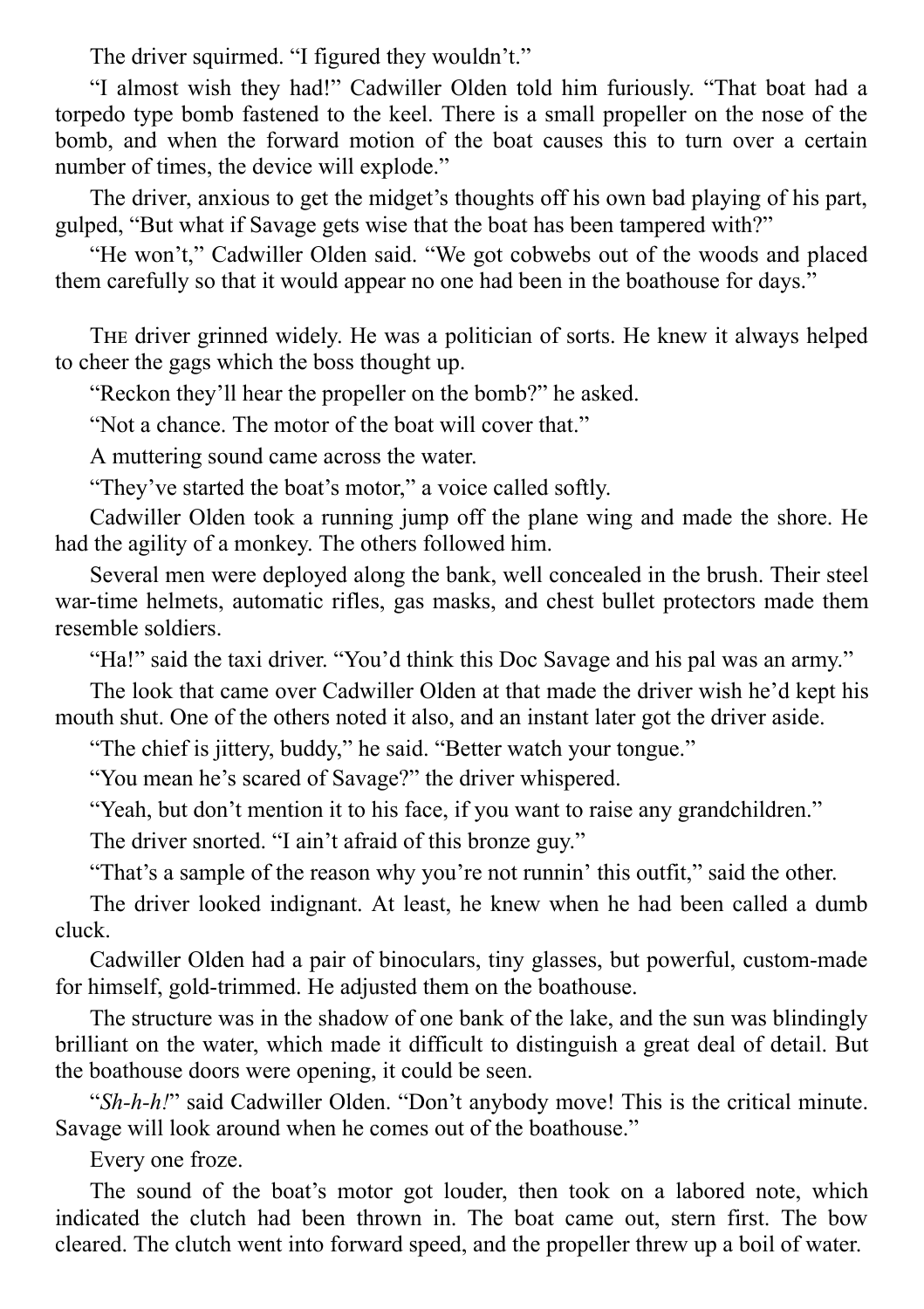The driver squirmed. "I figured they wouldn't."

"I almost wish they had!" Cadwiller Olden told him furiously. "That boat had a torpedo type bomb fastened to the keel. There is a small propeller on the nose of the bomb, and when the forward motion of the boat causes this to turn over a certain number of times, the device will explode."

The driver, anxious to get the midget's thoughts off his own bad playing of his part, gulped, "But what if Savage gets wise that the boat has been tampered with?"

"He won't," Cadwiller Olden said. "We got cobwebs out of the woods and placed them carefully so that it would appear no one had been in the boathouse for days."

THE driver grinned widely. He was a politician of sorts. He knew it always helped to cheer the gags which the boss thought up.

"Reckon they'll hear the propeller on the bomb?" he asked.

"Not a chance. The motor of the boat will cover that."

A muttering sound came across the water.

"They've started the boat's motor," a voice called softly.

Cadwiller Olden took a running jump off the plane wing and made the shore. He had the agility of a monkey. The others followed him.

Several men were deployed along the bank, well concealed in the brush. Their steel war-time helmets, automatic rifles, gas masks, and chest bullet protectors made them resemble soldiers.

"Ha!" said the taxi driver. "You'd think this Doc Savage and his pal was an army."

The look that came over Cadwiller Olden at that made the driver wish he'd kept his mouth shut. One of the others noted it also, and an instant later got the driver aside.

"The chief is jittery, buddy," he said. "Better watch your tongue."

"You mean he's scared of Savage?" the driver whispered.

"Yeah, but don't mention it to his face, if you want to raise any grandchildren."

The driver snorted. "I ain't afraid of this bronze guy."

"That's a sample of the reason why you're not runnin' this outfit," said the other.

The driver looked indignant. At least, he knew when he had been called a dumb cluck.

Cadwiller Olden had a pair of binoculars, tiny glasses, but powerful, custom-made for himself, gold-trimmed. He adjusted them on the boathouse.

The structure was in the shadow of one bank of the lake, and the sun was blindingly brilliant on the water, which made it difficult to distinguish a great deal of detail. But the boathouse doors were opening, it could be seen.

"*Sh-h-h!*" said Cadwiller Olden. "Don't anybody move! This is the critical minute. Savage will look around when he comes out of the boathouse."

Every one froze.

The sound of the boat's motor got louder, then took on a labored note, which indicated the clutch had been thrown in. The boat came out, stern first. The bow cleared. The clutch went into forward speed, and the propeller threw up a boil of water.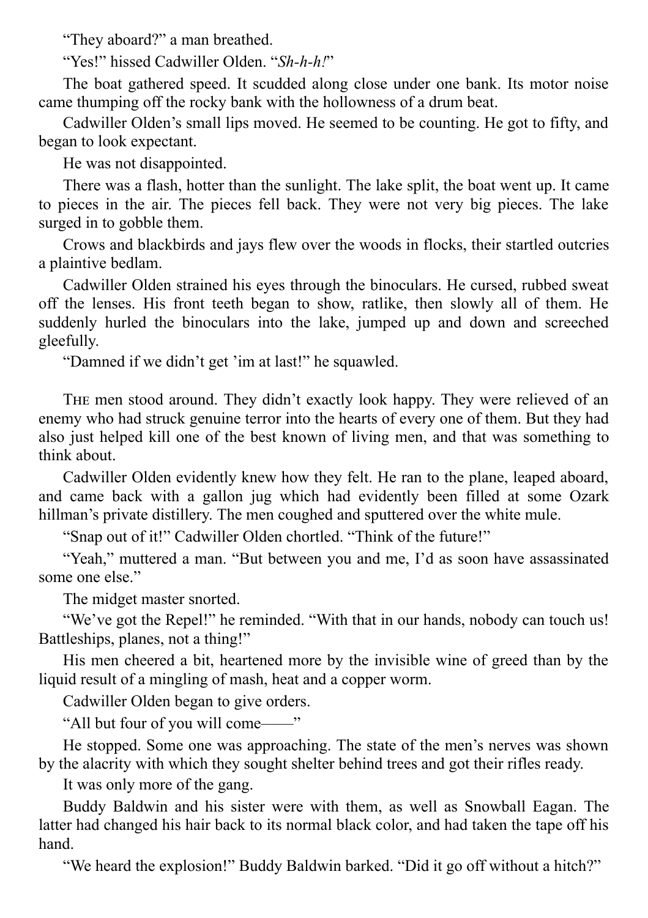"They aboard?" a man breathed.

"Yes!" hissed Cadwiller Olden. "*Sh-h-h!*"

The boat gathered speed. It scudded along close under one bank. Its motor noise came thumping off the rocky bank with the hollowness of a drum beat.

Cadwiller Olden's small lips moved. He seemed to be counting. He got to fifty, and began to look expectant.

He was not disappointed.

There was a flash, hotter than the sunlight. The lake split, the boat went up. It came to pieces in the air. The pieces fell back. They were not very big pieces. The lake surged in to gobble them.

Crows and blackbirds and jays flew over the woods in flocks, their startled outcries a plaintive bedlam.

Cadwiller Olden strained his eyes through the binoculars. He cursed, rubbed sweat off the lenses. His front teeth began to show, ratlike, then slowly all of them. He suddenly hurled the binoculars into the lake, jumped up and down and screeched gleefully.

"Damned if we didn't get 'im at last!" he squawled.

THE men stood around. They didn't exactly look happy. They were relieved of an enemy who had struck genuine terror into the hearts of every one of them. But they had also just helped kill one of the best known of living men, and that was something to think about.

Cadwiller Olden evidently knew how they felt. He ran to the plane, leaped aboard, and came back with a gallon jug which had evidently been filled at some Ozark hillman's private distillery. The men coughed and sputtered over the white mule.

"Snap out of it!" Cadwiller Olden chortled. "Think of the future!"

"Yeah," muttered a man. "But between you and me, I'd as soon have assassinated some one else."

The midget master snorted.

"We've got the Repel!" he reminded. "With that in our hands, nobody can touch us! Battleships, planes, not a thing!"

His men cheered a bit, heartened more by the invisible wine of greed than by the liquid result of a mingling of mash, heat and a copper worm.

Cadwiller Olden began to give orders.

"All but four of you will come——"

He stopped. Some one was approaching. The state of the men's nerves was shown by the alacrity with which they sought shelter behind trees and got their rifles ready.

It was only more of the gang.

Buddy Baldwin and his sister were with them, as well as Snowball Eagan. The latter had changed his hair back to its normal black color, and had taken the tape off his hand.

"We heard the explosion!" Buddy Baldwin barked. "Did it go off without a hitch?"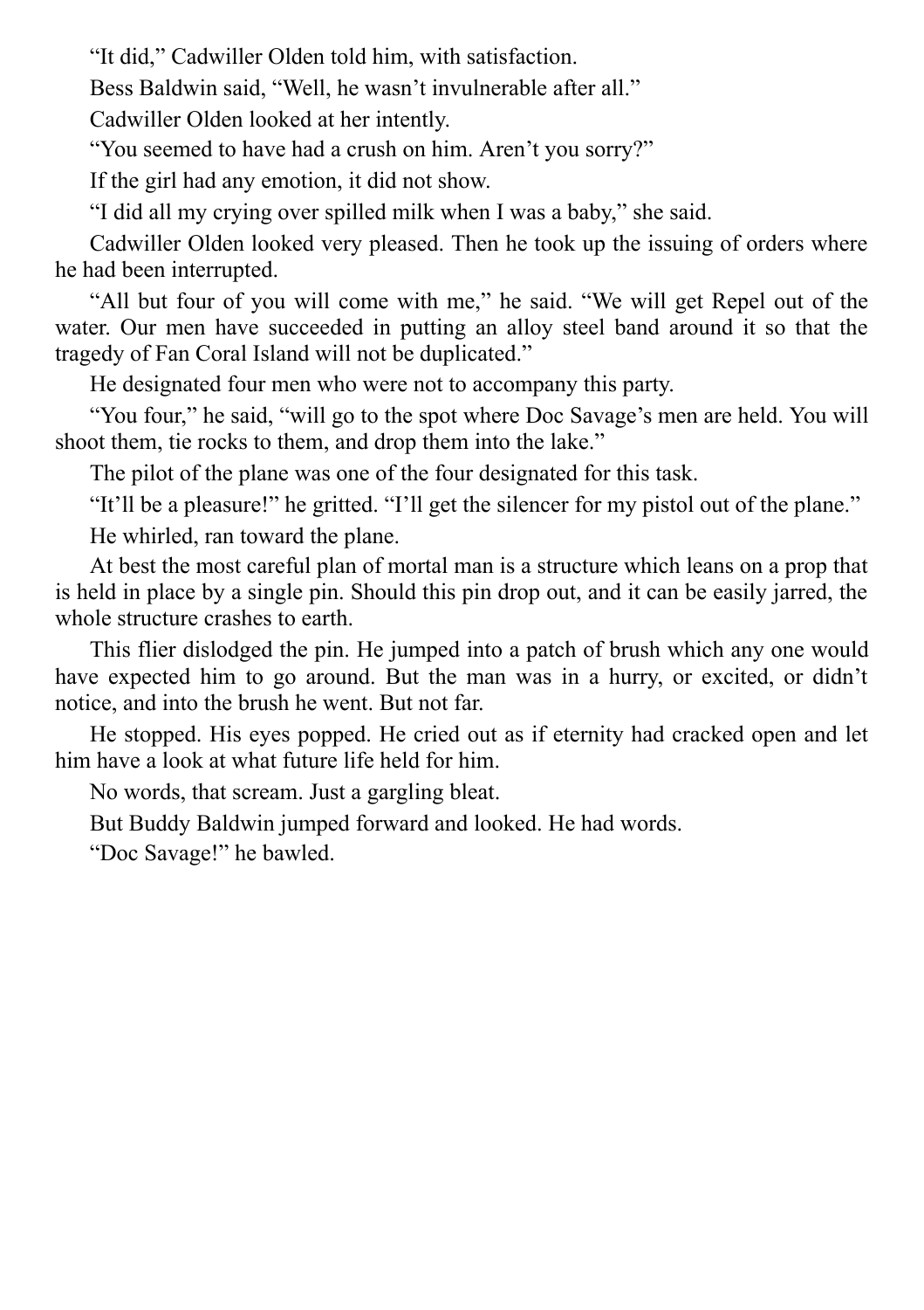"It did," Cadwiller Olden told him, with satisfaction.

Bess Baldwin said, "Well, he wasn't invulnerable after all."

Cadwiller Olden looked at her intently.

"You seemed to have had a crush on him. Aren't you sorry?"

If the girl had any emotion, it did not show.

"I did all my crying over spilled milk when I was a baby," she said.

Cadwiller Olden looked very pleased. Then he took up the issuing of orders where he had been interrupted.

"All but four of you will come with me," he said. "We will get Repel out of the water. Our men have succeeded in putting an alloy steel band around it so that the tragedy of Fan Coral Island will not be duplicated."

He designated four men who were not to accompany this party.

"You four," he said, "will go to the spot where Doc Savage's men are held. You will shoot them, tie rocks to them, and drop them into the lake."

The pilot of the plane was one of the four designated for this task.

"It'll be a pleasure!" he gritted. "I'll get the silencer for my pistol out of the plane."

He whirled, ran toward the plane.

At best the most careful plan of mortal man is a structure which leans on a prop that is held in place by a single pin. Should this pin drop out, and it can be easily jarred, the whole structure crashes to earth.

This flier dislodged the pin. He jumped into a patch of brush which any one would have expected him to go around. But the man was in a hurry, or excited, or didn't notice, and into the brush he went. But not far.

He stopped. His eyes popped. He cried out as if eternity had cracked open and let him have a look at what future life held for him.

No words, that scream. Just a gargling bleat.

But Buddy Baldwin jumped forward and looked. He had words.

"Doc Savage!" he bawled.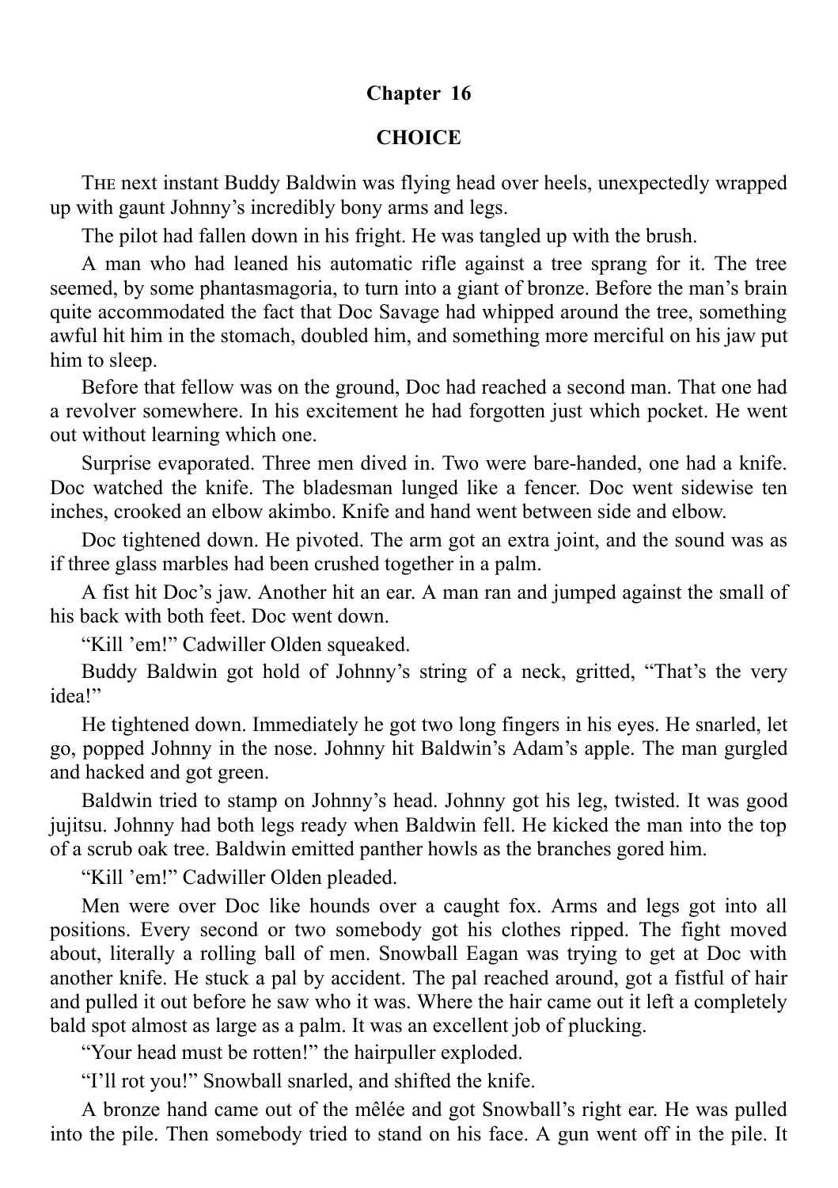# Chapter 16

## CHOICE

THE next instant Buddy Baldwin was flying head over heels, unexpectedly wrapped up with gaunt Johnny's incredibly bony arms and legs.

The pilot had fallen down in his fright. He was tangled up with the brush.

A man who had leaned his automatic rifle against a tree sprang for it. The tree seemed, by some phantasmagoria, to turn into a giant of bronze. Before the man's brain quite accommodated the fact that Doc Savage had whipped around the tree, something awful hit him in the stomach, doubled him, and something more merciful on his jaw put him to sleep.

Before that fellow was on the ground, Doc had reached a second man. That one had a revolver somewhere. In his excitement he had forgotten just which pocket. He went out without learning which one.

Surprise evaporated. Three men dived in. Two were bare-handed, one had a knife. Doc watched the knife. The bladesman lunged like a fencer. Doc went sidewise ten inches, crooked an elbow akimbo. Knife and hand went between side and elbow.

Doc tightened down. He pivoted. The arm got an extra joint, and the sound was as if three glass marbles had been crushed together in a palm.

A fist hit Doc's jaw. Another hit an ear. A man ran and jumped against the small of his back with both feet. Doc went down.

"Kill 'em!" Cadwiller Olden squeaked.

Buddy Baldwin got hold of Johnny's string of a neck, gritted, "That's the very idea!"

He tightened down. Immediately he got two long fingers in his eyes. He snarled, let go, popped Johnny in the nose. Johnny hit Baldwin's Adam's apple. The man gurgled and hacked and got green.

Baldwin tried to stamp on Johnny's head. Johnny got his leg, twisted. It was good jujitsu. Johnny had both legs ready when Baldwin fell. He kicked the man into the top of a scrub oak tree. Baldwin emitted panther howls as the branches gored him.

"Kill 'em!" Cadwiller Olden pleaded.

Men were over Doc like hounds over a caught fox. Arms and legs got into all positions. Every second or two somebody got his clothes ripped. The fight moved about, literally a rolling ball of men. Snowball Eagan was trying to get at Doc with another knife. He stuck a pal by accident. The pal reached around, got a fistful of hair and pulled it out before he saw who it was. Where the hair came out it left a completely bald spot almost as large as a palm. It was an excellent job of plucking.

"Your head must be rotten!" the hairpuller exploded.

"I'll rot you!" Snowball snarled, and shifted the knife.

A bronze hand came out of the mêlée and got Snowball's right ear. He was pulled into the pile. Then somebody tried to stand on his face. A gun went off in the pile. It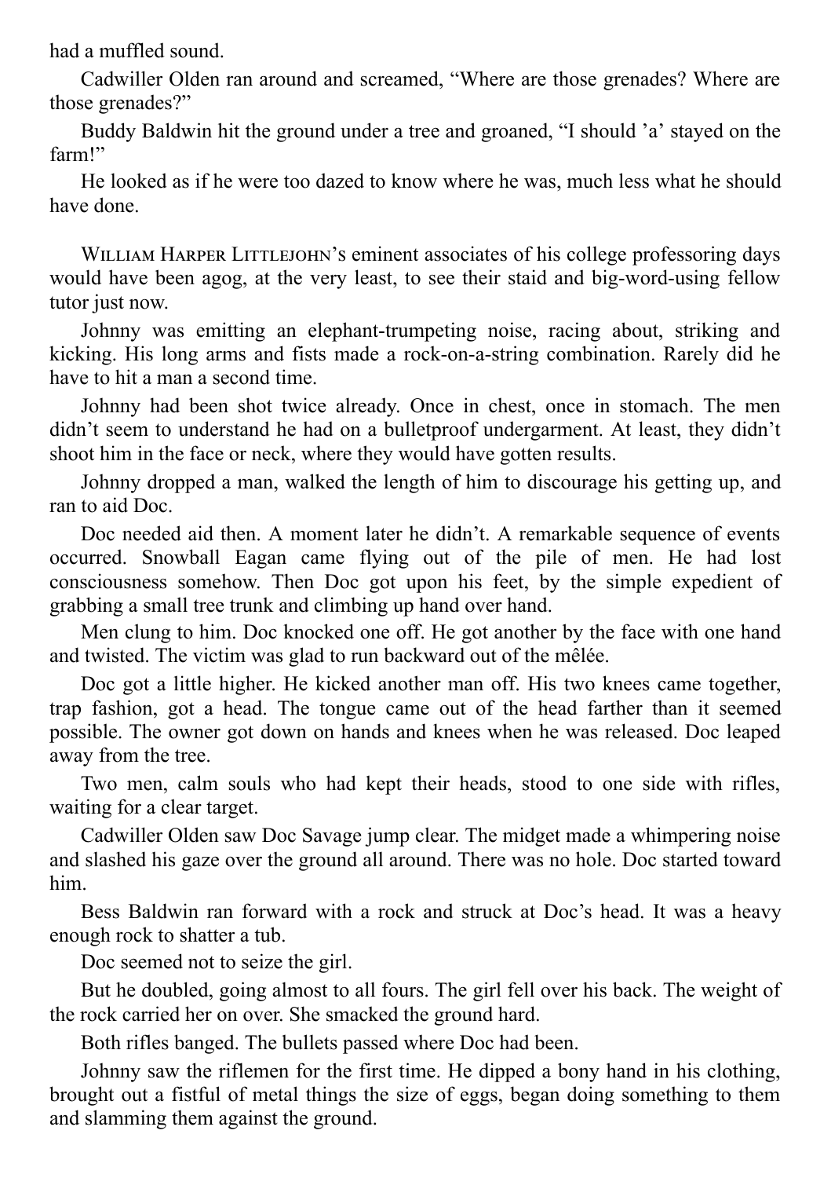had a muffled sound.

Cadwiller Olden ran around and screamed, “Where are those grenades? Where are those grenades?”

Buddy Baldwin hit the ground under a tree and groaned, “I should ’a’ stayed on the farm!”

He looked as if he were too dazed to know where he was, much less what he should have done.

William Harper Littlejohn’s eminent associates of his college professoring days would have been agog, at the very least, to see their staid and big-word-using fellow tutor just now.

Johnny was emitting an elephant-trumpeting noise, racing about, striking and kicking. His long arms and fists made a rock-on-a-string combination. Rarely did he have to hit a man a second time.

Johnny had been shot twice already. Once in chest, once in stomach. The men didn’t seem to understand he had on a bulletproof undergarment. At least, they didn’t shoot him in the face or neck, where they would have gotten results.

Johnny dropped a man, walked the length of him to discourage his getting up, and ran to aid Doc.

Doc needed aid then. A moment later he didn’t. A remarkable sequence of events occurred. Snowball Eagan came flying out of the pile of men. He had lost consciousness somehow. Then Doc got upon his feet, by the simple expedient of grabbing a small tree trunk and climbing up hand over hand.

Men clung to him. Doc knocked one off. He got another by the face with one hand and twisted. The victim was glad to run backward out of the mêlée.

Doc got a little higher. He kicked another man off. His two knees came together, trap fashion, got a head. The tongue came out of the head farther than it seemed possible. The owner got down on hands and knees when he was released. Doc leaped away from the tree.

Two men, calm souls who had kept their heads, stood to one side with rifles, waiting for a clear target.

Cadwiller Olden saw Doc Savage jump clear. The midget made a whimpering noise and slashed his gaze over the ground all around. There was no hole. Doc started toward him.

Bess Baldwin ran forward with a rock and struck at Doc’s head. It was a heavy enough rock to shatter a tub.

Doc seemed not to seize the girl.

But he doubled, going almost to all fours. The girl fell over his back. The weight of the rock carried her on over. She smacked the ground hard.

Both rifles banged. The bullets passed where Doc had been.

Johnny saw the riflemen for the first time. He dipped a bony hand in his clothing, brought out a fistful of metal things the size of eggs, began doing something to them and slamming them against the ground.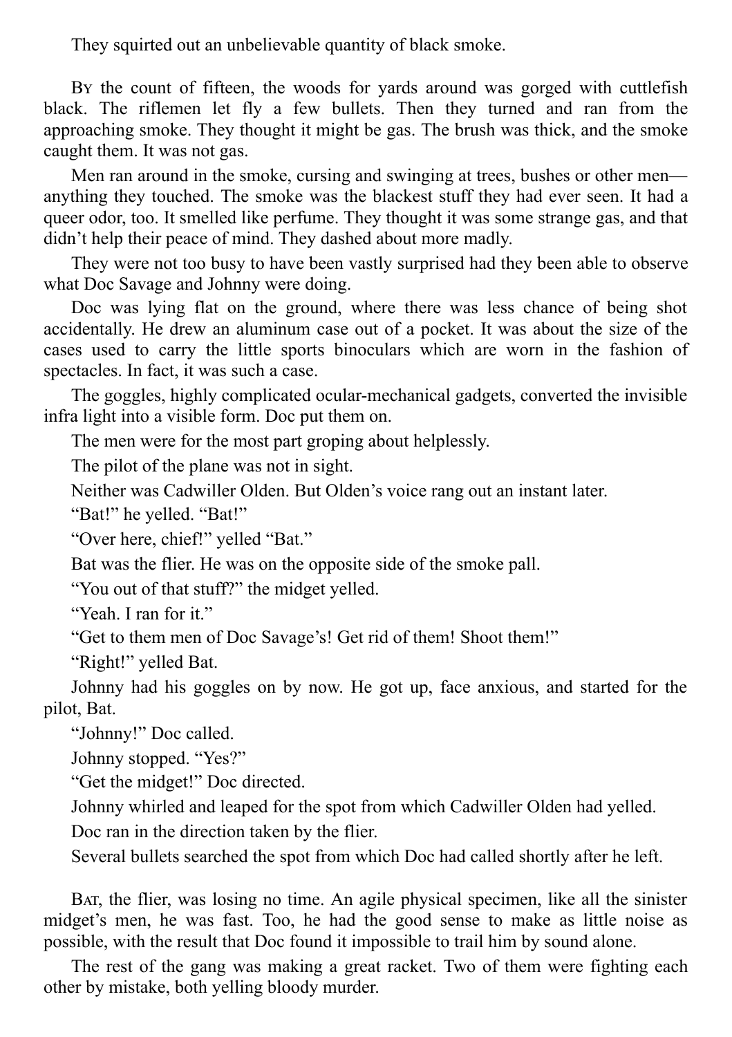They squirted out an unbelievable quantity of black smoke.

By the count of fifteen, the woods for yards around was gorged with cuttlefish black. The riflemen let fly a few bullets. Then they turned and ran from the approaching smoke. They thought it might be gas. The brush was thick, and the smoke caught them. It was not gas.

Men ran around in the smoke, cursing and swinging at trees, bushes or other men—anything they touched. The smoke was the blackest stuff they had ever seen. It had a queer odor, too. It smelled like perfume. They thought it was some strange gas, and that didn't help their peace of mind. They dashed about more madly.

They were not too busy to have been vastly surprised had they been able to observe what Doc Savage and Johnny were doing.

Doc was lying flat on the ground, where there was less chance of being shot accidentally. He drew an aluminum case out of a pocket. It was about the size of the cases used to carry the little sports binoculars which are worn in the fashion of spectacles. In fact, it was such a case.

The goggles, highly complicated ocular-mechanical gadgets, converted the invisible infra light into a visible form. Doc put them on.

The men were for the most part groping about helplessly.

The pilot of the plane was not in sight.

Neither was Cadwiller Olden. But Olden's voice rang out an instant later.

"Bat!" he yelled. "Bat!"

"Over here, chief!" yelled "Bat."

Bat was the flier. He was on the opposite side of the smoke pall.

"You out of that stuff?" the midget yelled.

"Yeah. I ran for it."

"Get to them men of Doc Savage's! Get rid of them! Shoot them!"

"Right!" yelled Bat.

Johnny had his goggles on by now. He got up, face anxious, and started for the pilot, Bat.

"Johnny!" Doc called.

Johnny stopped. "Yes?"

"Get the midget!" Doc directed.

Johnny whirled and leaped for the spot from which Cadwiller Olden had yelled.

Doc ran in the direction taken by the flier.

Several bullets searched the spot from which Doc had called shortly after he left.

Bat, the flier, was losing no time. An agile physical specimen, like all the sinister midget's men, he was fast. Too, he had the good sense to make as little noise as possible, with the result that Doc found it impossible to trail him by sound alone.

The rest of the gang was making a great racket. Two of them were fighting each other by mistake, both yelling bloody murder.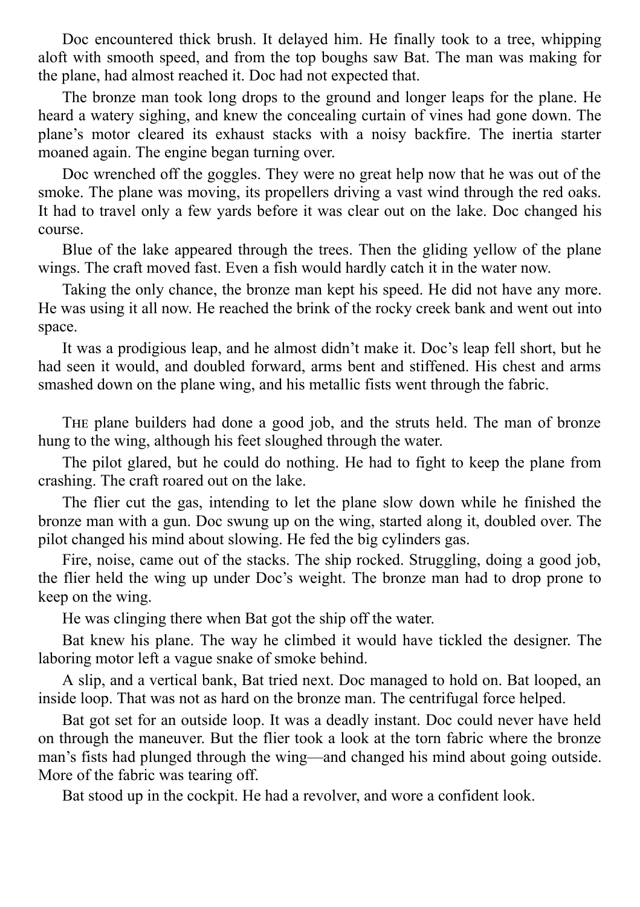Doc encountered thick brush. It delayed him. He finally took to a tree, whipping aloft with smooth speed, and from the top boughs saw Bat. The man was making for the plane, had almost reached it. Doc had not expected that.

The bronze man took long drops to the ground and longer leaps for the plane. He heard a watery sighing, and knew the concealing curtain of vines had gone down. The plane's motor cleared its exhaust stacks with a noisy backfire. The inertia starter moaned again. The engine began turning over.

Doc wrenched off the goggles. They were no great help now that he was out of the smoke. The plane was moving, its propellers driving a vast wind through the red oaks. It had to travel only a few yards before it was clear out on the lake. Doc changed his course.

Blue of the lake appeared through the trees. Then the gliding yellow of the plane wings. The craft moved fast. Even a fish would hardly catch it in the water now.

Taking the only chance, the bronze man kept his speed. He did not have any more. He was using it all now. He reached the brink of the rocky creek bank and went out into space.

It was a prodigious leap, and he almost didn't make it. Doc's leap fell short, but he had seen it would, and doubled forward, arms bent and stiffened. His chest and arms smashed down on the plane wing, and his metallic fists went through the fabric.

THE plane builders had done a good job, and the struts held. The man of bronze hung to the wing, although his feet sloughed through the water.

The pilot glared, but he could do nothing. He had to fight to keep the plane from crashing. The craft roared out on the lake.

The flier cut the gas, intending to let the plane slow down while he finished the bronze man with a gun. Doc swung up on the wing, started along it, doubled over. The pilot changed his mind about slowing. He fed the big cylinders gas.

Fire, noise, came out of the stacks. The ship rocked. Struggling, doing a good job, the flier held the wing up under Doc's weight. The bronze man had to drop prone to keep on the wing.

He was clinging there when Bat got the ship off the water.

Bat knew his plane. The way he climbed it would have tickled the designer. The laboring motor left a vague snake of smoke behind.

A slip, and a vertical bank, Bat tried next. Doc managed to hold on. Bat looped, an inside loop. That was not as hard on the bronze man. The centrifugal force helped.

Bat got set for an outside loop. It was a deadly instant. Doc could never have held on through the maneuver. But the flier took a look at the torn fabric where the bronze man's fists had plunged through the wing—and changed his mind about going outside. More of the fabric was tearing off.

Bat stood up in the cockpit. He had a revolver, and wore a confident look.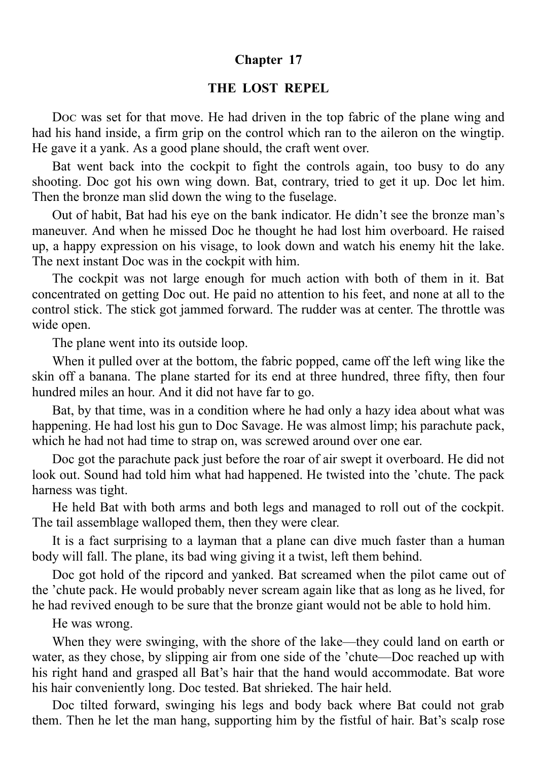## Chapter 17

### THE LOST REPEL

Doc was set for that move. He had driven in the top fabric of the plane wing and had his hand inside, a firm grip on the control which ran to the aileron on the wingtip. He gave it a yank. As a good plane should, the craft went over.

Bat went back into the cockpit to fight the controls again, too busy to do any shooting. Doc got his own wing down. Bat, contrary, tried to get it up. Doc let him. Then the bronze man slid down the wing to the fuselage.

Out of habit, Bat had his eye on the bank indicator. He didn't see the bronze man's maneuver. And when he missed Doc he thought he had lost him overboard. He raised up, a happy expression on his visage, to look down and watch his enemy hit the lake. The next instant Doc was in the cockpit with him.

The cockpit was not large enough for much action with both of them in it. Bat concentrated on getting Doc out. He paid no attention to his feet, and none at all to the control stick. The stick got jammed forward. The rudder was at center. The throttle was wide open.

The plane went into its outside loop.

When it pulled over at the bottom, the fabric popped, came off the left wing like the skin off a banana. The plane started for its end at three hundred, three fifty, then four hundred miles an hour. And it did not have far to go.

Bat, by that time, was in a condition where he had only a hazy idea about what was happening. He had lost his gun to Doc Savage. He was almost limp; his parachute pack, which he had not had time to strap on, was screwed around over one ear.

Doc got the parachute pack just before the roar of air swept it overboard. He did not look out. Sound had told him what had happened. He twisted into the 'chute. The pack harness was tight.

He held Bat with both arms and both legs and managed to roll out of the cockpit. The tail assemblage walloped them, then they were clear.

It is a fact surprising to a layman that a plane can dive much faster than a human body will fall. The plane, its bad wing giving it a twist, left them behind.

Doc got hold of the ripcord and yanked. Bat screamed when the pilot came out of the 'chute pack. He would probably never scream again like that as long as he lived, for he had revived enough to be sure that the bronze giant would not be able to hold him.

He was wrong.

When they were swinging, with the shore of the lake—they could land on earth or water, as they chose, by slipping air from one side of the 'chute—Doc reached up with his right hand and grasped all Bat's hair that the hand would accommodate. Bat wore his hair conveniently long. Doc tested. Bat shrieked. The hair held.

Doc tilted forward, swinging his legs and body back where Bat could not grab them. Then he let the man hang, supporting him by the fistful of hair. Bat's scalp rose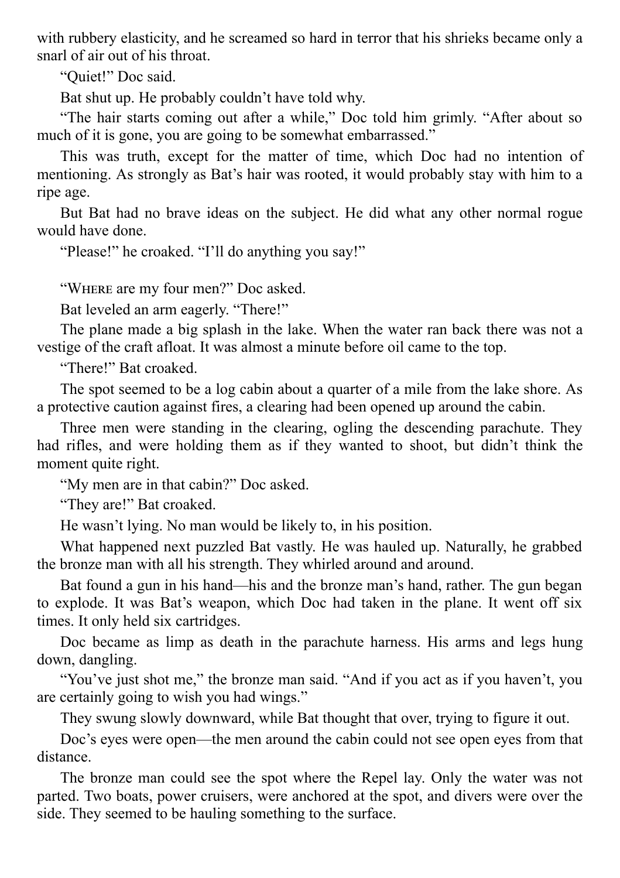with rubbery elasticity, and he screamed so hard in terror that his shrieks became only a snarl of air out of his throat.

"Quiet!" Doc said.

Bat shut up. He probably couldn't have told why.

"The hair starts coming out after a while," Doc told him grimly. "After about so much of it is gone, you are going to be somewhat embarrassed."

This was truth, except for the matter of time, which Doc had no intention of mentioning. As strongly as Bat's hair was rooted, it would probably stay with him to a ripe age.

But Bat had no brave ideas on the subject. He did what any other normal rogue would have done.

"Please!" he croaked. "I'll do anything you say!"

"WHERE are my four men?" Doc asked.

Bat leveled an arm eagerly. "There!"

The plane made a big splash in the lake. When the water ran back there was not a vestige of the craft afloat. It was almost a minute before oil came to the top.

"There!" Bat croaked.

The spot seemed to be a log cabin about a quarter of a mile from the lake shore. As a protective caution against fires, a clearing had been opened up around the cabin.

Three men were standing in the clearing, ogling the descending parachute. They had rifles, and were holding them as if they wanted to shoot, but didn't think the moment quite right.

"My men are in that cabin?" Doc asked.

"They are!" Bat croaked.

He wasn't lying. No man would be likely to, in his position.

What happened next puzzled Bat vastly. He was hauled up. Naturally, he grabbed the bronze man with all his strength. They whirled around and around.

Bat found a gun in his hand—his and the bronze man's hand, rather. The gun began to explode. It was Bat's weapon, which Doc had taken in the plane. It went off six times. It only held six cartridges.

Doc became as limp as death in the parachute harness. His arms and legs hung down, dangling.

"You've just shot me," the bronze man said. "And if you act as if you haven't, you are certainly going to wish you had wings."

They swung slowly downward, while Bat thought that over, trying to figure it out.

Doc's eyes were open—the men around the cabin could not see open eyes from that distance.

The bronze man could see the spot where the Repel lay. Only the water was not parted. Two boats, power cruisers, were anchored at the spot, and divers were over the side. They seemed to be hauling something to the surface.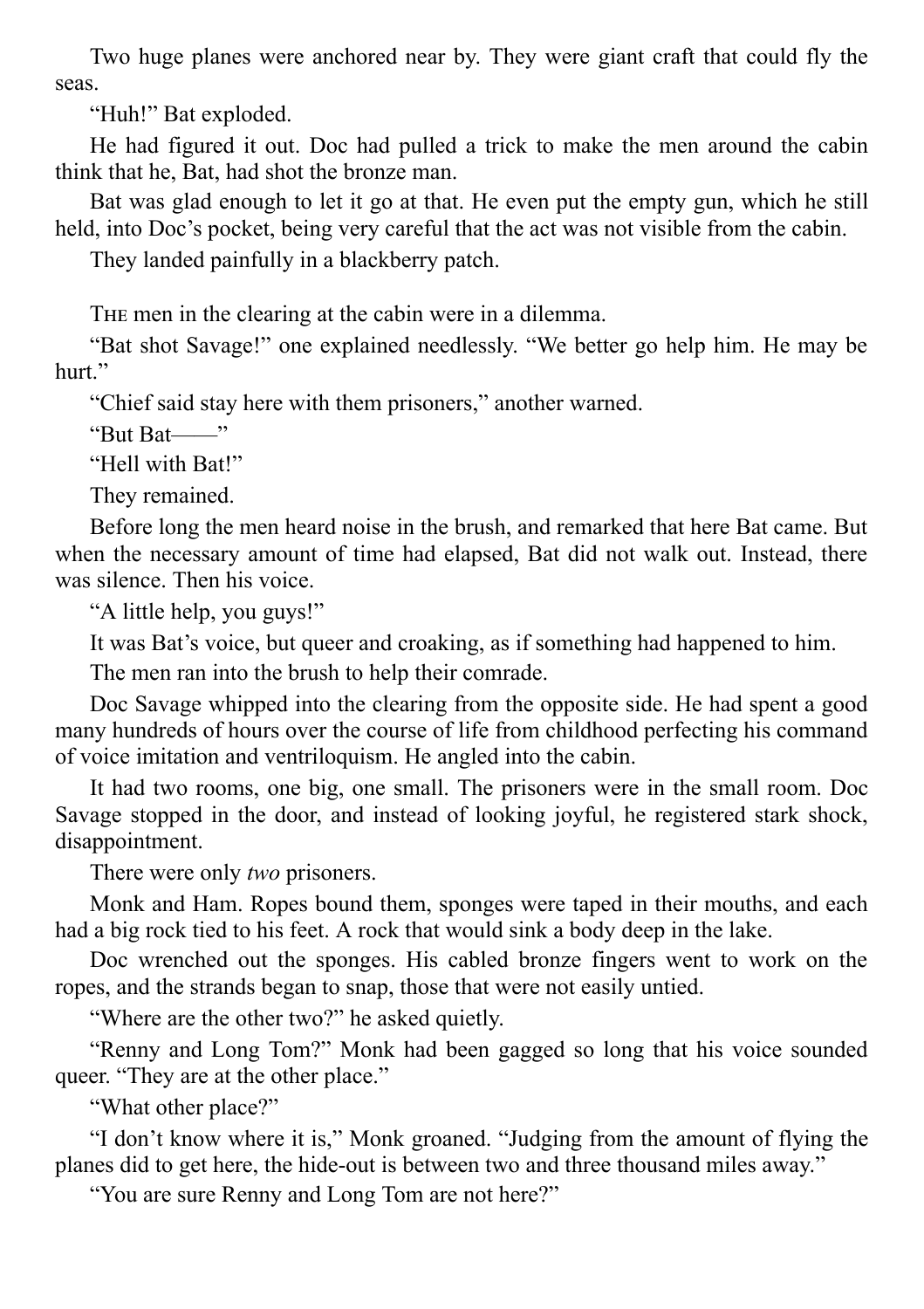Two huge planes were anchored near by. They were giant craft that could fly the seas.

"Huh!" Bat exploded.

He had figured it out. Doc had pulled a trick to make the men around the cabin think that he, Bat, had shot the bronze man.

Bat was glad enough to let it go at that. He even put the empty gun, which he still held, into Doc's pocket, being very careful that the act was not visible from the cabin.

They landed painfully in a blackberry patch.

THE men in the clearing at the cabin were in a dilemma.

"Bat shot Savage!" one explained needlessly. "We better go help him. He may be hurt."

"Chief said stay here with them prisoners," another warned.

"But Bat——"

"Hell with Bat!"

They remained.

Before long the men heard noise in the brush, and remarked that here Bat came. But when the necessary amount of time had elapsed, Bat did not walk out. Instead, there was silence. Then his voice.

"A little help, you guys!"

It was Bat's voice, but queer and croaking, as if something had happened to him.

The men ran into the brush to help their comrade.

Doc Savage whipped into the clearing from the opposite side. He had spent a good many hundreds of hours over the course of life from childhood perfecting his command of voice imitation and ventriloquism. He angled into the cabin.

It had two rooms, one big, one small. The prisoners were in the small room. Doc Savage stopped in the door, and instead of looking joyful, he registered stark shock, disappointment.

There were only *two* prisoners.

Monk and Ham. Ropes bound them, sponges were taped in their mouths, and each had a big rock tied to his feet. A rock that would sink a body deep in the lake.

Doc wrenched out the sponges. His cabled bronze fingers went to work on the ropes, and the strands began to snap, those that were not easily untied.

"Where are the other two?" he asked quietly.

"Renny and Long Tom?" Monk had been gagged so long that his voice sounded queer. "They are at the other place."

"What other place?"

"I don't know where it is," Monk groaned. "Judging from the amount of flying the planes did to get here, the hide-out is between two and three thousand miles away."

"You are sure Renny and Long Tom are not here?"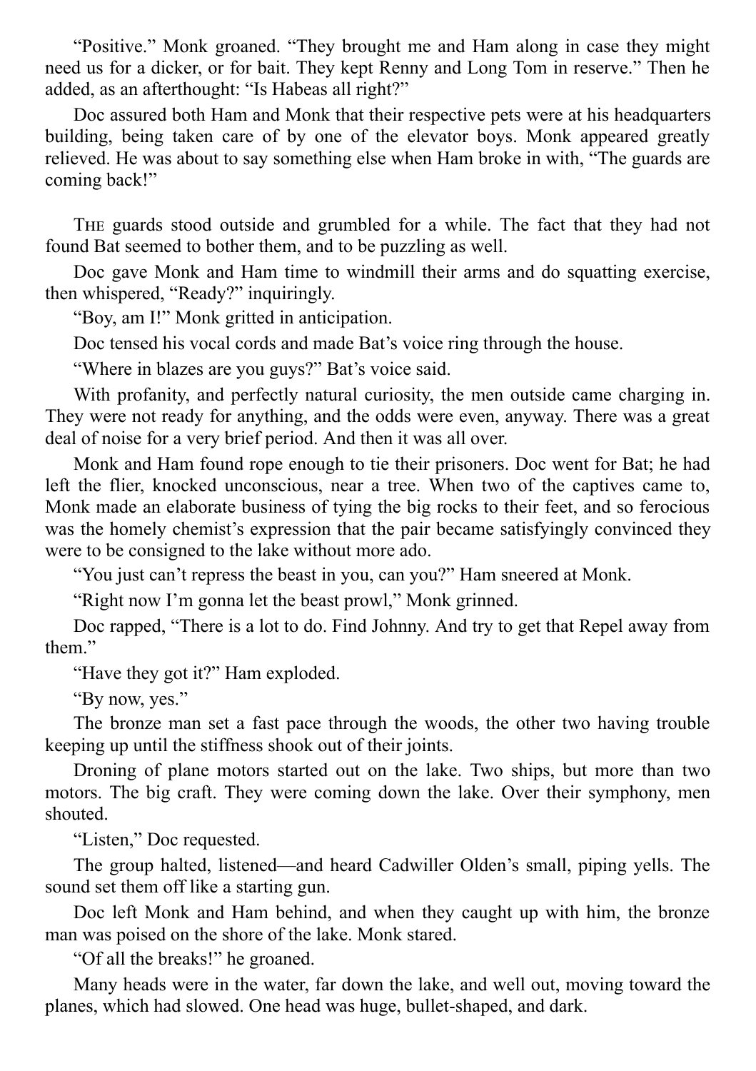"Positive." Monk groaned. "They brought me and Ham along in case they might need us for a dicker, or for bait. They kept Renny and Long Tom in reserve." Then he added, as an afterthought: "Is Habeas all right?"

Doc assured both Ham and Monk that their respective pets were at his headquarters building, being taken care of by one of the elevator boys. Monk appeared greatly relieved. He was about to say something else when Ham broke in with, "The guards are coming back!"

THE guards stood outside and grumbled for a while. The fact that they had not found Bat seemed to bother them, and to be puzzling as well.

Doc gave Monk and Ham time to windmill their arms and do squatting exercise, then whispered, "Ready?" inquiringly.

"Boy, am I!" Monk gritted in anticipation.

Doc tensed his vocal cords and made Bat's voice ring through the house.

"Where in blazes are you guys?" Bat's voice said.

With profanity, and perfectly natural curiosity, the men outside came charging in. They were not ready for anything, and the odds were even, anyway. There was a great deal of noise for a very brief period. And then it was all over.

Monk and Ham found rope enough to tie their prisoners. Doc went for Bat; he had left the flier, knocked unconscious, near a tree. When two of the captives came to, Monk made an elaborate business of tying the big rocks to their feet, and so ferocious was the homely chemist's expression that the pair became satisfyingly convinced they were to be consigned to the lake without more ado.

"You just can't repress the beast in you, can you?" Ham sneered at Monk.

"Right now I'm gonna let the beast prowl," Monk grinned.

Doc rapped, "There is a lot to do. Find Johnny. And try to get that Repel away from them."

"Have they got it?" Ham exploded.

"By now, yes."

The bronze man set a fast pace through the woods, the other two having trouble keeping up until the stiffness shook out of their joints.

Droning of plane motors started out on the lake. Two ships, but more than two motors. The big craft. They were coming down the lake. Over their symphony, men shouted.

"Listen," Doc requested.

The group halted, listened—and heard Cadwiller Olden's small, piping yells. The sound set them off like a starting gun.

Doc left Monk and Ham behind, and when they caught up with him, the bronze man was poised on the shore of the lake. Monk stared.

"Of all the breaks!" he groaned.

Many heads were in the water, far down the lake, and well out, moving toward the planes, which had slowed. One head was huge, bullet-shaped, and dark.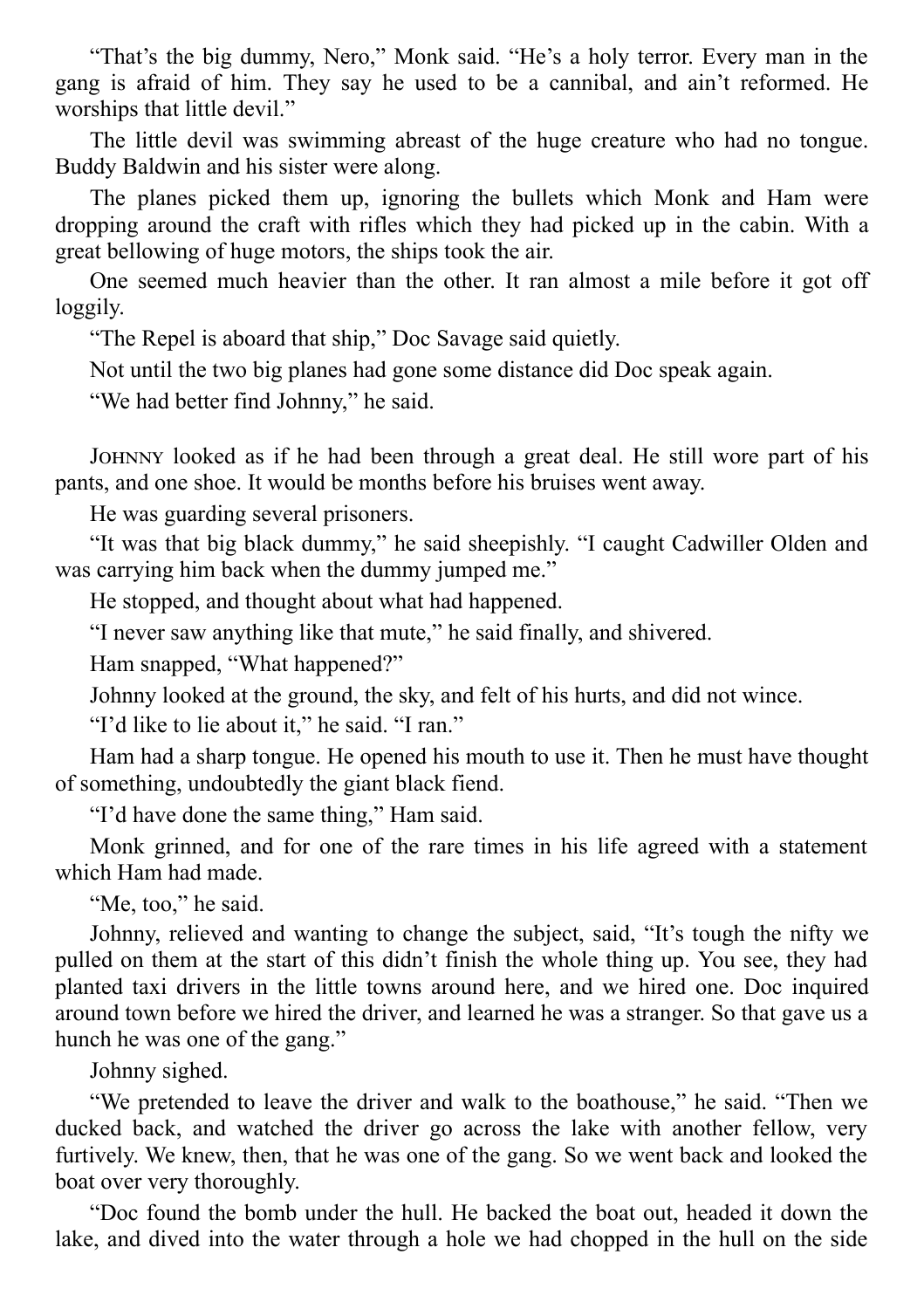"That's the big dummy, Nero," Monk said. "He's a holy terror. Every man in the gang is afraid of him. They say he used to be a cannibal, and ain't reformed. He worships that little devil."

The little devil was swimming abreast of the huge creature who had no tongue. Buddy Baldwin and his sister were along.

The planes picked them up, ignoring the bullets which Monk and Ham were dropping around the craft with rifles which they had picked up in the cabin. With a great bellowing of huge motors, the ships took the air.

One seemed much heavier than the other. It ran almost a mile before it got off loggily.

"The Repel is aboard that ship," Doc Savage said quietly.

Not until the two big planes had gone some distance did Doc speak again.

"We had better find Johnny," he said.

Johnny looked as if he had been through a great deal. He still wore part of his pants, and one shoe. It would be months before his bruises went away.

He was guarding several prisoners.

"It was that big black dummy," he said sheepishly. "I caught Cadwiller Olden and was carrying him back when the dummy jumped me."

He stopped, and thought about what had happened.

"I never saw anything like that mute," he said finally, and shivered.

Ham snapped, "What happened?"

Johnny looked at the ground, the sky, and felt of his hurts, and did not wince.

"I'd like to lie about it," he said. "I ran."

Ham had a sharp tongue. He opened his mouth to use it. Then he must have thought of something, undoubtedly the giant black fiend.

"I'd have done the same thing," Ham said.

Monk grinned, and for one of the rare times in his life agreed with a statement which Ham had made.

"Me, too," he said.

Johnny, relieved and wanting to change the subject, said, "It's tough the nifty we pulled on them at the start of this didn't finish the whole thing up. You see, they had planted taxi drivers in the little towns around here, and we hired one. Doc inquired around town before we hired the driver, and learned he was a stranger. So that gave us a hunch he was one of the gang."

Johnny sighed.

"We pretended to leave the driver and walk to the boathouse," he said. "Then we ducked back, and watched the driver go across the lake with another fellow, very furtively. We knew, then, that he was one of the gang. So we went back and looked the boat over very thoroughly.

"Doc found the bomb under the hull. He backed the boat out, headed it down the lake, and dived into the water through a hole we had chopped in the hull on the side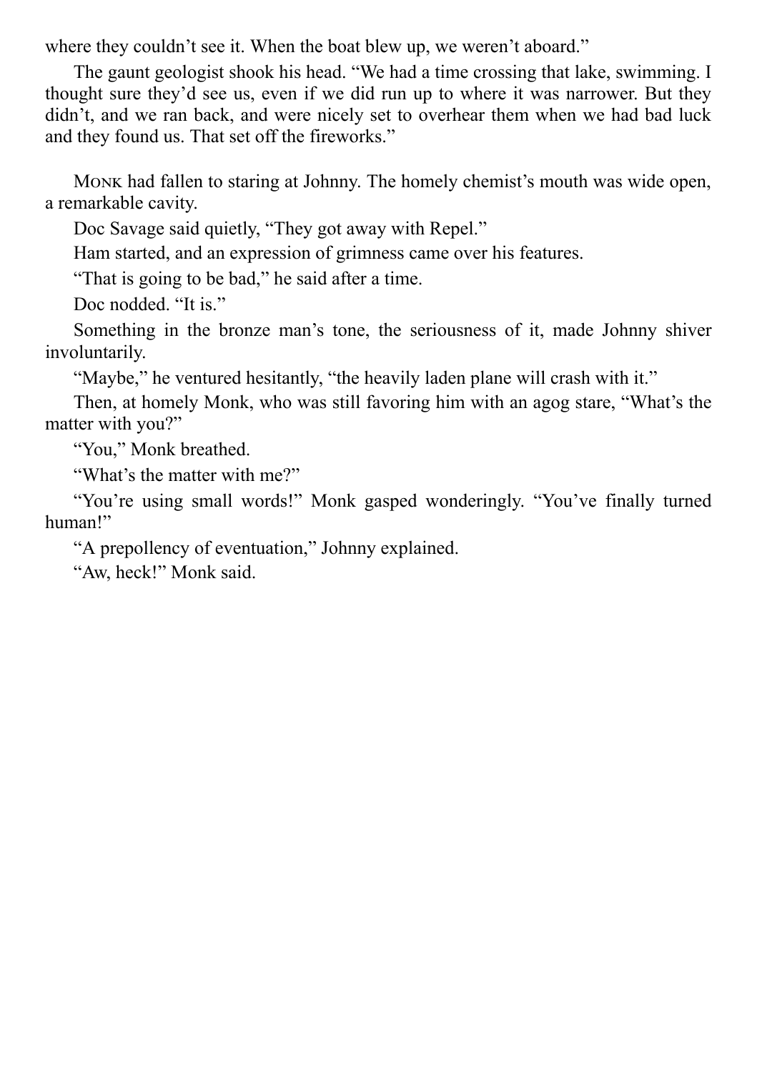where they couldn't see it. When the boat blew up, we weren't aboard."

The gaunt geologist shook his head. "We had a time crossing that lake, swimming. I thought sure they'd see us, even if we did run up to where it was narrower. But they didn't, and we ran back, and were nicely set to overhear them when we had bad luck and they found us. That set off the fireworks."

Monk had fallen to staring at Johnny. The homely chemist's mouth was wide open, a remarkable cavity.

Doc Savage said quietly, "They got away with Repel."

Ham started, and an expression of grimness came over his features.

"That is going to be bad," he said after a time.

Doc nodded. "It is."

Something in the bronze man's tone, the seriousness of it, made Johnny shiver involuntarily.

"Maybe," he ventured hesitantly, "the heavily laden plane will crash with it."

Then, at homely Monk, who was still favoring him with an agog stare, "What's the matter with you?"

"You," Monk breathed.

"What's the matter with me?"

"You're using small words!" Monk gasped wonderingly. "You've finally turned human!"

"A prepollency of eventuation," Johnny explained.

"Aw, heck!" Monk said.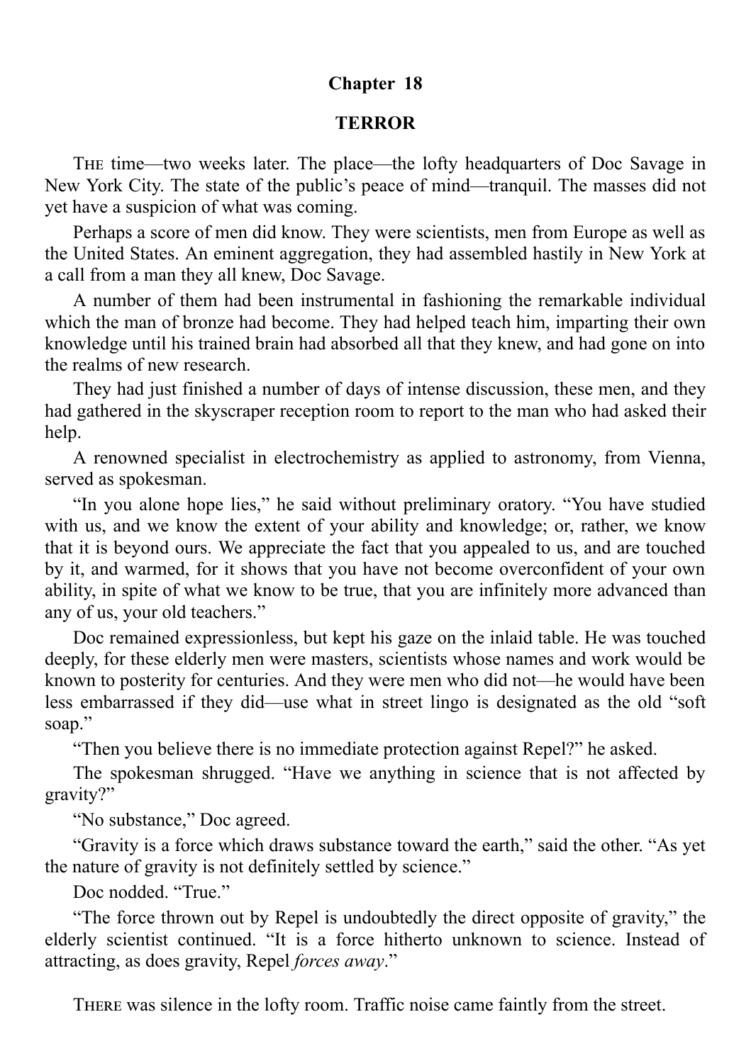## Chapter 18

### TERROR

THE time—two weeks later. The place—the lofty headquarters of Doc Savage in New York City. The state of the public's peace of mind—tranquil. The masses did not yet have a suspicion of what was coming.

Perhaps a score of men did know. They were scientists, men from Europe as well as the United States. An eminent aggregation, they had assembled hastily in New York at a call from a man they all knew, Doc Savage.

A number of them had been instrumental in fashioning the remarkable individual which the man of bronze had become. They had helped teach him, imparting their own knowledge until his trained brain had absorbed all that they knew, and had gone on into the realms of new research.

They had just finished a number of days of intense discussion, these men, and they had gathered in the skyscraper reception room to report to the man who had asked their help.

A renowned specialist in electrochemistry as applied to astronomy, from Vienna, served as spokesman.

"In you alone hope lies," he said without preliminary oratory. "You have studied with us, and we know the extent of your ability and knowledge; or, rather, we know that it is beyond ours. We appreciate the fact that you appealed to us, and are touched by it, and warmed, for it shows that you have not become overconfident of your own ability, in spite of what we know to be true, that you are infinitely more advanced than any of us, your old teachers."

Doc remained expressionless, but kept his gaze on the inlaid table. He was touched deeply, for these elderly men were masters, scientists whose names and work would be known to posterity for centuries. And they were men who did not—he would have been less embarrassed if they did—use what in street lingo is designated as the old "soft soap."

"Then you believe there is no immediate protection against Repel?" he asked.

The spokesman shrugged. "Have we anything in science that is not affected by gravity?"

"No substance," Doc agreed.

"Gravity is a force which draws substance toward the earth," said the other. "As yet the nature of gravity is not definitely settled by science."

Doc nodded. "True."

"The force thrown out by Repel is undoubtedly the direct opposite of gravity," the elderly scientist continued. "It is a force hitherto unknown to science. Instead of attracting, as does gravity, Repel *forces away*."

THERE was silence in the lofty room. Traffic noise came faintly from the street.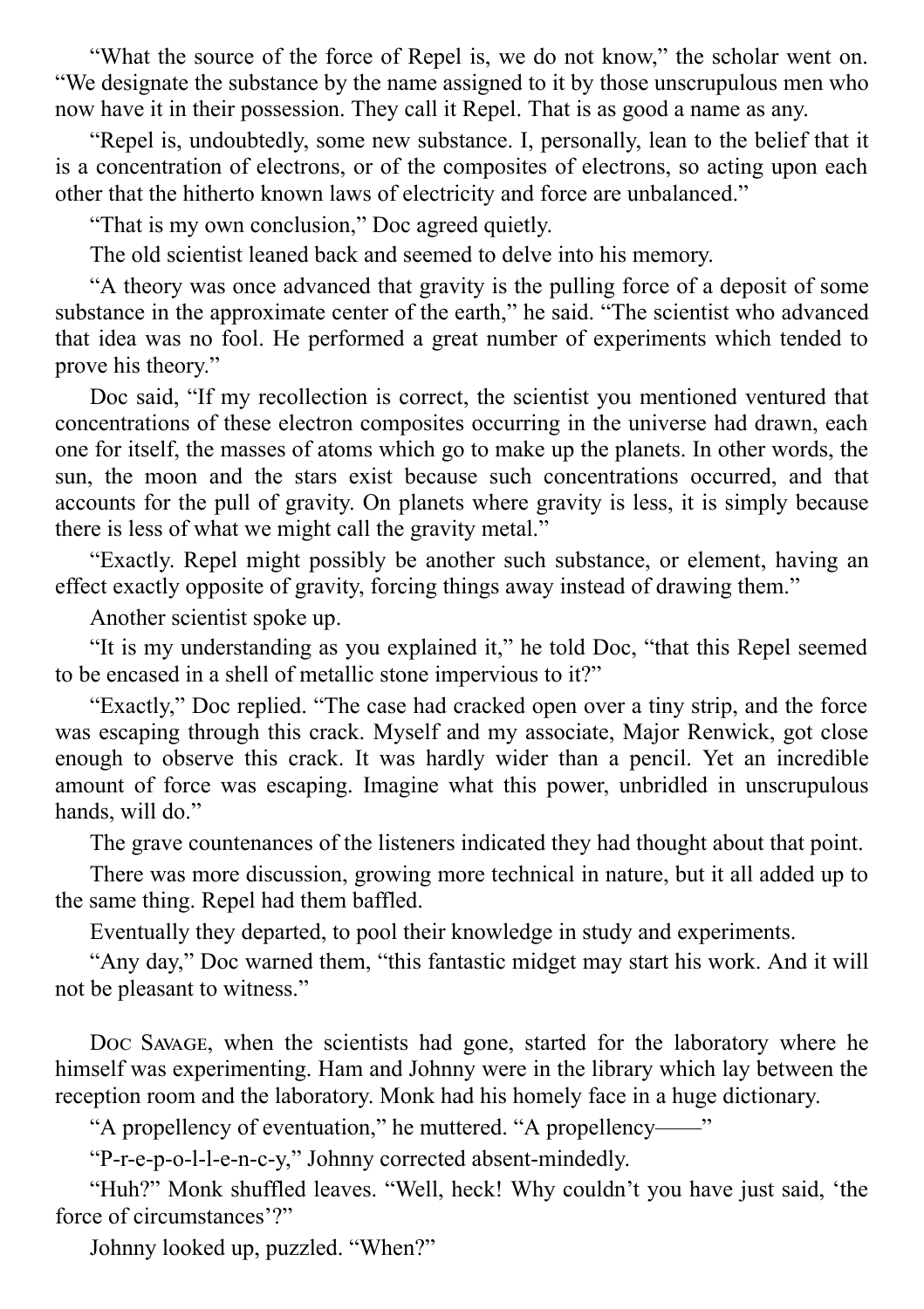"What the source of the force of Repel is, we do not know," the scholar went on. "We designate the substance by the name assigned to it by those unscrupulous men who now have it in their possession. They call it Repel. That is as good a name as any.

"Repel is, undoubtedly, some new substance. I, personally, lean to the belief that it is a concentration of electrons, or of the composites of electrons, so acting upon each other that the hitherto known laws of electricity and force are unbalanced."

"That is my own conclusion," Doc agreed quietly.

The old scientist leaned back and seemed to delve into his memory.

"A theory was once advanced that gravity is the pulling force of a deposit of some substance in the approximate center of the earth," he said. "The scientist who advanced that idea was no fool. He performed a great number of experiments which tended to prove his theory."

Doc said, "If my recollection is correct, the scientist you mentioned ventured that concentrations of these electron composites occurring in the universe had drawn, each one for itself, the masses of atoms which go to make up the planets. In other words, the sun, the moon and the stars exist because such concentrations occurred, and that accounts for the pull of gravity. On planets where gravity is less, it is simply because there is less of what we might call the gravity metal."

"Exactly. Repel might possibly be another such substance, or element, having an effect exactly opposite of gravity, forcing things away instead of drawing them."

Another scientist spoke up.

"It is my understanding as you explained it," he told Doc, "that this Repel seemed to be encased in a shell of metallic stone impervious to it?"

"Exactly," Doc replied. "The case had cracked open over a tiny strip, and the force was escaping through this crack. Myself and my associate, Major Renwick, got close enough to observe this crack. It was hardly wider than a pencil. Yet an incredible amount of force was escaping. Imagine what this power, unbridled in unscrupulous hands, will do."

The grave countenances of the listeners indicated they had thought about that point.

There was more discussion, growing more technical in nature, but it all added up to the same thing. Repel had them baffled.

Eventually they departed, to pool their knowledge in study and experiments.

"Any day," Doc warned them, "this fantastic midget may start his work. And it will not be pleasant to witness."

Doc Savage, when the scientists had gone, started for the laboratory where he himself was experimenting. Ham and Johnny were in the library which lay between the reception room and the laboratory. Monk had his homely face in a huge dictionary.

"A propellency of eventuation," he muttered. "A propellency——"

"P-r-e-p-o-l-l-e-n-c-y," Johnny corrected absent-mindedly.

"Huh?" Monk shuffled leaves. "Well, heck! Why couldn't you have just said, 'the force of circumstances'?"

Johnny looked up, puzzled. "When?"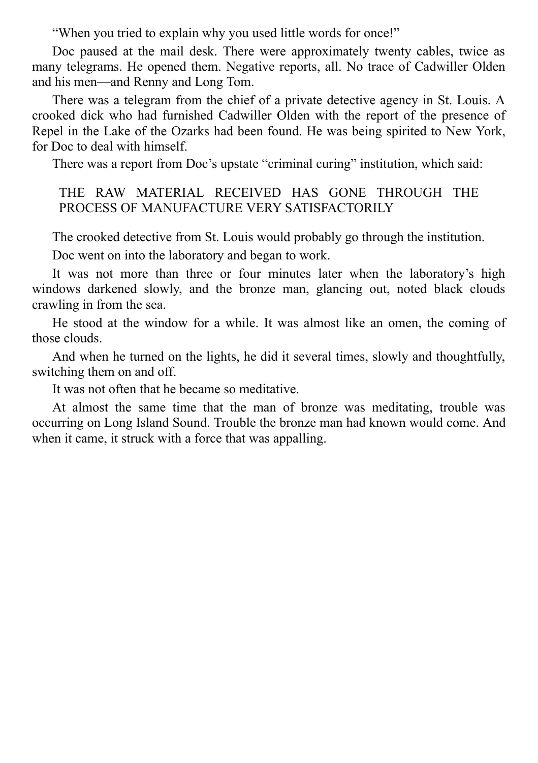"When you tried to explain why you used little words for once!"

Doc paused at the mail desk. There were approximately twenty cables, twice as many telegrams. He opened them. Negative reports, all. No trace of Cadwiller Olden and his men—and Renny and Long Tom.

There was a telegram from the chief of a private detective agency in St. Louis. A crooked dick who had furnished Cadwiller Olden with the report of the presence of Repel in the Lake of the Ozarks had been found. He was being spirited to New York, for Doc to deal with himself.

There was a report from Doc's upstate "criminal curing" institution, which said:

> THE RAW MATERIAL RECEIVED HAS GONE THROUGH THE PROCESS OF MANUFACTURE VERY SATISFACTORILY

The crooked detective from St. Louis would probably go through the institution.

Doc went on into the laboratory and began to work.

It was not more than three or four minutes later when the laboratory's high windows darkened slowly, and the bronze man, glancing out, noted black clouds crawling in from the sea.

He stood at the window for a while. It was almost like an omen, the coming of those clouds.

And when he turned on the lights, he did it several times, slowly and thoughtfully, switching them on and off.

It was not often that he became so meditative.

At almost the same time that the man of bronze was meditating, trouble was occurring on Long Island Sound. Trouble the bronze man had known would come. And when it came, it struck with a force that was appalling.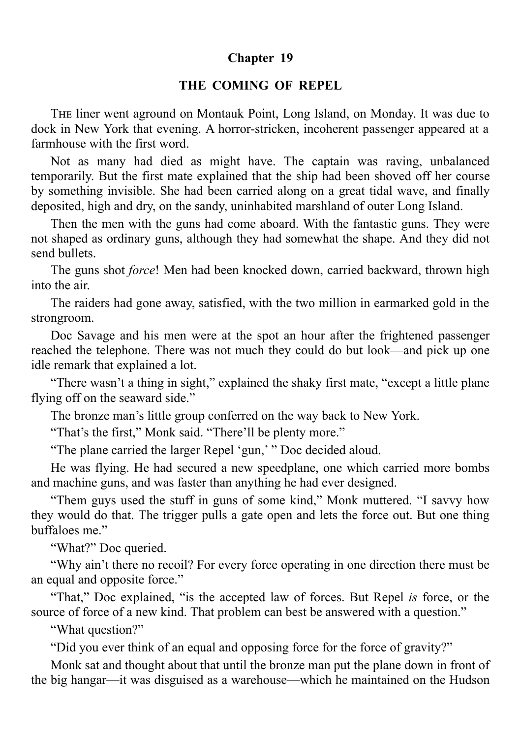## Chapter 19

### THE COMING OF REPEL

THE liner went aground on Montauk Point, Long Island, on Monday. It was due to dock in New York that evening. A horror-stricken, incoherent passenger appeared at a farmhouse with the first word.

Not as many had died as might have. The captain was raving, unbalanced temporarily. But the first mate explained that the ship had been shoved off her course by something invisible. She had been carried along on a great tidal wave, and finally deposited, high and dry, on the sandy, uninhabited marshland of outer Long Island.

Then the men with the guns had come aboard. With the fantastic guns. They were not shaped as ordinary guns, although they had somewhat the shape. And they did not send bullets.

The guns shot *force*! Men had been knocked down, carried backward, thrown high into the air.

The raiders had gone away, satisfied, with the two million in earmarked gold in the strongroom.

Doc Savage and his men were at the spot an hour after the frightened passenger reached the telephone. There was not much they could do but look—and pick up one idle remark that explained a lot.

"There wasn't a thing in sight," explained the shaky first mate, "except a little plane flying off on the seaward side."

The bronze man's little group conferred on the way back to New York.

"That's the first," Monk said. "There'll be plenty more."

"The plane carried the larger Repel 'gun,' " Doc decided aloud.

He was flying. He had secured a new speedplane, one which carried more bombs and machine guns, and was faster than anything he had ever designed.

"Them guys used the stuff in guns of some kind," Monk muttered. "I savvy how they would do that. The trigger pulls a gate open and lets the force out. But one thing buffaloes me."

"What?" Doc queried.

"Why ain't there no recoil? For every force operating in one direction there must be an equal and opposite force."

"That," Doc explained, "is the accepted law of forces. But Repel *is* force, or the source of force of a new kind. That problem can best be answered with a question."

"What question?"

"Did you ever think of an equal and opposing force for the force of gravity?"

Monk sat and thought about that until the bronze man put the plane down in front of the big hangar—it was disguised as a warehouse—which he maintained on the Hudson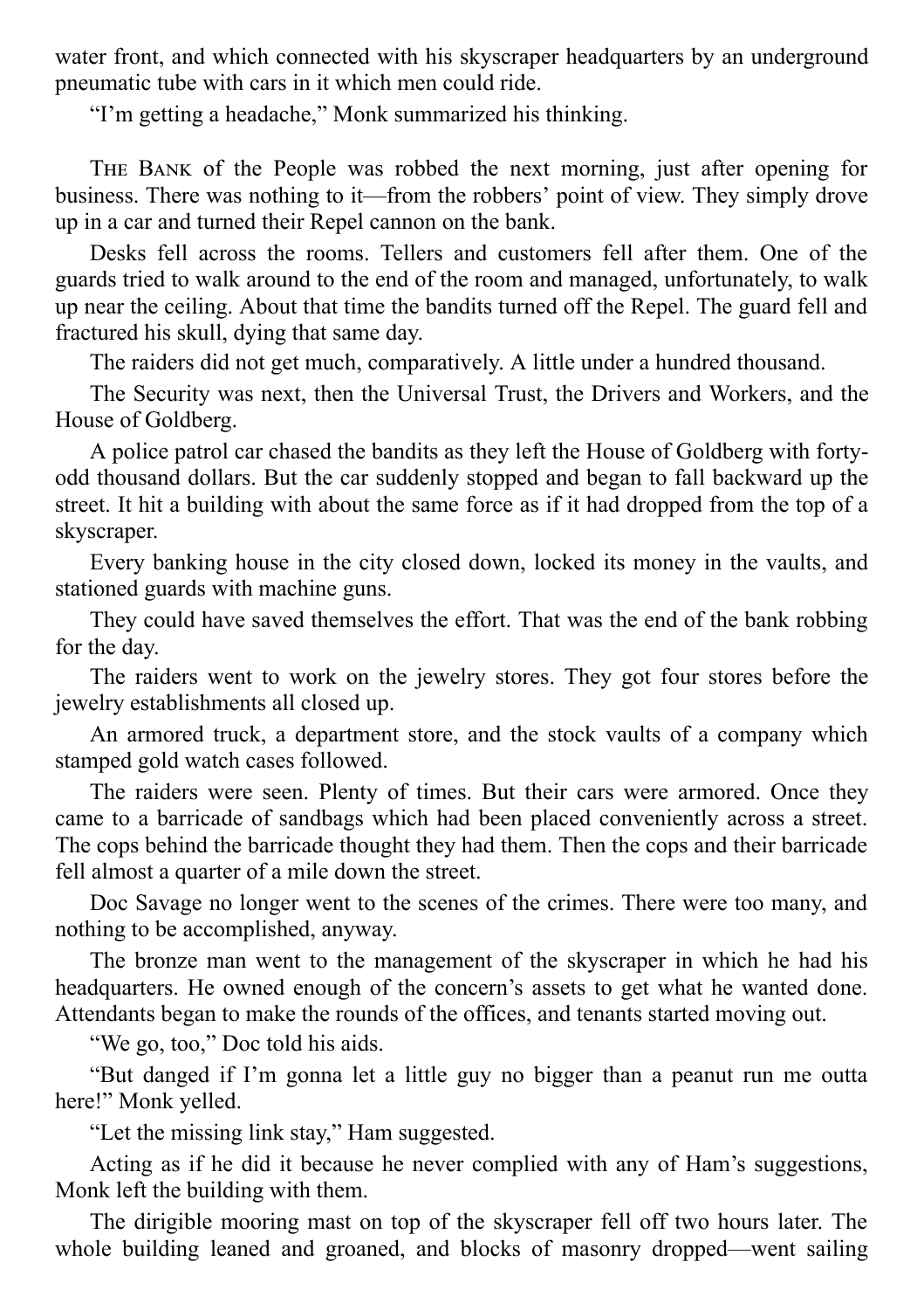water front, and which connected with his skyscraper headquarters by an underground pneumatic tube with cars in it which men could ride.

"I'm getting a headache," Monk summarized his thinking.

The Bank of the People was robbed the next morning, just after opening for business. There was nothing to it—from the robbers' point of view. They simply drove up in a car and turned their Repel cannon on the bank.

Desks fell across the rooms. Tellers and customers fell after them. One of the guards tried to walk around to the end of the room and managed, unfortunately, to walk up near the ceiling. About that time the bandits turned off the Repel. The guard fell and fractured his skull, dying that same day.

The raiders did not get much, comparatively. A little under a hundred thousand.

The Security was next, then the Universal Trust, the Drivers and Workers, and the House of Goldberg.

A police patrol car chased the bandits as they left the House of Goldberg with forty-odd thousand dollars. But the car suddenly stopped and began to fall backward up the street. It hit a building with about the same force as if it had dropped from the top of a skyscraper.

Every banking house in the city closed down, locked its money in the vaults, and stationed guards with machine guns.

They could have saved themselves the effort. That was the end of the bank robbing for the day.

The raiders went to work on the jewelry stores. They got four stores before the jewelry establishments all closed up.

An armored truck, a department store, and the stock vaults of a company which stamped gold watch cases followed.

The raiders were seen. Plenty of times. But their cars were armored. Once they came to a barricade of sandbags which had been placed conveniently across a street. The cops behind the barricade thought they had them. Then the cops and their barricade fell almost a quarter of a mile down the street.

Doc Savage no longer went to the scenes of the crimes. There were too many, and nothing to be accomplished, anyway.

The bronze man went to the management of the skyscraper in which he had his headquarters. He owned enough of the concern's assets to get what he wanted done. Attendants began to make the rounds of the offices, and tenants started moving out.

"We go, too," Doc told his aids.

"But danged if I'm gonna let a little guy no bigger than a peanut run me outta here!" Monk yelled.

"Let the missing link stay," Ham suggested.

Acting as if he did it because he never complied with any of Ham's suggestions, Monk left the building with them.

The dirigible mooring mast on top of the skyscraper fell off two hours later. The whole building leaned and groaned, and blocks of masonry dropped—went sailing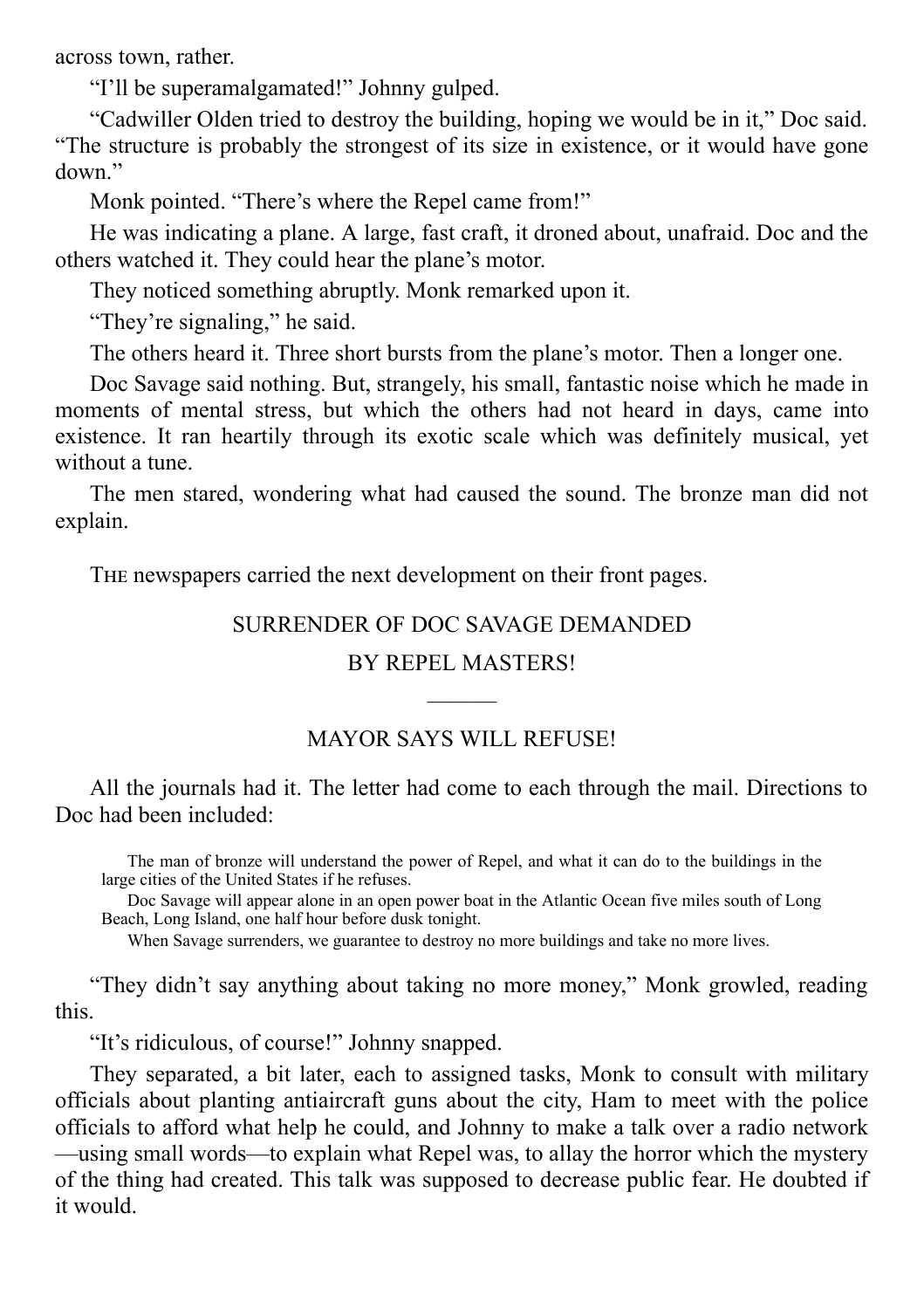across town, rather.

"I'll be superamalgamated!" Johnny gulped.

"Cadwiller Olden tried to destroy the building, hoping we would be in it," Doc said. "The structure is probably the strongest of its size in existence, or it would have gone down."

Monk pointed. "There's where the Repel came from!"

He was indicating a plane. A large, fast craft, it droned about, unafraid. Doc and the others watched it. They could hear the plane's motor.

They noticed something abruptly. Monk remarked upon it.

"They're signaling," he said.

The others heard it. Three short bursts from the plane's motor. Then a longer one.

Doc Savage said nothing. But, strangely, his small, fantastic noise which he made in moments of mental stress, but which the others had not heard in days, came into existence. It ran heartily through its exotic scale which was definitely musical, yet without a tune.

The men stared, wondering what had caused the sound. The bronze man did not explain.

THE newspapers carried the next development on their front pages.

SURRENDER OF DOC SAVAGE DEMANDED

BY REPEL MASTERS!

---

MAYOR SAYS WILL REFUSE!

All the journals had it. The letter had come to each through the mail. Directions to Doc had been included:

> The man of bronze will understand the power of Repel, and what it can do to the buildings in the large cities of the United States if he refuses.
>
> Doc Savage will appear alone in an open power boat in the Atlantic Ocean five miles south of Long Beach, Long Island, one half hour before dusk tonight.
>
> When Savage surrenders, we guarantee to destroy no more buildings and take no more lives.

"They didn't say anything about taking no more money," Monk growled, reading this.

"It's ridiculous, of course!" Johnny snapped.

They separated, a bit later, each to assigned tasks, Monk to consult with military officials about planting antiaircraft guns about the city, Ham to meet with the police officials to afford what help he could, and Johnny to make a talk over a radio network—using small words—to explain what Repel was, to allay the horror which the mystery of the thing had created. This talk was supposed to decrease public fear. He doubted if it would.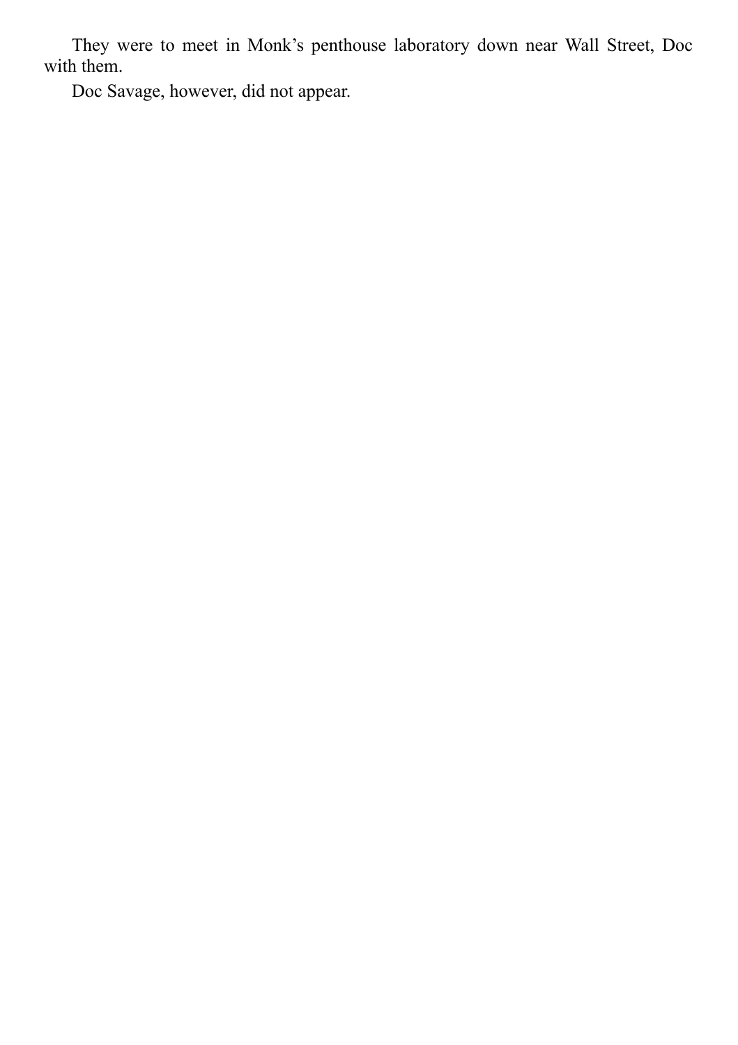They were to meet in Monk's penthouse laboratory down near Wall Street, Doc with them.

Doc Savage, however, did not appear.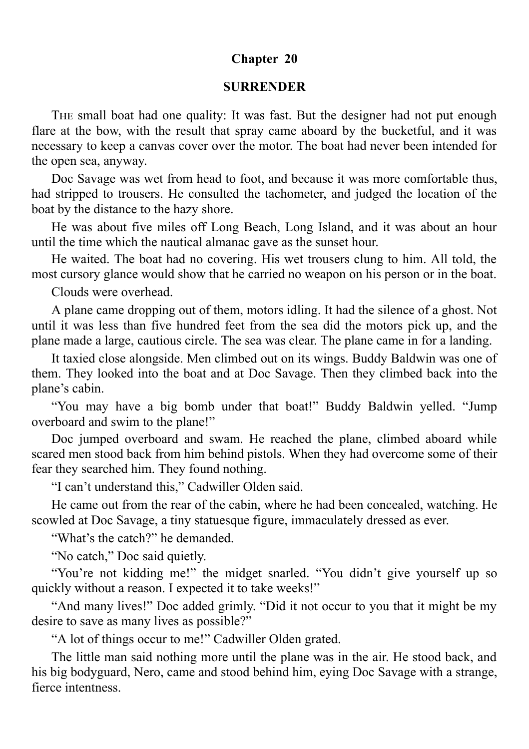## Chapter 20

### SURRENDER

The small boat had one quality: It was fast. But the designer had not put enough flare at the bow, with the result that spray came aboard by the bucketful, and it was necessary to keep a canvas cover over the motor. The boat had never been intended for the open sea, anyway.

Doc Savage was wet from head to foot, and because it was more comfortable thus, had stripped to trousers. He consulted the tachometer, and judged the location of the boat by the distance to the hazy shore.

He was about five miles off Long Beach, Long Island, and it was about an hour until the time which the nautical almanac gave as the sunset hour.

He waited. The boat had no covering. His wet trousers clung to him. All told, the most cursory glance would show that he carried no weapon on his person or in the boat.

Clouds were overhead.

A plane came dropping out of them, motors idling. It had the silence of a ghost. Not until it was less than five hundred feet from the sea did the motors pick up, and the plane made a large, cautious circle. The sea was clear. The plane came in for a landing.

It taxied close alongside. Men climbed out on its wings. Buddy Baldwin was one of them. They looked into the boat and at Doc Savage. Then they climbed back into the plane's cabin.

"You may have a big bomb under that boat!" Buddy Baldwin yelled. "Jump overboard and swim to the plane!"

Doc jumped overboard and swam. He reached the plane, climbed aboard while scared men stood back from him behind pistols. When they had overcome some of their fear they searched him. They found nothing.

"I can't understand this," Cadwiller Olden said.

He came out from the rear of the cabin, where he had been concealed, watching. He scowled at Doc Savage, a tiny statuesque figure, immaculately dressed as ever.

"What's the catch?" he demanded.

"No catch," Doc said quietly.

"You're not kidding me!" the midget snarled. "You didn't give yourself up so quickly without a reason. I expected it to take weeks!"

"And many lives!" Doc added grimly. "Did it not occur to you that it might be my desire to save as many lives as possible?"

"A lot of things occur to me!" Cadwiller Olden grated.

The little man said nothing more until the plane was in the air. He stood back, and his big bodyguard, Nero, came and stood behind him, eying Doc Savage with a strange, fierce intentness.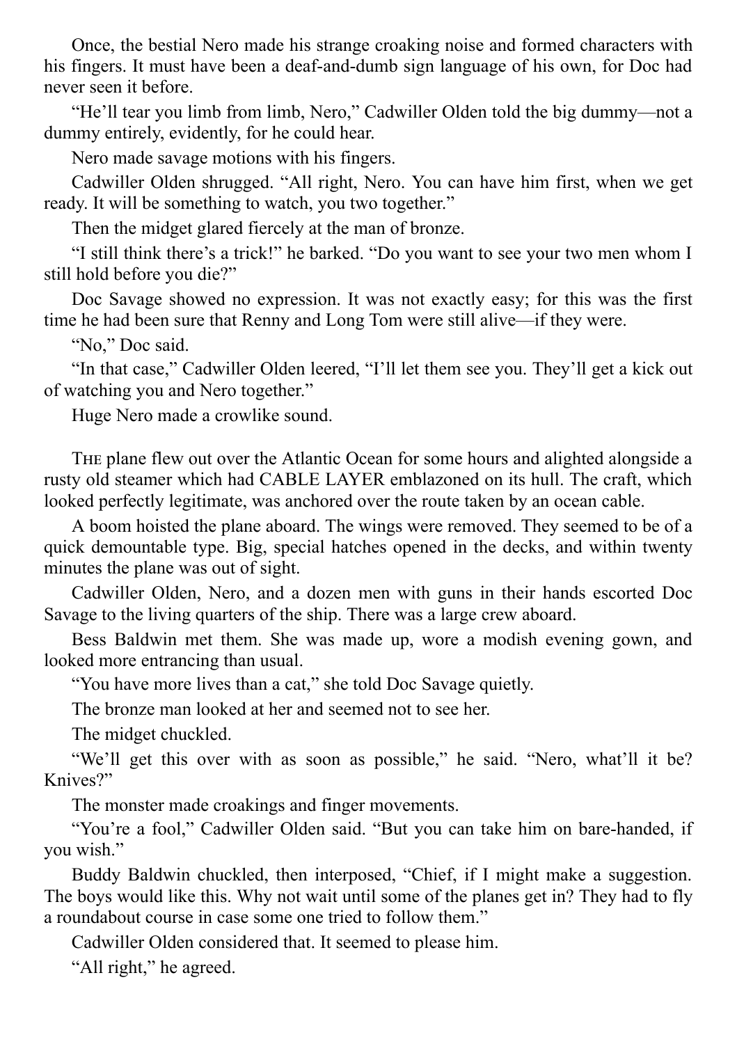Once, the bestial Nero made his strange croaking noise and formed characters with his fingers. It must have been a deaf-and-dumb sign language of his own, for Doc had never seen it before.

"He'll tear you limb from limb, Nero," Cadwiller Olden told the big dummy—not a dummy entirely, evidently, for he could hear.

Nero made savage motions with his fingers.

Cadwiller Olden shrugged. "All right, Nero. You can have him first, when we get ready. It will be something to watch, you two together."

Then the midget glared fiercely at the man of bronze.

"I still think there's a trick!" he barked. "Do you want to see your two men whom I still hold before you die?"

Doc Savage showed no expression. It was not exactly easy; for this was the first time he had been sure that Renny and Long Tom were still alive—if they were.

"No," Doc said.

"In that case," Cadwiller Olden leered, "I'll let them see you. They'll get a kick out of watching you and Nero together."

Huge Nero made a crowlike sound.

The plane flew out over the Atlantic Ocean for some hours and alighted alongside a rusty old steamer which had CABLE LAYER emblazoned on its hull. The craft, which looked perfectly legitimate, was anchored over the route taken by an ocean cable.

A boom hoisted the plane aboard. The wings were removed. They seemed to be of a quick demountable type. Big, special hatches opened in the decks, and within twenty minutes the plane was out of sight.

Cadwiller Olden, Nero, and a dozen men with guns in their hands escorted Doc Savage to the living quarters of the ship. There was a large crew aboard.

Bess Baldwin met them. She was made up, wore a modish evening gown, and looked more entrancing than usual.

"You have more lives than a cat," she told Doc Savage quietly.

The bronze man looked at her and seemed not to see her.

The midget chuckled.

"We'll get this over with as soon as possible," he said. "Nero, what'll it be? Knives?"

The monster made croakings and finger movements.

"You're a fool," Cadwiller Olden said. "But you can take him on bare-handed, if you wish."

Buddy Baldwin chuckled, then interposed, "Chief, if I might make a suggestion. The boys would like this. Why not wait until some of the planes get in? They had to fly a roundabout course in case some one tried to follow them."

Cadwiller Olden considered that. It seemed to please him.

"All right," he agreed.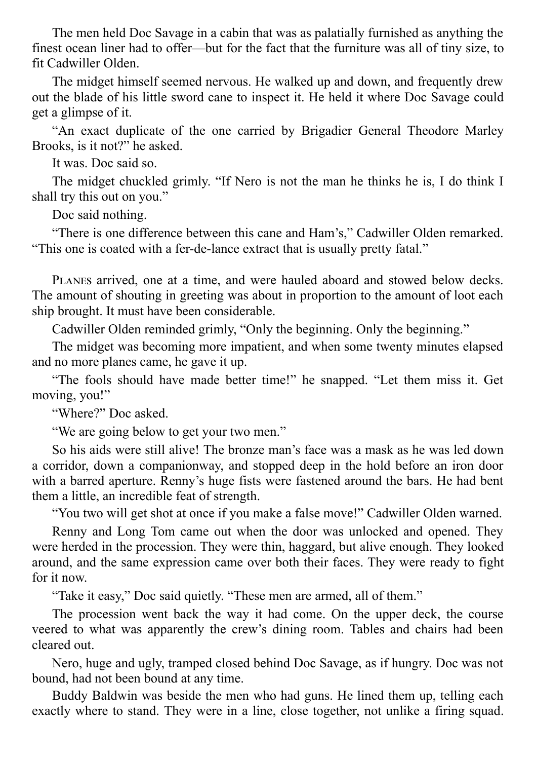The men held Doc Savage in a cabin that was as palatially furnished as anything the finest ocean liner had to offer—but for the fact that the furniture was all of tiny size, to fit Cadwiller Olden.

The midget himself seemed nervous. He walked up and down, and frequently drew out the blade of his little sword cane to inspect it. He held it where Doc Savage could get a glimpse of it.

"An exact duplicate of the one carried by Brigadier General Theodore Marley Brooks, is it not?" he asked.

It was. Doc said so.

The midget chuckled grimly. "If Nero is not the man he thinks he is, I do think I shall try this out on you."

Doc said nothing.

"There is one difference between this cane and Ham's," Cadwiller Olden remarked. "This one is coated with a fer-de-lance extract that is usually pretty fatal."

PLANES arrived, one at a time, and were hauled aboard and stowed below decks. The amount of shouting in greeting was about in proportion to the amount of loot each ship brought. It must have been considerable.

Cadwiller Olden reminded grimly, "Only the beginning. Only the beginning."

The midget was becoming more impatient, and when some twenty minutes elapsed and no more planes came, he gave it up.

"The fools should have made better time!" he snapped. "Let them miss it. Get moving, you!"

"Where?" Doc asked.

"We are going below to get your two men."

So his aids were still alive! The bronze man's face was a mask as he was led down a corridor, down a companionway, and stopped deep in the hold before an iron door with a barred aperture. Renny's huge fists were fastened around the bars. He had bent them a little, an incredible feat of strength.

"You two will get shot at once if you make a false move!" Cadwiller Olden warned.

Renny and Long Tom came out when the door was unlocked and opened. They were herded in the procession. They were thin, haggard, but alive enough. They looked around, and the same expression came over both their faces. They were ready to fight for it now.

"Take it easy," Doc said quietly. "These men are armed, all of them."

The procession went back the way it had come. On the upper deck, the course veered to what was apparently the crew's dining room. Tables and chairs had been cleared out.

Nero, huge and ugly, tramped closed behind Doc Savage, as if hungry. Doc was not bound, had not been bound at any time.

Buddy Baldwin was beside the men who had guns. He lined them up, telling each exactly where to stand. They were in a line, close together, not unlike a firing squad.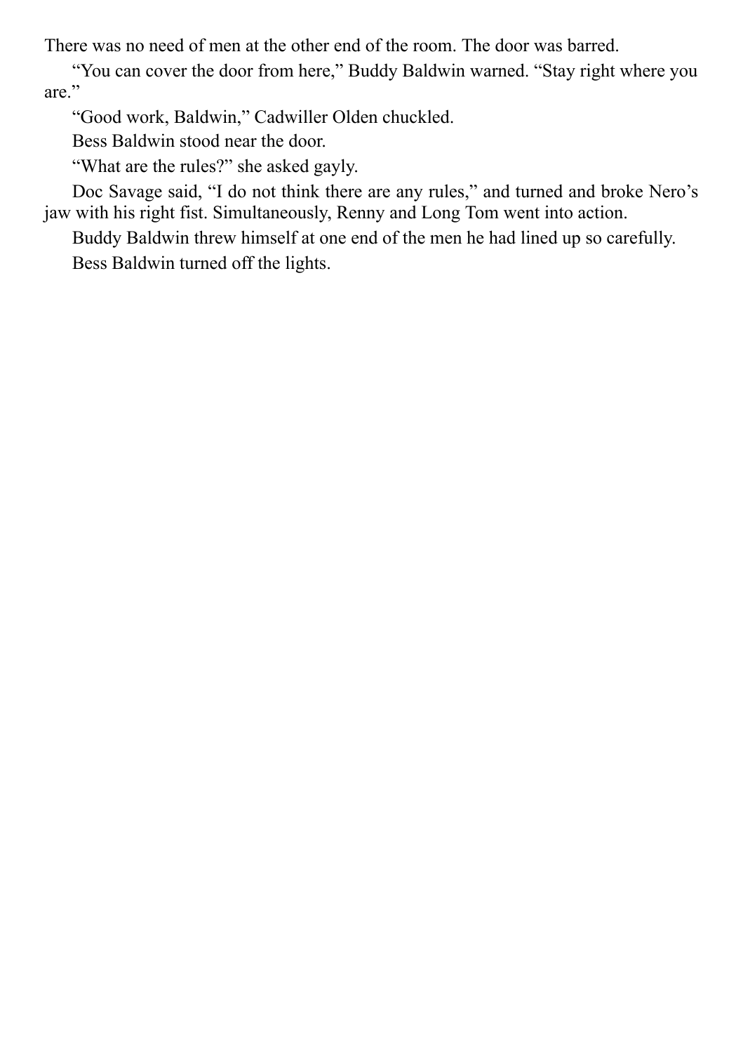There was no need of men at the other end of the room. The door was barred.

“You can cover the door from here,” Buddy Baldwin warned. “Stay right where you are.”

“Good work, Baldwin,” Cadwiller Olden chuckled.

Bess Baldwin stood near the door.

“What are the rules?” she asked gayly.

Doc Savage said, “I do not think there are any rules,” and turned and broke Nero’s jaw with his right fist. Simultaneously, Renny and Long Tom went into action.

Buddy Baldwin threw himself at one end of the men he had lined up so carefully.

Bess Baldwin turned off the lights.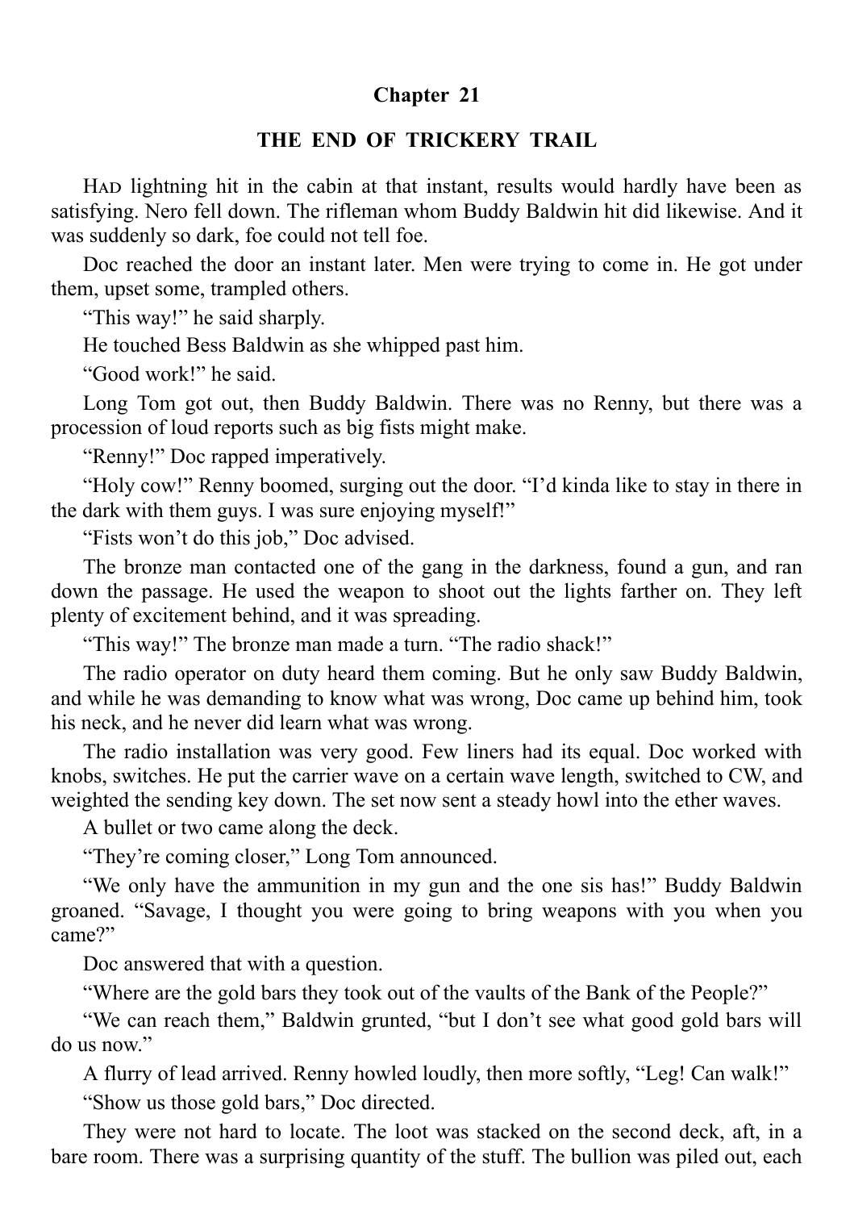## Chapter 21

### THE END OF TRICKERY TRAIL

HAD lightning hit in the cabin at that instant, results would hardly have been as satisfying. Nero fell down. The rifleman whom Buddy Baldwin hit did likewise. And it was suddenly so dark, foe could not tell foe.

Doc reached the door an instant later. Men were trying to come in. He got under them, upset some, trampled others.

"This way!" he said sharply.

He touched Bess Baldwin as she whipped past him.

"Good work!" he said.

Long Tom got out, then Buddy Baldwin. There was no Renny, but there was a procession of loud reports such as big fists might make.

"Renny!" Doc rapped imperatively.

"Holy cow!" Renny boomed, surging out the door. "I'd kinda like to stay in there in the dark with them guys. I was sure enjoying myself!"

"Fists won't do this job," Doc advised.

The bronze man contacted one of the gang in the darkness, found a gun, and ran down the passage. He used the weapon to shoot out the lights farther on. They left plenty of excitement behind, and it was spreading.

"This way!" The bronze man made a turn. "The radio shack!"

The radio operator on duty heard them coming. But he only saw Buddy Baldwin, and while he was demanding to know what was wrong, Doc came up behind him, took his neck, and he never did learn what was wrong.

The radio installation was very good. Few liners had its equal. Doc worked with knobs, switches. He put the carrier wave on a certain wave length, switched to CW, and weighted the sending key down. The set now sent a steady howl into the ether waves.

A bullet or two came along the deck.

"They're coming closer," Long Tom announced.

"We only have the ammunition in my gun and the one sis has!" Buddy Baldwin groaned. "Savage, I thought you were going to bring weapons with you when you came?"

Doc answered that with a question.

"Where are the gold bars they took out of the vaults of the Bank of the People?"

"We can reach them," Baldwin grunted, "but I don't see what good gold bars will do us now."

A flurry of lead arrived. Renny howled loudly, then more softly, "Leg! Can walk!"

"Show us those gold bars," Doc directed.

They were not hard to locate. The loot was stacked on the second deck, aft, in a bare room. There was a surprising quantity of the stuff. The bullion was piled out, each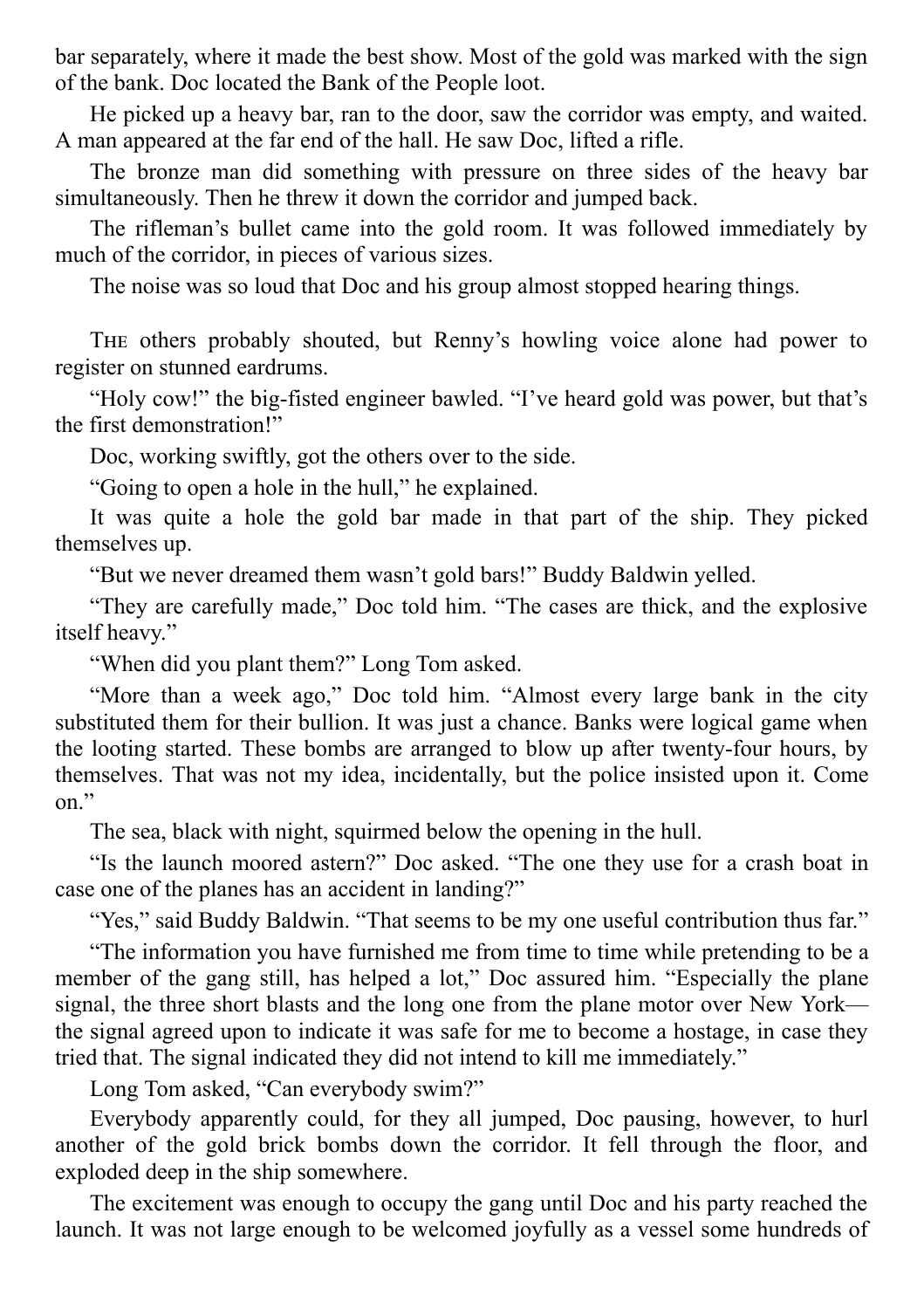bar separately, where it made the best show. Most of the gold was marked with the sign of the bank. Doc located the Bank of the People loot.

He picked up a heavy bar, ran to the door, saw the corridor was empty, and waited. A man appeared at the far end of the hall. He saw Doc, lifted a rifle.

The bronze man did something with pressure on three sides of the heavy bar simultaneously. Then he threw it down the corridor and jumped back.

The rifleman's bullet came into the gold room. It was followed immediately by much of the corridor, in pieces of various sizes.

The noise was so loud that Doc and his group almost stopped hearing things.

THE others probably shouted, but Renny's howling voice alone had power to register on stunned eardrums.

"Holy cow!" the big-fisted engineer bawled. "I've heard gold was power, but that's the first demonstration!"

Doc, working swiftly, got the others over to the side.

"Going to open a hole in the hull," he explained.

It was quite a hole the gold bar made in that part of the ship. They picked themselves up.

"But we never dreamed them wasn't gold bars!" Buddy Baldwin yelled.

"They are carefully made," Doc told him. "The cases are thick, and the explosive itself heavy."

"When did you plant them?" Long Tom asked.

"More than a week ago," Doc told him. "Almost every large bank in the city substituted them for their bullion. It was just a chance. Banks were logical game when the looting started. These bombs are arranged to blow up after twenty-four hours, by themselves. That was not my idea, incidentally, but the police insisted upon it. Come on."

The sea, black with night, squirmed below the opening in the hull.

"Is the launch moored astern?" Doc asked. "The one they use for a crash boat in case one of the planes has an accident in landing?"

"Yes," said Buddy Baldwin. "That seems to be my one useful contribution thus far."

"The information you have furnished me from time to time while pretending to be a member of the gang still, has helped a lot," Doc assured him. "Especially the plane signal, the three short blasts and the long one from the plane motor over New York—the signal agreed upon to indicate it was safe for me to become a hostage, in case they tried that. The signal indicated they did not intend to kill me immediately."

Long Tom asked, "Can everybody swim?"

Everybody apparently could, for they all jumped, Doc pausing, however, to hurl another of the gold brick bombs down the corridor. It fell through the floor, and exploded deep in the ship somewhere.

The excitement was enough to occupy the gang until Doc and his party reached the launch. It was not large enough to be welcomed joyfully as a vessel some hundreds of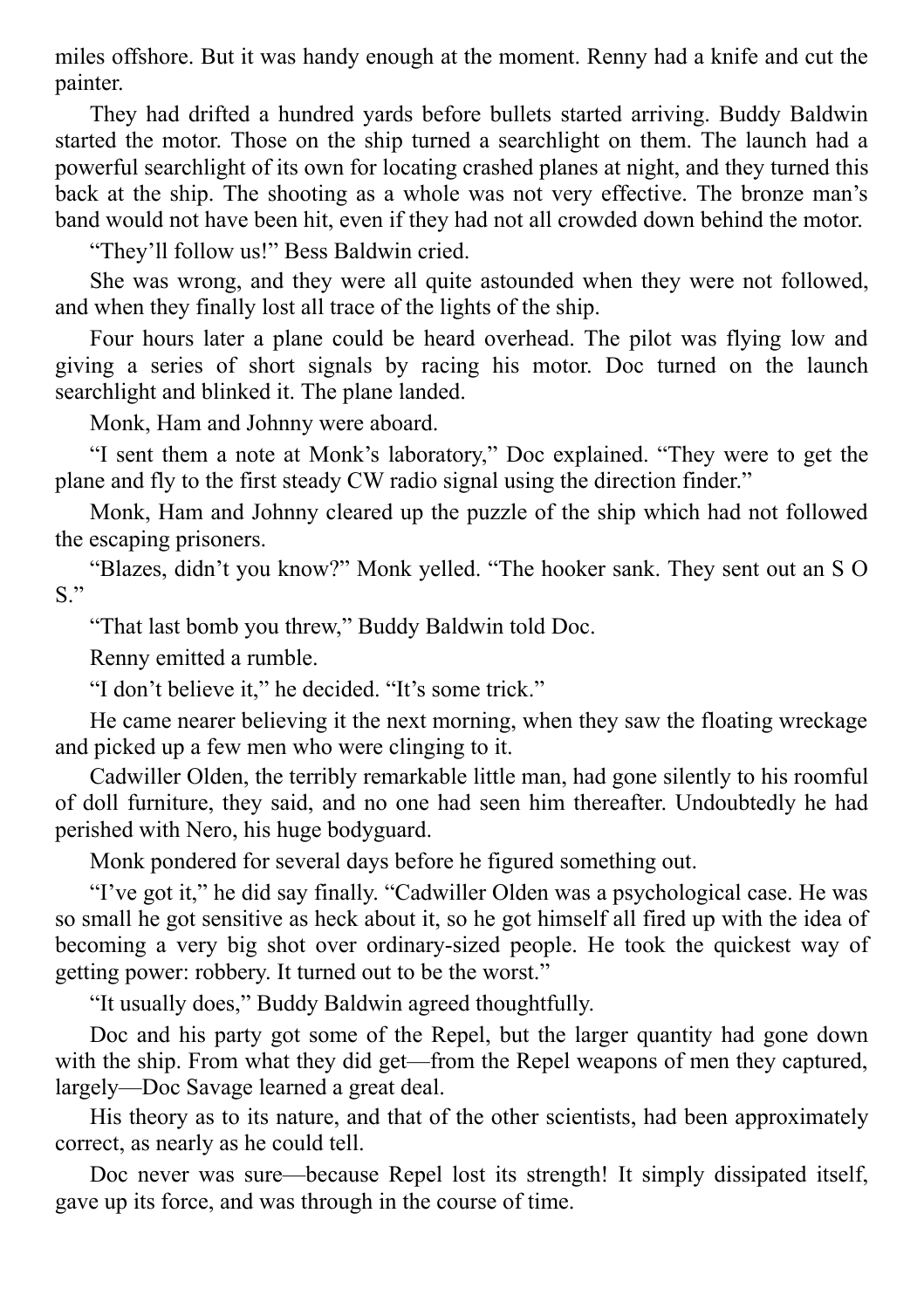miles offshore. But it was handy enough at the moment. Renny had a knife and cut the painter.

They had drifted a hundred yards before bullets started arriving. Buddy Baldwin started the motor. Those on the ship turned a searchlight on them. The launch had a powerful searchlight of its own for locating crashed planes at night, and they turned this back at the ship. The shooting as a whole was not very effective. The bronze man's band would not have been hit, even if they had not all crowded down behind the motor.

"They'll follow us!" Bess Baldwin cried.

She was wrong, and they were all quite astounded when they were not followed, and when they finally lost all trace of the lights of the ship.

Four hours later a plane could be heard overhead. The pilot was flying low and giving a series of short signals by racing his motor. Doc turned on the launch searchlight and blinked it. The plane landed.

Monk, Ham and Johnny were aboard.

"I sent them a note at Monk's laboratory," Doc explained. "They were to get the plane and fly to the first steady CW radio signal using the direction finder."

Monk, Ham and Johnny cleared up the puzzle of the ship which had not followed the escaping prisoners.

"Blazes, didn't you know?" Monk yelled. "The hooker sank. They sent out an S O S."

"That last bomb you threw," Buddy Baldwin told Doc.

Renny emitted a rumble.

"I don't believe it," he decided. "It's some trick."

He came nearer believing it the next morning, when they saw the floating wreckage and picked up a few men who were clinging to it.

Cadwiller Olden, the terribly remarkable little man, had gone silently to his roomful of doll furniture, they said, and no one had seen him thereafter. Undoubtedly he had perished with Nero, his huge bodyguard.

Monk pondered for several days before he figured something out.

"I've got it," he did say finally. "Cadwiller Olden was a psychological case. He was so small he got sensitive as heck about it, so he got himself all fired up with the idea of becoming a very big shot over ordinary-sized people. He took the quickest way of getting power: robbery. It turned out to be the worst."

"It usually does," Buddy Baldwin agreed thoughtfully.

Doc and his party got some of the Repel, but the larger quantity had gone down with the ship. From what they did get—from the Repel weapons of men they captured, largely—Doc Savage learned a great deal.

His theory as to its nature, and that of the other scientists, had been approximately correct, as nearly as he could tell.

Doc never was sure—because Repel lost its strength! It simply dissipated itself, gave up its force, and was through in the course of time.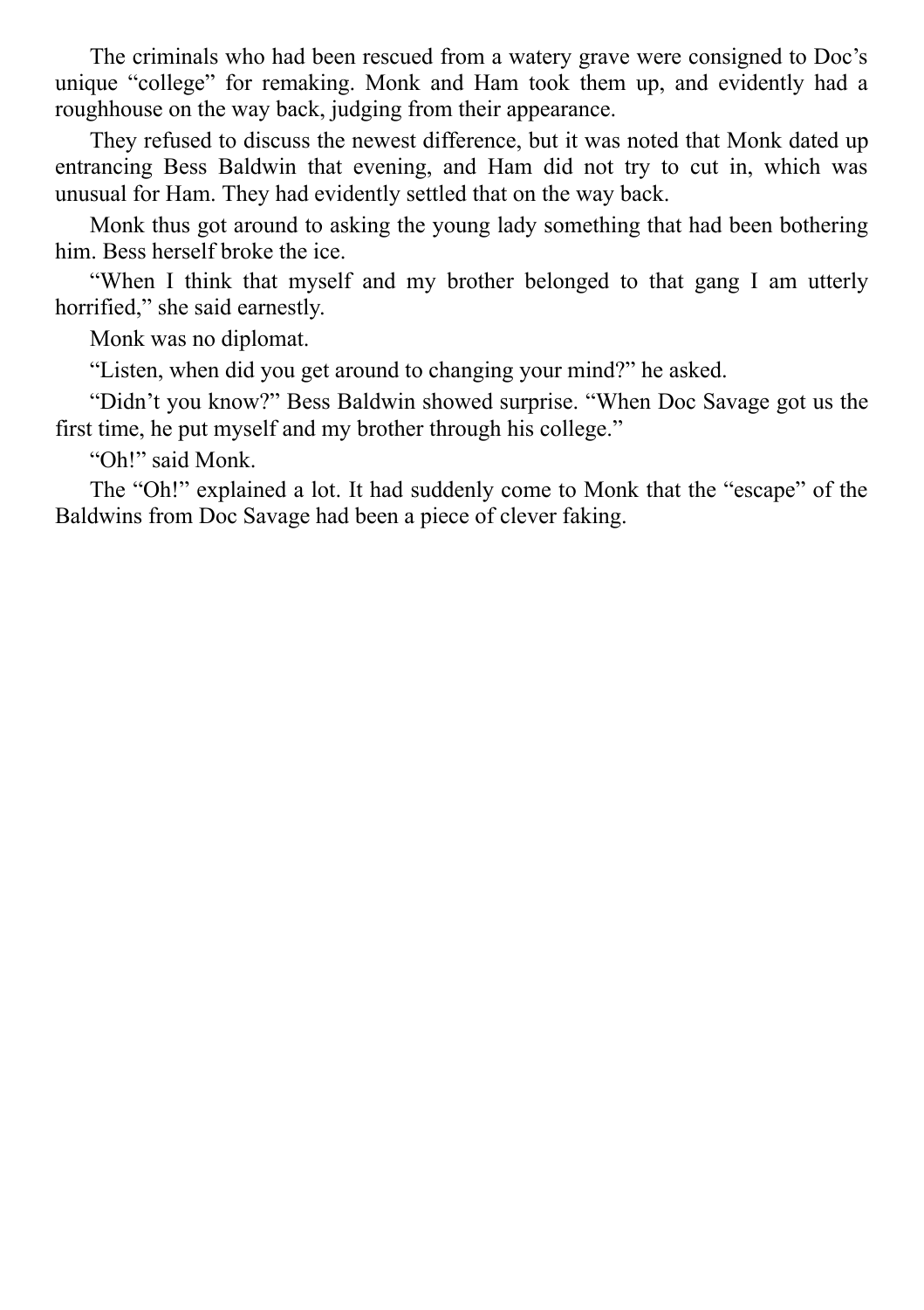The criminals who had been rescued from a watery grave were consigned to Doc's unique "college" for remaking. Monk and Ham took them up, and evidently had a roughhouse on the way back, judging from their appearance.

They refused to discuss the newest difference, but it was noted that Monk dated up entrancing Bess Baldwin that evening, and Ham did not try to cut in, which was unusual for Ham. They had evidently settled that on the way back.

Monk thus got around to asking the young lady something that had been bothering him. Bess herself broke the ice.

"When I think that myself and my brother belonged to that gang I am utterly horrified," she said earnestly.

Monk was no diplomat.

"Listen, when did you get around to changing your mind?" he asked.

"Didn't you know?" Bess Baldwin showed surprise. "When Doc Savage got us the first time, he put myself and my brother through his college."

"Oh!" said Monk.

The "Oh!" explained a lot. It had suddenly come to Monk that the "escape" of the Baldwins from Doc Savage had been a piece of clever faking.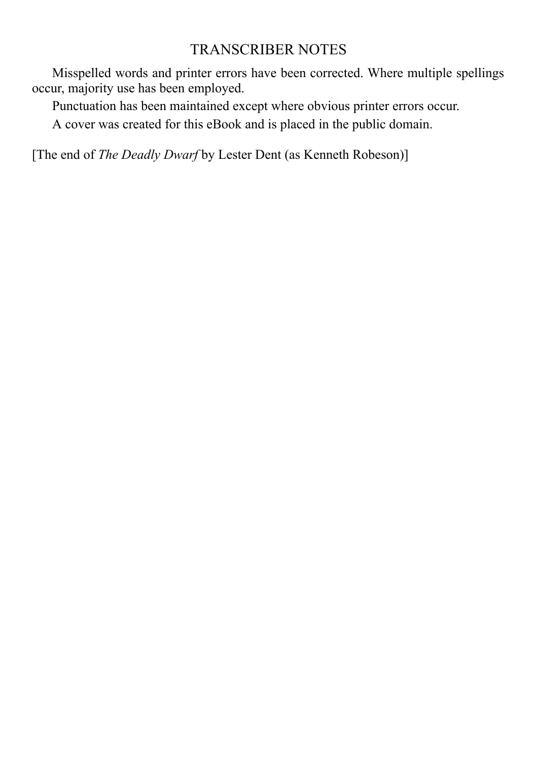## TRANSCRIBER NOTES

Misspelled words and printer errors have been corrected. Where multiple spellings occur, majority use has been employed.

Punctuation has been maintained except where obvious printer errors occur.

A cover was created for this eBook and is placed in the public domain.

[The end of *The Deadly Dwarf* by Lester Dent (as Kenneth Robeson)]